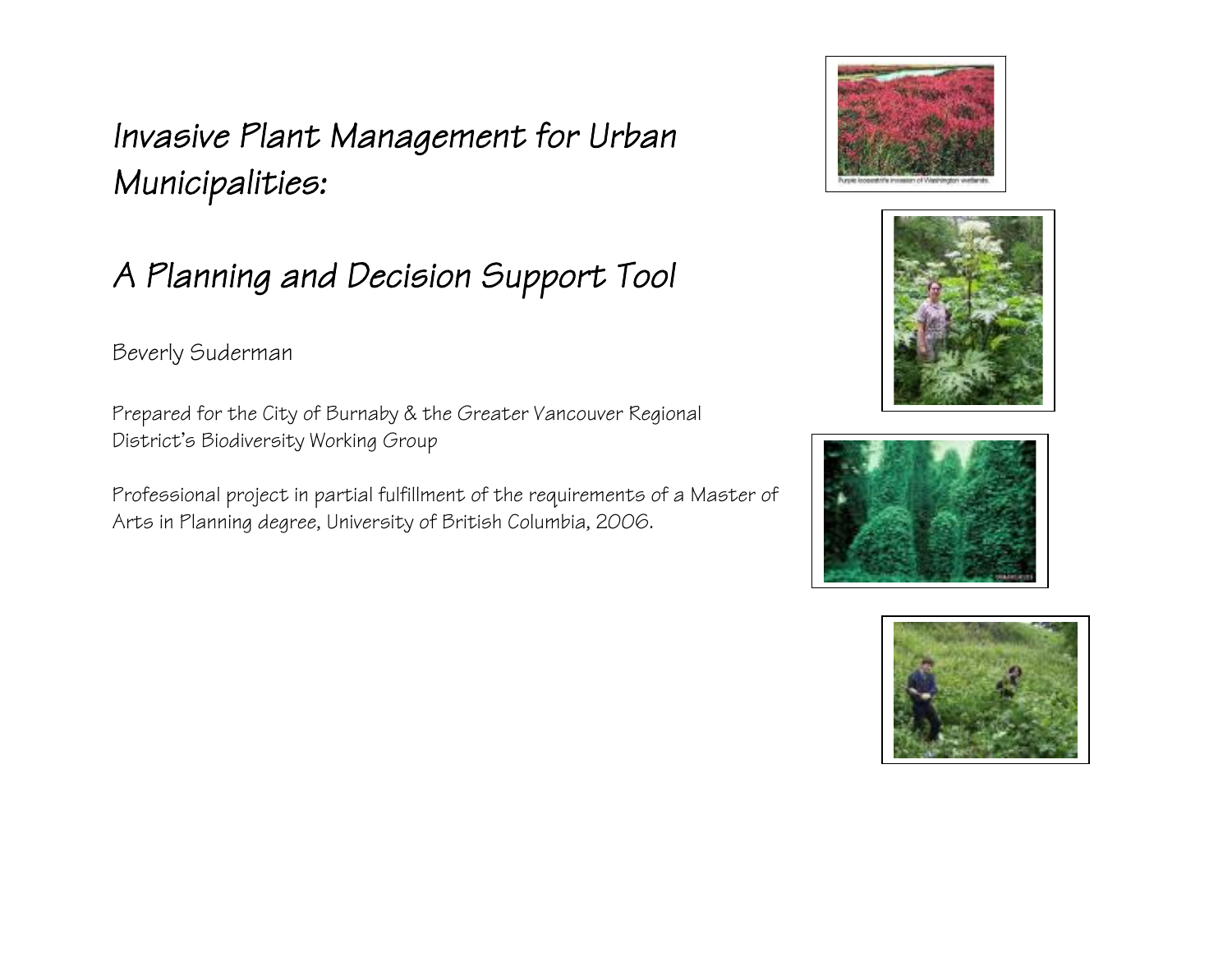# Invasive Plant Management for Urban Municipalities:

# A Planning and Decision Support Tool

Beverly Suderman

Prepared for the City of Burnaby & the Greater Vancouver Regional District's Biodiversity Working Group

Professional project in partial fulfillment of the requirements of a Master of Arts in Planning degree, University of British Columbia, 2006.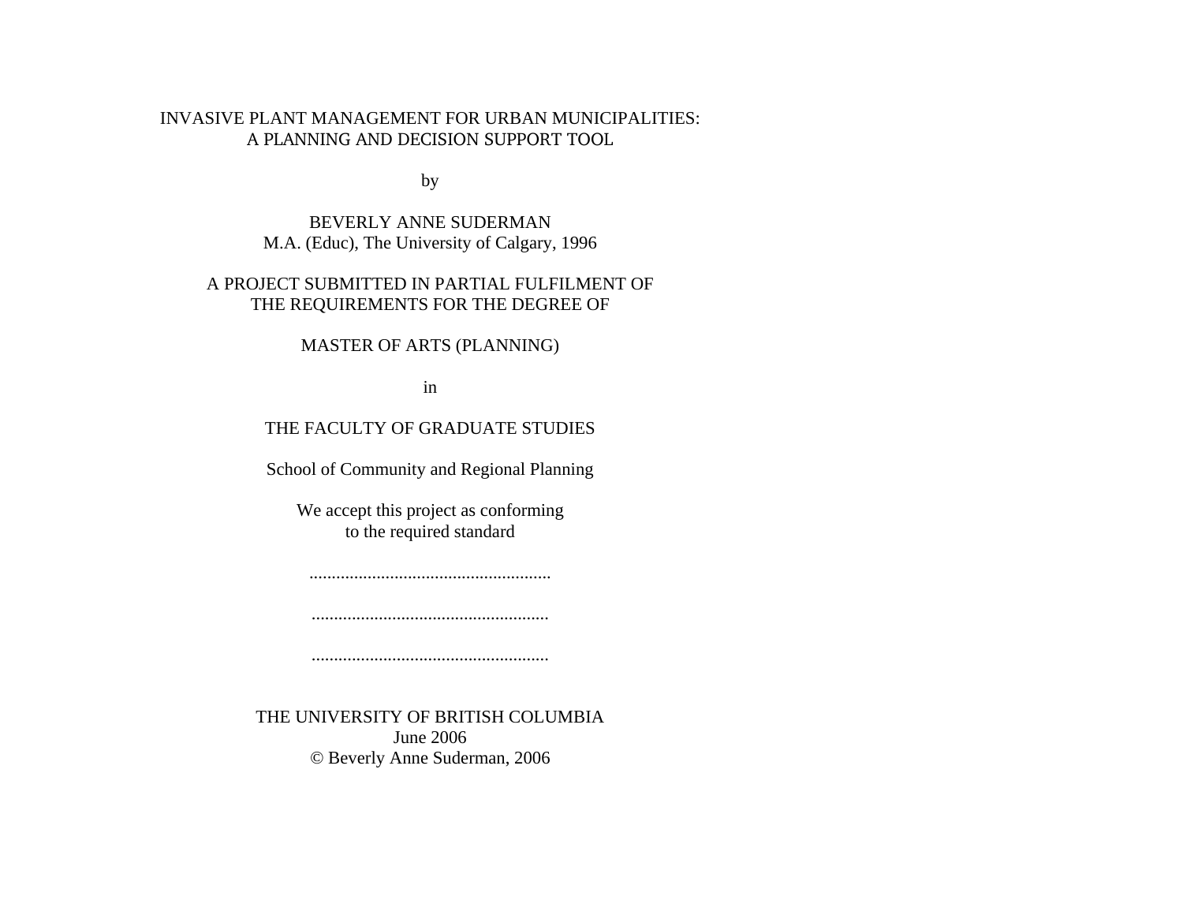# INVASIVE PLANT MANAGEMENT FOR URBAN MUNICIPALITIES: A PLANNING AND DECISION SUPPORT TOOL

by

BEVERLY ANNE SUDERMAN
M.A. (Educ), The University of Calgary, 1996

A PROJECT SUBMITTED IN PARTIAL FULFILMENT OF
THE REQUIREMENTS FOR THE DEGREE OF

MASTER OF ARTS (PLANNING)

in

THE FACULTY OF GRADUATE STUDIES

School of Community and Regional Planning

We accept this project as conforming
to the required standard

......................................................

......................................................

......................................................

THE UNIVERSITY OF BRITISH COLUMBIA
June 2006
© Beverly Anne Suderman, 2006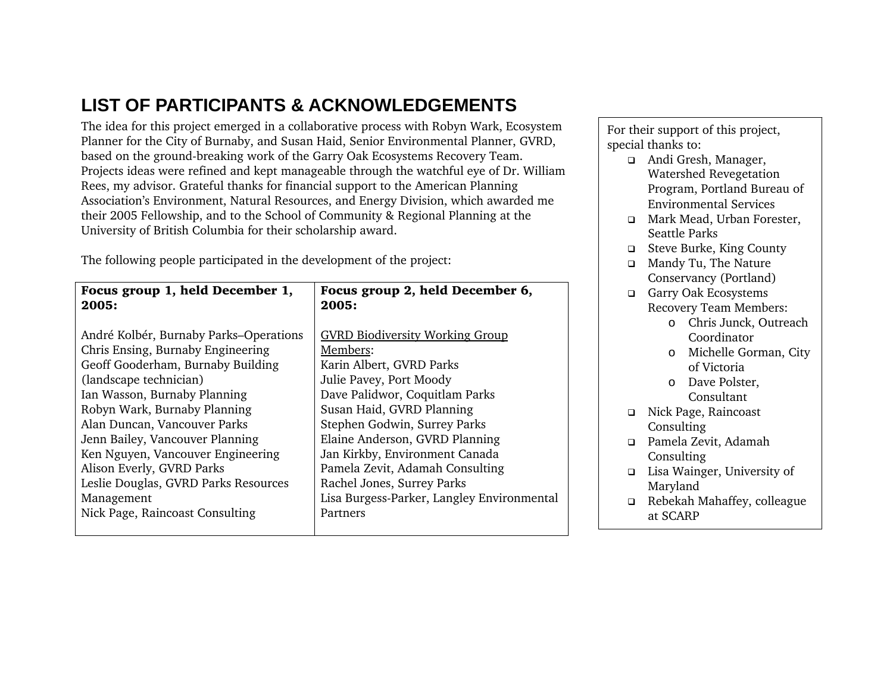# LIST OF PARTICIPANTS & ACKNOWLEDGEMENTS

The idea for this project emerged in a collaborative process with Robyn Wark, Ecosystem Planner for the City of Burnaby, and Susan Haid, Senior Environmental Planner, GVRD, based on the ground-breaking work of the Garry Oak Ecosystems Recovery Team. Projects ideas were refined and kept manageable through the watchful eye of Dr. William Rees, my advisor. Grateful thanks for financial support to the American Planning Association's Environment, Natural Resources, and Energy Division, which awarded me their 2005 Fellowship, and to the School of Community & Regional Planning at the University of British Columbia for their scholarship award.

The following people participated in the development of the project:

| **Focus group 1, held December 1, 2005:** | **Focus group 2, held December 6, 2005:** |
|---|---|
| André Kolbér, Burnaby Parks–Operations<br>Chris Ensing, Burnaby Engineering<br>Geoff Gooderham, Burnaby Building (landscape technician)<br>Ian Wasson, Burnaby Planning<br>Robyn Wark, Burnaby Planning<br>Alan Duncan, Vancouver Parks<br>Jenn Bailey, Vancouver Planning<br>Ken Nguyen, Vancouver Engineering<br>Alison Everly, GVRD Parks<br>Leslie Douglas, GVRD Parks Resources Management<br>Nick Page, Raincoast Consulting | GVRD Biodiversity Working Group Members:<br>Karin Albert, GVRD Parks<br>Julie Pavey, Port Moody<br>Dave Palidwor, Coquitlam Parks<br>Susan Haid, GVRD Planning<br>Stephen Godwin, Surrey Parks<br>Elaine Anderson, GVRD Planning<br>Jan Kirkby, Environment Canada<br>Pamela Zevit, Adamah Consulting<br>Rachel Jones, Surrey Parks<br>Lisa Burgess-Parker, Langley Environmental Partners |

For their support of this project, special thanks to:

- Andi Gresh, Manager, Watershed Revegetation Program, Portland Bureau of Environmental Services
- Mark Mead, Urban Forester, Seattle Parks
- Steve Burke, King County
- Mandy Tu, The Nature Conservancy (Portland)
- Garry Oak Ecosystems Recovery Team Members:
  - Chris Junck, Outreach Coordinator
  - Michelle Gorman, City of Victoria
  - Dave Polster, Consultant
- Nick Page, Raincoast Consulting
- Pamela Zevit, Adamah Consulting
- Lisa Wainger, University of Maryland
- Rebekah Mahaffey, colleague at SCARP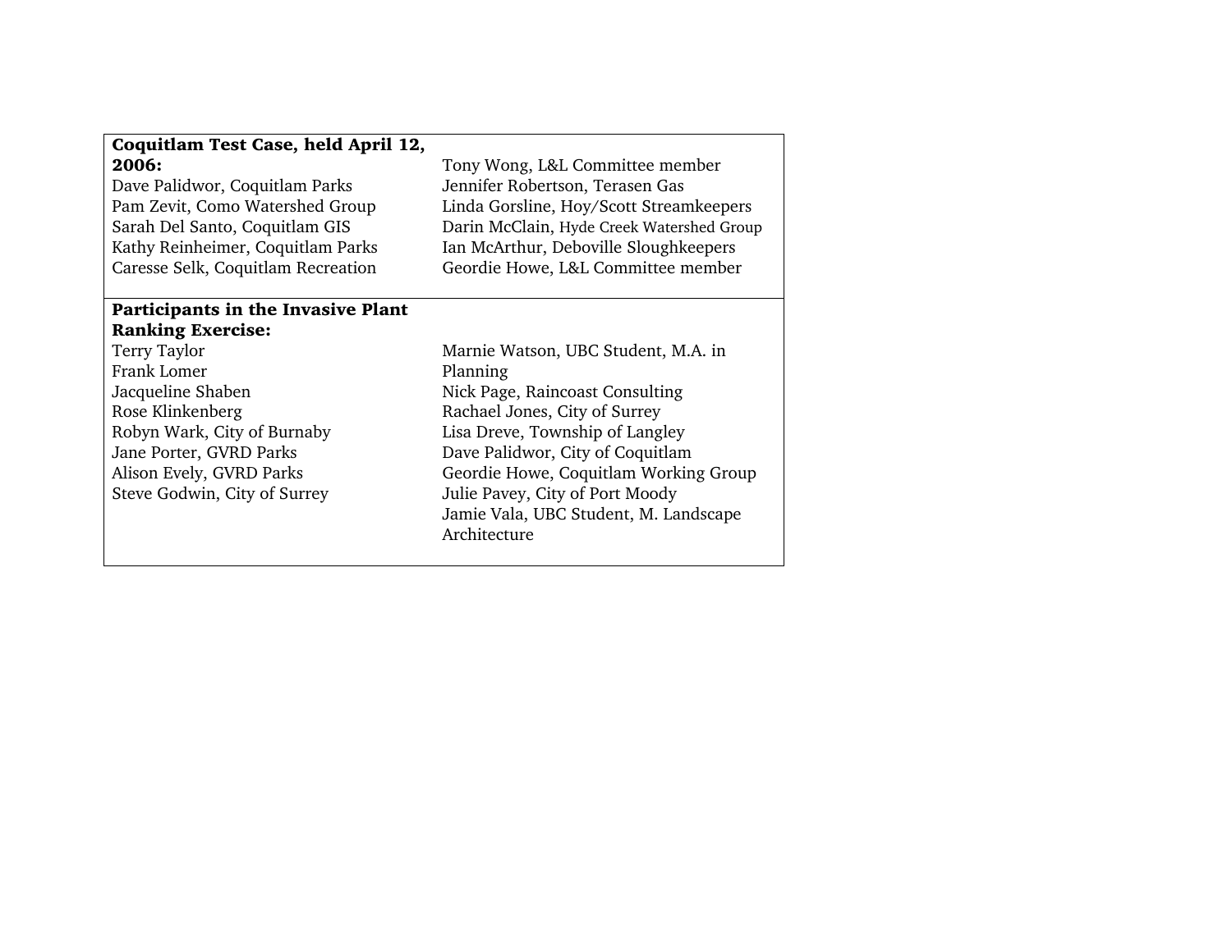**Coquitlam Test Case, held April 12, 2006:**

Dave Palidwor, Coquitlam Parks
Pam Zevit, Como Watershed Group
Sarah Del Santo, Coquitlam GIS
Kathy Reinheimer, Coquitlam Parks
Caresse Selk, Coquitlam Recreation
Tony Wong, L&L Committee member
Jennifer Robertson, Terasen Gas
Linda Gorsline, Hoy/Scott Streamkeepers
Darin McClain, Hyde Creek Watershed Group
Ian McArthur, Deboville Sloughkeepers
Geordie Howe, L&L Committee member

**Participants in the Invasive Plant Ranking Exercise:**

Terry Taylor
Frank Lomer
Jacqueline Shaben
Rose Klinkenberg
Robyn Wark, City of Burnaby
Jane Porter, GVRD Parks
Alison Evely, GVRD Parks
Steve Godwin, City of Surrey
Marnie Watson, UBC Student, M.A. in Planning
Nick Page, Raincoast Consulting
Rachael Jones, City of Surrey
Lisa Dreve, Township of Langley
Dave Palidwor, City of Coquitlam
Geordie Howe, Coquitlam Working Group
Julie Pavey, City of Port Moody
Jamie Vala, UBC Student, M. Landscape Architecture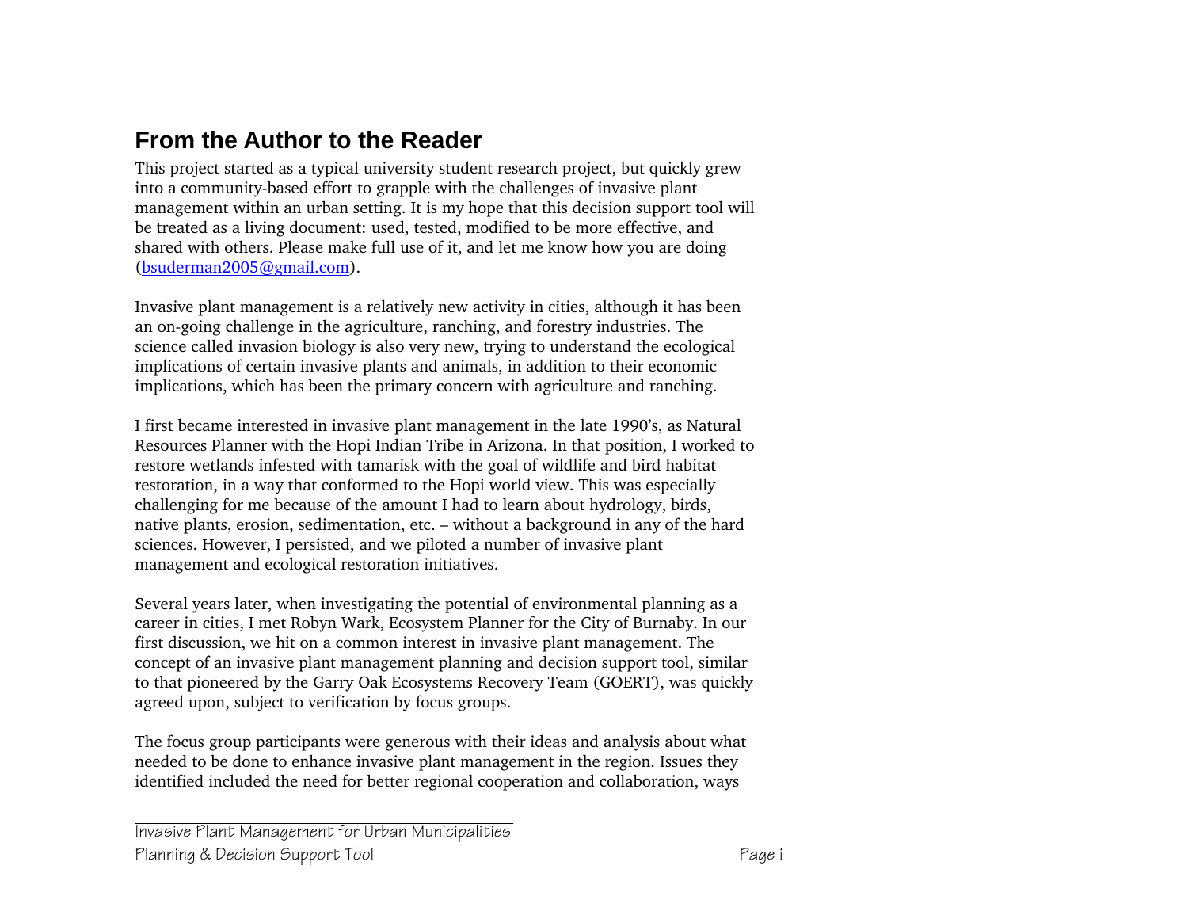## From the Author to the Reader

This project started as a typical university student research project, but quickly grew into a community-based effort to grapple with the challenges of invasive plant management within an urban setting. It is my hope that this decision support tool will be treated as a living document: used, tested, modified to be more effective, and shared with others. Please make full use of it, and let me know how you are doing (bsuderman2005@gmail.com).

Invasive plant management is a relatively new activity in cities, although it has been an on-going challenge in the agriculture, ranching, and forestry industries. The science called invasion biology is also very new, trying to understand the ecological implications of certain invasive plants and animals, in addition to their economic implications, which has been the primary concern with agriculture and ranching.

I first became interested in invasive plant management in the late 1990's, as Natural Resources Planner with the Hopi Indian Tribe in Arizona. In that position, I worked to restore wetlands infested with tamarisk with the goal of wildlife and bird habitat restoration, in a way that conformed to the Hopi world view. This was especially challenging for me because of the amount I had to learn about hydrology, birds, native plants, erosion, sedimentation, etc. – without a background in any of the hard sciences. However, I persisted, and we piloted a number of invasive plant management and ecological restoration initiatives.

Several years later, when investigating the potential of environmental planning as a career in cities, I met Robyn Wark, Ecosystem Planner for the City of Burnaby. In our first discussion, we hit on a common interest in invasive plant management. The concept of an invasive plant management planning and decision support tool, similar to that pioneered by the Garry Oak Ecosystems Recovery Team (GOERT), was quickly agreed upon, subject to verification by focus groups.

The focus group participants were generous with their ideas and analysis about what needed to be done to enhance invasive plant management in the region. Issues they identified included the need for better regional cooperation and collaboration, ways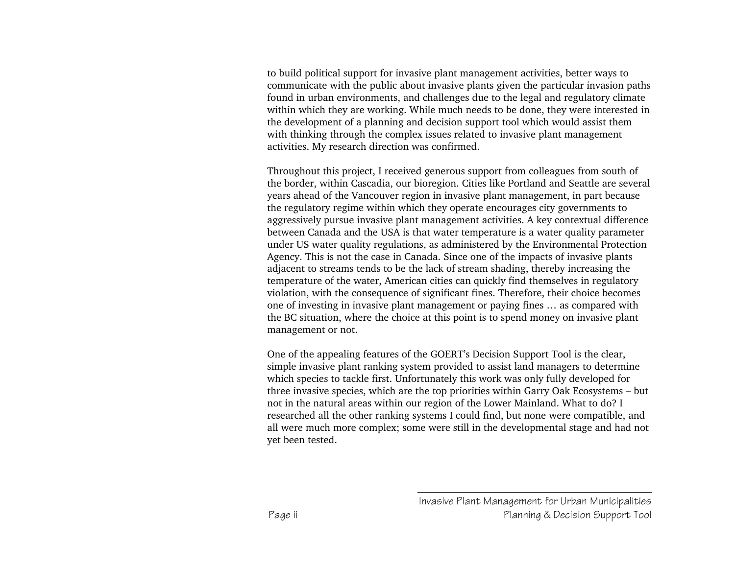to build political support for invasive plant management activities, better ways to communicate with the public about invasive plants given the particular invasion paths found in urban environments, and challenges due to the legal and regulatory climate within which they are working. While much needs to be done, they were interested in the development of a planning and decision support tool which would assist them with thinking through the complex issues related to invasive plant management activities. My research direction was confirmed.

Throughout this project, I received generous support from colleagues from south of the border, within Cascadia, our bioregion. Cities like Portland and Seattle are several years ahead of the Vancouver region in invasive plant management, in part because the regulatory regime within which they operate encourages city governments to aggressively pursue invasive plant management activities. A key contextual difference between Canada and the USA is that water temperature is a water quality parameter under US water quality regulations, as administered by the Environmental Protection Agency. This is not the case in Canada. Since one of the impacts of invasive plants adjacent to streams tends to be the lack of stream shading, thereby increasing the temperature of the water, American cities can quickly find themselves in regulatory violation, with the consequence of significant fines. Therefore, their choice becomes one of investing in invasive plant management or paying fines … as compared with the BC situation, where the choice at this point is to spend money on invasive plant management or not.

One of the appealing features of the GOERT's Decision Support Tool is the clear, simple invasive plant ranking system provided to assist land managers to determine which species to tackle first. Unfortunately this work was only fully developed for three invasive species, which are the top priorities within Garry Oak Ecosystems – but not in the natural areas within our region of the Lower Mainland. What to do? I researched all the other ranking systems I could find, but none were compatible, and all were much more complex; some were still in the developmental stage and had not yet been tested.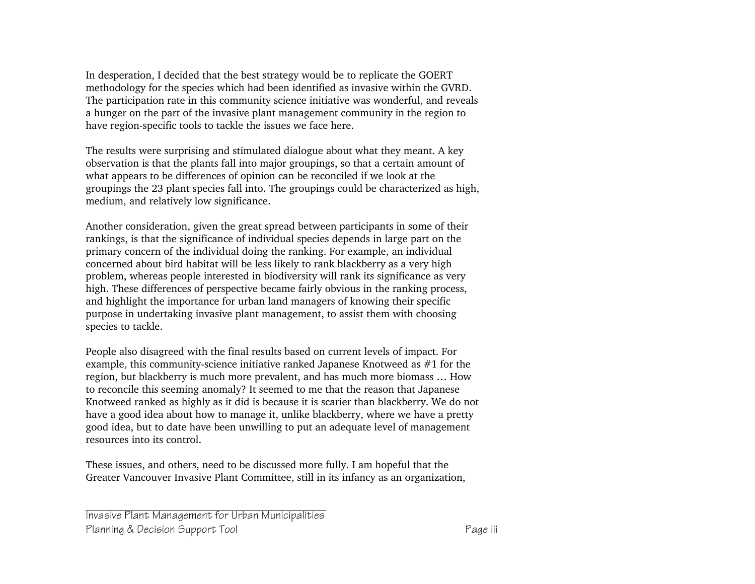In desperation, I decided that the best strategy would be to replicate the GOERT methodology for the species which had been identified as invasive within the GVRD. The participation rate in this community science initiative was wonderful, and reveals a hunger on the part of the invasive plant management community in the region to have region-specific tools to tackle the issues we face here.

The results were surprising and stimulated dialogue about what they meant. A key observation is that the plants fall into major groupings, so that a certain amount of what appears to be differences of opinion can be reconciled if we look at the groupings the 23 plant species fall into. The groupings could be characterized as high, medium, and relatively low significance.

Another consideration, given the great spread between participants in some of their rankings, is that the significance of individual species depends in large part on the primary concern of the individual doing the ranking. For example, an individual concerned about bird habitat will be less likely to rank blackberry as a very high problem, whereas people interested in biodiversity will rank its significance as very high. These differences of perspective became fairly obvious in the ranking process, and highlight the importance for urban land managers of knowing their specific purpose in undertaking invasive plant management, to assist them with choosing species to tackle.

People also disagreed with the final results based on current levels of impact. For example, this community-science initiative ranked Japanese Knotweed as #1 for the region, but blackberry is much more prevalent, and has much more biomass … How to reconcile this seeming anomaly? It seemed to me that the reason that Japanese Knotweed ranked as highly as it did is because it is scarier than blackberry. We do not have a good idea about how to manage it, unlike blackberry, where we have a pretty good idea, but to date have been unwilling to put an adequate level of management resources into its control.

These issues, and others, need to be discussed more fully. I am hopeful that the Greater Vancouver Invasive Plant Committee, still in its infancy as an organization,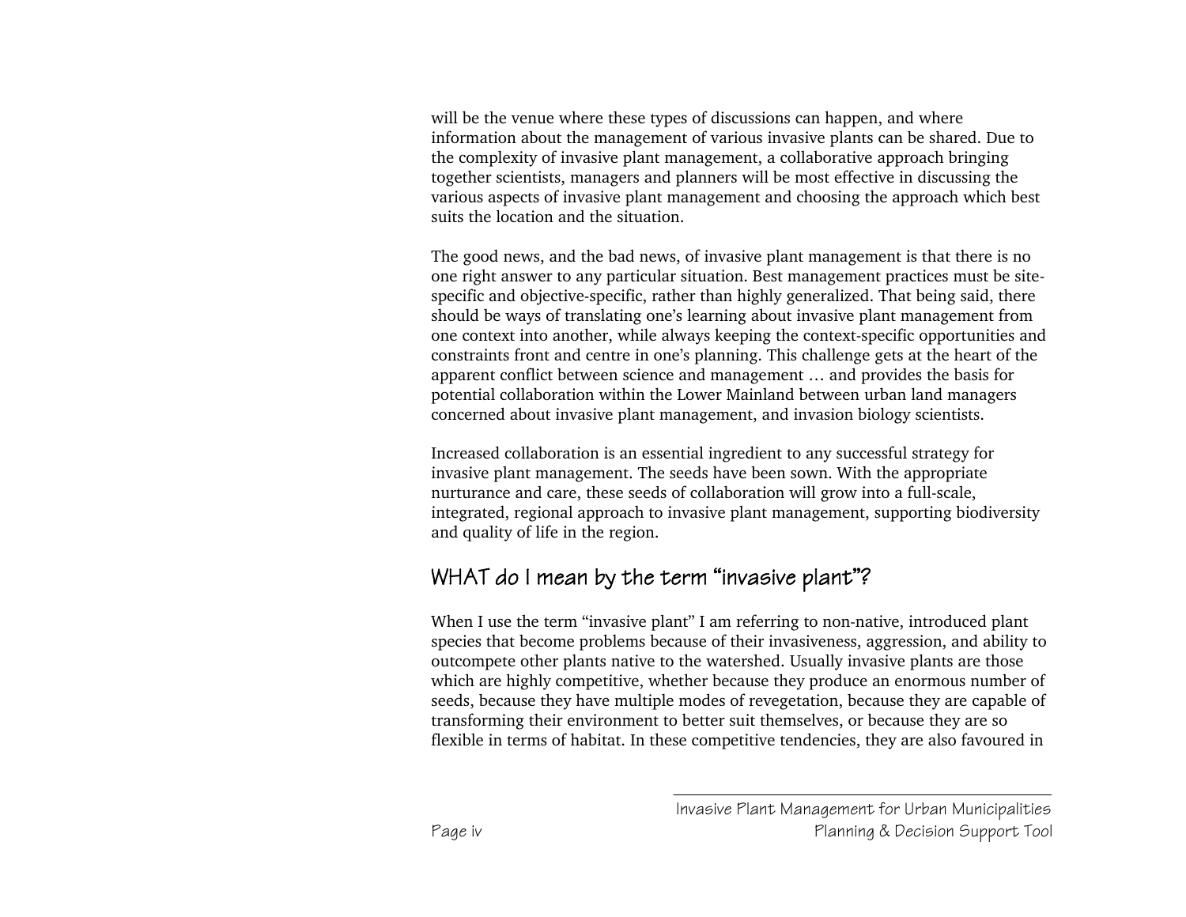will be the venue where these types of discussions can happen, and where information about the management of various invasive plants can be shared. Due to the complexity of invasive plant management, a collaborative approach bringing together scientists, managers and planners will be most effective in discussing the various aspects of invasive plant management and choosing the approach which best suits the location and the situation.

The good news, and the bad news, of invasive plant management is that there is no one right answer to any particular situation. Best management practices must be site-specific and objective-specific, rather than highly generalized. That being said, there should be ways of translating one's learning about invasive plant management from one context into another, while always keeping the context-specific opportunities and constraints front and centre in one's planning. This challenge gets at the heart of the apparent conflict between science and management … and provides the basis for potential collaboration within the Lower Mainland between urban land managers concerned about invasive plant management, and invasion biology scientists.

Increased collaboration is an essential ingredient to any successful strategy for invasive plant management. The seeds have been sown. With the appropriate nurturance and care, these seeds of collaboration will grow into a full-scale, integrated, regional approach to invasive plant management, supporting biodiversity and quality of life in the region.

## WHAT do I mean by the term "invasive plant"?

When I use the term "invasive plant" I am referring to non-native, introduced plant species that become problems because of their invasiveness, aggression, and ability to outcompete other plants native to the watershed. Usually invasive plants are those which are highly competitive, whether because they produce an enormous number of seeds, because they have multiple modes of revegetation, because they are capable of transforming their environment to better suit themselves, or because they are so flexible in terms of habitat. In these competitive tendencies, they are also favoured in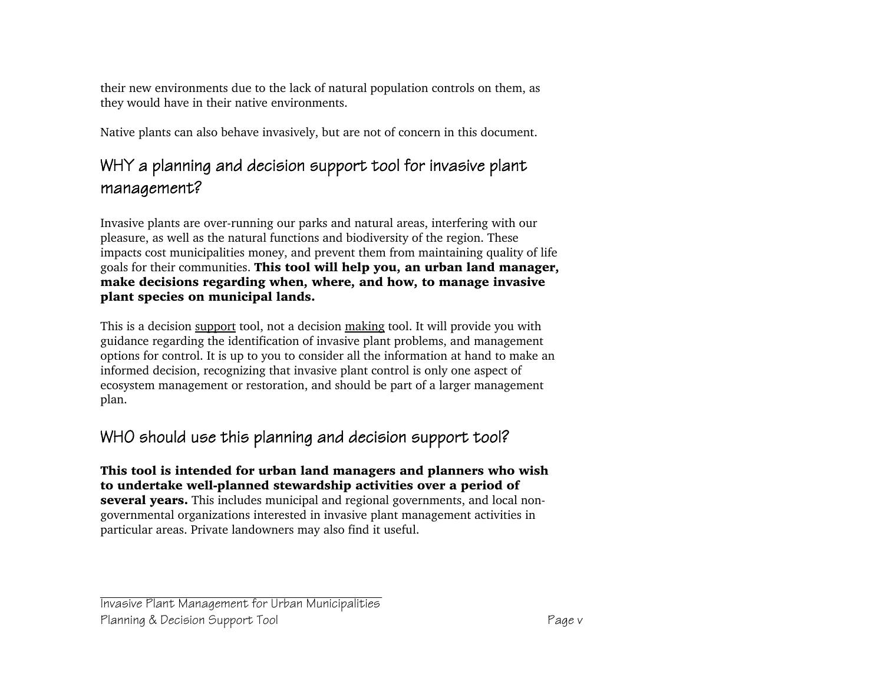their new environments due to the lack of natural population controls on them, as they would have in their native environments.

Native plants can also behave invasively, but are not of concern in this document.

## WHY a planning and decision support tool for invasive plant management?

Invasive plants are over-running our parks and natural areas, interfering with our pleasure, as well as the natural functions and biodiversity of the region. These impacts cost municipalities money, and prevent them from maintaining quality of life goals for their communities. **This tool will help you, an urban land manager, make decisions regarding when, where, and how, to manage invasive plant species on municipal lands.**

This is a decision <u>support</u> tool, not a decision <u>making</u> tool. It will provide you with guidance regarding the identification of invasive plant problems, and management options for control. It is up to you to consider all the information at hand to make an informed decision, recognizing that invasive plant control is only one aspect of ecosystem management or restoration, and should be part of a larger management plan.

## WHO should use this planning and decision support tool?

**This tool is intended for urban land managers and planners who wish to undertake well-planned stewardship activities over a period of several years.** This includes municipal and regional governments, and local non-governmental organizations interested in invasive plant management activities in particular areas. Private landowners may also find it useful.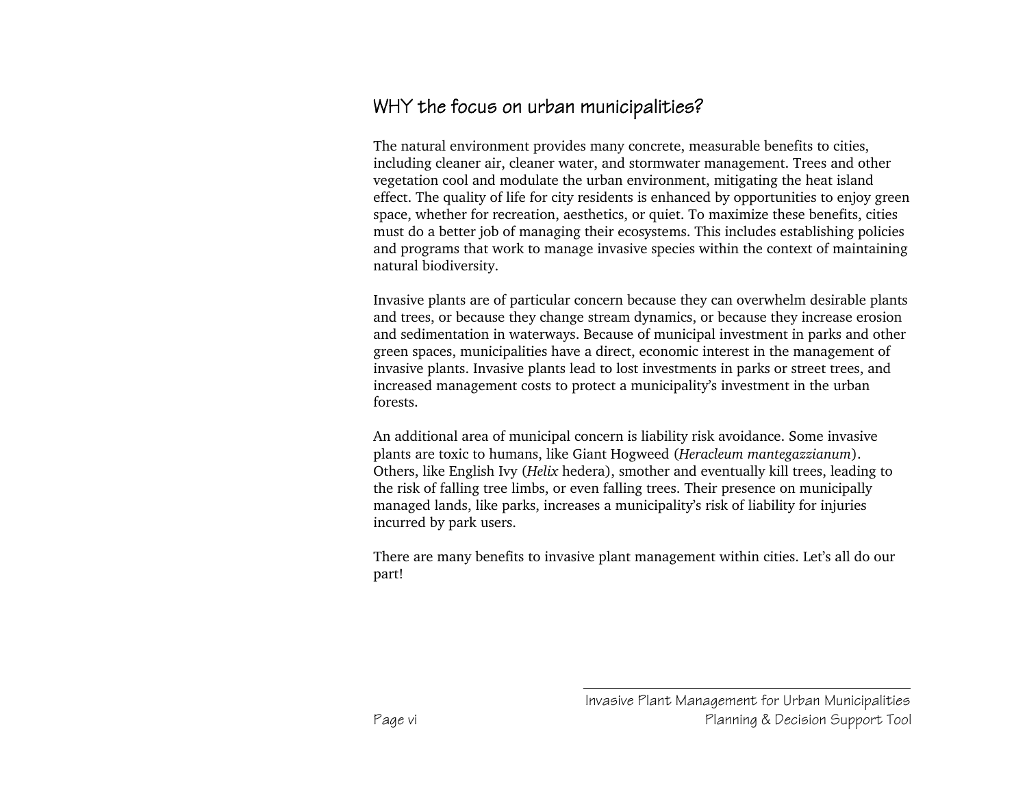## WHY the focus on urban municipalities?

The natural environment provides many concrete, measurable benefits to cities, including cleaner air, cleaner water, and stormwater management. Trees and other vegetation cool and modulate the urban environment, mitigating the heat island effect. The quality of life for city residents is enhanced by opportunities to enjoy green space, whether for recreation, aesthetics, or quiet. To maximize these benefits, cities must do a better job of managing their ecosystems. This includes establishing policies and programs that work to manage invasive species within the context of maintaining natural biodiversity.

Invasive plants are of particular concern because they can overwhelm desirable plants and trees, or because they change stream dynamics, or because they increase erosion and sedimentation in waterways. Because of municipal investment in parks and other green spaces, municipalities have a direct, economic interest in the management of invasive plants. Invasive plants lead to lost investments in parks or street trees, and increased management costs to protect a municipality's investment in the urban forests.

An additional area of municipal concern is liability risk avoidance. Some invasive plants are toxic to humans, like Giant Hogweed (*Heracleum mantegazzianum*). Others, like English Ivy (*Helix* hedera), smother and eventually kill trees, leading to the risk of falling tree limbs, or even falling trees. Their presence on municipally managed lands, like parks, increases a municipality's risk of liability for injuries incurred by park users.

There are many benefits to invasive plant management within cities. Let's all do our part!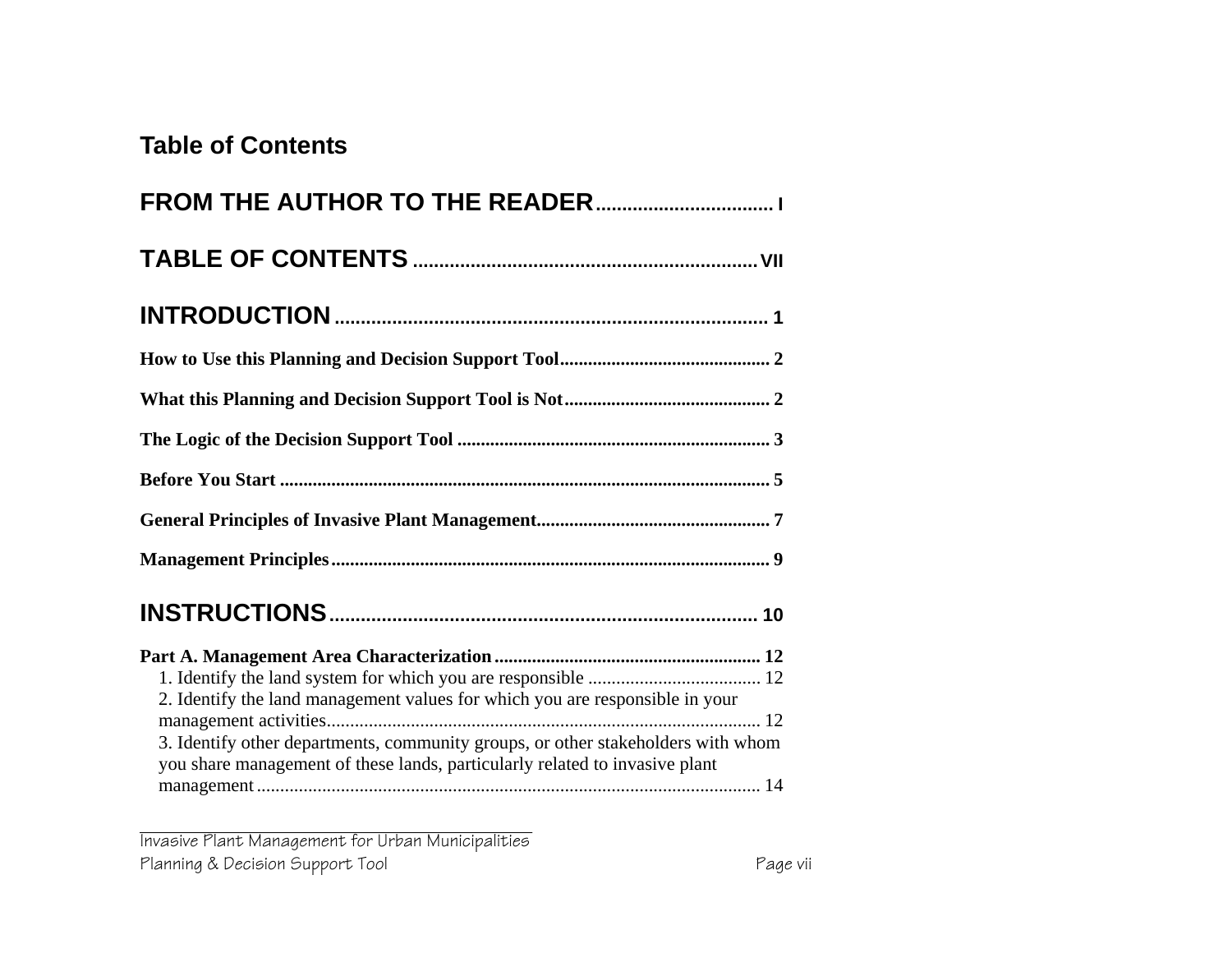## Table of Contents

**FROM THE AUTHOR TO THE READER** .................................. I

**TABLE OF CONTENTS** .................................................................. VII

**INTRODUCTION** .................................................................................... 1

**How to Use this Planning and Decision Support Tool** ............................................ 2

**What this Planning and Decision Support Tool is Not** ........................................... 2

**The Logic of the Decision Support Tool** .................................................................. 3

**Before You Start** ........................................................................................................ 5

**General Principles of Invasive Plant Management** ................................................. 7

**Management Principles** ............................................................................................. 9

**INSTRUCTIONS** .................................................................................. 10

**Part A. Management Area Characterization** ........................................................ 12

1. Identify the land system for which you are responsible ..................................... 12
2. Identify the land management values for which you are responsible in your management activities ............................................................................................ 12
3. Identify other departments, community groups, or other stakeholders with whom you share management of these lands, particularly related to invasive plant management ........................................................................................................... 14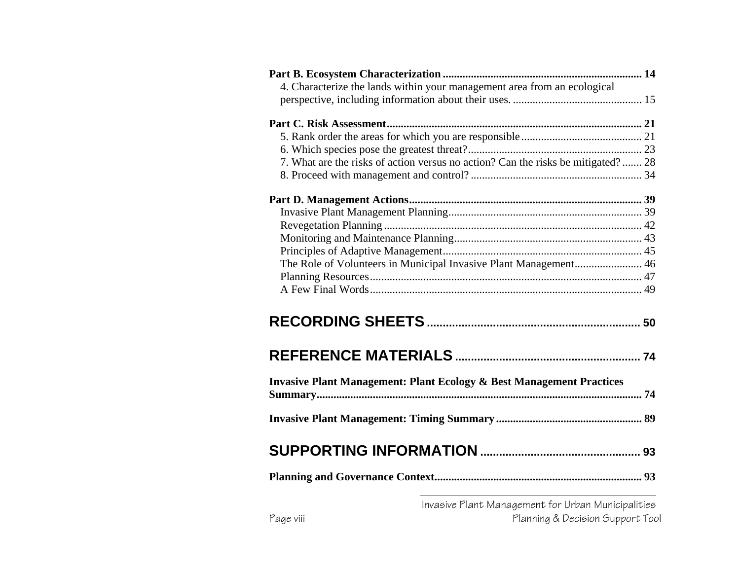**Part B. Ecosystem Characterization** ........................................................................ **14**
4. Characterize the lands within your management area from an ecological perspective, including information about their uses. ............................................ 15

**Part C. Risk Assessment** ........................................................................................ **21**
5. Rank order the areas for which you are responsible ........................................... 21
6. Which species pose the greatest threat? ............................................................. 23
7. What are the risks of action versus no action? Can the risks be mitigated? ....... 28
8. Proceed with management and control? ............................................................ 34

**Part D. Management Actions** ................................................................................. **39**
Invasive Plant Management Planning .................................................................... 39
Revegetation Planning ........................................................................................... 42
Monitoring and Maintenance Planning .................................................................. 43
Principles of Adaptive Management ...................................................................... 45
The Role of Volunteers in Municipal Invasive Plant Management ........................ 46
Planning Resources ................................................................................................ 47
A Few Final Words ................................................................................................ 49

# RECORDING SHEETS .................................................................... 50

# REFERENCE MATERIALS ........................................................... 74

**Invasive Plant Management: Plant Ecology & Best Management Practices Summary** ................................................................................................................. **74**

**Invasive Plant Management: Timing Summary** ................................................... **89**

# SUPPORTING INFORMATION ................................................... 93

**Planning and Governance Context** ........................................................................ **93**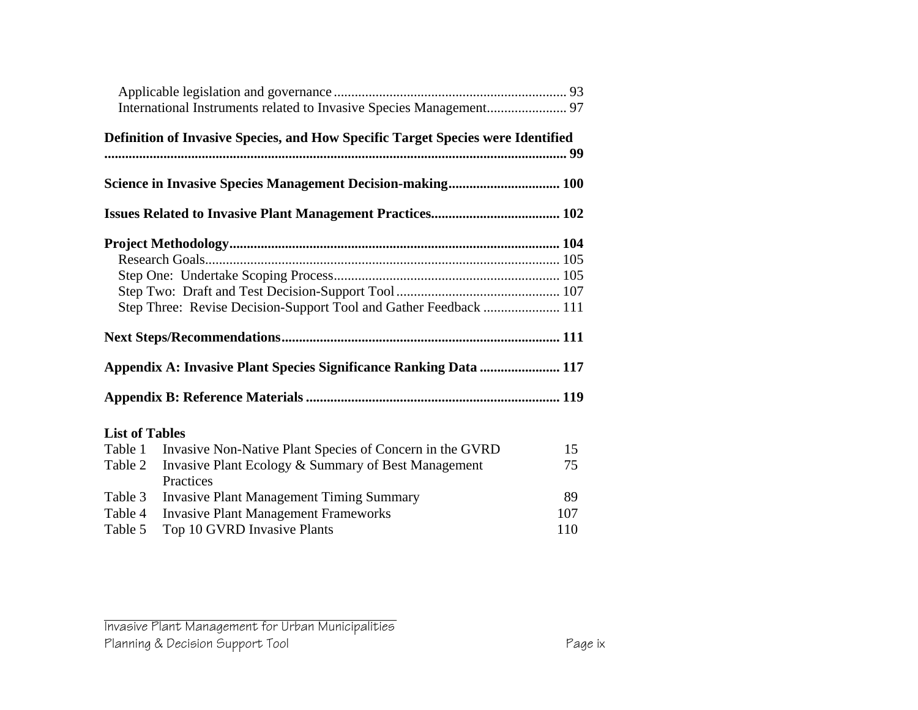Applicable legislation and governance .................................................................. 93
International Instruments related to Invasive Species Management....................... 97

**Definition of Invasive Species, and How Specific Target Species were Identified ........................................................................................................................ 99**

**Science in Invasive Species Management Decision-making................................ 100**

**Issues Related to Invasive Plant Management Practices..................................... 102**

**Project Methodology.............................................................................................. 104**

Research Goals..................................................................................................... 105
Step One: Undertake Scoping Process................................................................ 105
Step Two: Draft and Test Decision-Support Tool............................................... 107
Step Three: Revise Decision-Support Tool and Gather Feedback ...................... 111

**Next Steps/Recommendations............................................................................... 111**

**Appendix A: Invasive Plant Species Significance Ranking Data ....................... 117**

**Appendix B: Reference Materials ........................................................................ 119**

**List of Tables**

| | | |
|---|---|---|
| Table 1 | Invasive Non-Native Plant Species of Concern in the GVRD | 15 |
| Table 2 | Invasive Plant Ecology & Summary of Best Management Practices | 75 |
| Table 3 | Invasive Plant Management Timing Summary | 89 |
| Table 4 | Invasive Plant Management Frameworks | 107 |
| Table 5 | Top 10 GVRD Invasive Plants | 110 |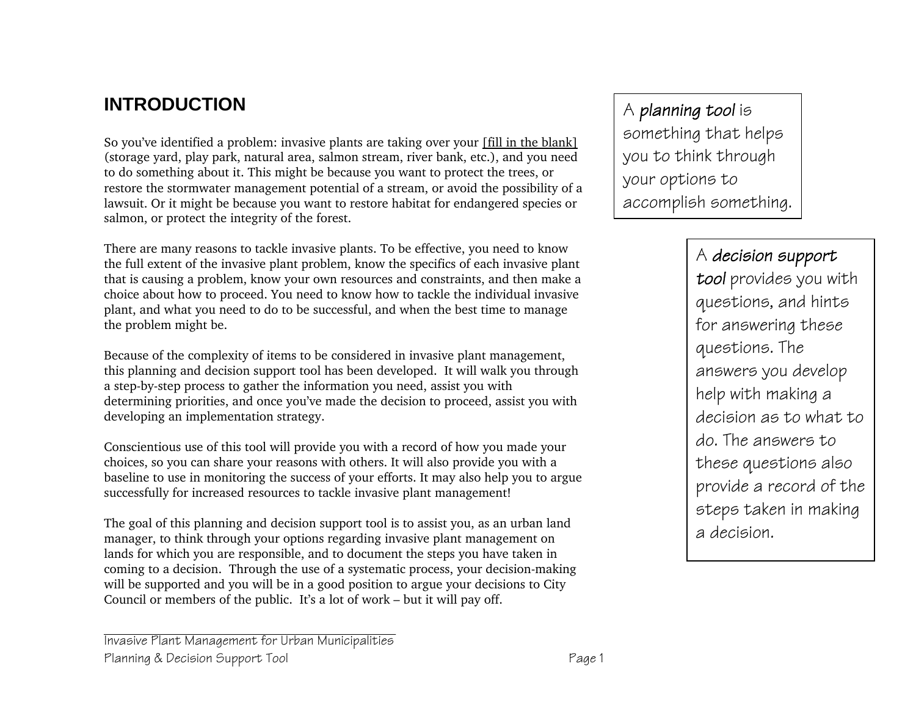# INTRODUCTION

So you've identified a problem: invasive plants are taking over your [fill in the blank] (storage yard, play park, natural area, salmon stream, river bank, etc.), and you need to do something about it. This might be because you want to protect the trees, or restore the stormwater management potential of a stream, or avoid the possibility of a lawsuit. Or it might be because you want to restore habitat for endangered species or salmon, or protect the integrity of the forest.

There are many reasons to tackle invasive plants. To be effective, you need to know the full extent of the invasive plant problem, know the specifics of each invasive plant that is causing a problem, know your own resources and constraints, and then make a choice about how to proceed. You need to know how to tackle the individual invasive plant, and what you need to do to be successful, and when the best time to manage the problem might be.

Because of the complexity of items to be considered in invasive plant management, this planning and decision support tool has been developed. It will walk you through a step-by-step process to gather the information you need, assist you with determining priorities, and once you've made the decision to proceed, assist you with developing an implementation strategy.

Conscientious use of this tool will provide you with a record of how you made your choices, so you can share your reasons with others. It will also provide you with a baseline to use in monitoring the success of your efforts. It may also help you to argue successfully for increased resources to tackle invasive plant management!

The goal of this planning and decision support tool is to assist you, as an urban land manager, to think through your options regarding invasive plant management on lands for which you are responsible, and to document the steps you have taken in coming to a decision. Through the use of a systematic process, your decision-making will be supported and you will be in a good position to argue your decisions to City Council or members of the public. It's a lot of work – but it will pay off.

A ***planning tool*** is something that helps you to think through your options to accomplish something.

A ***decision support tool*** provides you with questions, and hints for answering these questions. The answers you develop help with making a decision as to what to do. The answers to these questions also provide a record of the steps taken in making a decision.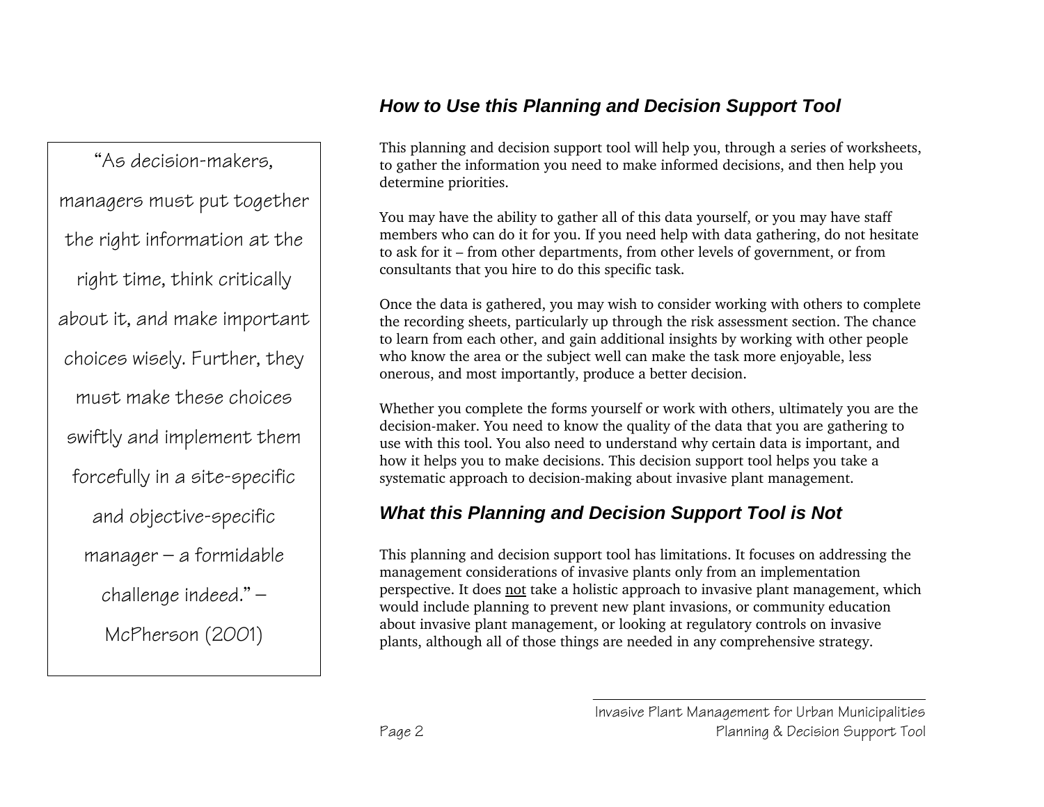> "As decision-makers, managers must put together the right information at the right time, think critically about it, and make important choices wisely. Further, they must make these choices swiftly and implement them forcefully in a site-specific and objective-specific manager – a formidable challenge indeed." – McPherson (2001)

## *How to Use this Planning and Decision Support Tool*

This planning and decision support tool will help you, through a series of worksheets, to gather the information you need to make informed decisions, and then help you determine priorities.

You may have the ability to gather all of this data yourself, or you may have staff members who can do it for you. If you need help with data gathering, do not hesitate to ask for it – from other departments, from other levels of government, or from consultants that you hire to do this specific task.

Once the data is gathered, you may wish to consider working with others to complete the recording sheets, particularly up through the risk assessment section. The chance to learn from each other, and gain additional insights by working with other people who know the area or the subject well can make the task more enjoyable, less onerous, and most importantly, produce a better decision.

Whether you complete the forms yourself or work with others, ultimately you are the decision-maker. You need to know the quality of the data that you are gathering to use with this tool. You also need to understand why certain data is important, and how it helps you to make decisions. This decision support tool helps you take a systematic approach to decision-making about invasive plant management.

## *What this Planning and Decision Support Tool is Not*

This planning and decision support tool has limitations. It focuses on addressing the management considerations of invasive plants only from an implementation perspective. It does not take a holistic approach to invasive plant management, which would include planning to prevent new plant invasions, or community education about invasive plant management, or looking at regulatory controls on invasive plants, although all of those things are needed in any comprehensive strategy.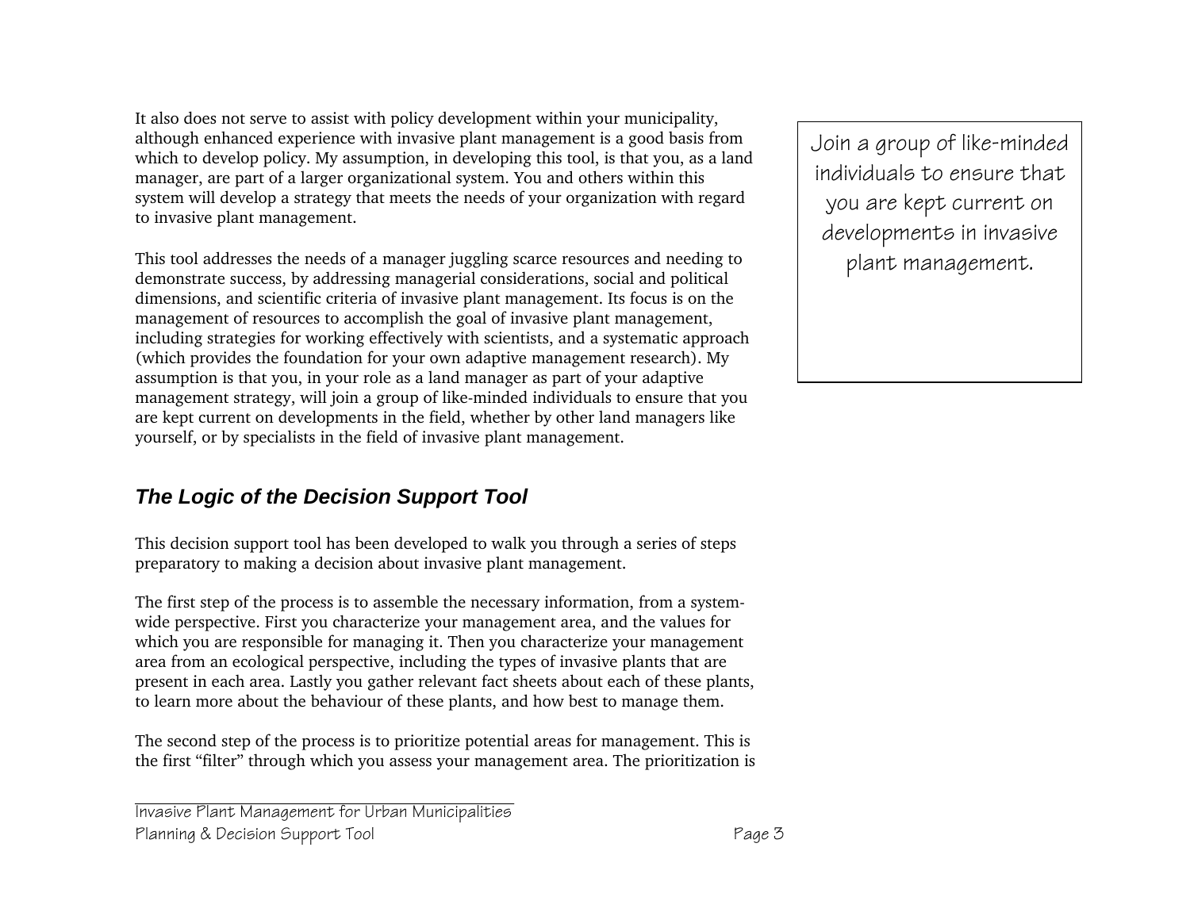It also does not serve to assist with policy development within your municipality, although enhanced experience with invasive plant management is a good basis from which to develop policy. My assumption, in developing this tool, is that you, as a land manager, are part of a larger organizational system. You and others within this system will develop a strategy that meets the needs of your organization with regard to invasive plant management.

> Join a group of like-minded individuals to ensure that you are kept current on developments in invasive plant management.

This tool addresses the needs of a manager juggling scarce resources and needing to demonstrate success, by addressing managerial considerations, social and political dimensions, and scientific criteria of invasive plant management. Its focus is on the management of resources to accomplish the goal of invasive plant management, including strategies for working effectively with scientists, and a systematic approach (which provides the foundation for your own adaptive management research). My assumption is that you, in your role as a land manager as part of your adaptive management strategy, will join a group of like-minded individuals to ensure that you are kept current on developments in the field, whether by other land managers like yourself, or by specialists in the field of invasive plant management.

## *The Logic of the Decision Support Tool*

This decision support tool has been developed to walk you through a series of steps preparatory to making a decision about invasive plant management.

The first step of the process is to assemble the necessary information, from a system-wide perspective. First you characterize your management area, and the values for which you are responsible for managing it. Then you characterize your management area from an ecological perspective, including the types of invasive plants that are present in each area. Lastly you gather relevant fact sheets about each of these plants, to learn more about the behaviour of these plants, and how best to manage them.

The second step of the process is to prioritize potential areas for management. This is the first "filter" through which you assess your management area. The prioritization is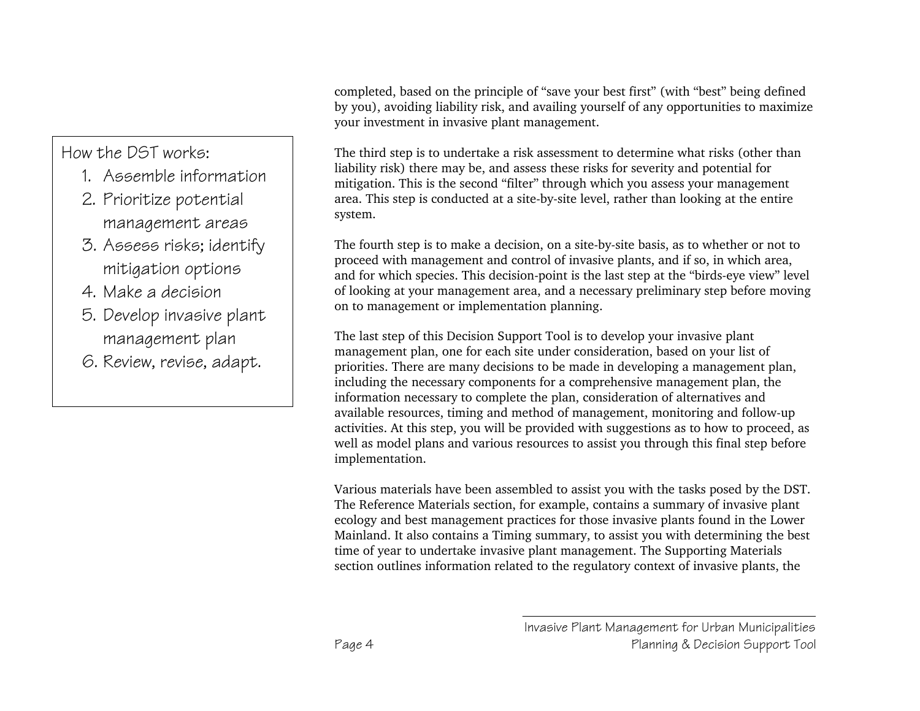How the DST works:

1. Assemble information
2. Prioritize potential management areas
3. Assess risks; identify mitigation options
4. Make a decision
5. Develop invasive plant management plan
6. Review, revise, adapt.

completed, based on the principle of "save your best first" (with "best" being defined by you), avoiding liability risk, and availing yourself of any opportunities to maximize your investment in invasive plant management.

The third step is to undertake a risk assessment to determine what risks (other than liability risk) there may be, and assess these risks for severity and potential for mitigation. This is the second "filter" through which you assess your management area. This step is conducted at a site-by-site level, rather than looking at the entire system.

The fourth step is to make a decision, on a site-by-site basis, as to whether or not to proceed with management and control of invasive plants, and if so, in which area, and for which species. This decision-point is the last step at the "birds-eye view" level of looking at your management area, and a necessary preliminary step before moving on to management or implementation planning.

The last step of this Decision Support Tool is to develop your invasive plant management plan, one for each site under consideration, based on your list of priorities. There are many decisions to be made in developing a management plan, including the necessary components for a comprehensive management plan, the information necessary to complete the plan, consideration of alternatives and available resources, timing and method of management, monitoring and follow-up activities. At this step, you will be provided with suggestions as to how to proceed, as well as model plans and various resources to assist you through this final step before implementation.

Various materials have been assembled to assist you with the tasks posed by the DST. The Reference Materials section, for example, contains a summary of invasive plant ecology and best management practices for those invasive plants found in the Lower Mainland. It also contains a Timing summary, to assist you with determining the best time of year to undertake invasive plant management. The Supporting Materials section outlines information related to the regulatory context of invasive plants, the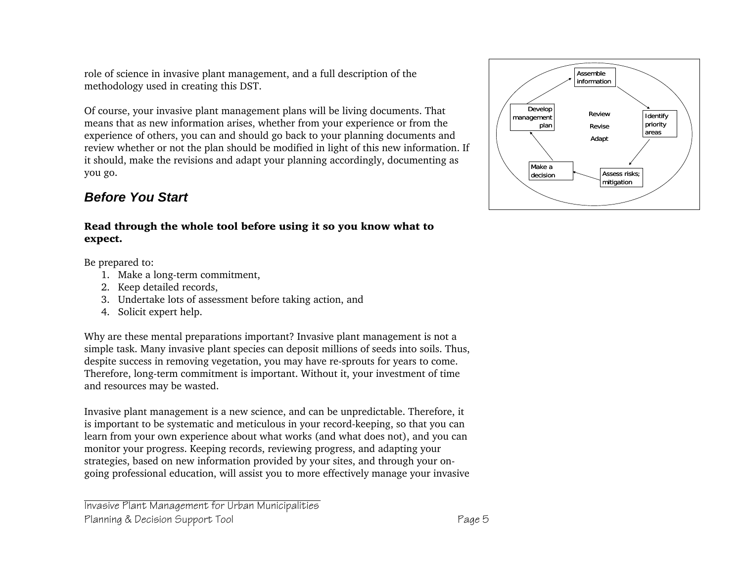role of science in invasive plant management, and a full description of the methodology used in creating this DST.

Of course, your invasive plant management plans will be living documents. That means that as new information arises, whether from your experience or from the experience of others, you can and should go back to your planning documents and review whether or not the plan should be modified in light of this new information. If it should, make the revisions and adapt your planning accordingly, documenting as you go.

Assemble information → Identify priority areas → Assess risks; mitigation → Make a decision → Develop management plan → Assemble information

Review
Revise
Adapt

## *Before You Start*

**Read through the whole tool before using it so you know what to expect.**

Be prepared to:

1. Make a long-term commitment,
2. Keep detailed records,
3. Undertake lots of assessment before taking action, and
4. Solicit expert help.

Why are these mental preparations important? Invasive plant management is not a simple task. Many invasive plant species can deposit millions of seeds into soils. Thus, despite success in removing vegetation, you may have re-sprouts for years to come. Therefore, long-term commitment is important. Without it, your investment of time and resources may be wasted.

Invasive plant management is a new science, and can be unpredictable. Therefore, it is important to be systematic and meticulous in your record-keeping, so that you can learn from your own experience about what works (and what does not), and you can monitor your progress. Keeping records, reviewing progress, and adapting your strategies, based on new information provided by your sites, and through your on-going professional education, will assist you to more effectively manage your invasive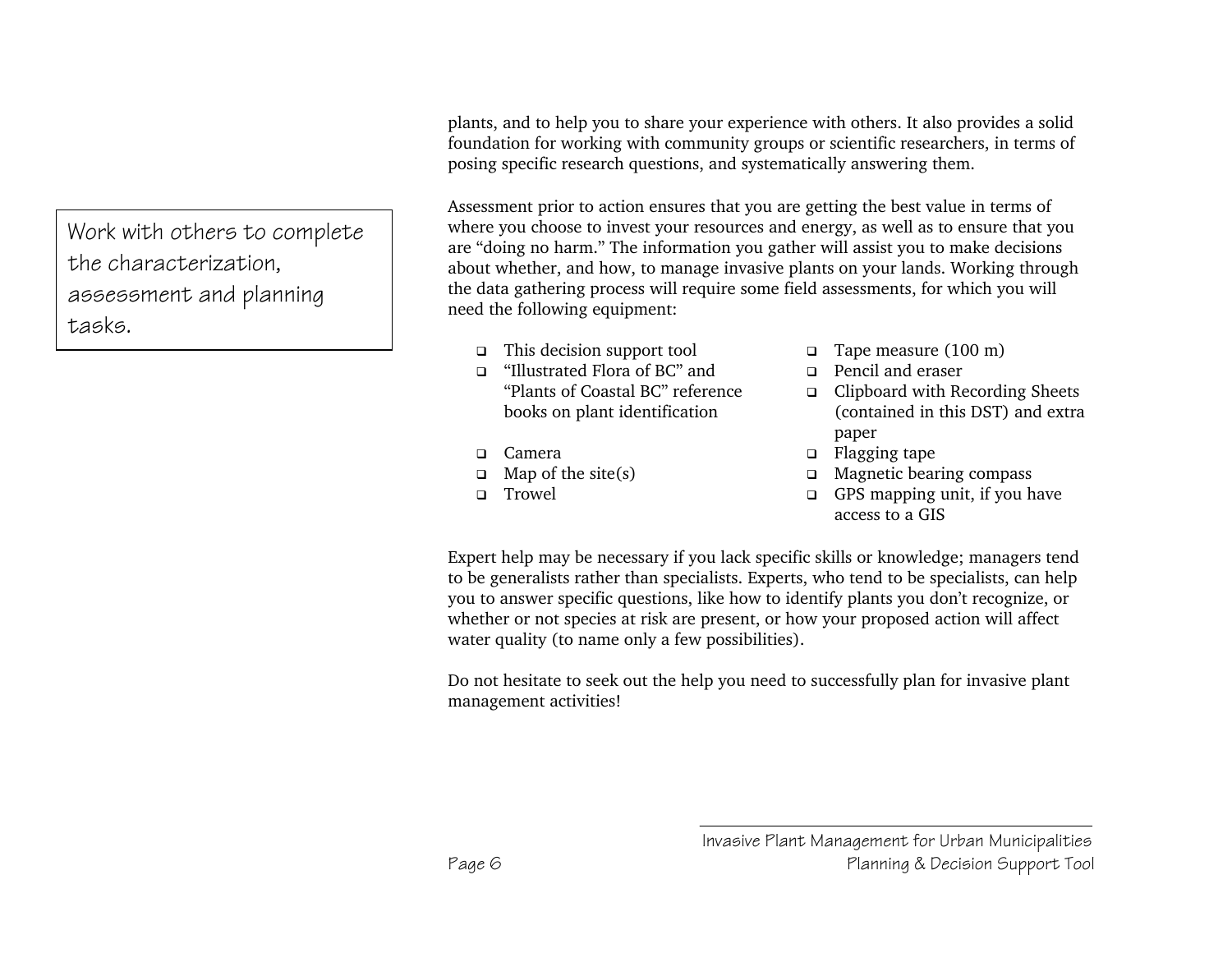Work with others to complete the characterization, assessment and planning tasks.

plants, and to help you to share your experience with others. It also provides a solid foundation for working with community groups or scientific researchers, in terms of posing specific research questions, and systematically answering them.

Assessment prior to action ensures that you are getting the best value in terms of where you choose to invest your resources and energy, as well as to ensure that you are "doing no harm." The information you gather will assist you to make decisions about whether, and how, to manage invasive plants on your lands. Working through the data gathering process will require some field assessments, for which you will need the following equipment:

- This decision support tool
- "Illustrated Flora of BC" and "Plants of Coastal BC" reference books on plant identification
- Camera
- Map of the site(s)
- Trowel
- Tape measure (100 m)
- Pencil and eraser
- Clipboard with Recording Sheets (contained in this DST) and extra paper
- Flagging tape
- Magnetic bearing compass
- GPS mapping unit, if you have access to a GIS

Expert help may be necessary if you lack specific skills or knowledge; managers tend to be generalists rather than specialists. Experts, who tend to be specialists, can help you to answer specific questions, like how to identify plants you don't recognize, or whether or not species at risk are present, or how your proposed action will affect water quality (to name only a few possibilities).

Do not hesitate to seek out the help you need to successfully plan for invasive plant management activities!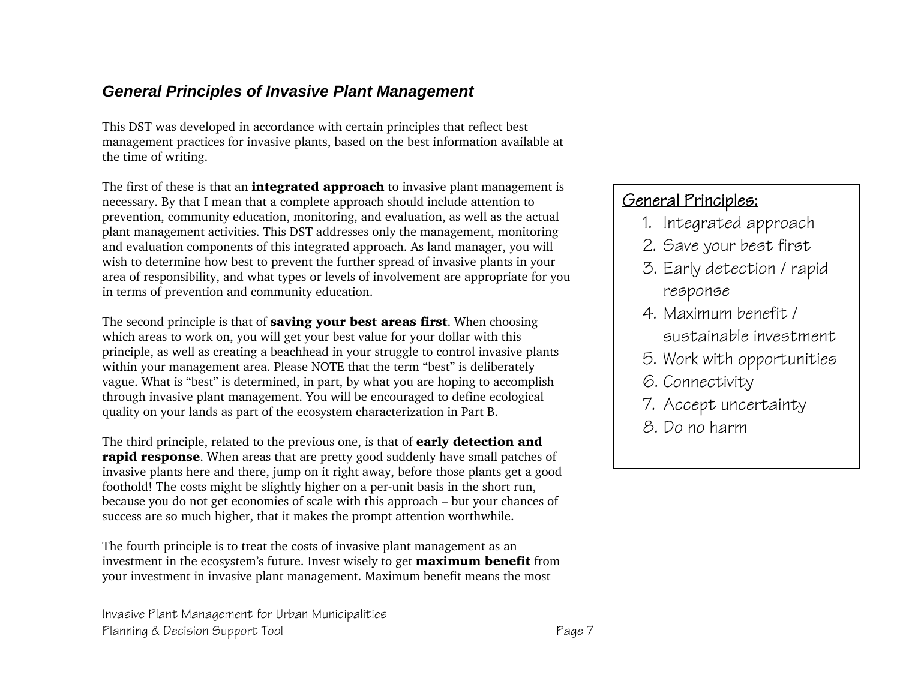### *General Principles of Invasive Plant Management*

This DST was developed in accordance with certain principles that reflect best management practices for invasive plants, based on the best information available at the time of writing.

The first of these is that an **integrated approach** to invasive plant management is necessary. By that I mean that a complete approach should include attention to prevention, community education, monitoring, and evaluation, as well as the actual plant management activities. This DST addresses only the management, monitoring and evaluation components of this integrated approach. As land manager, you will wish to determine how best to prevent the further spread of invasive plants in your area of responsibility, and what types or levels of involvement are appropriate for you in terms of prevention and community education.

The second principle is that of **saving your best areas first**. When choosing which areas to work on, you will get your best value for your dollar with this principle, as well as creating a beachhead in your struggle to control invasive plants within your management area. Please NOTE that the term “best” is deliberately vague. What is “best” is determined, in part, by what you are hoping to accomplish through invasive plant management. You will be encouraged to define ecological quality on your lands as part of the ecosystem characterization in Part B.

The third principle, related to the previous one, is that of **early detection and rapid response**. When areas that are pretty good suddenly have small patches of invasive plants here and there, jump on it right away, before those plants get a good foothold! The costs might be slightly higher on a per-unit basis in the short run, because you do not get economies of scale with this approach – but your chances of success are so much higher, that it makes the prompt attention worthwhile.

The fourth principle is to treat the costs of invasive plant management as an investment in the ecosystem’s future. Invest wisely to get **maximum benefit** from your investment in invasive plant management. Maximum benefit means the most

**General Principles:**

1. Integrated approach
2. Save your best first
3. Early detection / rapid response
4. Maximum benefit / sustainable investment
5. Work with opportunities
6. Connectivity
7. Accept uncertainty
8. Do no harm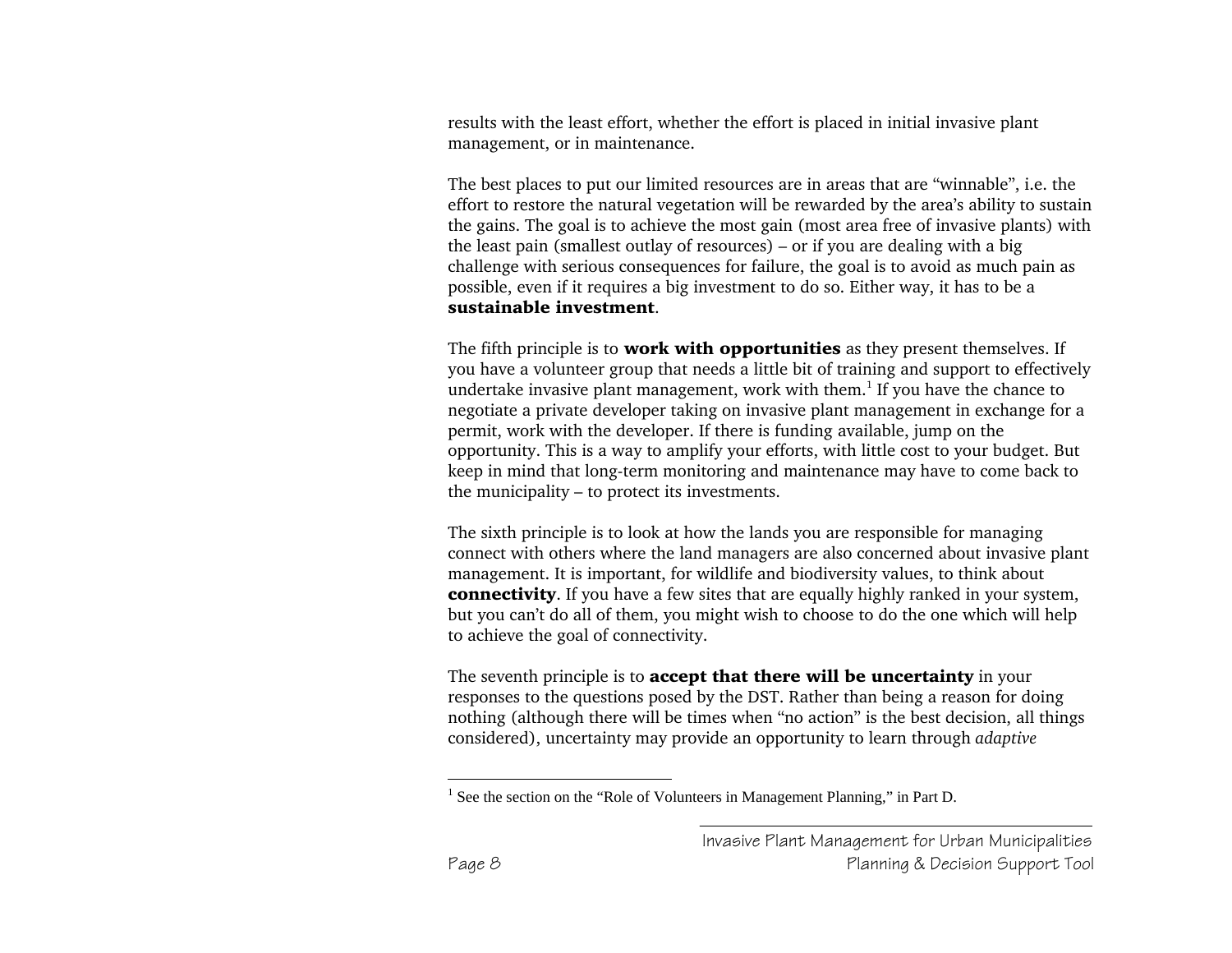results with the least effort, whether the effort is placed in initial invasive plant management, or in maintenance.

The best places to put our limited resources are in areas that are “winnable”, i.e. the effort to restore the natural vegetation will be rewarded by the area’s ability to sustain the gains. The goal is to achieve the most gain (most area free of invasive plants) with the least pain (smallest outlay of resources) – or if you are dealing with a big challenge with serious consequences for failure, the goal is to avoid as much pain as possible, even if it requires a big investment to do so. Either way, it has to be a **sustainable investment**.

The fifth principle is to **work with opportunities** as they present themselves. If you have a volunteer group that needs a little bit of training and support to effectively undertake invasive plant management, work with them.[1] If you have the chance to negotiate a private developer taking on invasive plant management in exchange for a permit, work with the developer. If there is funding available, jump on the opportunity. This is a way to amplify your efforts, with little cost to your budget. But keep in mind that long-term monitoring and maintenance may have to come back to the municipality – to protect its investments.

The sixth principle is to look at how the lands you are responsible for managing connect with others where the land managers are also concerned about invasive plant management. It is important, for wildlife and biodiversity values, to think about **connectivity**. If you have a few sites that are equally highly ranked in your system, but you can’t do all of them, you might wish to choose to do the one which will help to achieve the goal of connectivity.

The seventh principle is to **accept that there will be uncertainty** in your responses to the questions posed by the DST. Rather than being a reason for doing nothing (although there will be times when “no action” is the best decision, all things considered), uncertainty may provide an opportunity to learn through *adaptive*

[1] See the section on the “Role of Volunteers in Management Planning,” in Part D.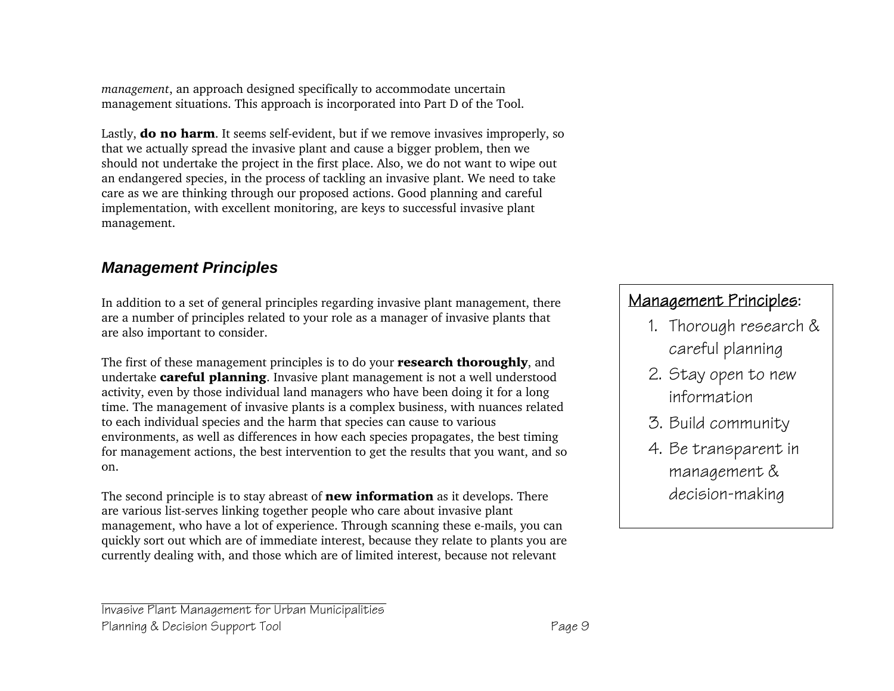*management*, an approach designed specifically to accommodate uncertain management situations. This approach is incorporated into Part D of the Tool.

Lastly, **do no harm**. It seems self-evident, but if we remove invasives improperly, so that we actually spread the invasive plant and cause a bigger problem, then we should not undertake the project in the first place. Also, we do not want to wipe out an endangered species, in the process of tackling an invasive plant. We need to take care as we are thinking through our proposed actions. Good planning and careful implementation, with excellent monitoring, are keys to successful invasive plant management.

## *Management Principles*

In addition to a set of general principles regarding invasive plant management, there are a number of principles related to your role as a manager of invasive plants that are also important to consider.

The first of these management principles is to do your **research thoroughly**, and undertake **careful planning**. Invasive plant management is not a well understood activity, even by those individual land managers who have been doing it for a long time. The management of invasive plants is a complex business, with nuances related to each individual species and the harm that species can cause to various environments, as well as differences in how each species propagates, the best timing for management actions, the best intervention to get the results that you want, and so on.

The second principle is to stay abreast of **new information** as it develops. There are various list-serves linking together people who care about invasive plant management, who have a lot of experience. Through scanning these e-mails, you can quickly sort out which are of immediate interest, because they relate to plants you are currently dealing with, and those which are of limited interest, because not relevant

> Management Principles:
> 1. Thorough research & careful planning
> 2. Stay open to new information
> 3. Build community
> 4. Be transparent in management & decision-making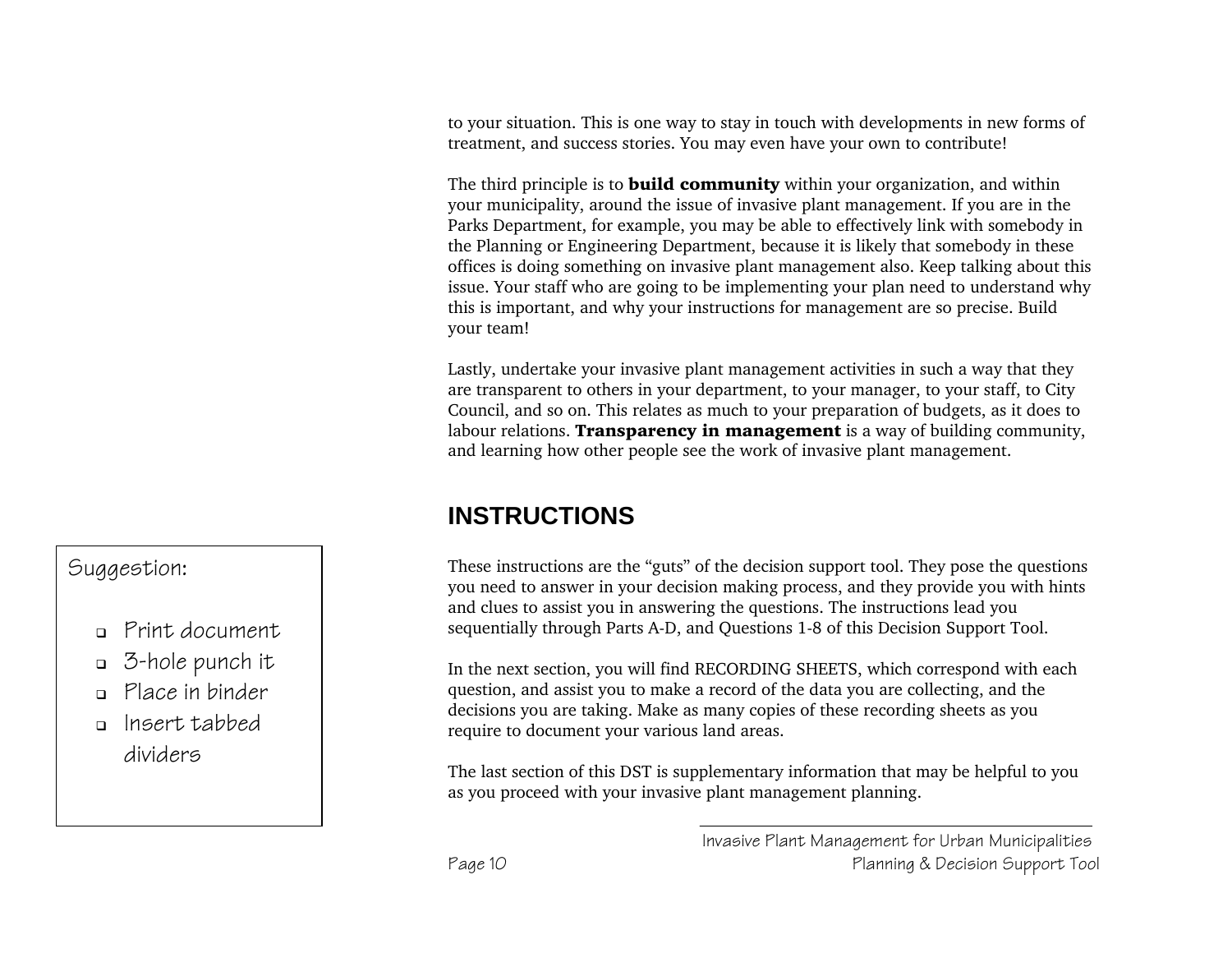to your situation. This is one way to stay in touch with developments in new forms of treatment, and success stories. You may even have your own to contribute!

The third principle is to **build community** within your organization, and within your municipality, around the issue of invasive plant management. If you are in the Parks Department, for example, you may be able to effectively link with somebody in the Planning or Engineering Department, because it is likely that somebody in these offices is doing something on invasive plant management also. Keep talking about this issue. Your staff who are going to be implementing your plan need to understand why this is important, and why your instructions for management are so precise. Build your team!

Lastly, undertake your invasive plant management activities in such a way that they are transparent to others in your department, to your manager, to your staff, to City Council, and so on. This relates as much to your preparation of budgets, as it does to labour relations. **Transparency in management** is a way of building community, and learning how other people see the work of invasive plant management.

## INSTRUCTIONS

These instructions are the "guts" of the decision support tool. They pose the questions you need to answer in your decision making process, and they provide you with hints and clues to assist you in answering the questions. The instructions lead you sequentially through Parts A-D, and Questions 1-8 of this Decision Support Tool.

In the next section, you will find RECORDING SHEETS, which correspond with each question, and assist you to make a record of the data you are collecting, and the decisions you are taking. Make as many copies of these recording sheets as you require to document your various land areas.

The last section of this DST is supplementary information that may be helpful to you as you proceed with your invasive plant management planning.

Suggestion:

- Print document
- 3-hole punch it
- Place in binder
- Insert tabbed dividers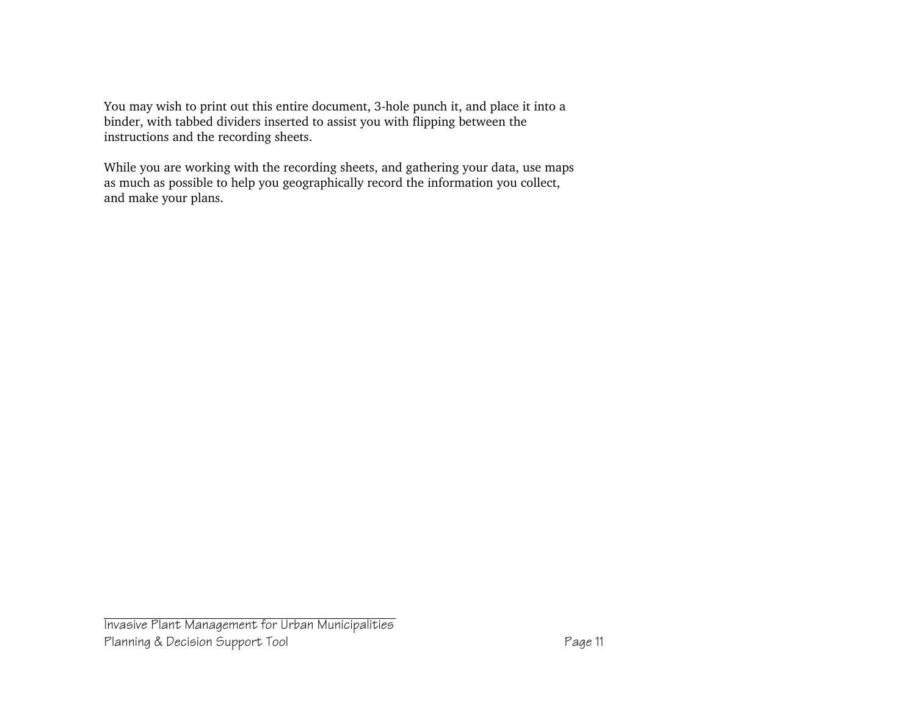You may wish to print out this entire document, 3-hole punch it, and place it into a binder, with tabbed dividers inserted to assist you with flipping between the instructions and the recording sheets.

While you are working with the recording sheets, and gathering your data, use maps as much as possible to help you geographically record the information you collect, and make your plans.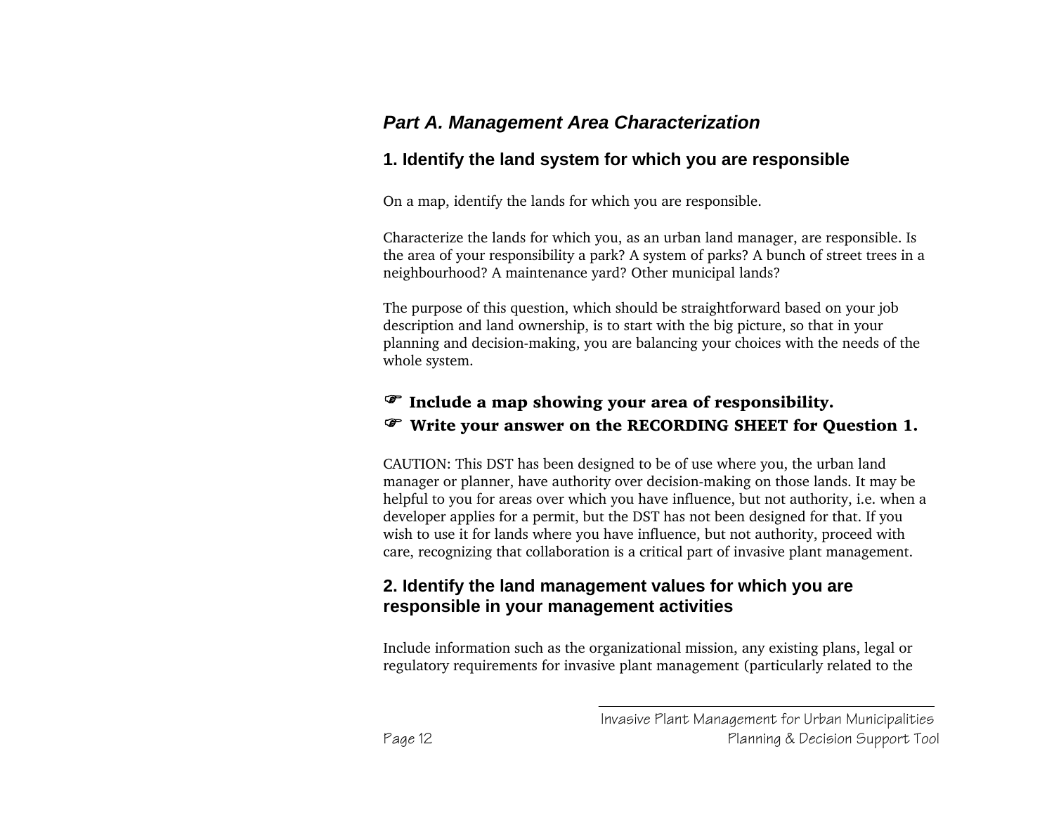### *Part A. Management Area Characterization*

#### 1. Identify the land system for which you are responsible

On a map, identify the lands for which you are responsible.

Characterize the lands for which you, as an urban land manager, are responsible. Is the area of your responsibility a park? A system of parks? A bunch of street trees in a neighbourhood? A maintenance yard? Other municipal lands?

The purpose of this question, which should be straightforward based on your job description and land ownership, is to start with the big picture, so that in your planning and decision-making, you are balancing your choices with the needs of the whole system.

☞ **Include a map showing your area of responsibility.**

☞ **Write your answer on the RECORDING SHEET for Question 1.**

CAUTION: This DST has been designed to be of use where you, the urban land manager or planner, have authority over decision-making on those lands. It may be helpful to you for areas over which you have influence, but not authority, i.e. when a developer applies for a permit, but the DST has not been designed for that. If you wish to use it for lands where you have influence, but not authority, proceed with care, recognizing that collaboration is a critical part of invasive plant management.

#### 2. Identify the land management values for which you are responsible in your management activities

Include information such as the organizational mission, any existing plans, legal or regulatory requirements for invasive plant management (particularly related to the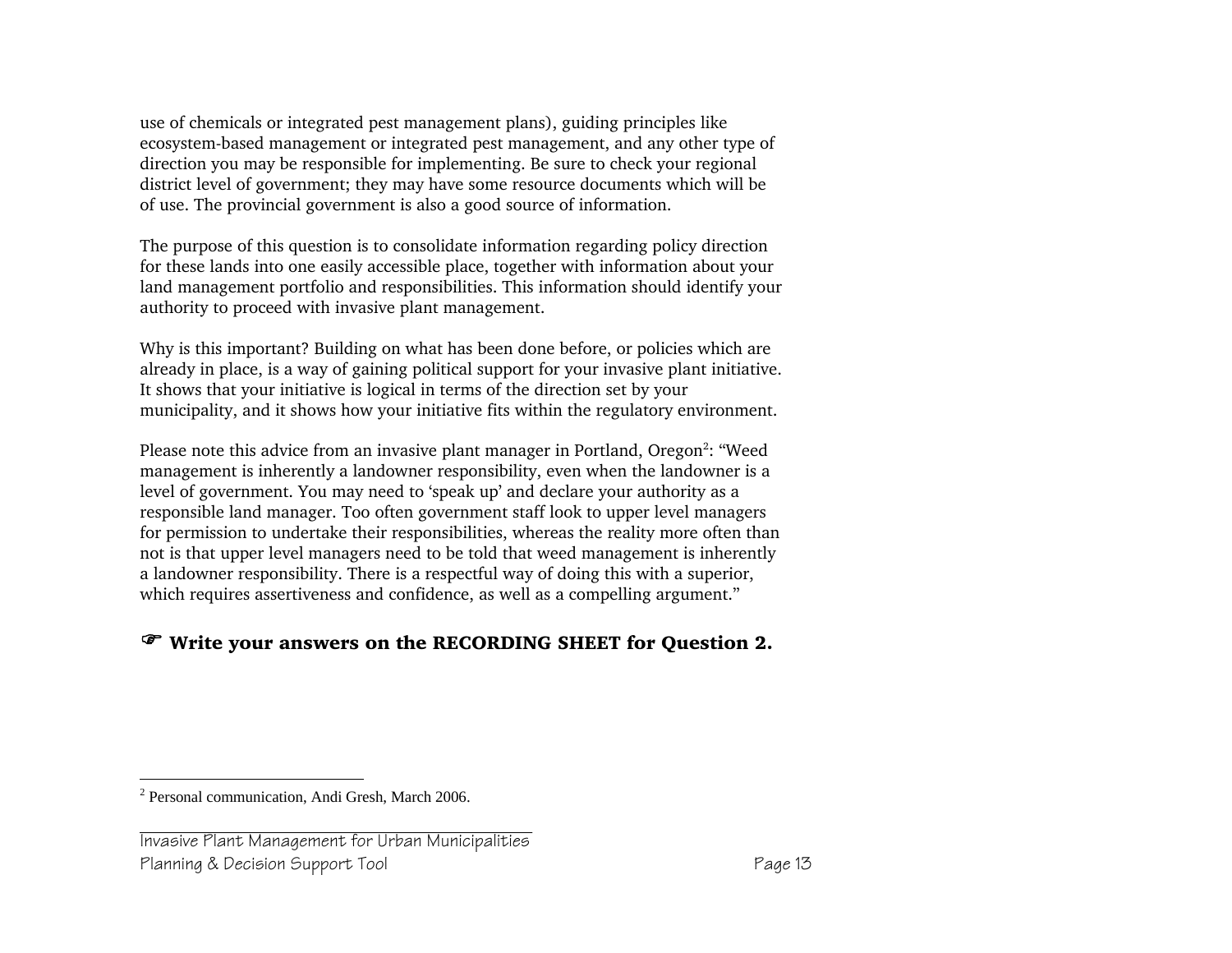use of chemicals or integrated pest management plans), guiding principles like ecosystem-based management or integrated pest management, and any other type of direction you may be responsible for implementing. Be sure to check your regional district level of government; they may have some resource documents which will be of use. The provincial government is also a good source of information.

The purpose of this question is to consolidate information regarding policy direction for these lands into one easily accessible place, together with information about your land management portfolio and responsibilities. This information should identify your authority to proceed with invasive plant management.

Why is this important? Building on what has been done before, or policies which are already in place, is a way of gaining political support for your invasive plant initiative. It shows that your initiative is logical in terms of the direction set by your municipality, and it shows how your initiative fits within the regulatory environment.

Please note this advice from an invasive plant manager in Portland, Oregon[2]: "Weed management is inherently a landowner responsibility, even when the landowner is a level of government. You may need to 'speak up' and declare your authority as a responsible land manager. Too often government staff look to upper level managers for permission to undertake their responsibilities, whereas the reality more often than not is that upper level managers need to be told that weed management is inherently a landowner responsibility. There is a respectful way of doing this with a superior, which requires assertiveness and confidence, as well as a compelling argument."

☞ **Write your answers on the RECORDING SHEET for Question 2.**

[2] Personal communication, Andi Gresh, March 2006.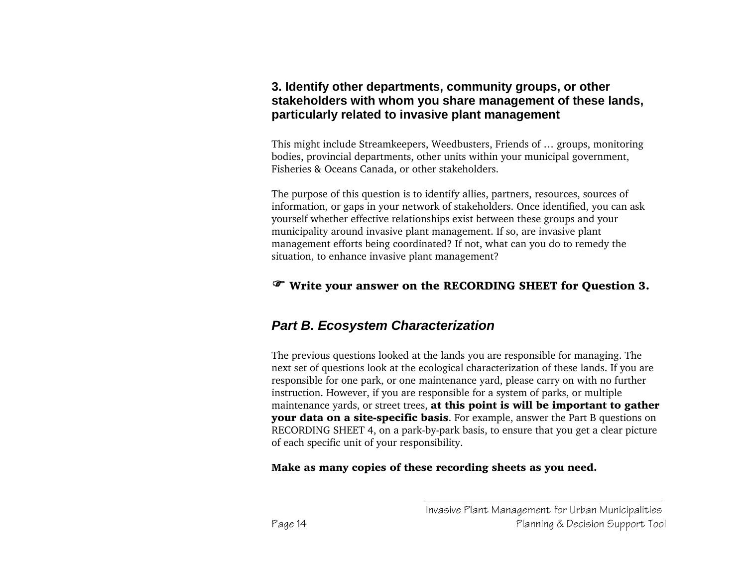### 3. Identify other departments, community groups, or other stakeholders with whom you share management of these lands, particularly related to invasive plant management

This might include Streamkeepers, Weedbusters, Friends of … groups, monitoring bodies, provincial departments, other units within your municipal government, Fisheries & Oceans Canada, or other stakeholders.

The purpose of this question is to identify allies, partners, resources, sources of information, or gaps in your network of stakeholders. Once identified, you can ask yourself whether effective relationships exist between these groups and your municipality around invasive plant management. If so, are invasive plant management efforts being coordinated? If not, what can you do to remedy the situation, to enhance invasive plant management?

☞ **Write your answer on the RECORDING SHEET for Question 3.**

## *Part B. Ecosystem Characterization*

The previous questions looked at the lands you are responsible for managing. The next set of questions look at the ecological characterization of these lands. If you are responsible for one park, or one maintenance yard, please carry on with no further instruction. However, if you are responsible for a system of parks, or multiple maintenance yards, or street trees, **at this point is will be important to gather your data on a site-specific basis**. For example, answer the Part B questions on RECORDING SHEET 4, on a park-by-park basis, to ensure that you get a clear picture of each specific unit of your responsibility.

**Make as many copies of these recording sheets as you need.**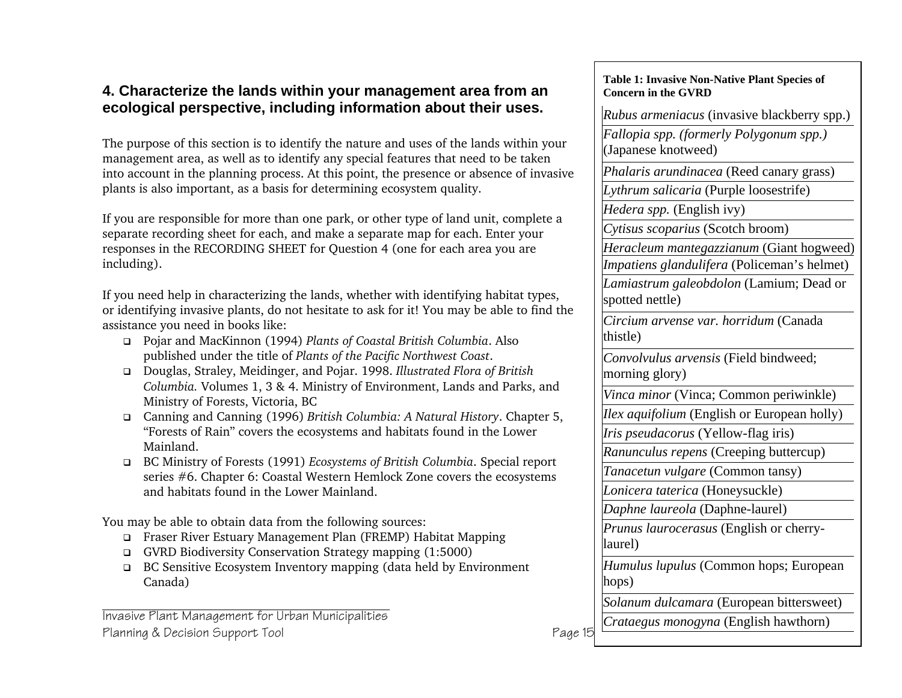## 4. Characterize the lands within your management area from an ecological perspective, including information about their uses.

The purpose of this section is to identify the nature and uses of the lands within your management area, as well as to identify any special features that need to be taken into account in the planning process. At this point, the presence or absence of invasive plants is also important, as a basis for determining ecosystem quality.

If you are responsible for more than one park, or other type of land unit, complete a separate recording sheet for each, and make a separate map for each. Enter your responses in the RECORDING SHEET for Question 4 (one for each area you are including).

If you need help in characterizing the lands, whether with identifying habitat types, or identifying invasive plants, do not hesitate to ask for it! You may be able to find the assistance you need in books like:

- Pojar and MacKinnon (1994) *Plants of Coastal British Columbia*. Also published under the title of *Plants of the Pacific Northwest Coast*.
- Douglas, Straley, Meidinger, and Pojar. 1998. *Illustrated Flora of British Columbia.* Volumes 1, 3 & 4. Ministry of Environment, Lands and Parks, and Ministry of Forests, Victoria, BC
- Canning and Canning (1996) *British Columbia: A Natural History*. Chapter 5, "Forests of Rain" covers the ecosystems and habitats found in the Lower Mainland.
- BC Ministry of Forests (1991) *Ecosystems of British Columbia*. Special report series #6. Chapter 6: Coastal Western Hemlock Zone covers the ecosystems and habitats found in the Lower Mainland.

You may be able to obtain data from the following sources:

- Fraser River Estuary Management Plan (FREMP) Habitat Mapping
- GVRD Biodiversity Conservation Strategy mapping (1:5000)
- BC Sensitive Ecosystem Inventory mapping (data held by Environment Canada)

| **Table 1: Invasive Non-Native Plant Species of Concern in the GVRD** |
|---|
| *Rubus armeniacus* (invasive blackberry spp.) |
| *Fallopia spp. (formerly Polygonum spp.)* (Japanese knotweed) |
| *Phalaris arundinacea* (Reed canary grass) |
| *Lythrum salicaria* (Purple loosestrife) |
| *Hedera spp.* (English ivy) |
| *Cytisus scoparius* (Scotch broom) |
| *Heracleum mantegazzianum* (Giant hogweed) |
| *Impatiens glandulifera* (Policeman's helmet) |
| *Lamiastrum galeobdolon* (Lamium; Dead or spotted nettle) |
| *Circium arvense var. horridum* (Canada thistle) |
| *Convolvulus arvensis* (Field bindweed; morning glory) |
| *Vinca minor* (Vinca; Common periwinkle) |
| *Ilex aquifolium* (English or European holly) |
| *Iris pseudacorus* (Yellow-flag iris) |
| *Ranunculus repens* (Creeping buttercup) |
| *Tanacetun vulgare* (Common tansy) |
| *Lonicera taterica* (Honeysuckle) |
| *Daphne laureola* (Daphne-laurel) |
| *Prunus laurocerasus* (English or cherry-laurel) |
| *Humulus lupulus* (Common hops; European hops) |
| *Solanum dulcamara* (European bittersweet) |
| *Crataegus monogyna* (English hawthorn) |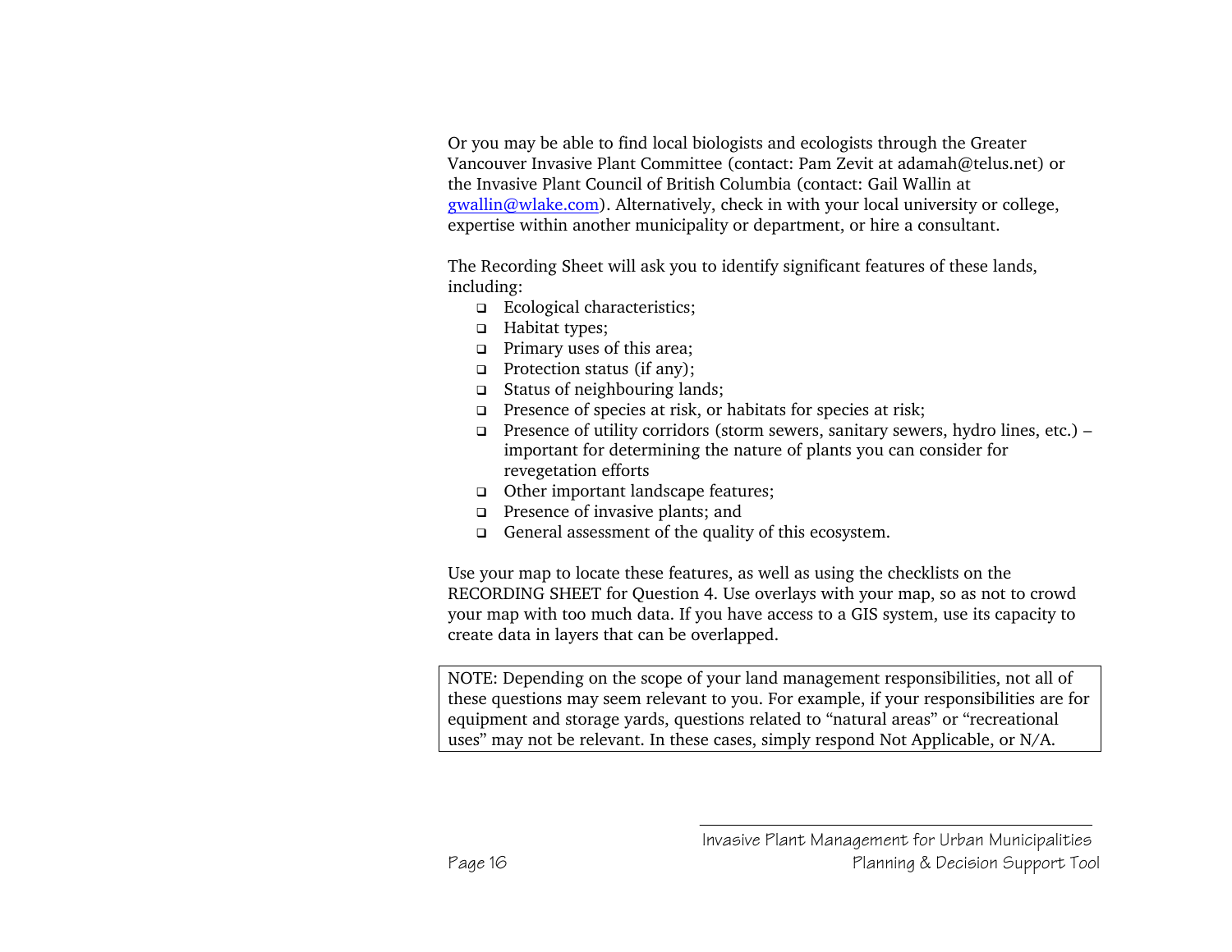Or you may be able to find local biologists and ecologists through the Greater Vancouver Invasive Plant Committee (contact: Pam Zevit at adamah@telus.net) or the Invasive Plant Council of British Columbia (contact: Gail Wallin at gwallin@wlake.com). Alternatively, check in with your local university or college, expertise within another municipality or department, or hire a consultant.

The Recording Sheet will ask you to identify significant features of these lands, including:

- Ecological characteristics;
- Habitat types;
- Primary uses of this area;
- Protection status (if any);
- Status of neighbouring lands;
- Presence of species at risk, or habitats for species at risk;
- Presence of utility corridors (storm sewers, sanitary sewers, hydro lines, etc.) – important for determining the nature of plants you can consider for revegetation efforts
- Other important landscape features;
- Presence of invasive plants; and
- General assessment of the quality of this ecosystem.

Use your map to locate these features, as well as using the checklists on the RECORDING SHEET for Question 4. Use overlays with your map, so as not to crowd your map with too much data. If you have access to a GIS system, use its capacity to create data in layers that can be overlapped.

> NOTE: Depending on the scope of your land management responsibilities, not all of these questions may seem relevant to you. For example, if your responsibilities are for equipment and storage yards, questions related to "natural areas" or "recreational uses" may not be relevant. In these cases, simply respond Not Applicable, or N/A.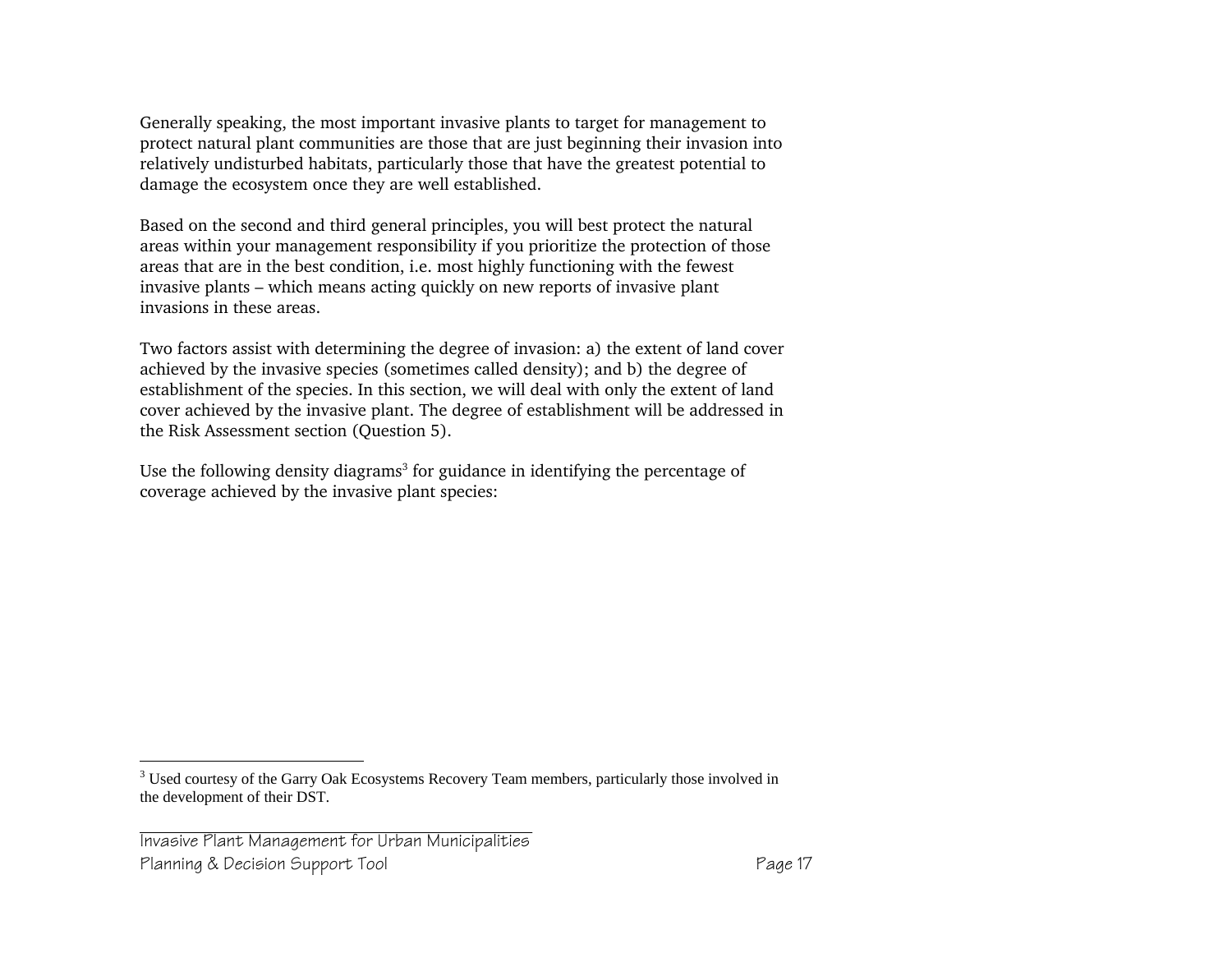Generally speaking, the most important invasive plants to target for management to protect natural plant communities are those that are just beginning their invasion into relatively undisturbed habitats, particularly those that have the greatest potential to damage the ecosystem once they are well established.

Based on the second and third general principles, you will best protect the natural areas within your management responsibility if you prioritize the protection of those areas that are in the best condition, i.e. most highly functioning with the fewest invasive plants – which means acting quickly on new reports of invasive plant invasions in these areas.

Two factors assist with determining the degree of invasion: a) the extent of land cover achieved by the invasive species (sometimes called density); and b) the degree of establishment of the species. In this section, we will deal with only the extent of land cover achieved by the invasive plant. The degree of establishment will be addressed in the Risk Assessment section (Question 5).

Use the following density diagrams[3] for guidance in identifying the percentage of coverage achieved by the invasive plant species:

---

[3] Used courtesy of the Garry Oak Ecosystems Recovery Team members, particularly those involved in the development of their DST.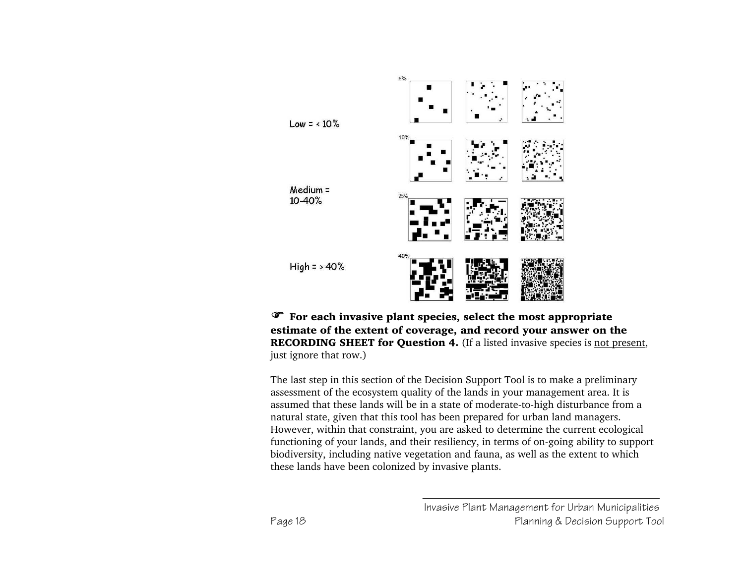Low = < 10%

Medium = 10-40%

High = > 40%

5%

10%

25%

40%

☞ **For each invasive plant species, select the most appropriate estimate of the extent of coverage, and record your answer on the RECORDING SHEET for Question 4.** (If a listed invasive species is not present, just ignore that row.)

The last step in this section of the Decision Support Tool is to make a preliminary assessment of the ecosystem quality of the lands in your management area. It is assumed that these lands will be in a state of moderate-to-high disturbance from a natural state, given that this tool has been prepared for urban land managers. However, within that constraint, you are asked to determine the current ecological functioning of your lands, and their resiliency, in terms of on-going ability to support biodiversity, including native vegetation and fauna, as well as the extent to which these lands have been colonized by invasive plants.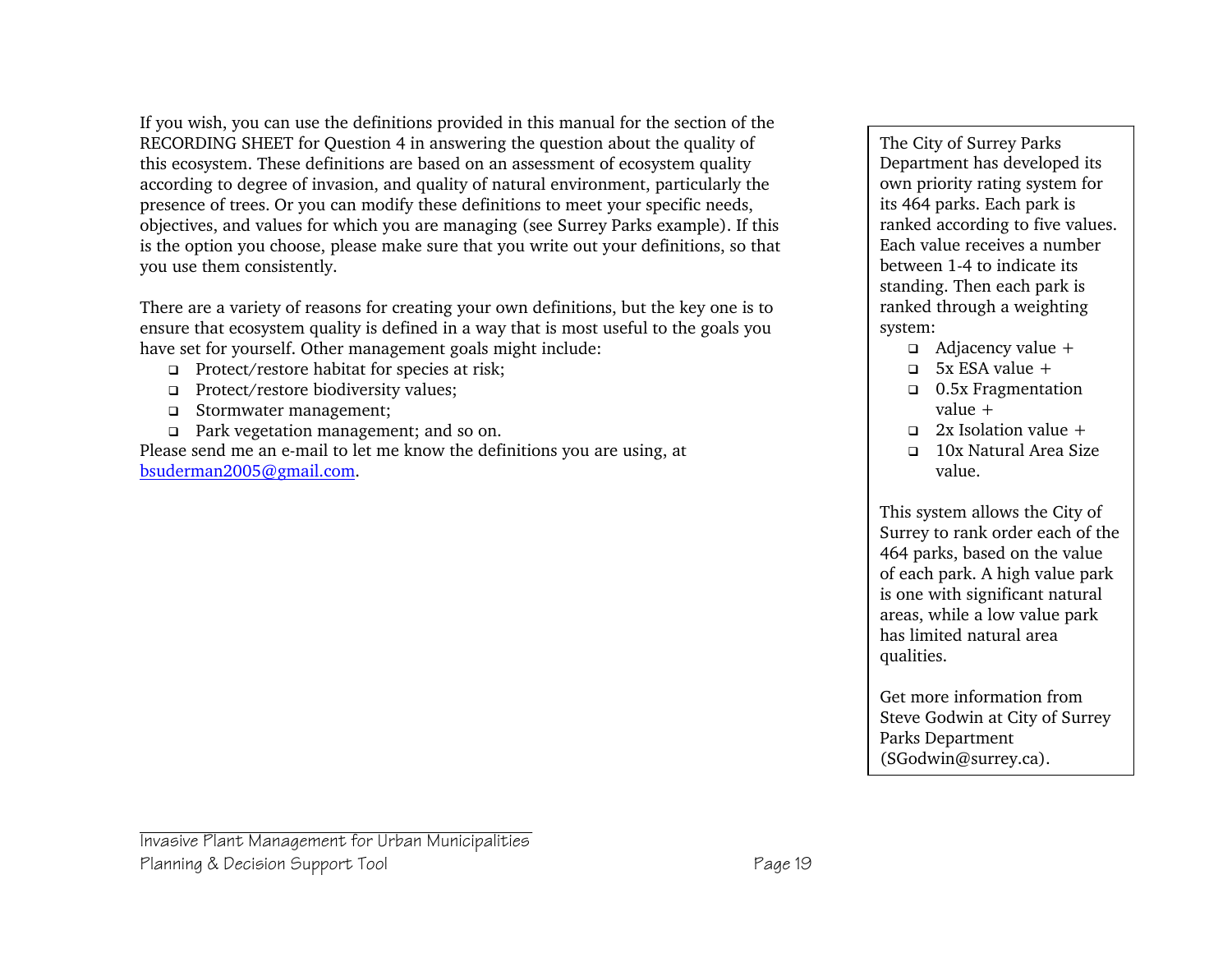If you wish, you can use the definitions provided in this manual for the section of the RECORDING SHEET for Question 4 in answering the question about the quality of this ecosystem. These definitions are based on an assessment of ecosystem quality according to degree of invasion, and quality of natural environment, particularly the presence of trees. Or you can modify these definitions to meet your specific needs, objectives, and values for which you are managing (see Surrey Parks example). If this is the option you choose, please make sure that you write out your definitions, so that you use them consistently.

There are a variety of reasons for creating your own definitions, but the key one is to ensure that ecosystem quality is defined in a way that is most useful to the goals you have set for yourself. Other management goals might include:

- Protect/restore habitat for species at risk;
- Protect/restore biodiversity values;
- Stormwater management;
- Park vegetation management; and so on.

Please send me an e-mail to let me know the definitions you are using, at bsuderman2005@gmail.com.

> The City of Surrey Parks Department has developed its own priority rating system for its 464 parks. Each park is ranked according to five values. Each value receives a number between 1-4 to indicate its standing. Then each park is ranked through a weighting system:
>
> - Adjacency value +
> - 5x ESA value +
> - 0.5x Fragmentation value +
> - 2x Isolation value +
> - 10x Natural Area Size value.
>
> This system allows the City of Surrey to rank order each of the 464 parks, based on the value of each park. A high value park is one with significant natural areas, while a low value park has limited natural area qualities.
>
> Get more information from Steve Godwin at City of Surrey Parks Department (SGodwin@surrey.ca).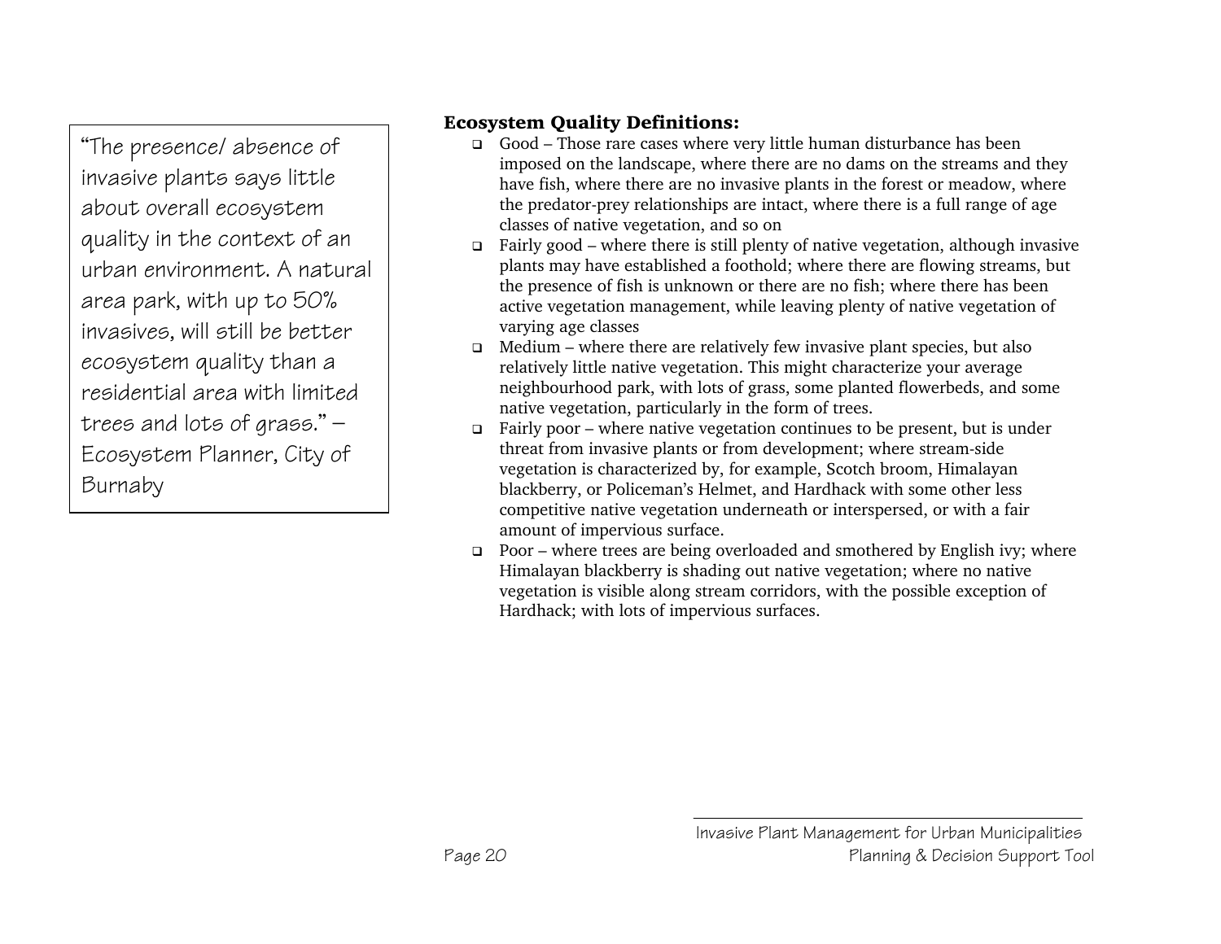> "The presence/ absence of invasive plants says little about overall ecosystem quality in the context of an urban environment. A natural area park, with up to 50% invasives, will still be better ecosystem quality than a residential area with limited trees and lots of grass." – Ecosystem Planner, City of Burnaby

**Ecosystem Quality Definitions:**

- Good – Those rare cases where very little human disturbance has been imposed on the landscape, where there are no dams on the streams and they have fish, where there are no invasive plants in the forest or meadow, where the predator-prey relationships are intact, where there is a full range of age classes of native vegetation, and so on
- Fairly good – where there is still plenty of native vegetation, although invasive plants may have established a foothold; where there are flowing streams, but the presence of fish is unknown or there are no fish; where there has been active vegetation management, while leaving plenty of native vegetation of varying age classes
- Medium – where there are relatively few invasive plant species, but also relatively little native vegetation. This might characterize your average neighbourhood park, with lots of grass, some planted flowerbeds, and some native vegetation, particularly in the form of trees.
- Fairly poor – where native vegetation continues to be present, but is under threat from invasive plants or from development; where stream-side vegetation is characterized by, for example, Scotch broom, Himalayan blackberry, or Policeman's Helmet, and Hardhack with some other less competitive native vegetation underneath or interspersed, or with a fair amount of impervious surface.
- Poor – where trees are being overloaded and smothered by English ivy; where Himalayan blackberry is shading out native vegetation; where no native vegetation is visible along stream corridors, with the possible exception of Hardhack; with lots of impervious surfaces.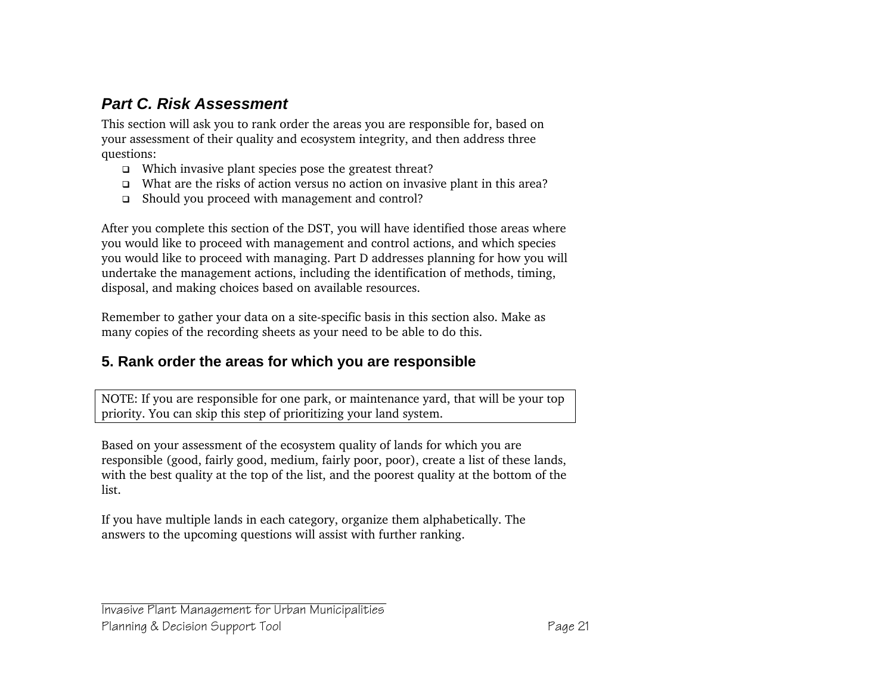## *Part C. Risk Assessment*

This section will ask you to rank order the areas you are responsible for, based on your assessment of their quality and ecosystem integrity, and then address three questions:

- Which invasive plant species pose the greatest threat?
- What are the risks of action versus no action on invasive plant in this area?
- Should you proceed with management and control?

After you complete this section of the DST, you will have identified those areas where you would like to proceed with management and control actions, and which species you would like to proceed with managing. Part D addresses planning for how you will undertake the management actions, including the identification of methods, timing, disposal, and making choices based on available resources.

Remember to gather your data on a site-specific basis in this section also. Make as many copies of the recording sheets as your need to be able to do this.

### 5. Rank order the areas for which you are responsible

NOTE: If you are responsible for one park, or maintenance yard, that will be your top priority. You can skip this step of prioritizing your land system.

Based on your assessment of the ecosystem quality of lands for which you are responsible (good, fairly good, medium, fairly poor, poor), create a list of these lands, with the best quality at the top of the list, and the poorest quality at the bottom of the list.

If you have multiple lands in each category, organize them alphabetically. The answers to the upcoming questions will assist with further ranking.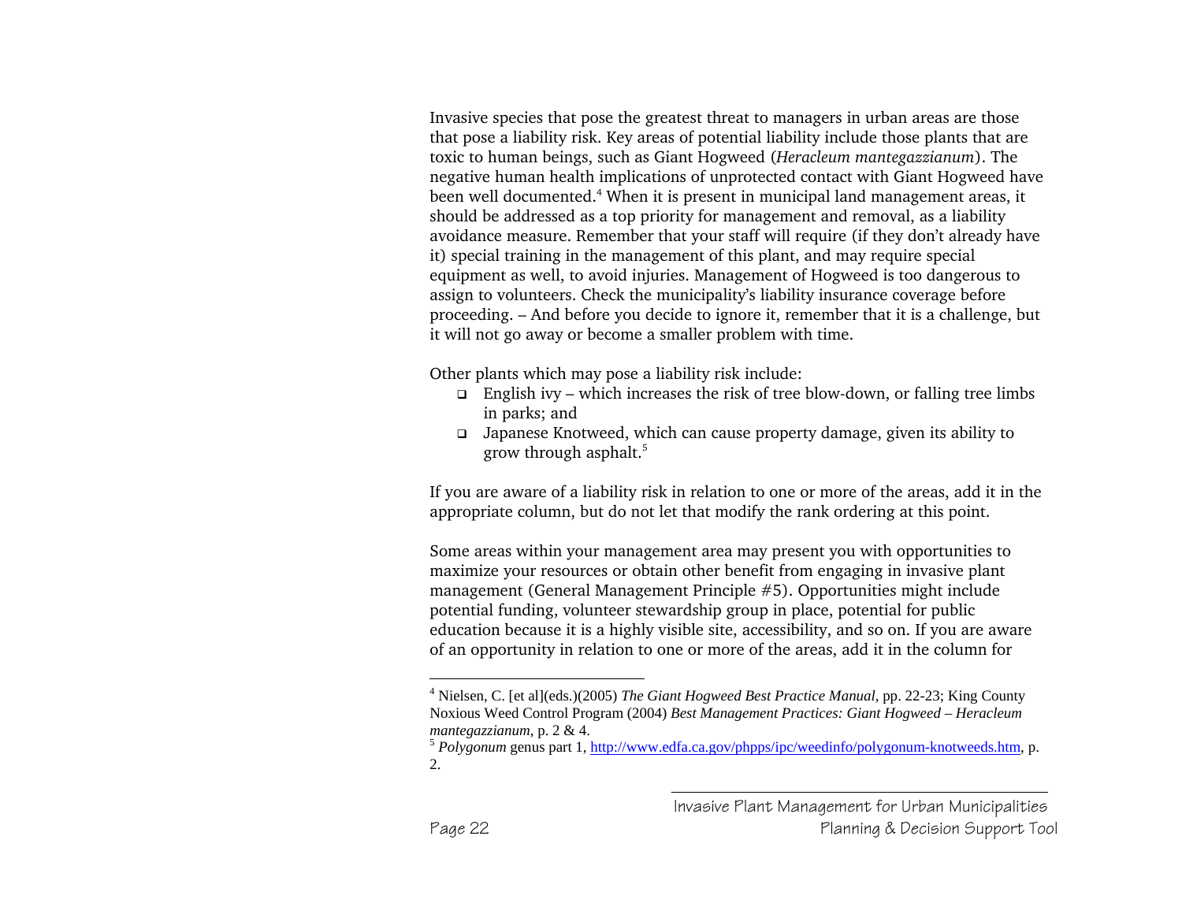Invasive species that pose the greatest threat to managers in urban areas are those that pose a liability risk. Key areas of potential liability include those plants that are toxic to human beings, such as Giant Hogweed (*Heracleum mantegazzianum*). The negative human health implications of unprotected contact with Giant Hogweed have been well documented.[4] When it is present in municipal land management areas, it should be addressed as a top priority for management and removal, as a liability avoidance measure. Remember that your staff will require (if they don't already have it) special training in the management of this plant, and may require special equipment as well, to avoid injuries. Management of Hogweed is too dangerous to assign to volunteers. Check the municipality's liability insurance coverage before proceeding. – And before you decide to ignore it, remember that it is a challenge, but it will not go away or become a smaller problem with time.

Other plants which may pose a liability risk include:

- English ivy – which increases the risk of tree blow-down, or falling tree limbs in parks; and
- Japanese Knotweed, which can cause property damage, given its ability to grow through asphalt.[5]

If you are aware of a liability risk in relation to one or more of the areas, add it in the appropriate column, but do not let that modify the rank ordering at this point.

Some areas within your management area may present you with opportunities to maximize your resources or obtain other benefit from engaging in invasive plant management (General Management Principle #5). Opportunities might include potential funding, volunteer stewardship group in place, potential for public education because it is a highly visible site, accessibility, and so on. If you are aware of an opportunity in relation to one or more of the areas, add it in the column for

---

[4] Nielsen, C. [et al](eds.)(2005) *The Giant Hogweed Best Practice Manual*, pp. 22-23; King County Noxious Weed Control Program (2004) *Best Management Practices: Giant Hogweed – Heracleum mantegazzianum*, p. 2 & 4.

[5] *Polygonum* genus part 1, http://www.edfa.ca.gov/phpps/ipc/weedinfo/polygonum-knotweeds.htm, p. 2.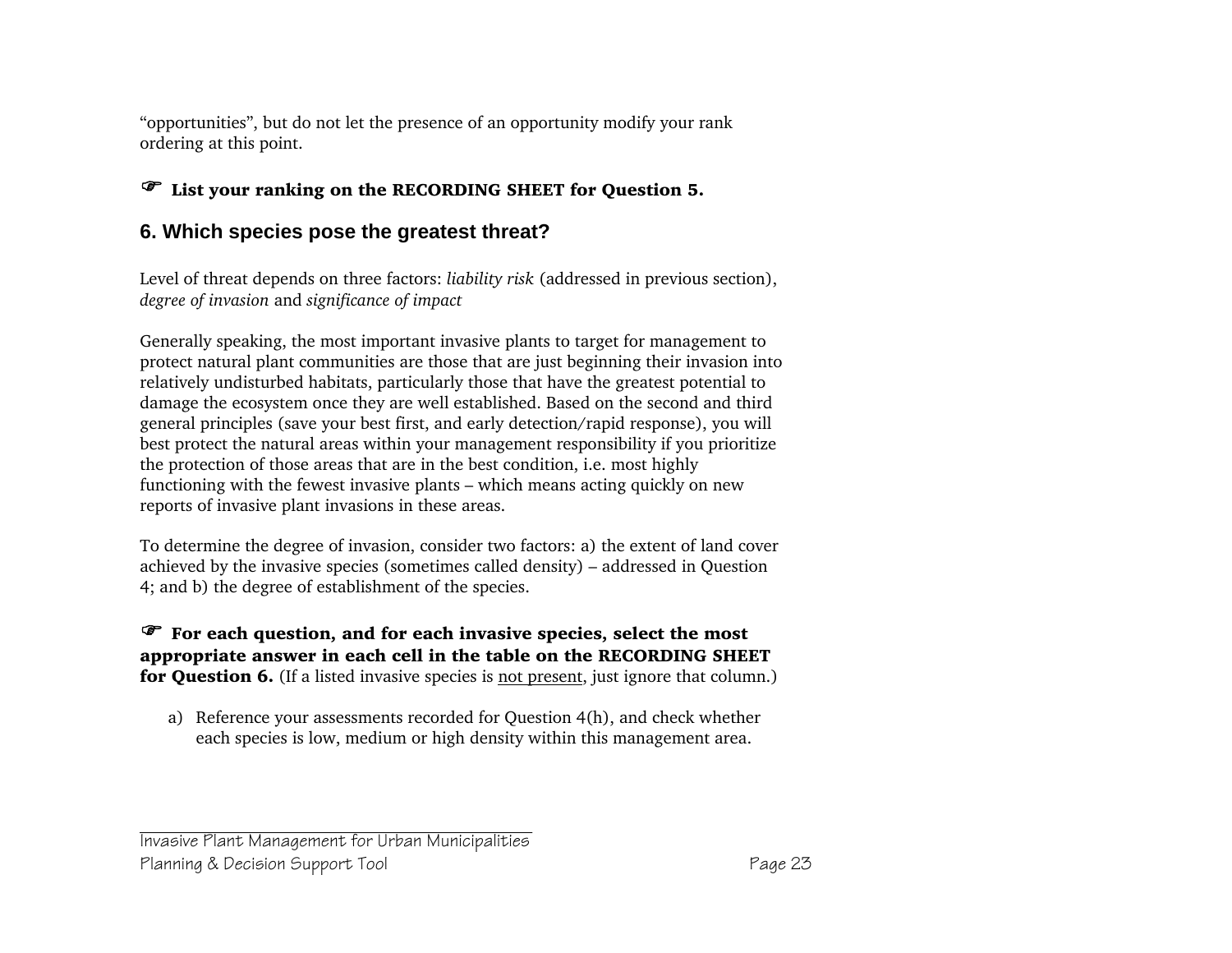"opportunities", but do not let the presence of an opportunity modify your rank ordering at this point.

☞ **List your ranking on the RECORDING SHEET for Question 5.**

## 6. Which species pose the greatest threat?

Level of threat depends on three factors: *liability risk* (addressed in previous section), *degree of invasion* and *significance of impact*

Generally speaking, the most important invasive plants to target for management to protect natural plant communities are those that are just beginning their invasion into relatively undisturbed habitats, particularly those that have the greatest potential to damage the ecosystem once they are well established. Based on the second and third general principles (save your best first, and early detection/rapid response), you will best protect the natural areas within your management responsibility if you prioritize the protection of those areas that are in the best condition, i.e. most highly functioning with the fewest invasive plants – which means acting quickly on new reports of invasive plant invasions in these areas.

To determine the degree of invasion, consider two factors: a) the extent of land cover achieved by the invasive species (sometimes called density) – addressed in Question 4; and b) the degree of establishment of the species.

☞ **For each question, and for each invasive species, select the most appropriate answer in each cell in the table on the RECORDING SHEET for Question 6.** (If a listed invasive species is not present, just ignore that column.)

a) Reference your assessments recorded for Question 4(h), and check whether each species is low, medium or high density within this management area.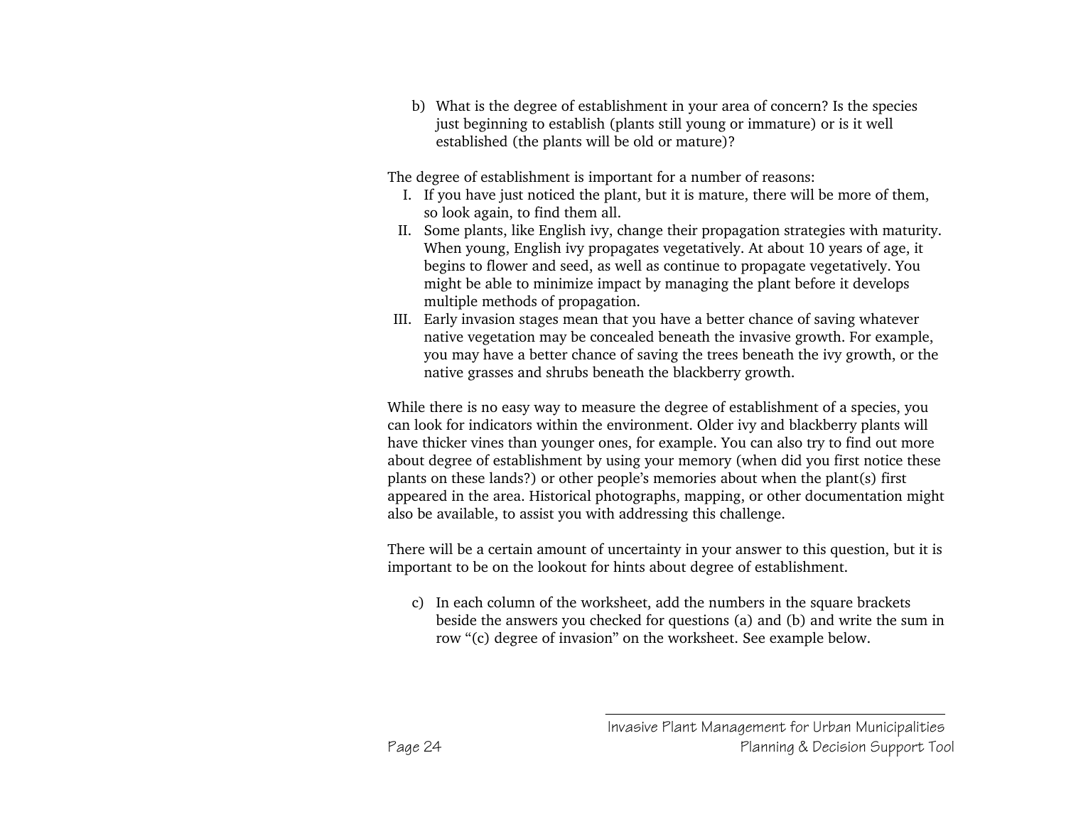b) What is the degree of establishment in your area of concern? Is the species just beginning to establish (plants still young or immature) or is it well established (the plants will be old or mature)?

The degree of establishment is important for a number of reasons:

I. If you have just noticed the plant, but it is mature, there will be more of them, so look again, to find them all.
II. Some plants, like English ivy, change their propagation strategies with maturity. When young, English ivy propagates vegetatively. At about 10 years of age, it begins to flower and seed, as well as continue to propagate vegetatively. You might be able to minimize impact by managing the plant before it develops multiple methods of propagation.
III. Early invasion stages mean that you have a better chance of saving whatever native vegetation may be concealed beneath the invasive growth. For example, you may have a better chance of saving the trees beneath the ivy growth, or the native grasses and shrubs beneath the blackberry growth.

While there is no easy way to measure the degree of establishment of a species, you can look for indicators within the environment. Older ivy and blackberry plants will have thicker vines than younger ones, for example. You can also try to find out more about degree of establishment by using your memory (when did you first notice these plants on these lands?) or other people's memories about when the plant(s) first appeared in the area. Historical photographs, mapping, or other documentation might also be available, to assist you with addressing this challenge.

There will be a certain amount of uncertainty in your answer to this question, but it is important to be on the lookout for hints about degree of establishment.

c) In each column of the worksheet, add the numbers in the square brackets beside the answers you checked for questions (a) and (b) and write the sum in row "(c) degree of invasion" on the worksheet. See example below.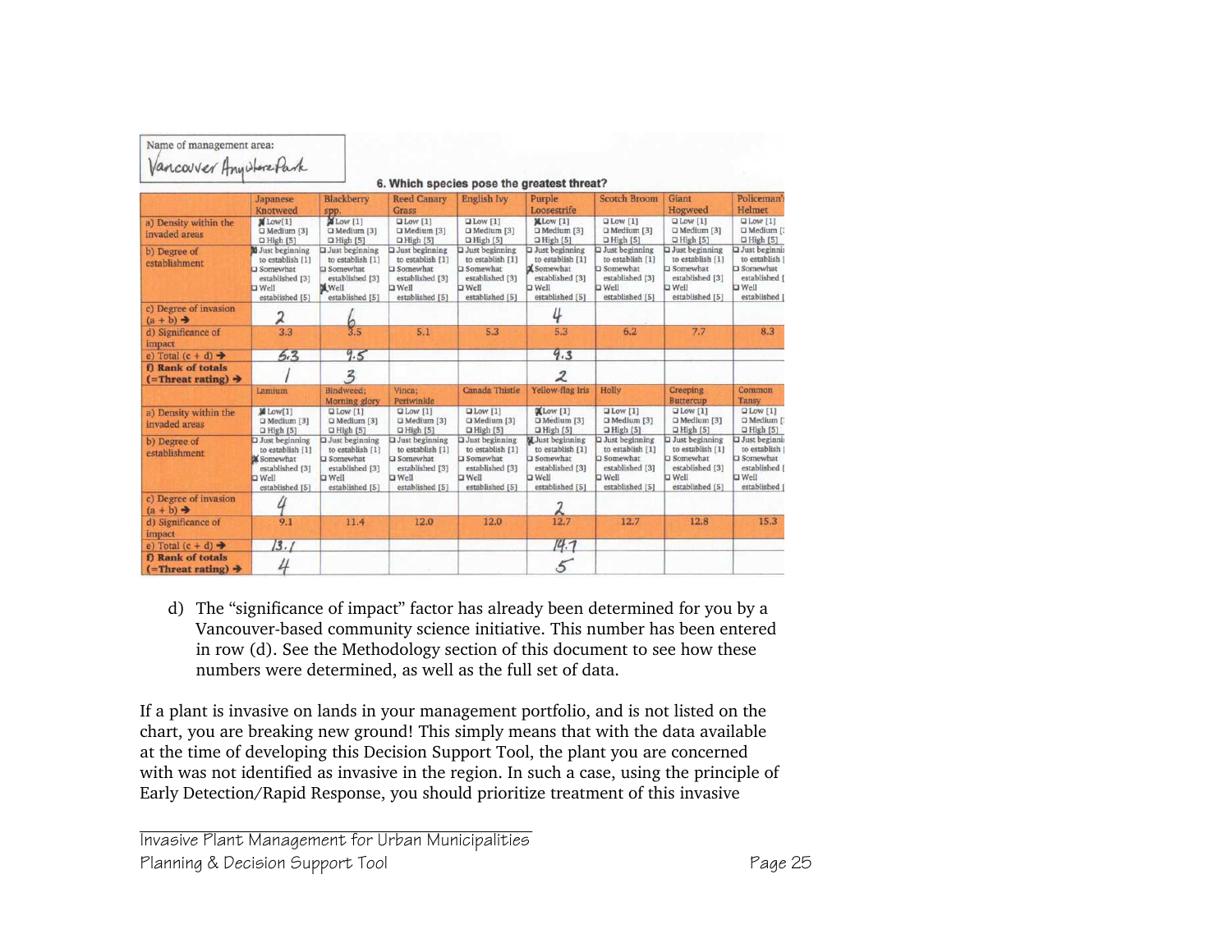Name of management area: Vancouver AnyWhere Park

**6. Which species pose the greatest threat?**

| | Japanese Knotweed | Blackberry spp. | Reed Canary Grass | English Ivy | Purple Loosestrife | Scotch Broom | Giant Hogweed | Policeman's Helmet |
|---|---|---|---|---|---|---|---|---|
| a) Density within the invaded areas | ☒ Low [1] ☐ Medium [3] ☐ High [5] | ☒ Low [1] ☐ Medium [3] ☐ High [5] | ☐ Low [1] ☐ Medium [3] ☐ High [5] | ☐ Low [1] ☐ Medium [3] ☐ High [5] | ☒ Low [1] ☐ Medium [3] ☐ High [5] | ☐ Low [1] ☐ Medium [3] ☐ High [5] | ☐ Low [1] ☐ Medium [3] ☐ High [5] | ☐ Low [1] ☐ Medium [3] ☐ High [5] |
| b) Degree of establishment | ☒ Just beginning to establish [1] ☐ Somewhat established [3] ☐ Well established [5] | ☐ Just beginning to establish [1] ☐ Somewhat established [3] ☒ Well established [5] | ☐ Just beginning to establish [1] ☐ Somewhat established [3] ☐ Well established [5] | ☐ Just beginning to establish [1] ☐ Somewhat established [3] ☐ Well established [5] | ☐ Just beginning to establish [1] ☒ Somewhat established [3] ☐ Well established [5] | ☐ Just beginning to establish [1] ☐ Somewhat established [3] ☐ Well established [5] | ☐ Just beginning to establish [1] ☐ Somewhat established [3] ☐ Well established [5] | ☐ Just beginning to establish [1] ☐ Somewhat established [3] ☐ Well established [5] |
| c) Degree of invasion (a + b) → | 2 | 6 | | | 4 | | | |
| d) Significance of impact | 3.3 | 3.5 | 5.1 | 5.3 | 5.3 | 6.2 | 7.7 | 8.3 |
| e) Total (c + d) → | 5.3 | 9.5 | | | 9.3 | | | |
| **f) Rank of totals (=Threat rating) →** | 1 | 3 | | | 2 | | | |
| | **Lamium** | **Bindweed; Morning glory** | **Vinca; Periwinkle** | **Canada Thistle** | **Yellow-flag Iris** | **Holly** | **Creeping Buttercup** | **Common Tansy** |
| a) Density within the invaded areas | ☒ Low [1] ☐ Medium [3] ☐ High [5] | ☐ Low [1] ☐ Medium [3] ☐ High [5] | ☐ Low [1] ☐ Medium [3] ☐ High [5] | ☐ Low [1] ☐ Medium [3] ☐ High [5] | ☒ Low [1] ☐ Medium [3] ☐ High [5] | ☐ Low [1] ☐ Medium [3] ☐ High [5] | ☐ Low [1] ☐ Medium [3] ☐ High [5] | ☐ Low [1] ☐ Medium [3] ☐ High [5] |
| b) Degree of establishment | ☐ Just beginning to establish [1] ☒ Somewhat established [3] ☐ Well established [5] | ☐ Just beginning to establish [1] ☐ Somewhat established [3] ☐ Well established [5] | ☐ Just beginning to establish [1] ☐ Somewhat established [3] ☐ Well established [5] | ☐ Just beginning to establish [1] ☐ Somewhat established [3] ☐ Well established [5] | ☒ Just beginning to establish [1] ☐ Somewhat established [3] ☐ Well established [5] | ☐ Just beginning to establish [1] ☐ Somewhat established [3] ☐ Well established [5] | ☐ Just beginning to establish [1] ☐ Somewhat established [3] ☐ Well established [5] | ☐ Just beginning to establish [1] ☐ Somewhat established [3] ☐ Well established [5] |
| c) Degree of invasion (a + b) → | 4 | | | | 2 | | | |
| d) Significance of impact | 9.1 | 11.4 | 12.0 | 12.0 | 12.7 | 12.7 | 12.8 | 15.3 |
| e) Total (c + d) → | 13.1 | | | | 14.7 | | | |
| **f) Rank of totals (=Threat rating) →** | 4 | | | | 5 | | | |

d) The "significance of impact" factor has already been determined for you by a Vancouver-based community science initiative. This number has been entered in row (d). See the Methodology section of this document to see how these numbers were determined, as well as the full set of data.

If a plant is invasive on lands in your management portfolio, and is not listed on the chart, you are breaking new ground! This simply means that with the data available at the time of developing this Decision Support Tool, the plant you are concerned with was not identified as invasive in the region. In such a case, using the principle of Early Detection/Rapid Response, you should prioritize treatment of this invasive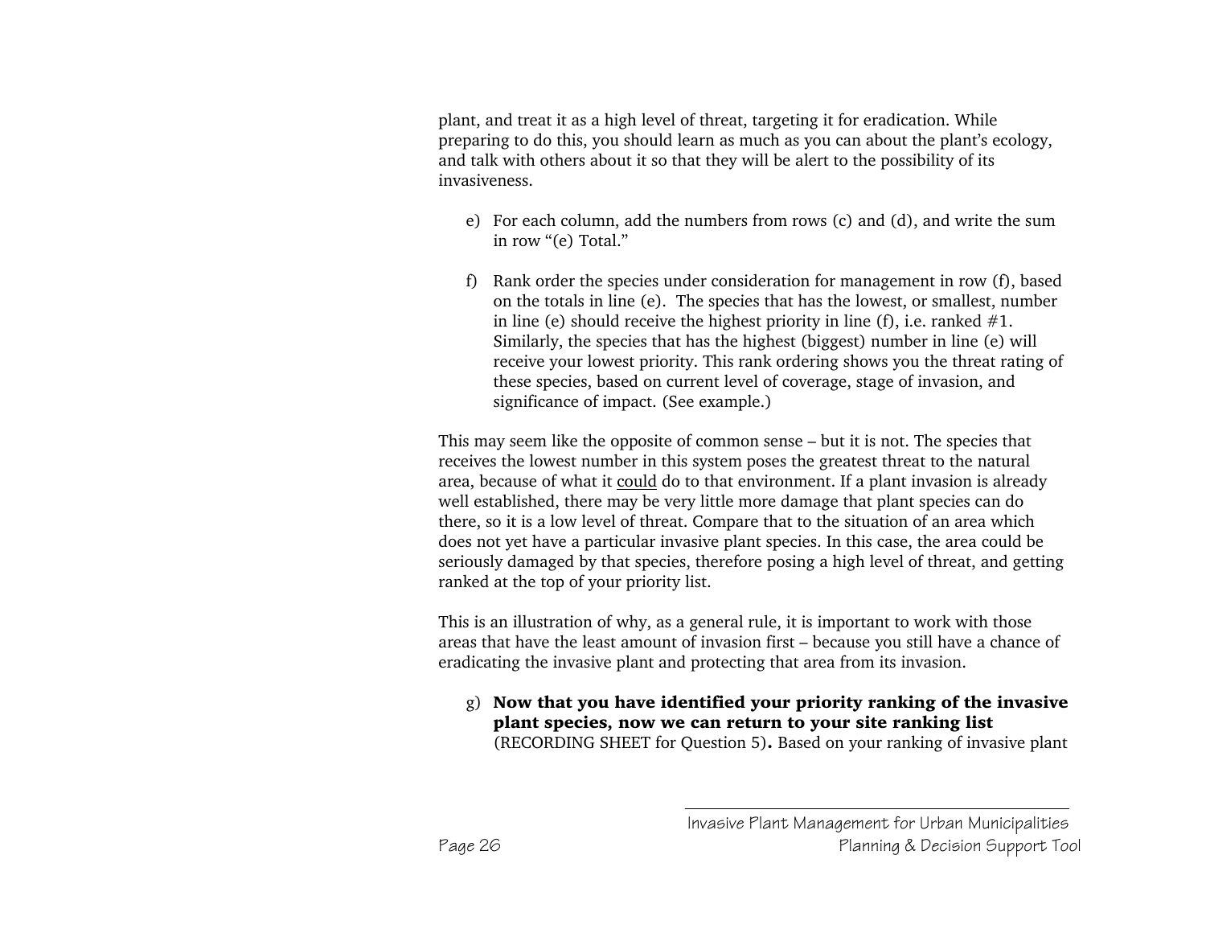plant, and treat it as a high level of threat, targeting it for eradication. While preparing to do this, you should learn as much as you can about the plant's ecology, and talk with others about it so that they will be alert to the possibility of its invasiveness.

e) For each column, add the numbers from rows (c) and (d), and write the sum in row "(e) Total."

f) Rank order the species under consideration for management in row (f), based on the totals in line (e). The species that has the lowest, or smallest, number in line (e) should receive the highest priority in line (f), i.e. ranked #1. Similarly, the species that has the highest (biggest) number in line (e) will receive your lowest priority. This rank ordering shows you the threat rating of these species, based on current level of coverage, stage of invasion, and significance of impact. (See example.)

This may seem like the opposite of common sense – but it is not. The species that receives the lowest number in this system poses the greatest threat to the natural area, because of what it <u>could</u> do to that environment. If a plant invasion is already well established, there may be very little more damage that plant species can do there, so it is a low level of threat. Compare that to the situation of an area which does not yet have a particular invasive plant species. In this case, the area could be seriously damaged by that species, therefore posing a high level of threat, and getting ranked at the top of your priority list.

This is an illustration of why, as a general rule, it is important to work with those areas that have the least amount of invasion first – because you still have a chance of eradicating the invasive plant and protecting that area from its invasion.

g) **Now that you have identified your priority ranking of the invasive plant species, now we can return to your site ranking list** (RECORDING SHEET for Question 5)**.** Based on your ranking of invasive plant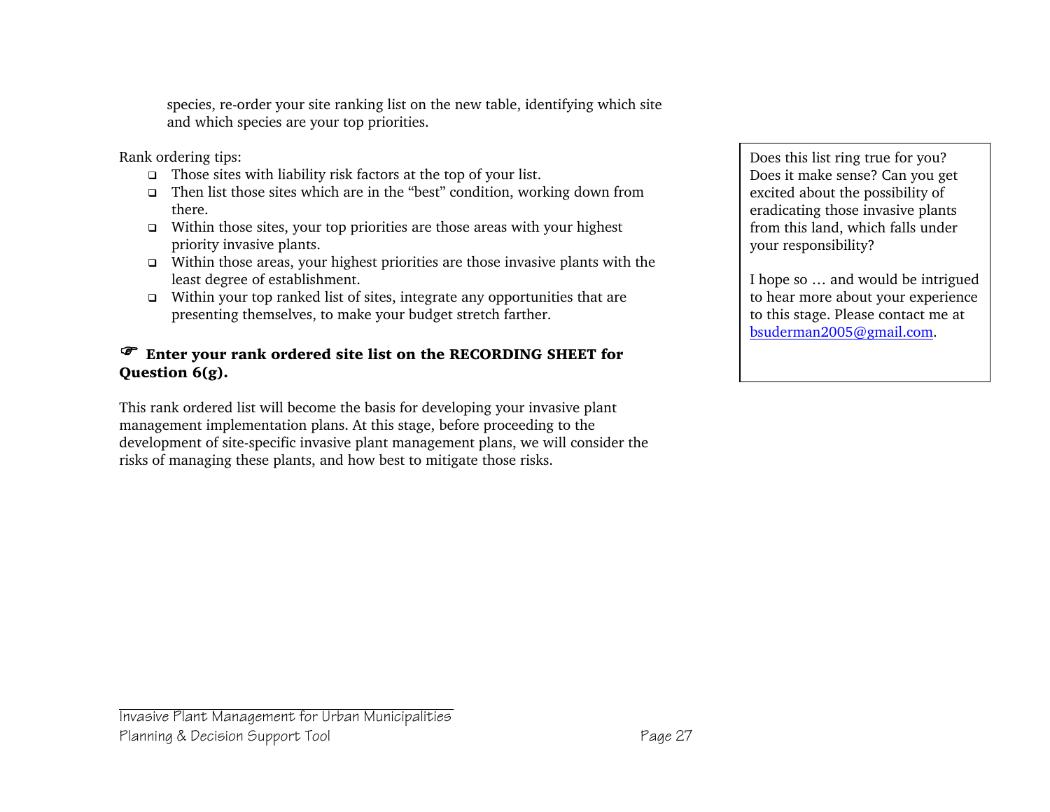species, re-order your site ranking list on the new table, identifying which site and which species are your top priorities.

Rank ordering tips:

- Those sites with liability risk factors at the top of your list.
- Then list those sites which are in the "best" condition, working down from there.
- Within those sites, your top priorities are those areas with your highest priority invasive plants.
- Within those areas, your highest priorities are those invasive plants with the least degree of establishment.
- Within your top ranked list of sites, integrate any opportunities that are presenting themselves, to make your budget stretch farther.

☞ **Enter your rank ordered site list on the RECORDING SHEET for Question 6(g).**

This rank ordered list will become the basis for developing your invasive plant management implementation plans. At this stage, before proceeding to the development of site-specific invasive plant management plans, we will consider the risks of managing these plants, and how best to mitigate those risks.

> Does this list ring true for you? Does it make sense? Can you get excited about the possibility of eradicating those invasive plants from this land, which falls under your responsibility?
>
> I hope so … and would be intrigued to hear more about your experience to this stage. Please contact me at bsuderman2005@gmail.com.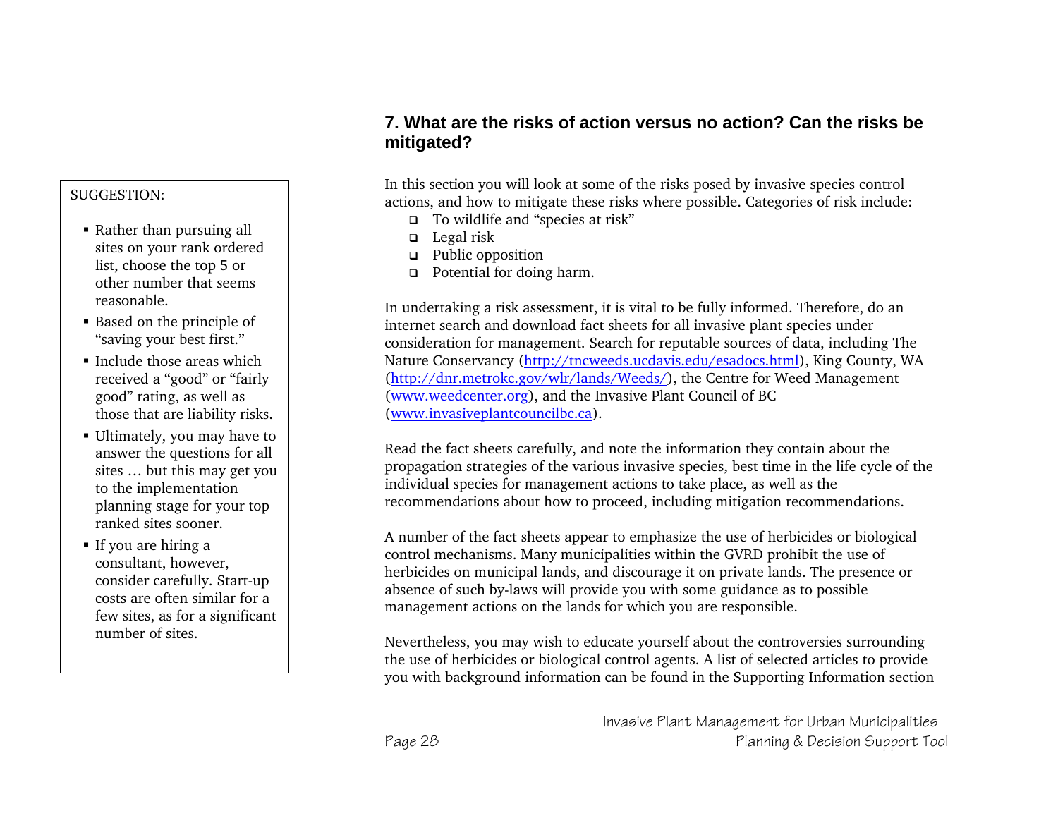## 7. What are the risks of action versus no action? Can the risks be mitigated?

In this section you will look at some of the risks posed by invasive species control actions, and how to mitigate these risks where possible. Categories of risk include:

- To wildlife and "species at risk"
- Legal risk
- Public opposition
- Potential for doing harm.

In undertaking a risk assessment, it is vital to be fully informed. Therefore, do an internet search and download fact sheets for all invasive plant species under consideration for management. Search for reputable sources of data, including The Nature Conservancy (http://tncweeds.ucdavis.edu/esadocs.html), King County, WA (http://dnr.metrokc.gov/wlr/lands/Weeds/), the Centre for Weed Management (www.weedcenter.org), and the Invasive Plant Council of BC (www.invasiveplantcouncilbc.ca).

Read the fact sheets carefully, and note the information they contain about the propagation strategies of the various invasive species, best time in the life cycle of the individual species for management actions to take place, as well as the recommendations about how to proceed, including mitigation recommendations.

A number of the fact sheets appear to emphasize the use of herbicides or biological control mechanisms. Many municipalities within the GVRD prohibit the use of herbicides on municipal lands, and discourage it on private lands. The presence or absence of such by-laws will provide you with some guidance as to possible management actions on the lands for which you are responsible.

Nevertheless, you may wish to educate yourself about the controversies surrounding the use of herbicides or biological control agents. A list of selected articles to provide you with background information can be found in the Supporting Information section

SUGGESTION:

- Rather than pursuing all sites on your rank ordered list, choose the top 5 or other number that seems reasonable.
- Based on the principle of "saving your best first."
- Include those areas which received a "good" or "fairly good" rating, as well as those that are liability risks.
- Ultimately, you may have to answer the questions for all sites … but this may get you to the implementation planning stage for your top ranked sites sooner.
- If you are hiring a consultant, however, consider carefully. Start-up costs are often similar for a few sites, as for a significant number of sites.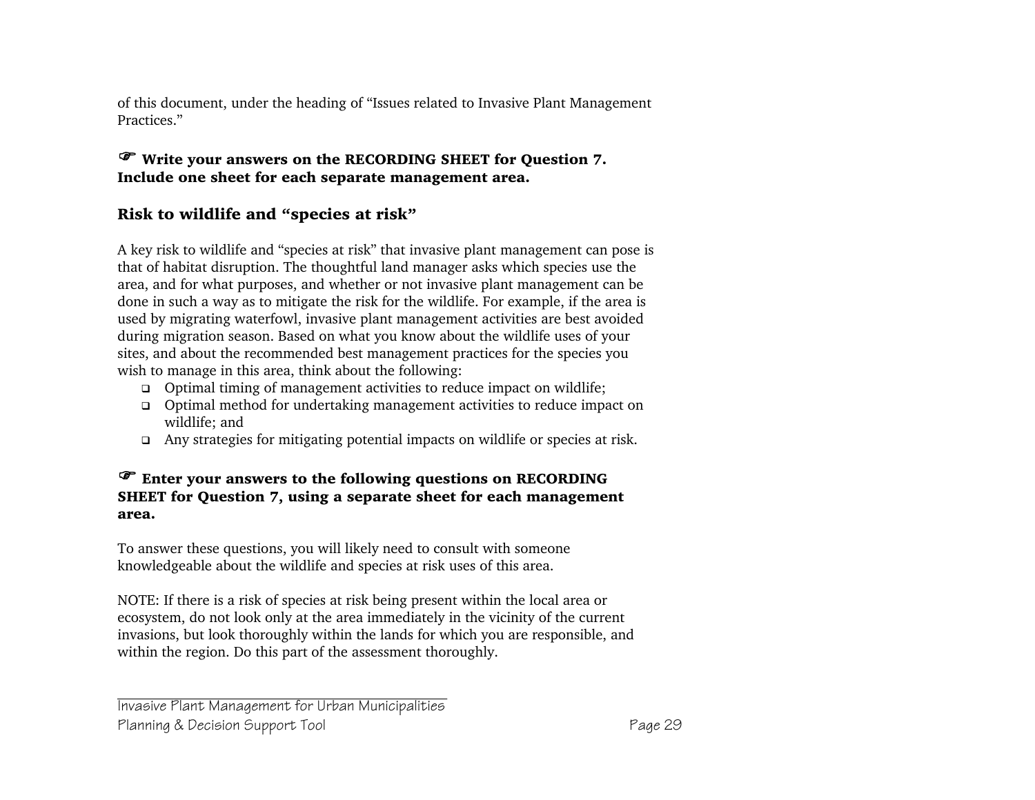of this document, under the heading of “Issues related to Invasive Plant Management Practices.”

☞ **Write your answers on the RECORDING SHEET for Question 7. Include one sheet for each separate management area.**

## Risk to wildlife and “species at risk”

A key risk to wildlife and “species at risk” that invasive plant management can pose is that of habitat disruption. The thoughtful land manager asks which species use the area, and for what purposes, and whether or not invasive plant management can be done in such a way as to mitigate the risk for the wildlife. For example, if the area is used by migrating waterfowl, invasive plant management activities are best avoided during migration season. Based on what you know about the wildlife uses of your sites, and about the recommended best management practices for the species you wish to manage in this area, think about the following:

- Optimal timing of management activities to reduce impact on wildlife;
- Optimal method for undertaking management activities to reduce impact on wildlife; and
- Any strategies for mitigating potential impacts on wildlife or species at risk.

☞ **Enter your answers to the following questions on RECORDING SHEET for Question 7, using a separate sheet for each management area.**

To answer these questions, you will likely need to consult with someone knowledgeable about the wildlife and species at risk uses of this area.

NOTE: If there is a risk of species at risk being present within the local area or ecosystem, do not look only at the area immediately in the vicinity of the current invasions, but look thoroughly within the lands for which you are responsible, and within the region. Do this part of the assessment thoroughly.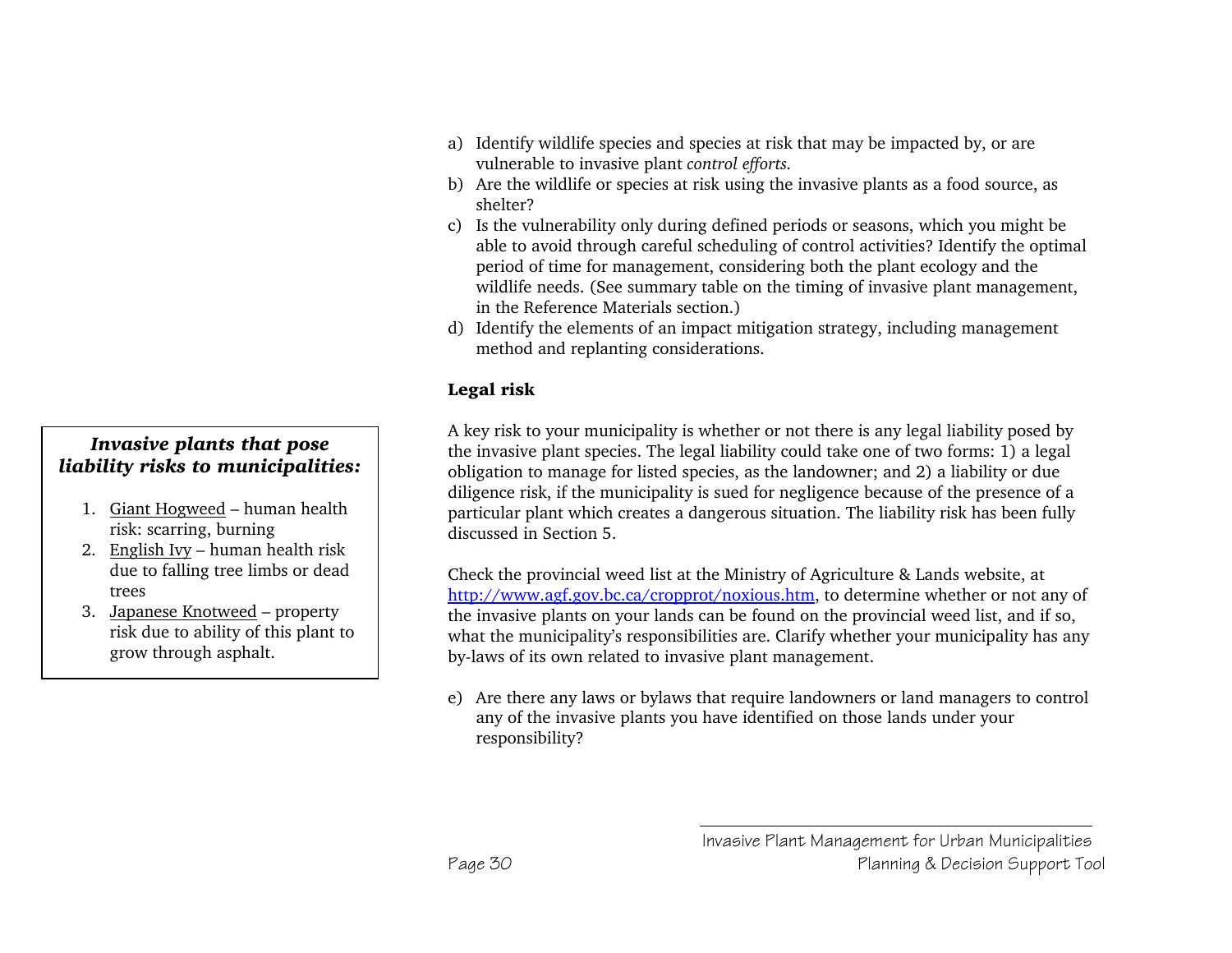a) Identify wildlife species and species at risk that may be impacted by, or are vulnerable to invasive plant *control efforts.*
b) Are the wildlife or species at risk using the invasive plants as a food source, as shelter?
c) Is the vulnerability only during defined periods or seasons, which you might be able to avoid through careful scheduling of control activities? Identify the optimal period of time for management, considering both the plant ecology and the wildlife needs. (See summary table on the timing of invasive plant management, in the Reference Materials section.)
d) Identify the elements of an impact mitigation strategy, including management method and replanting considerations.

**Legal risk**

A key risk to your municipality is whether or not there is any legal liability posed by the invasive plant species. The legal liability could take one of two forms: 1) a legal obligation to manage for listed species, as the landowner; and 2) a liability or due diligence risk, if the municipality is sued for negligence because of the presence of a particular plant which creates a dangerous situation. The liability risk has been fully discussed in Section 5.

Check the provincial weed list at the Ministry of Agriculture & Lands website, at http://www.agf.gov.bc.ca/cropprot/noxious.htm, to determine whether or not any of the invasive plants on your lands can be found on the provincial weed list, and if so, what the municipality's responsibilities are. Clarify whether your municipality has any by-laws of its own related to invasive plant management.

e) Are there any laws or bylaws that require landowners or land managers to control any of the invasive plants you have identified on those lands under your responsibility?

***Invasive plants that pose liability risks to municipalities:***

1. Giant Hogweed – human health risk: scarring, burning
2. English Ivy – human health risk due to falling tree limbs or dead trees
3. Japanese Knotweed – property risk due to ability of this plant to grow through asphalt.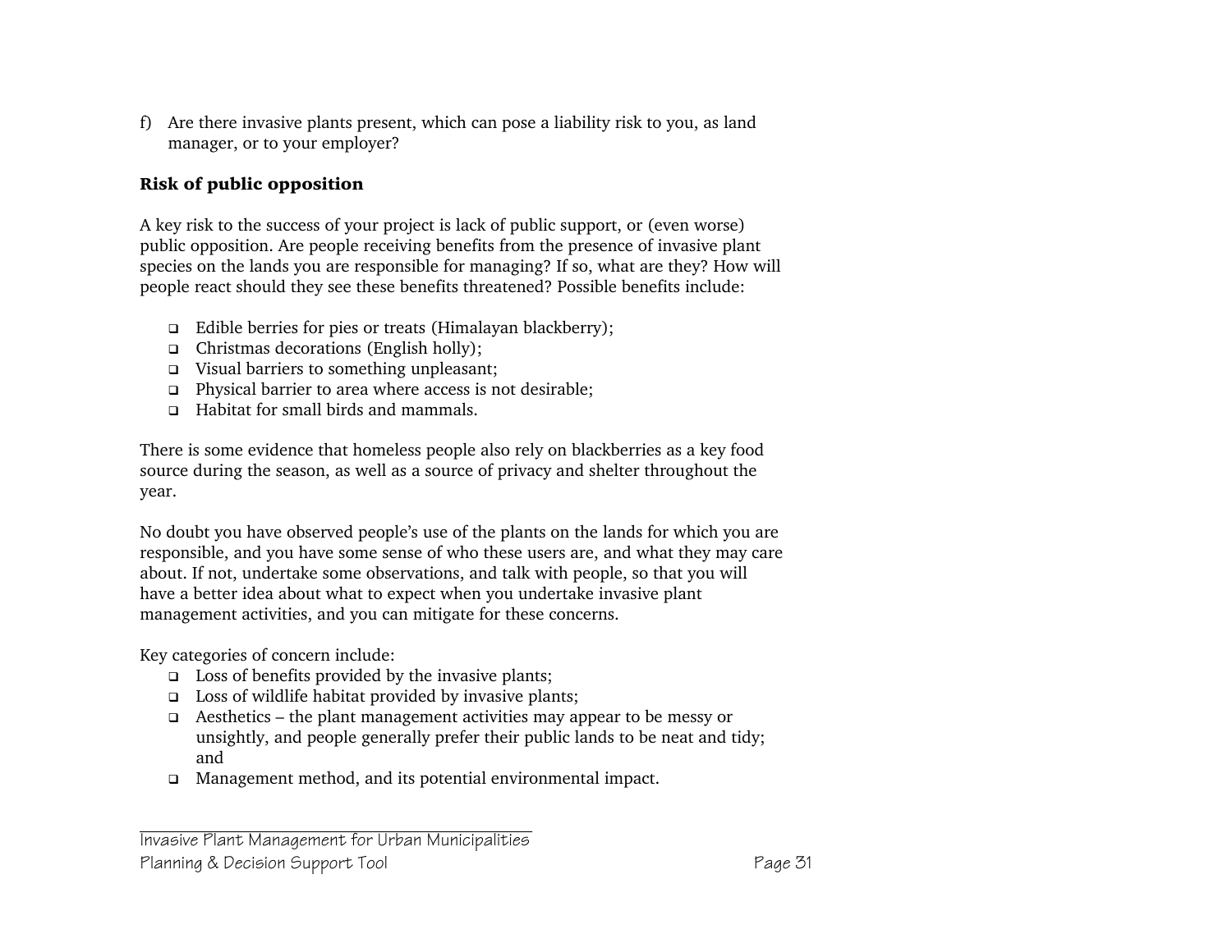f) Are there invasive plants present, which can pose a liability risk to you, as land manager, or to your employer?

### Risk of public opposition

A key risk to the success of your project is lack of public support, or (even worse) public opposition. Are people receiving benefits from the presence of invasive plant species on the lands you are responsible for managing? If so, what are they? How will people react should they see these benefits threatened? Possible benefits include:

- Edible berries for pies or treats (Himalayan blackberry);
- Christmas decorations (English holly);
- Visual barriers to something unpleasant;
- Physical barrier to area where access is not desirable;
- Habitat for small birds and mammals.

There is some evidence that homeless people also rely on blackberries as a key food source during the season, as well as a source of privacy and shelter throughout the year.

No doubt you have observed people's use of the plants on the lands for which you are responsible, and you have some sense of who these users are, and what they may care about. If not, undertake some observations, and talk with people, so that you will have a better idea about what to expect when you undertake invasive plant management activities, and you can mitigate for these concerns.

Key categories of concern include:

- Loss of benefits provided by the invasive plants;
- Loss of wildlife habitat provided by invasive plants;
- Aesthetics – the plant management activities may appear to be messy or unsightly, and people generally prefer their public lands to be neat and tidy; and
- Management method, and its potential environmental impact.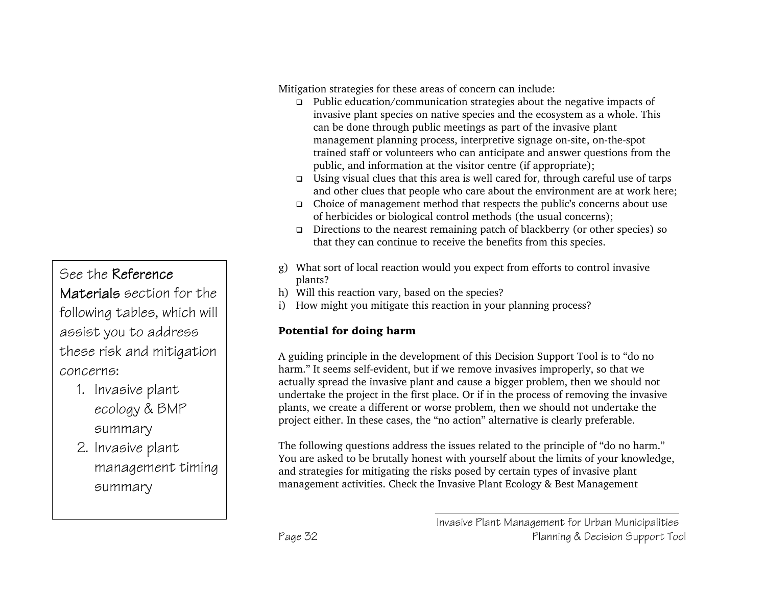Mitigation strategies for these areas of concern can include:

- Public education/communication strategies about the negative impacts of invasive plant species on native species and the ecosystem as a whole. This can be done through public meetings as part of the invasive plant management planning process, interpretive signage on-site, on-the-spot trained staff or volunteers who can anticipate and answer questions from the public, and information at the visitor centre (if appropriate);
- Using visual clues that this area is well cared for, through careful use of tarps and other clues that people who care about the environment are at work here;
- Choice of management method that respects the public's concerns about use of herbicides or biological control methods (the usual concerns);
- Directions to the nearest remaining patch of blackberry (or other species) so that they can continue to receive the benefits from this species.

> See the **Reference Materials** section for the following tables, which will assist you to address these risk and mitigation concerns:
> 1. Invasive plant ecology & BMP summary
> 2. Invasive plant management timing summary

g) What sort of local reaction would you expect from efforts to control invasive plants?
h) Will this reaction vary, based on the species?
i) How might you mitigate this reaction in your planning process?

**Potential for doing harm**

A guiding principle in the development of this Decision Support Tool is to "do no harm." It seems self-evident, but if we remove invasives improperly, so that we actually spread the invasive plant and cause a bigger problem, then we should not undertake the project in the first place. Or if in the process of removing the invasive plants, we create a different or worse problem, then we should not undertake the project either. In these cases, the "no action" alternative is clearly preferable.

The following questions address the issues related to the principle of "do no harm." You are asked to be brutally honest with yourself about the limits of your knowledge, and strategies for mitigating the risks posed by certain types of invasive plant management activities. Check the Invasive Plant Ecology & Best Management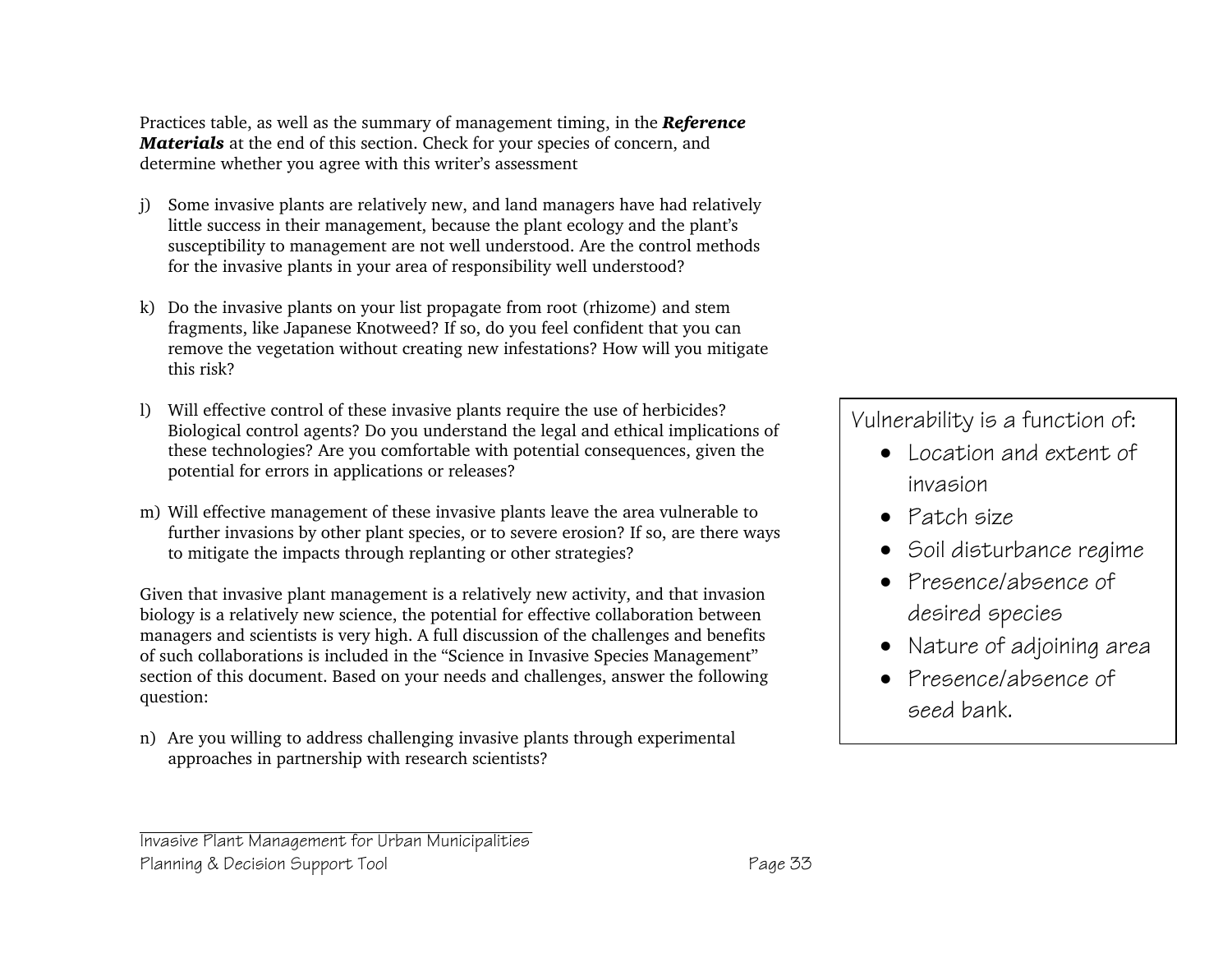Practices table, as well as the summary of management timing, in the ***Reference Materials*** at the end of this section. Check for your species of concern, and determine whether you agree with this writer's assessment

j) Some invasive plants are relatively new, and land managers have had relatively little success in their management, because the plant ecology and the plant's susceptibility to management are not well understood. Are the control methods for the invasive plants in your area of responsibility well understood?

k) Do the invasive plants on your list propagate from root (rhizome) and stem fragments, like Japanese Knotweed? If so, do you feel confident that you can remove the vegetation without creating new infestations? How will you mitigate this risk?

l) Will effective control of these invasive plants require the use of herbicides? Biological control agents? Do you understand the legal and ethical implications of these technologies? Are you comfortable with potential consequences, given the potential for errors in applications or releases?

m) Will effective management of these invasive plants leave the area vulnerable to further invasions by other plant species, or to severe erosion? If so, are there ways to mitigate the impacts through replanting or other strategies?

Given that invasive plant management is a relatively new activity, and that invasion biology is a relatively new science, the potential for effective collaboration between managers and scientists is very high. A full discussion of the challenges and benefits of such collaborations is included in the "Science in Invasive Species Management" section of this document. Based on your needs and challenges, answer the following question:

n) Are you willing to address challenging invasive plants through experimental approaches in partnership with research scientists?

Vulnerability is a function of:

- Location and extent of invasion
- Patch size
- Soil disturbance regime
- Presence/absence of desired species
- Nature of adjoining area
- Presence/absence of seed bank.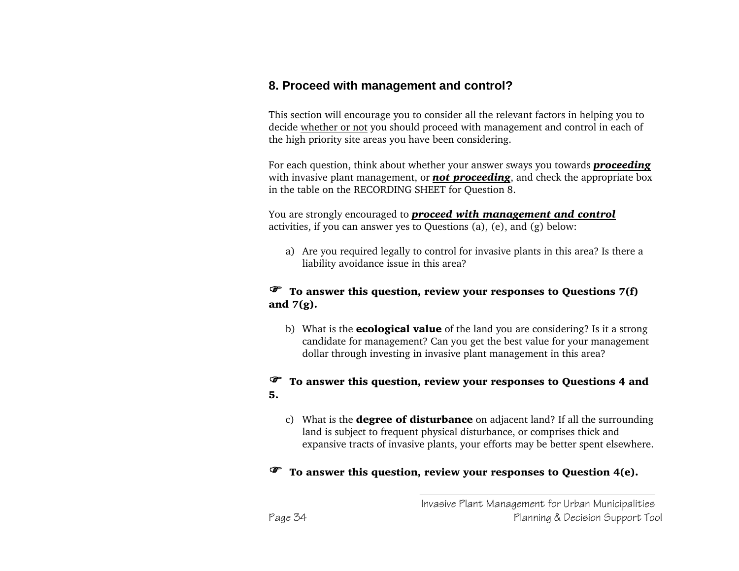## 8. Proceed with management and control?

This section will encourage you to consider all the relevant factors in helping you to decide whether or not you should proceed with management and control in each of the high priority site areas you have been considering.

For each question, think about whether your answer sways you towards ***proceeding*** with invasive plant management, or ***not proceeding***, and check the appropriate box in the table on the RECORDING SHEET for Question 8.

You are strongly encouraged to ***proceed with management and control*** activities, if you can answer yes to Questions (a), (e), and (g) below:

a) Are you required legally to control for invasive plants in this area? Is there a liability avoidance issue in this area?

☞ **To answer this question, review your responses to Questions 7(f) and 7(g).**

b) What is the **ecological value** of the land you are considering? Is it a strong candidate for management? Can you get the best value for your management dollar through investing in invasive plant management in this area?

☞ **To answer this question, review your responses to Questions 4 and 5.**

c) What is the **degree of disturbance** on adjacent land? If all the surrounding land is subject to frequent physical disturbance, or comprises thick and expansive tracts of invasive plants, your efforts may be better spent elsewhere.

☞ **To answer this question, review your responses to Question 4(e).**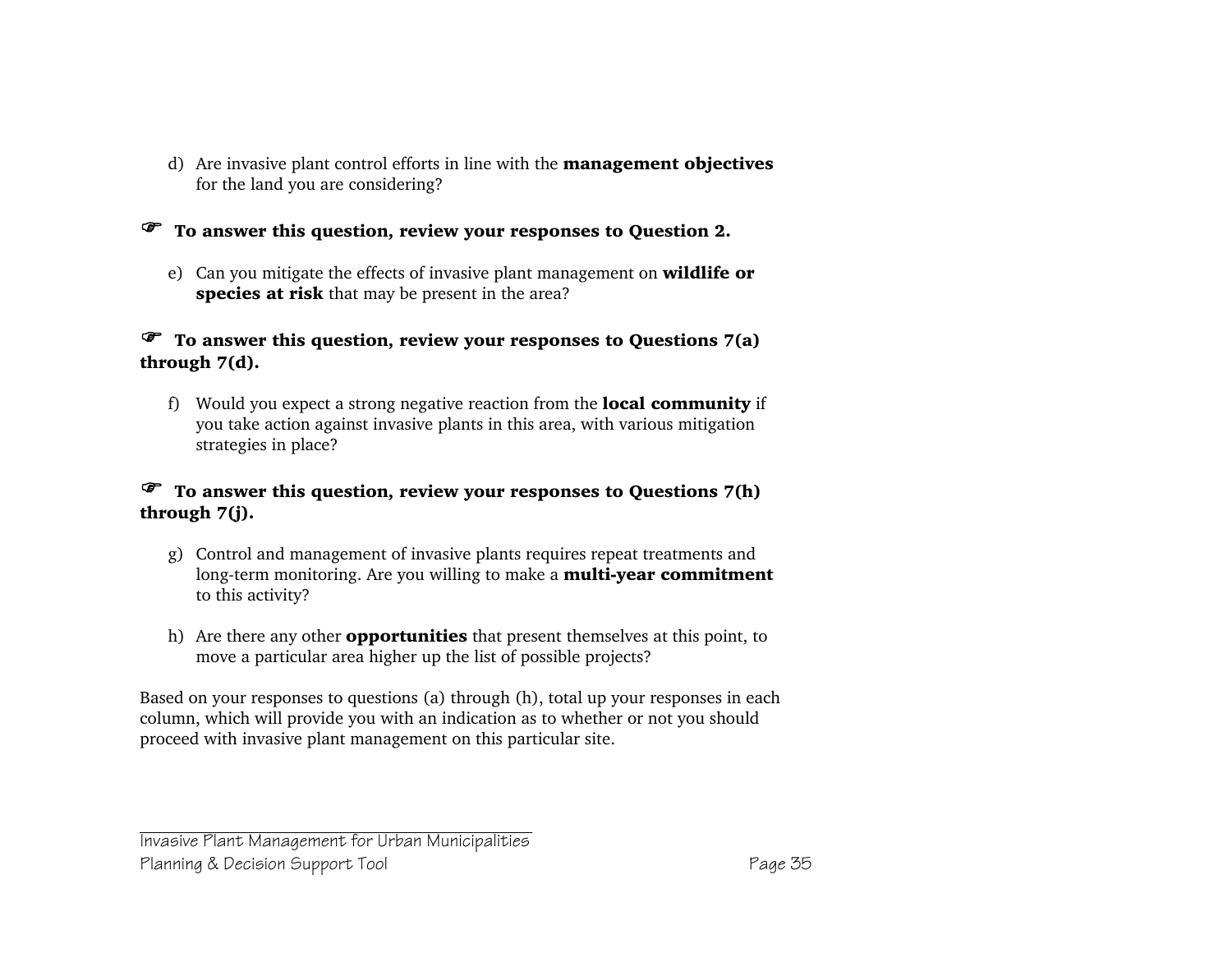d) Are invasive plant control efforts in line with the **management objectives** for the land you are considering?

☞ **To answer this question, review your responses to Question 2.**

e) Can you mitigate the effects of invasive plant management on **wildlife or species at risk** that may be present in the area?

☞ **To answer this question, review your responses to Questions 7(a) through 7(d).**

f) Would you expect a strong negative reaction from the **local community** if you take action against invasive plants in this area, with various mitigation strategies in place?

☞ **To answer this question, review your responses to Questions 7(h) through 7(j).**

g) Control and management of invasive plants requires repeat treatments and long-term monitoring. Are you willing to make a **multi-year commitment** to this activity?

h) Are there any other **opportunities** that present themselves at this point, to move a particular area higher up the list of possible projects?

Based on your responses to questions (a) through (h), total up your responses in each column, which will provide you with an indication as to whether or not you should proceed with invasive plant management on this particular site.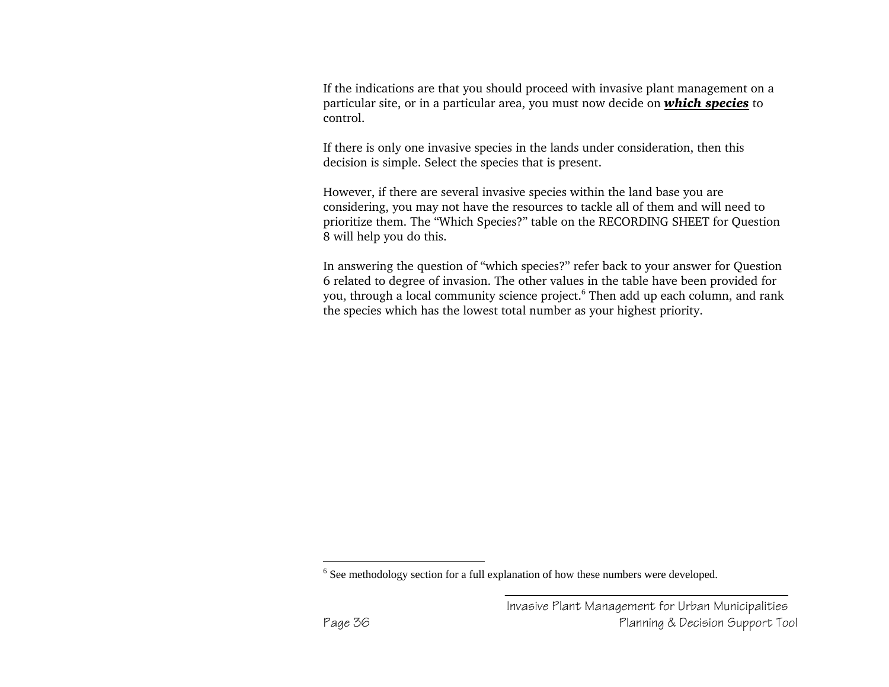If the indications are that you should proceed with invasive plant management on a particular site, or in a particular area, you must now decide on ***which species*** to control.

If there is only one invasive species in the lands under consideration, then this decision is simple. Select the species that is present.

However, if there are several invasive species within the land base you are considering, you may not have the resources to tackle all of them and will need to prioritize them. The “Which Species?” table on the RECORDING SHEET for Question 8 will help you do this.

In answering the question of “which species?” refer back to your answer for Question 6 related to degree of invasion. The other values in the table have been provided for you, through a local community science project.[6] Then add up each column, and rank the species which has the lowest total number as your highest priority.

[6] See methodology section for a full explanation of how these numbers were developed.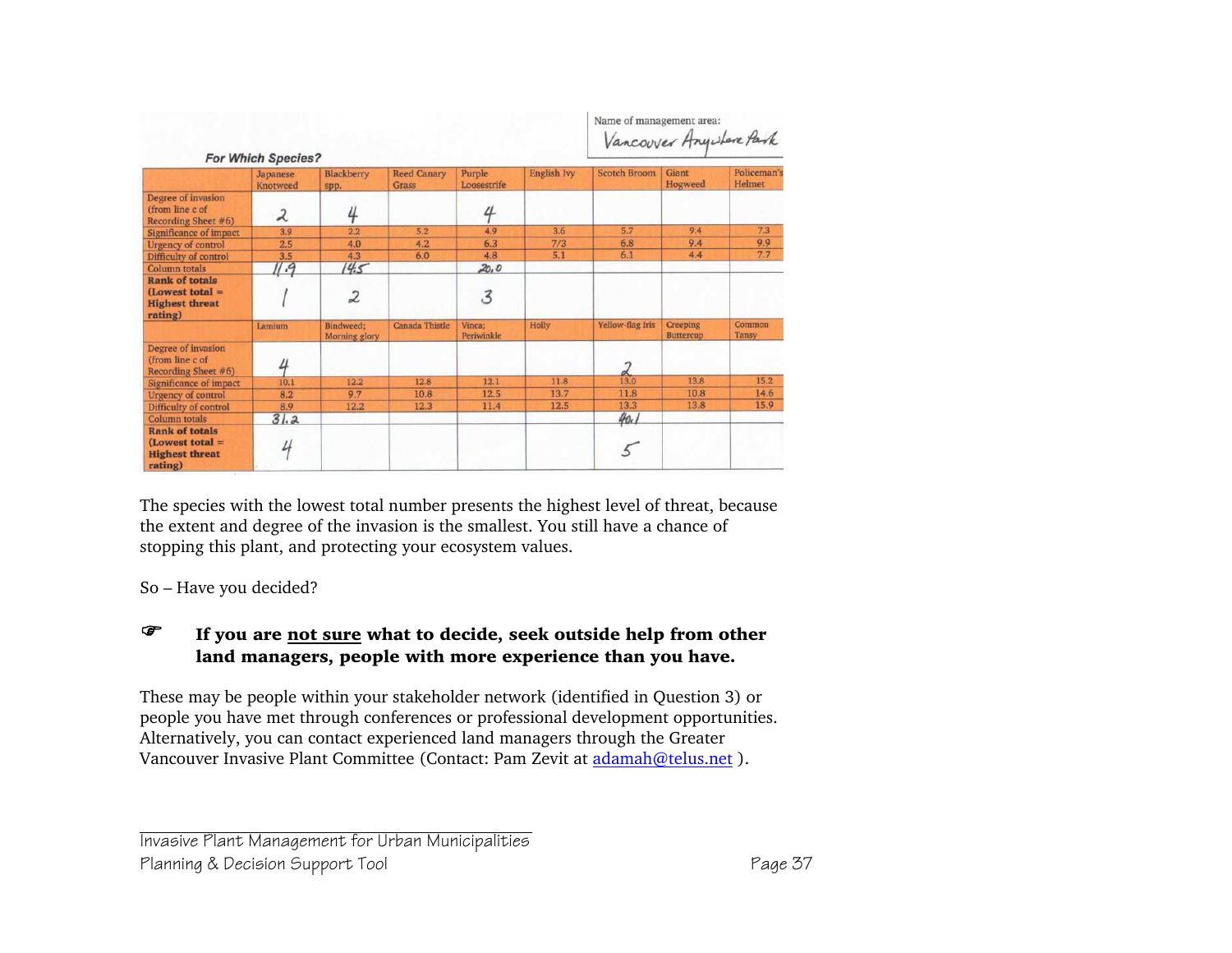Name of management area: *Vancouver Anywhere Park*

**For Which Species?**

| | Japanese Knotweed | Blackberry spp. | Reed Canary Grass | Purple Loosestrife | English Ivy | Scotch Broom | Giant Hogweed | Policeman's Helmet |
|---|---|---|---|---|---|---|---|---|
| Degree of invasion (from line c of Recording Sheet #6) | 2 | 4 | | 4 | | | | |
| Significance of impact | 3.9 | 2.2 | 5.2 | 4.9 | 3.6 | 5.7 | 9.4 | 7.3 |
| Urgency of control | 2.5 | 4.0 | 4.2 | 6.3 | 7/3 | 6.8 | 9.4 | 9.9 |
| Difficulty of control | 3.5 | 4.3 | 6.0 | 4.8 | 5.1 | 6.1 | 4.4 | 7.7 |
| Column totals | 11.9 | 14.5 | | 20.0 | | | | |
| **Rank of totals (Lowest total = Highest threat rating)** | 1 | 2 | | 3 | | | | |
| | Lamium | Bindweed; Morning glory | Canada Thistle | Vinca; Periwinkle | Holly | Yellow-flag Iris | Creeping Buttercup | Common Tansy |
| Degree of invasion (from line c of Recording Sheet #6) | 4 | | | | | 2 | | |
| Significance of impact | 10.1 | 12.2 | 12.8 | 12.1 | 11.8 | 13.0 | 13.8 | 15.2 |
| Urgency of control | 8.2 | 9.7 | 10.8 | 12.5 | 13.7 | 11.8 | 10.8 | 14.6 |
| Difficulty of control | 8.9 | 12.2 | 12.3 | 11.4 | 12.5 | 13.3 | 13.8 | 15.9 |
| Column totals | 31.2 | | | | | 40.1 | | |
| **Rank of totals (Lowest total = Highest threat rating)** | 4 | | | | | 5 | | |

The species with the lowest total number presents the highest level of threat, because the extent and degree of the invasion is the smallest. You still have a chance of stopping this plant, and protecting your ecosystem values.

So – Have you decided?

☞ **If you are <u>not sure</u> what to decide, seek outside help from other land managers, people with more experience than you have.**

These may be people within your stakeholder network (identified in Question 3) or people you have met through conferences or professional development opportunities. Alternatively, you can contact experienced land managers through the Greater Vancouver Invasive Plant Committee (Contact: Pam Zevit at adamah@telus.net ).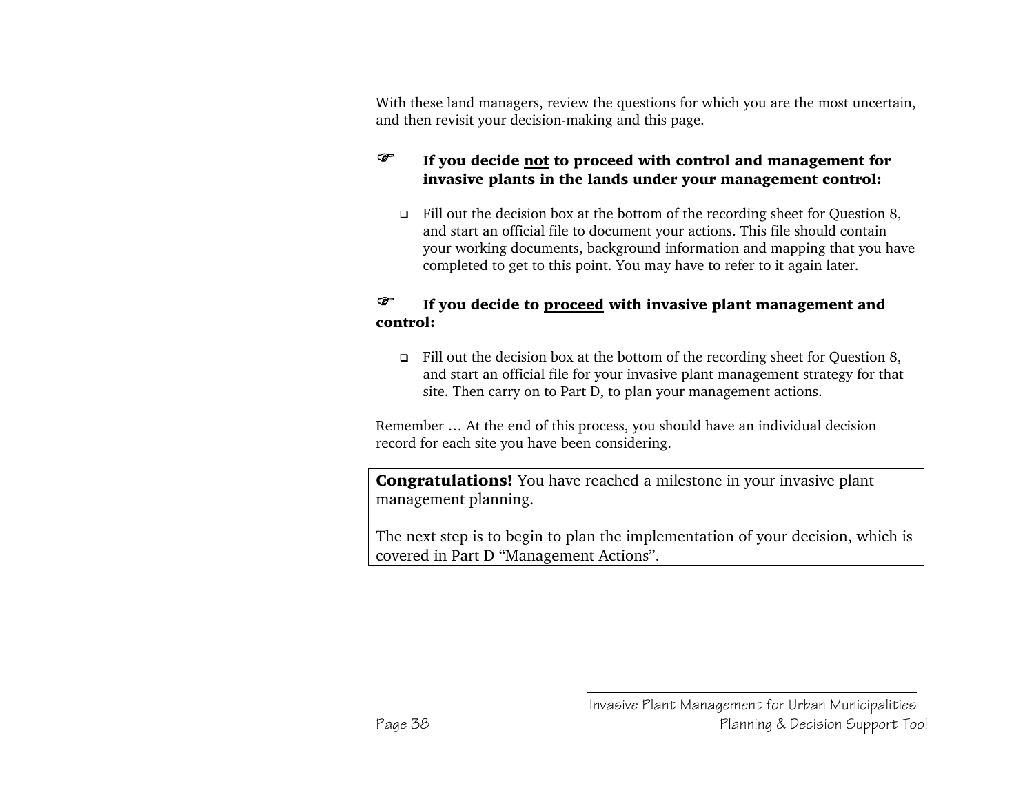With these land managers, review the questions for which you are the most uncertain, and then revisit your decision-making and this page.

☞ **If you decide <u>not</u> to proceed with control and management for invasive plants in the lands under your management control:**

- Fill out the decision box at the bottom of the recording sheet for Question 8, and start an official file to document your actions. This file should contain your working documents, background information and mapping that you have completed to get to this point. You may have to refer to it again later.

☞ **If you decide to <u>proceed</u> with invasive plant management and control:**

- Fill out the decision box at the bottom of the recording sheet for Question 8, and start an official file for your invasive plant management strategy for that site. Then carry on to Part D, to plan your management actions.

Remember … At the end of this process, you should have an individual decision record for each site you have been considering.

**Congratulations!** You have reached a milestone in your invasive plant management planning.

The next step is to begin to plan the implementation of your decision, which is covered in Part D “Management Actions”.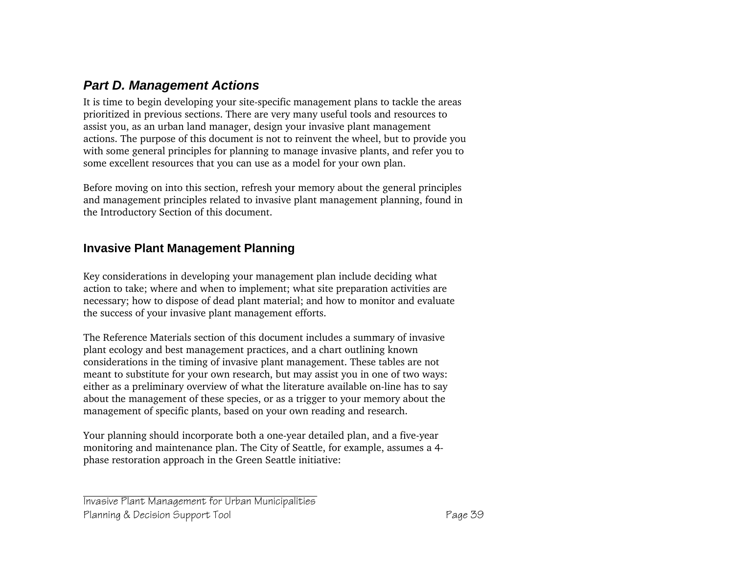## *Part D. Management Actions*

It is time to begin developing your site-specific management plans to tackle the areas prioritized in previous sections. There are very many useful tools and resources to assist you, as an urban land manager, design your invasive plant management actions. The purpose of this document is not to reinvent the wheel, but to provide you with some general principles for planning to manage invasive plants, and refer you to some excellent resources that you can use as a model for your own plan.

Before moving on into this section, refresh your memory about the general principles and management principles related to invasive plant management planning, found in the Introductory Section of this document.

### Invasive Plant Management Planning

Key considerations in developing your management plan include deciding what action to take; where and when to implement; what site preparation activities are necessary; how to dispose of dead plant material; and how to monitor and evaluate the success of your invasive plant management efforts.

The Reference Materials section of this document includes a summary of invasive plant ecology and best management practices, and a chart outlining known considerations in the timing of invasive plant management. These tables are not meant to substitute for your own research, but may assist you in one of two ways: either as a preliminary overview of what the literature available on-line has to say about the management of these species, or as a trigger to your memory about the management of specific plants, based on your own reading and research.

Your planning should incorporate both a one-year detailed plan, and a five-year monitoring and maintenance plan. The City of Seattle, for example, assumes a 4-phase restoration approach in the Green Seattle initiative: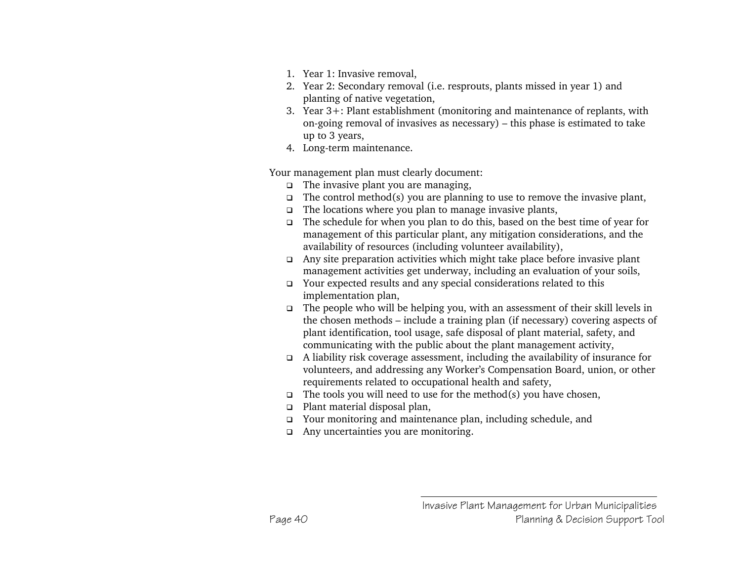1. Year 1: Invasive removal,
2. Year 2: Secondary removal (i.e. resprouts, plants missed in year 1) and planting of native vegetation,
3. Year 3+: Plant establishment (monitoring and maintenance of replants, with on-going removal of invasives as necessary) – this phase is estimated to take up to 3 years,
4. Long-term maintenance.

Your management plan must clearly document:

- The invasive plant you are managing,
- The control method(s) you are planning to use to remove the invasive plant,
- The locations where you plan to manage invasive plants,
- The schedule for when you plan to do this, based on the best time of year for management of this particular plant, any mitigation considerations, and the availability of resources (including volunteer availability),
- Any site preparation activities which might take place before invasive plant management activities get underway, including an evaluation of your soils,
- Your expected results and any special considerations related to this implementation plan,
- The people who will be helping you, with an assessment of their skill levels in the chosen methods – include a training plan (if necessary) covering aspects of plant identification, tool usage, safe disposal of plant material, safety, and communicating with the public about the plant management activity,
- A liability risk coverage assessment, including the availability of insurance for volunteers, and addressing any Worker's Compensation Board, union, or other requirements related to occupational health and safety,
- The tools you will need to use for the method(s) you have chosen,
- Plant material disposal plan,
- Your monitoring and maintenance plan, including schedule, and
- Any uncertainties you are monitoring.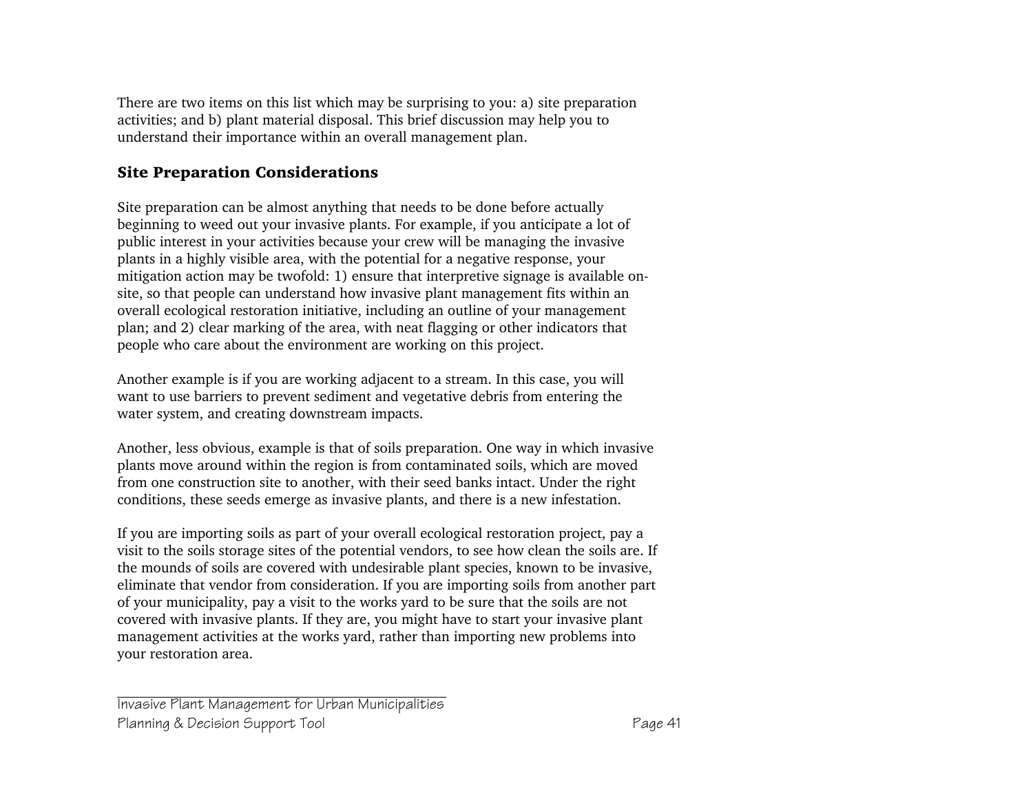There are two items on this list which may be surprising to you: a) site preparation activities; and b) plant material disposal. This brief discussion may help you to understand their importance within an overall management plan.

## Site Preparation Considerations

Site preparation can be almost anything that needs to be done before actually beginning to weed out your invasive plants. For example, if you anticipate a lot of public interest in your activities because your crew will be managing the invasive plants in a highly visible area, with the potential for a negative response, your mitigation action may be twofold: 1) ensure that interpretive signage is available on-site, so that people can understand how invasive plant management fits within an overall ecological restoration initiative, including an outline of your management plan; and 2) clear marking of the area, with neat flagging or other indicators that people who care about the environment are working on this project.

Another example is if you are working adjacent to a stream. In this case, you will want to use barriers to prevent sediment and vegetative debris from entering the water system, and creating downstream impacts.

Another, less obvious, example is that of soils preparation. One way in which invasive plants move around within the region is from contaminated soils, which are moved from one construction site to another, with their seed banks intact. Under the right conditions, these seeds emerge as invasive plants, and there is a new infestation.

If you are importing soils as part of your overall ecological restoration project, pay a visit to the soils storage sites of the potential vendors, to see how clean the soils are. If the mounds of soils are covered with undesirable plant species, known to be invasive, eliminate that vendor from consideration. If you are importing soils from another part of your municipality, pay a visit to the works yard to be sure that the soils are not covered with invasive plants. If they are, you might have to start your invasive plant management activities at the works yard, rather than importing new problems into your restoration area.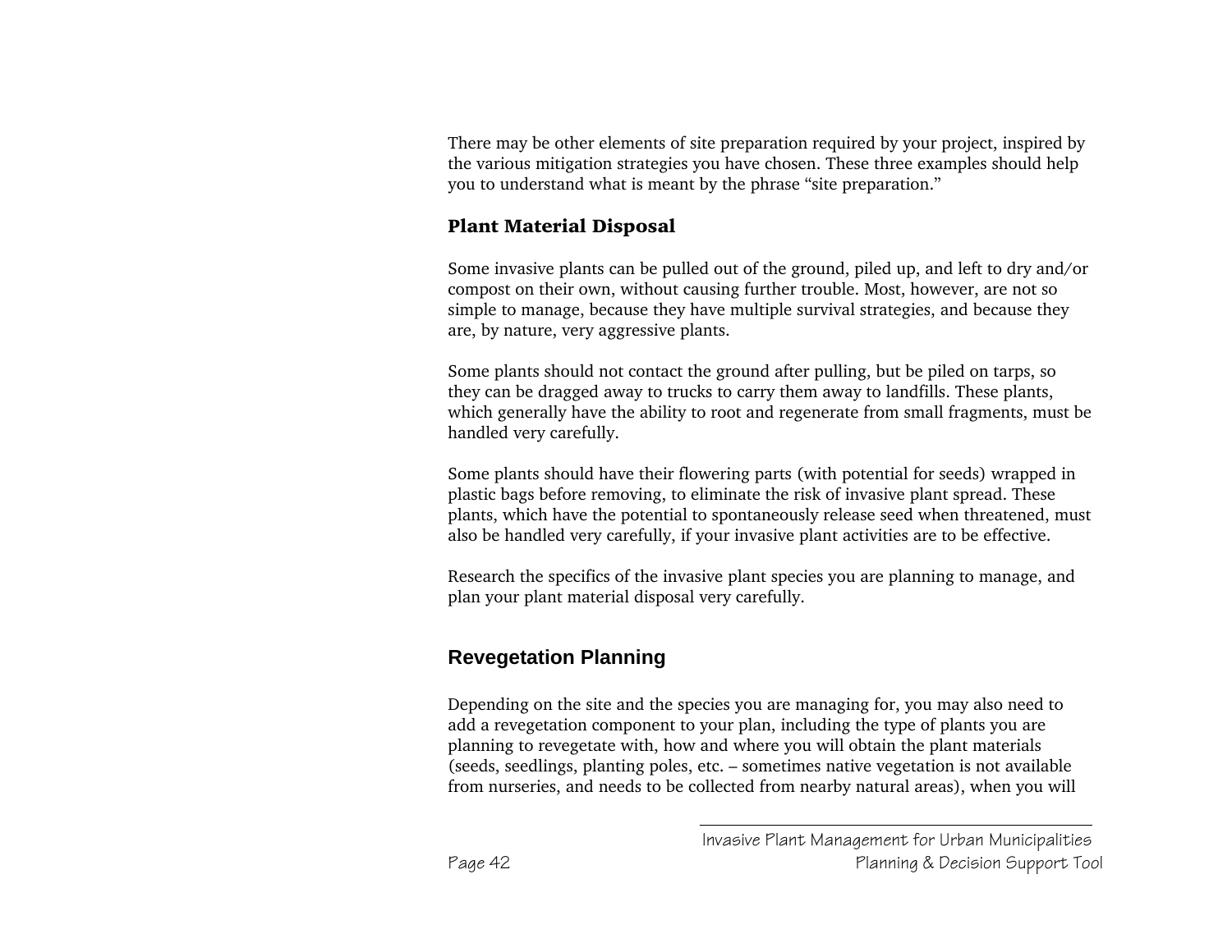There may be other elements of site preparation required by your project, inspired by the various mitigation strategies you have chosen. These three examples should help you to understand what is meant by the phrase "site preparation."

### Plant Material Disposal

Some invasive plants can be pulled out of the ground, piled up, and left to dry and/or compost on their own, without causing further trouble. Most, however, are not so simple to manage, because they have multiple survival strategies, and because they are, by nature, very aggressive plants.

Some plants should not contact the ground after pulling, but be piled on tarps, so they can be dragged away to trucks to carry them away to landfills. These plants, which generally have the ability to root and regenerate from small fragments, must be handled very carefully.

Some plants should have their flowering parts (with potential for seeds) wrapped in plastic bags before removing, to eliminate the risk of invasive plant spread. These plants, which have the potential to spontaneously release seed when threatened, must also be handled very carefully, if your invasive plant activities are to be effective.

Research the specifics of the invasive plant species you are planning to manage, and plan your plant material disposal very carefully.

## Revegetation Planning

Depending on the site and the species you are managing for, you may also need to add a revegetation component to your plan, including the type of plants you are planning to revegetate with, how and where you will obtain the plant materials (seeds, seedlings, planting poles, etc. – sometimes native vegetation is not available from nurseries, and needs to be collected from nearby natural areas), when you will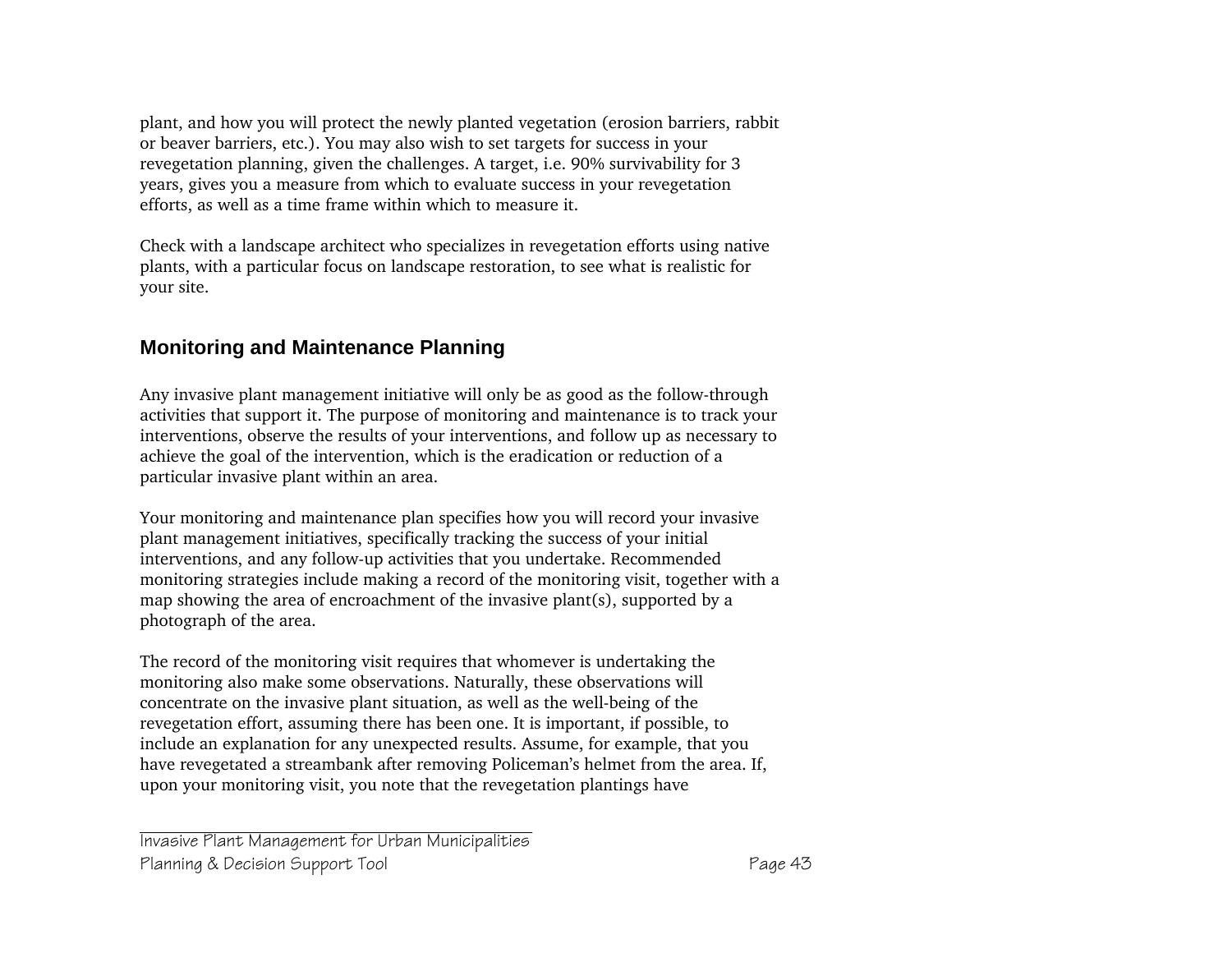plant, and how you will protect the newly planted vegetation (erosion barriers, rabbit or beaver barriers, etc.). You may also wish to set targets for success in your revegetation planning, given the challenges. A target, i.e. 90% survivability for 3 years, gives you a measure from which to evaluate success in your revegetation efforts, as well as a time frame within which to measure it.

Check with a landscape architect who specializes in revegetation efforts using native plants, with a particular focus on landscape restoration, to see what is realistic for your site.

## Monitoring and Maintenance Planning

Any invasive plant management initiative will only be as good as the follow-through activities that support it. The purpose of monitoring and maintenance is to track your interventions, observe the results of your interventions, and follow up as necessary to achieve the goal of the intervention, which is the eradication or reduction of a particular invasive plant within an area.

Your monitoring and maintenance plan specifies how you will record your invasive plant management initiatives, specifically tracking the success of your initial interventions, and any follow-up activities that you undertake. Recommended monitoring strategies include making a record of the monitoring visit, together with a map showing the area of encroachment of the invasive plant(s), supported by a photograph of the area.

The record of the monitoring visit requires that whomever is undertaking the monitoring also make some observations. Naturally, these observations will concentrate on the invasive plant situation, as well as the well-being of the revegetation effort, assuming there has been one. It is important, if possible, to include an explanation for any unexpected results. Assume, for example, that you have revegetated a streambank after removing Policeman's helmet from the area. If, upon your monitoring visit, you note that the revegetation plantings have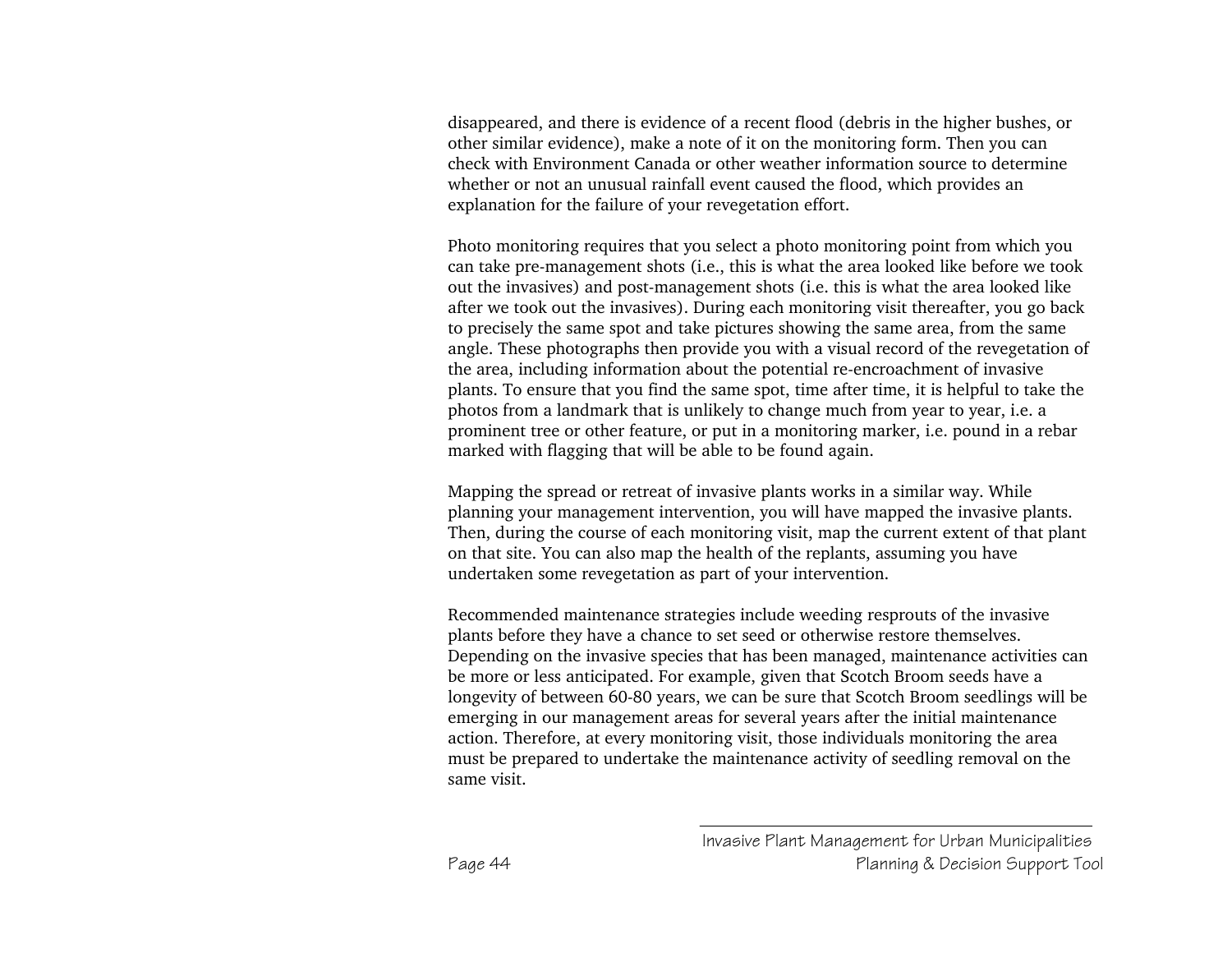disappeared, and there is evidence of a recent flood (debris in the higher bushes, or other similar evidence), make a note of it on the monitoring form. Then you can check with Environment Canada or other weather information source to determine whether or not an unusual rainfall event caused the flood, which provides an explanation for the failure of your revegetation effort.

Photo monitoring requires that you select a photo monitoring point from which you can take pre-management shots (i.e., this is what the area looked like before we took out the invasives) and post-management shots (i.e. this is what the area looked like after we took out the invasives). During each monitoring visit thereafter, you go back to precisely the same spot and take pictures showing the same area, from the same angle. These photographs then provide you with a visual record of the revegetation of the area, including information about the potential re-encroachment of invasive plants. To ensure that you find the same spot, time after time, it is helpful to take the photos from a landmark that is unlikely to change much from year to year, i.e. a prominent tree or other feature, or put in a monitoring marker, i.e. pound in a rebar marked with flagging that will be able to be found again.

Mapping the spread or retreat of invasive plants works in a similar way. While planning your management intervention, you will have mapped the invasive plants. Then, during the course of each monitoring visit, map the current extent of that plant on that site. You can also map the health of the replants, assuming you have undertaken some revegetation as part of your intervention.

Recommended maintenance strategies include weeding resprouts of the invasive plants before they have a chance to set seed or otherwise restore themselves. Depending on the invasive species that has been managed, maintenance activities can be more or less anticipated. For example, given that Scotch Broom seeds have a longevity of between 60-80 years, we can be sure that Scotch Broom seedlings will be emerging in our management areas for several years after the initial maintenance action. Therefore, at every monitoring visit, those individuals monitoring the area must be prepared to undertake the maintenance activity of seedling removal on the same visit.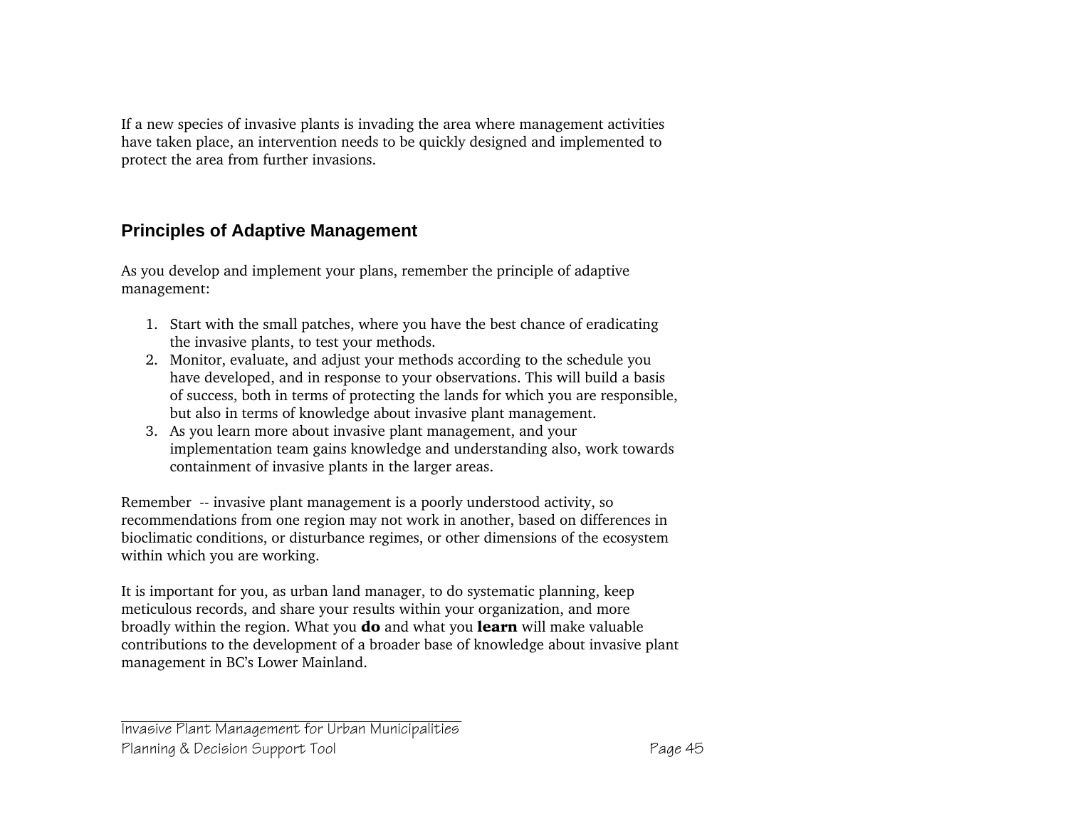If a new species of invasive plants is invading the area where management activities have taken place, an intervention needs to be quickly designed and implemented to protect the area from further invasions.

## Principles of Adaptive Management

As you develop and implement your plans, remember the principle of adaptive management:

1. Start with the small patches, where you have the best chance of eradicating the invasive plants, to test your methods.
2. Monitor, evaluate, and adjust your methods according to the schedule you have developed, and in response to your observations. This will build a basis of success, both in terms of protecting the lands for which you are responsible, but also in terms of knowledge about invasive plant management.
3. As you learn more about invasive plant management, and your implementation team gains knowledge and understanding also, work towards containment of invasive plants in the larger areas.

Remember -- invasive plant management is a poorly understood activity, so recommendations from one region may not work in another, based on differences in bioclimatic conditions, or disturbance regimes, or other dimensions of the ecosystem within which you are working.

It is important for you, as urban land manager, to do systematic planning, keep meticulous records, and share your results within your organization, and more broadly within the region. What you **do** and what you **learn** will make valuable contributions to the development of a broader base of knowledge about invasive plant management in BC's Lower Mainland.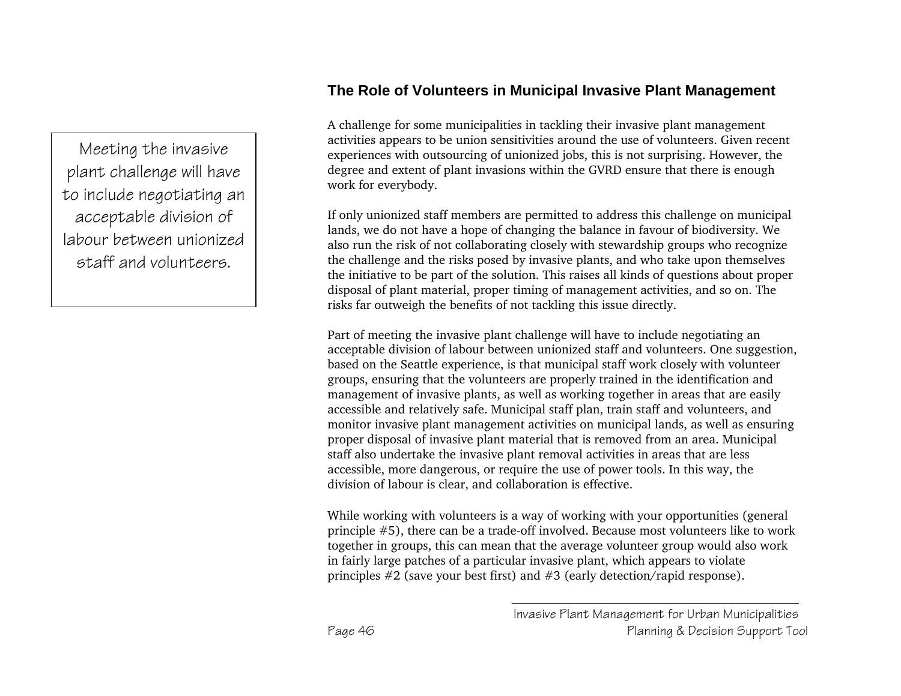> Meeting the invasive plant challenge will have to include negotiating an acceptable division of labour between unionized staff and volunteers.

## The Role of Volunteers in Municipal Invasive Plant Management

A challenge for some municipalities in tackling their invasive plant management activities appears to be union sensitivities around the use of volunteers. Given recent experiences with outsourcing of unionized jobs, this is not surprising. However, the degree and extent of plant invasions within the GVRD ensure that there is enough work for everybody.

If only unionized staff members are permitted to address this challenge on municipal lands, we do not have a hope of changing the balance in favour of biodiversity. We also run the risk of not collaborating closely with stewardship groups who recognize the challenge and the risks posed by invasive plants, and who take upon themselves the initiative to be part of the solution. This raises all kinds of questions about proper disposal of plant material, proper timing of management activities, and so on. The risks far outweigh the benefits of not tackling this issue directly.

Part of meeting the invasive plant challenge will have to include negotiating an acceptable division of labour between unionized staff and volunteers. One suggestion, based on the Seattle experience, is that municipal staff work closely with volunteer groups, ensuring that the volunteers are properly trained in the identification and management of invasive plants, as well as working together in areas that are easily accessible and relatively safe. Municipal staff plan, train staff and volunteers, and monitor invasive plant management activities on municipal lands, as well as ensuring proper disposal of invasive plant material that is removed from an area. Municipal staff also undertake the invasive plant removal activities in areas that are less accessible, more dangerous, or require the use of power tools. In this way, the division of labour is clear, and collaboration is effective.

While working with volunteers is a way of working with your opportunities (general principle #5), there can be a trade-off involved. Because most volunteers like to work together in groups, this can mean that the average volunteer group would also work in fairly large patches of a particular invasive plant, which appears to violate principles #2 (save your best first) and #3 (early detection/rapid response).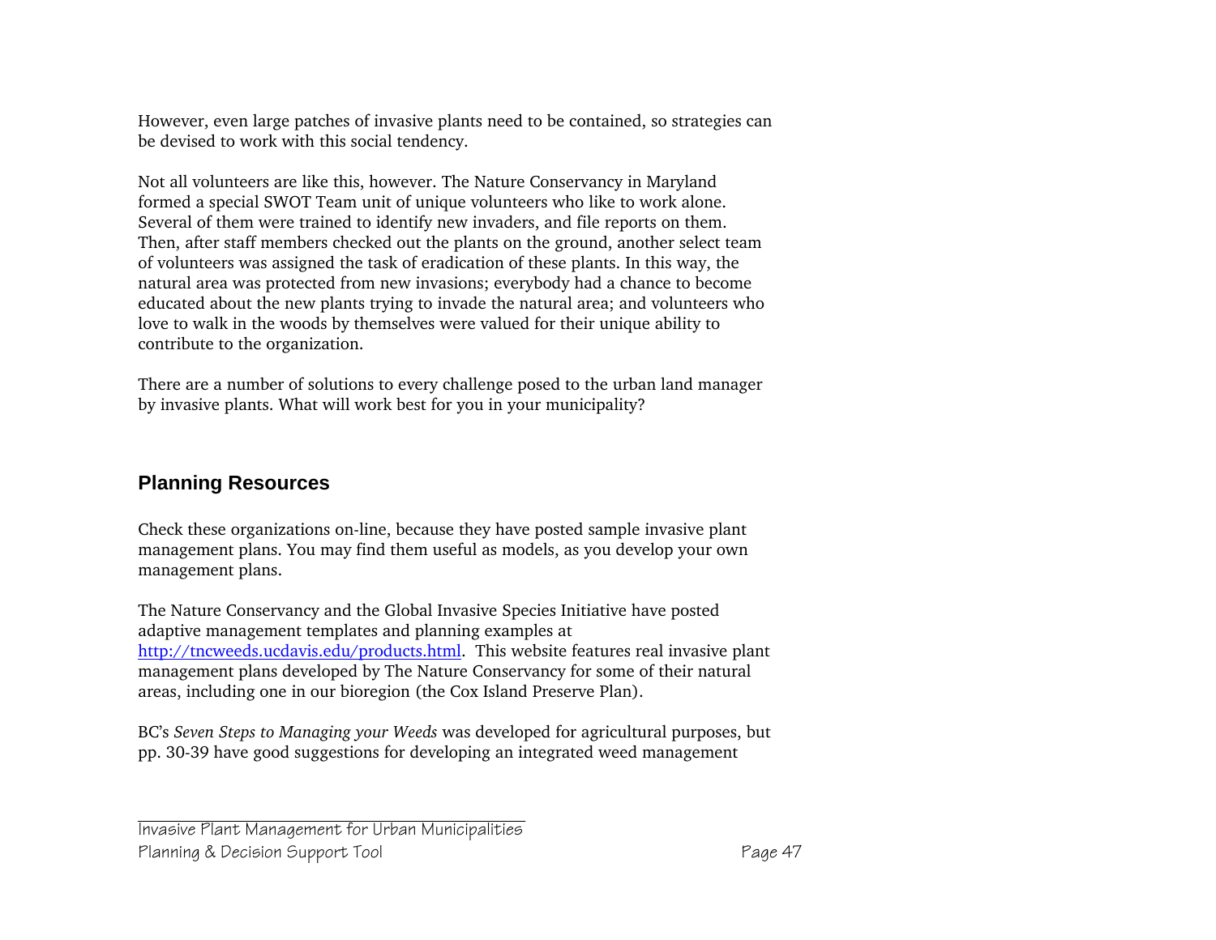However, even large patches of invasive plants need to be contained, so strategies can be devised to work with this social tendency.

Not all volunteers are like this, however. The Nature Conservancy in Maryland formed a special SWOT Team unit of unique volunteers who like to work alone. Several of them were trained to identify new invaders, and file reports on them. Then, after staff members checked out the plants on the ground, another select team of volunteers was assigned the task of eradication of these plants. In this way, the natural area was protected from new invasions; everybody had a chance to become educated about the new plants trying to invade the natural area; and volunteers who love to walk in the woods by themselves were valued for their unique ability to contribute to the organization.

There are a number of solutions to every challenge posed to the urban land manager by invasive plants. What will work best for you in your municipality?

## Planning Resources

Check these organizations on-line, because they have posted sample invasive plant management plans. You may find them useful as models, as you develop your own management plans.

The Nature Conservancy and the Global Invasive Species Initiative have posted adaptive management templates and planning examples at [http://tncweeds.ucdavis.edu/products.html](http://tncweeds.ucdavis.edu/products.html). This website features real invasive plant management plans developed by The Nature Conservancy for some of their natural areas, including one in our bioregion (the Cox Island Preserve Plan).

BC's *Seven Steps to Managing your Weeds* was developed for agricultural purposes, but pp. 30-39 have good suggestions for developing an integrated weed management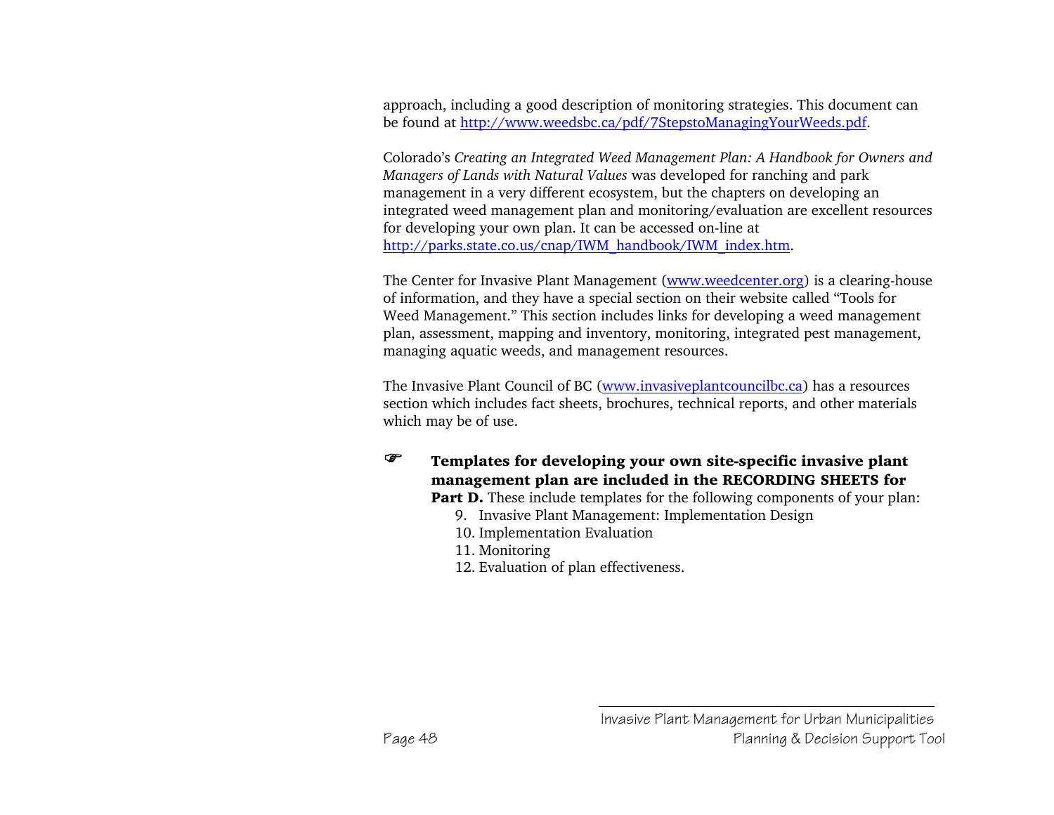approach, including a good description of monitoring strategies. This document can be found at http://www.weedsbc.ca/pdf/7StepstoManagingYourWeeds.pdf.

Colorado's *Creating an Integrated Weed Management Plan: A Handbook for Owners and Managers of Lands with Natural Values* was developed for ranching and park management in a very different ecosystem, but the chapters on developing an integrated weed management plan and monitoring/evaluation are excellent resources for developing your own plan. It can be accessed on-line at http://parks.state.co.us/cnap/IWM_handbook/IWM_index.htm.

The Center for Invasive Plant Management (www.weedcenter.org) is a clearing-house of information, and they have a special section on their website called "Tools for Weed Management." This section includes links for developing a weed management plan, assessment, mapping and inventory, monitoring, integrated pest management, managing aquatic weeds, and management resources.

The Invasive Plant Council of BC (www.invasiveplantcouncilbc.ca) has a resources section which includes fact sheets, brochures, technical reports, and other materials which may be of use.

☞ **Templates for developing your own site-specific invasive plant management plan are included in the RECORDING SHEETS for Part D.** These include templates for the following components of your plan:

9. Invasive Plant Management: Implementation Design
10. Implementation Evaluation
11. Monitoring
12. Evaluation of plan effectiveness.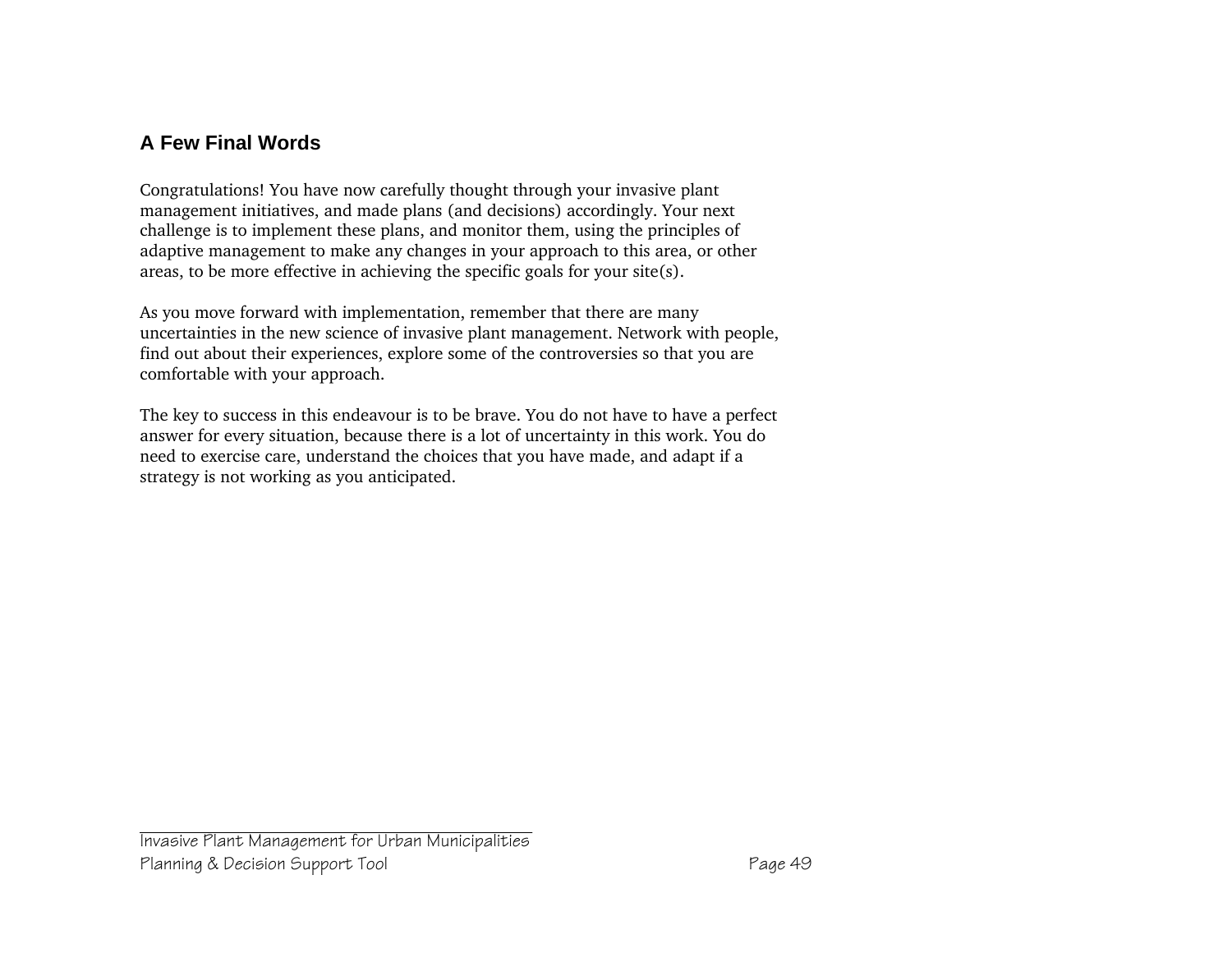## A Few Final Words

Congratulations! You have now carefully thought through your invasive plant management initiatives, and made plans (and decisions) accordingly. Your next challenge is to implement these plans, and monitor them, using the principles of adaptive management to make any changes in your approach to this area, or other areas, to be more effective in achieving the specific goals for your site(s).

As you move forward with implementation, remember that there are many uncertainties in the new science of invasive plant management. Network with people, find out about their experiences, explore some of the controversies so that you are comfortable with your approach.

The key to success in this endeavour is to be brave. You do not have to have a perfect answer for every situation, because there is a lot of uncertainty in this work. You do need to exercise care, understand the choices that you have made, and adapt if a strategy is not working as you anticipated.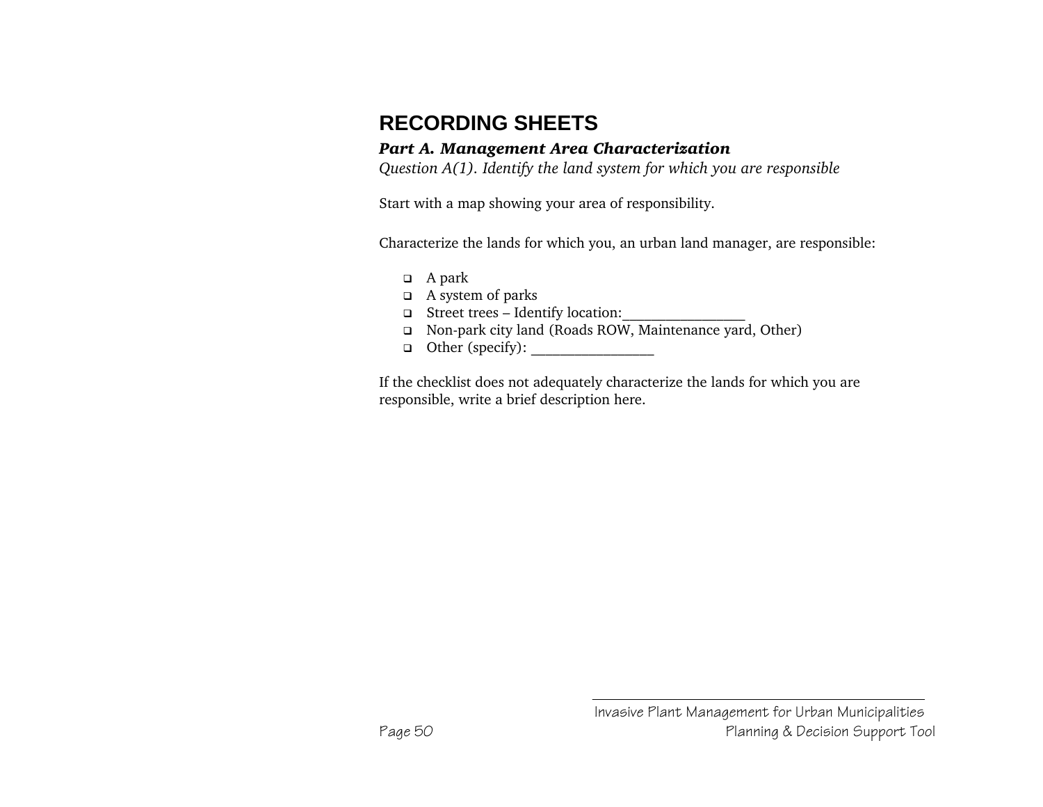# RECORDING SHEETS

***Part A. Management Area Characterization***

*Question A(1). Identify the land system for which you are responsible*

Start with a map showing your area of responsibility.

Characterize the lands for which you, an urban land manager, are responsible:

- ❑ A park
- ❑ A system of parks
- ❑ Street trees – Identify location:_________________
- ❑ Non-park city land (Roads ROW, Maintenance yard, Other)
- ❑ Other (specify): _________________

If the checklist does not adequately characterize the lands for which you are responsible, write a brief description here.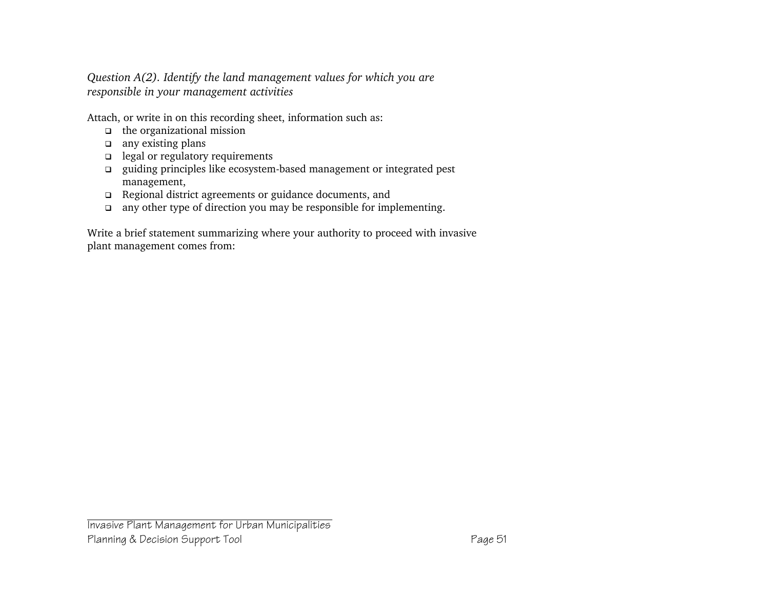*Question A(2). Identify the land management values for which you are responsible in your management activities*

Attach, or write in on this recording sheet, information such as:

- the organizational mission
- any existing plans
- legal or regulatory requirements
- guiding principles like ecosystem-based management or integrated pest management,
- Regional district agreements or guidance documents, and
- any other type of direction you may be responsible for implementing.

Write a brief statement summarizing where your authority to proceed with invasive plant management comes from: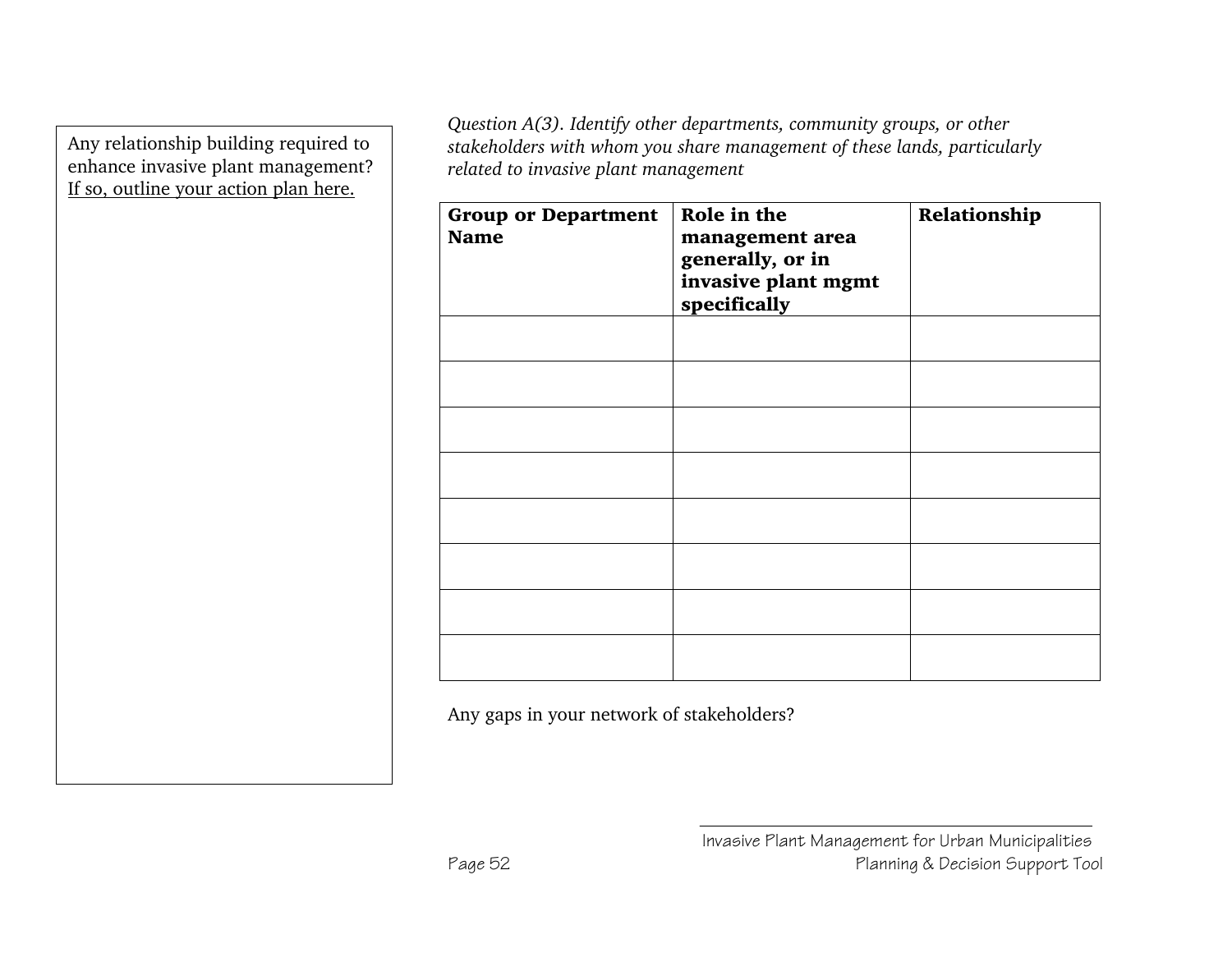Any relationship building required to enhance invasive plant management? <u>If so, outline your action plan here.</u>

*Question A(3). Identify other departments, community groups, or other stakeholders with whom you share management of these lands, particularly related to invasive plant management*

| **Group or Department Name** | **Role in the management area generally, or in invasive plant mgmt specifically** | **Relationship** |
| --- | --- | --- |
| | | |
| | | |
| | | |
| | | |
| | | |
| | | |
| | | |
| | | |

Any gaps in your network of stakeholders?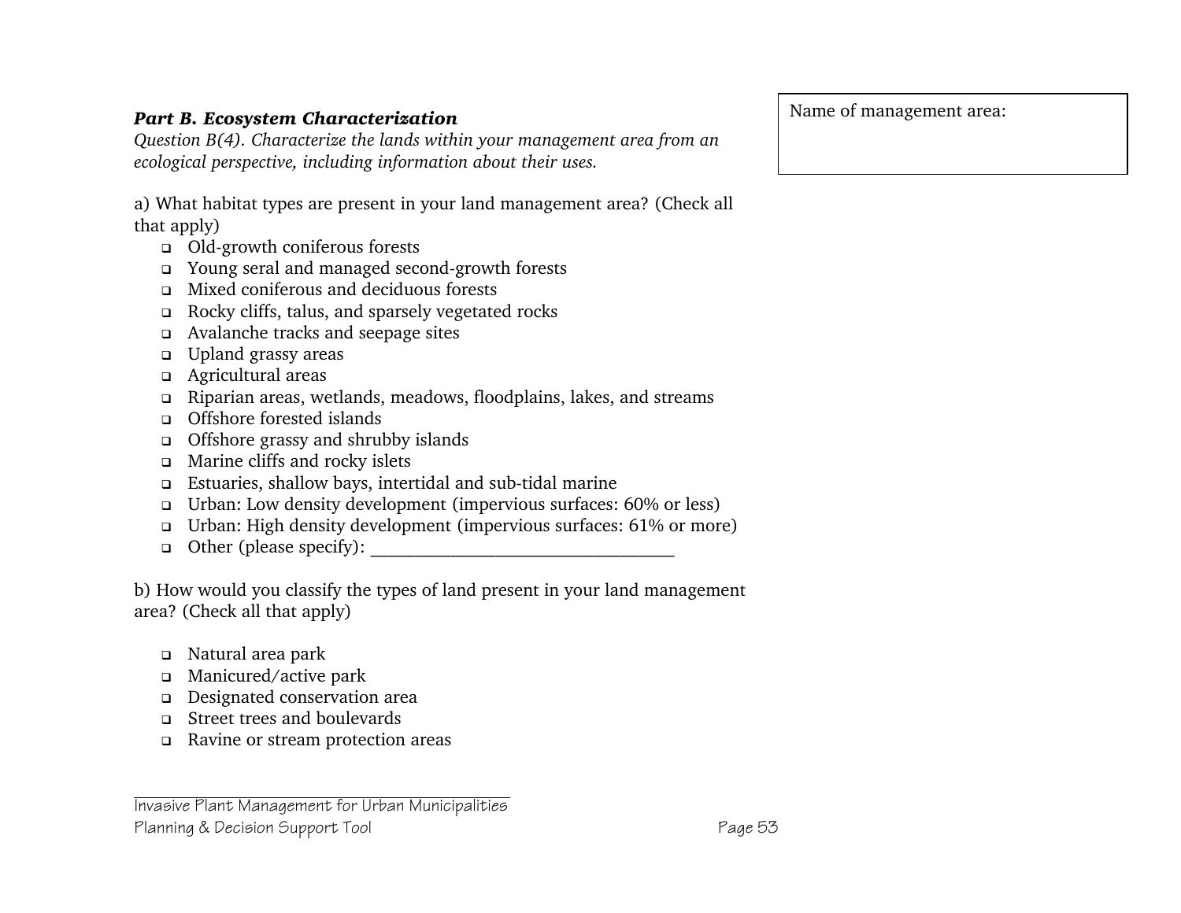Name of management area:

***Part B. Ecosystem Characterization***

*Question B(4). Characterize the lands within your management area from an ecological perspective, including information about their uses.*

a) What habitat types are present in your land management area? (Check all that apply)

- ❑ Old-growth coniferous forests
- ❑ Young seral and managed second-growth forests
- ❑ Mixed coniferous and deciduous forests
- ❑ Rocky cliffs, talus, and sparsely vegetated rocks
- ❑ Avalanche tracks and seepage sites
- ❑ Upland grassy areas
- ❑ Agricultural areas
- ❑ Riparian areas, wetlands, meadows, floodplains, lakes, and streams
- ❑ Offshore forested islands
- ❑ Offshore grassy and shrubby islands
- ❑ Marine cliffs and rocky islets
- ❑ Estuaries, shallow bays, intertidal and sub-tidal marine
- ❑ Urban: Low density development (impervious surfaces: 60% or less)
- ❑ Urban: High density development (impervious surfaces: 61% or more)
- ❑ Other (please specify): ___________________________________

b) How would you classify the types of land present in your land management area? (Check all that apply)

- ❑ Natural area park
- ❑ Manicured/active park
- ❑ Designated conservation area
- ❑ Street trees and boulevards
- ❑ Ravine or stream protection areas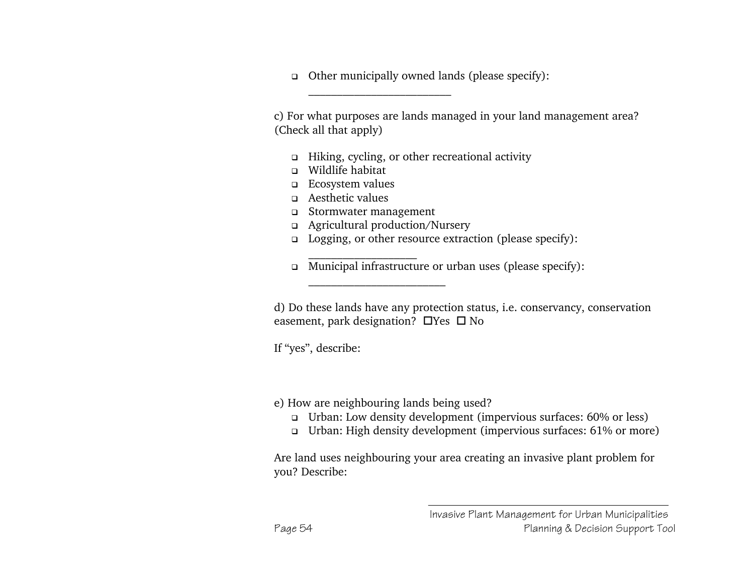- ❑ Other municipally owned lands (please specify): _________________________

c) For what purposes are lands managed in your land management area? (Check all that apply)

- ❑ Hiking, cycling, or other recreational activity
- ❑ Wildlife habitat
- ❑ Ecosystem values
- ❑ Aesthetic values
- ❑ Stormwater management
- ❑ Agricultural production/Nursery
- ❑ Logging, or other resource extraction (please specify): ___________________
- ❑ Municipal infrastructure or urban uses (please specify): ________________________

d) Do these lands have any protection status, i.e. conservancy, conservation easement, park designation? ☐Yes ☐ No

If "yes", describe:

e) How are neighbouring lands being used?

- ❑ Urban: Low density development (impervious surfaces: 60% or less)
- ❑ Urban: High density development (impervious surfaces: 61% or more)

Are land uses neighbouring your area creating an invasive plant problem for you? Describe: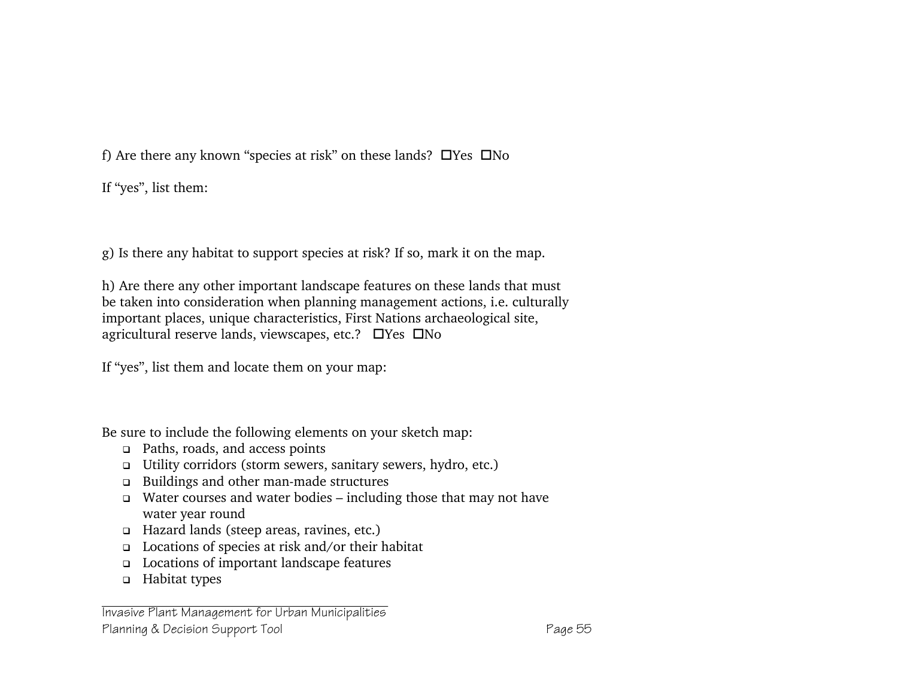f) Are there any known “species at risk” on these lands? ☐Yes ☐No

If “yes”, list them:

g) Is there any habitat to support species at risk? If so, mark it on the map.

h) Are there any other important landscape features on these lands that must be taken into consideration when planning management actions, i.e. culturally important places, unique characteristics, First Nations archaeological site, agricultural reserve lands, viewscapes, etc.? ☐Yes ☐No

If “yes”, list them and locate them on your map:

Be sure to include the following elements on your sketch map:

- ❑ Paths, roads, and access points
- ❑ Utility corridors (storm sewers, sanitary sewers, hydro, etc.)
- ❑ Buildings and other man-made structures
- ❑ Water courses and water bodies – including those that may not have water year round
- ❑ Hazard lands (steep areas, ravines, etc.)
- ❑ Locations of species at risk and/or their habitat
- ❑ Locations of important landscape features
- ❑ Habitat types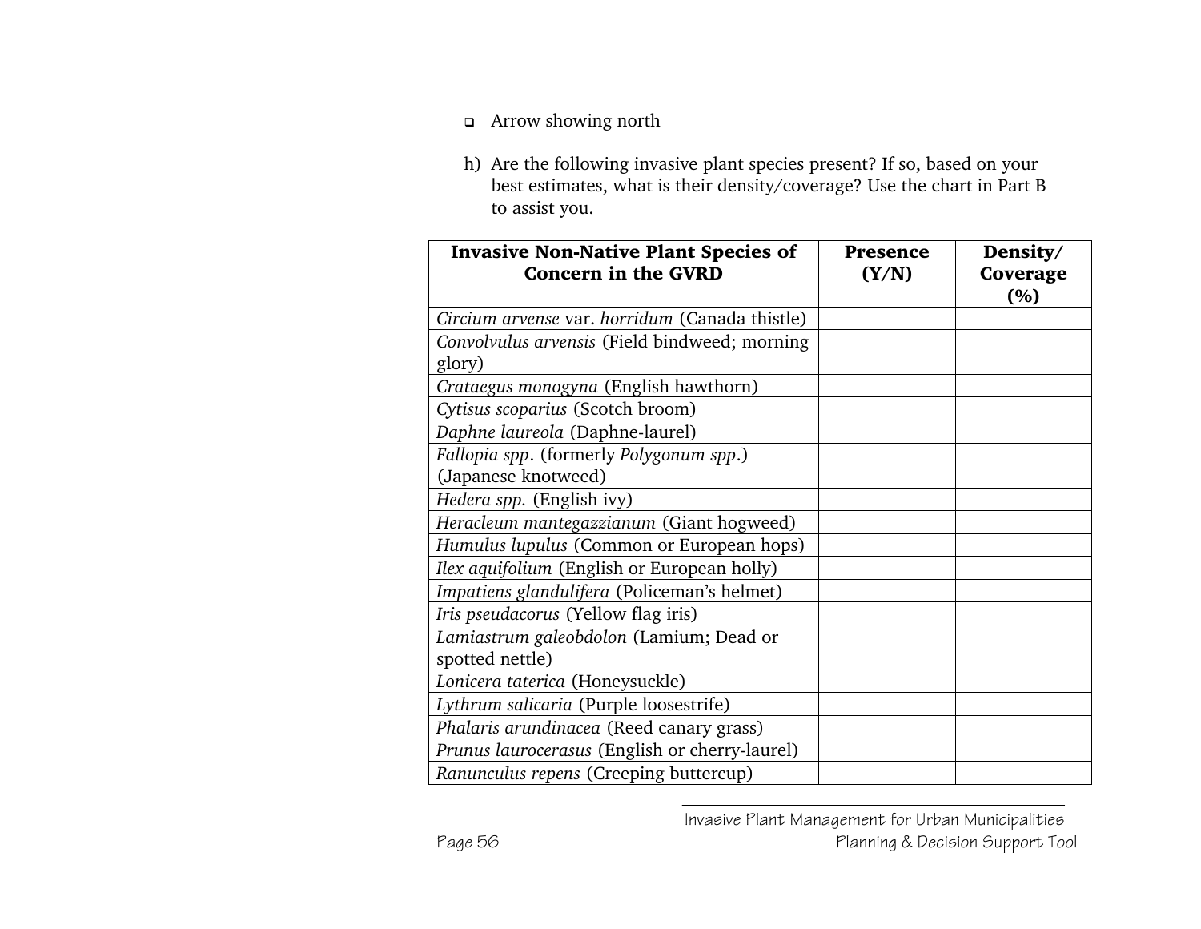- ❑ Arrow showing north

h) Are the following invasive plant species present? If so, based on your best estimates, what is their density/coverage? Use the chart in Part B to assist you.

| **Invasive Non-Native Plant Species of Concern in the GVRD** | **Presence (Y/N)** | **Density/ Coverage (%)** |
|---|---|---|
| *Circium arvense* var. *horridum* (Canada thistle) | | |
| *Convolvulus arvensis* (Field bindweed; morning glory) | | |
| *Crataegus monogyna* (English hawthorn) | | |
| *Cytisus scoparius* (Scotch broom) | | |
| *Daphne laureola* (Daphne-laurel) | | |
| *Fallopia spp*. (formerly *Polygonum spp*.) (Japanese knotweed) | | |
| *Hedera spp.* (English ivy) | | |
| *Heracleum mantegazzianum* (Giant hogweed) | | |
| *Humulus lupulus* (Common or European hops) | | |
| *Ilex aquifolium* (English or European holly) | | |
| *Impatiens glandulifera* (Policeman's helmet) | | |
| *Iris pseudacorus* (Yellow flag iris) | | |
| *Lamiastrum galeobdolon* (Lamium; Dead or spotted nettle) | | |
| *Lonicera taterica* (Honeysuckle) | | |
| *Lythrum salicaria* (Purple loosestrife) | | |
| *Phalaris arundinacea* (Reed canary grass) | | |
| *Prunus laurocerasus* (English or cherry-laurel) | | |
| *Ranunculus repens* (Creeping buttercup) | | |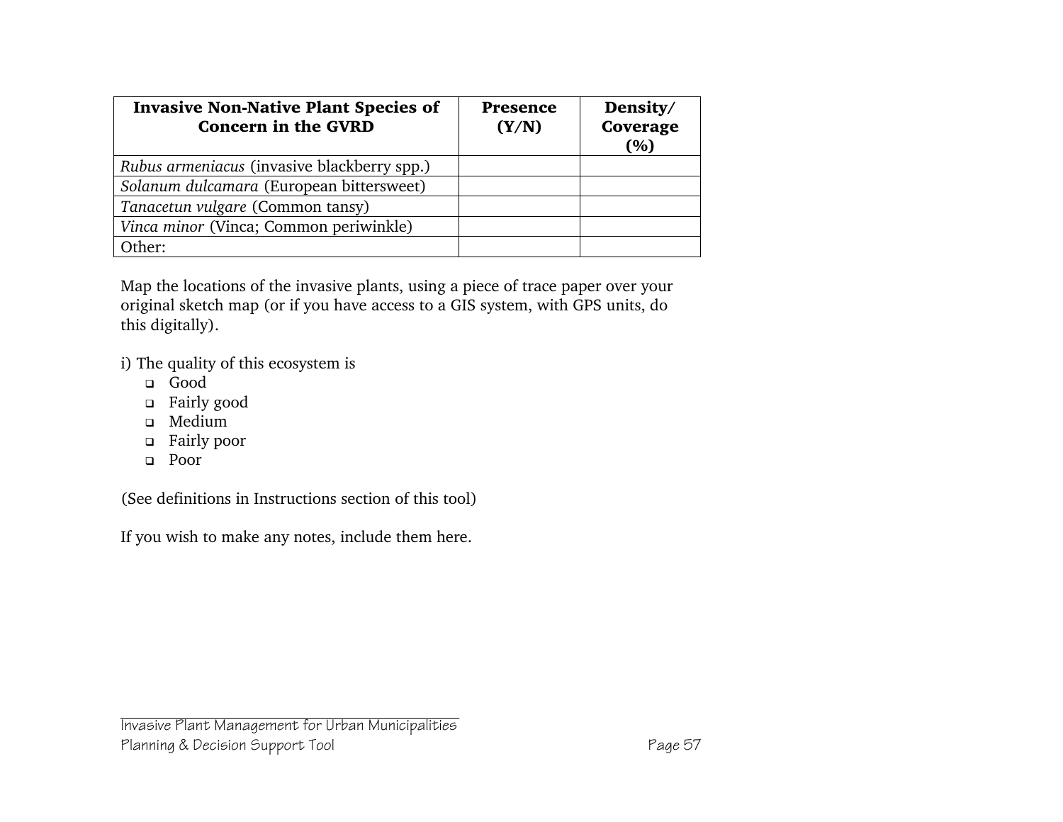| **Invasive Non-Native Plant Species of Concern in the GVRD** | **Presence (Y/N)** | **Density/ Coverage (%)** |
|---|---|---|
| *Rubus armeniacus* (invasive blackberry spp.) | | |
| *Solanum dulcamara* (European bittersweet) | | |
| *Tanacetun vulgare* (Common tansy) | | |
| *Vinca minor* (Vinca; Common periwinkle) | | |
| Other: | | |

Map the locations of the invasive plants, using a piece of trace paper over your original sketch map (or if you have access to a GIS system, with GPS units, do this digitally).

i) The quality of this ecosystem is

- ❑ Good
- ❑ Fairly good
- ❑ Medium
- ❑ Fairly poor
- ❑ Poor

(See definitions in Instructions section of this tool)

If you wish to make any notes, include them here.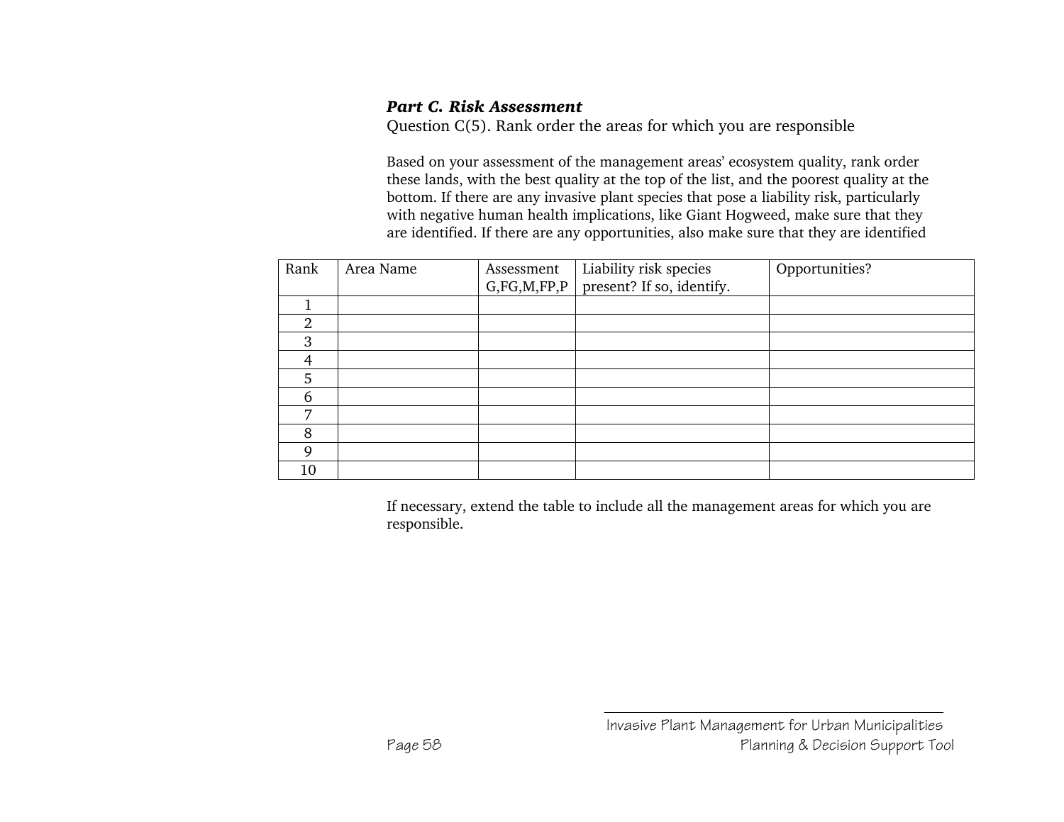### *Part C. Risk Assessment*

Question C(5). Rank order the areas for which you are responsible

Based on your assessment of the management areas' ecosystem quality, rank order these lands, with the best quality at the top of the list, and the poorest quality at the bottom. If there are any invasive plant species that pose a liability risk, particularly with negative human health implications, like Giant Hogweed, make sure that they are identified. If there are any opportunities, also make sure that they are identified

| Rank | Area Name | Assessment G,FG,M,FP,P | Liability risk species present? If so, identify. | Opportunities? |
|---|---|---|---|---|
| 1 | | | | |
| 2 | | | | |
| 3 | | | | |
| 4 | | | | |
| 5 | | | | |
| 6 | | | | |
| 7 | | | | |
| 8 | | | | |
| 9 | | | | |
| 10 | | | | |

If necessary, extend the table to include all the management areas for which you are responsible.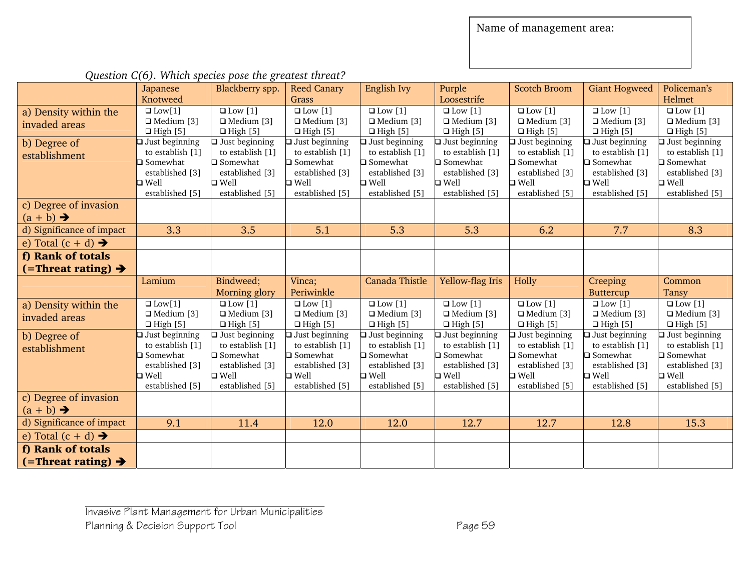Name of management area:

*Question C(6). Which species pose the greatest threat?*

| | Japanese Knotweed | Blackberry spp. | Reed Canary Grass | English Ivy | Purple Loosestrife | Scotch Broom | Giant Hogweed | Policeman's Helmet |
|---|---|---|---|---|---|---|---|---|
| a) Density within the invaded areas | ❑ Low[1] ❑ Medium [3] ❑ High [5] | ❑ Low [1] ❑ Medium [3] ❑ High [5] | ❑ Low [1] ❑ Medium [3] ❑ High [5] | ❑ Low [1] ❑ Medium [3] ❑ High [5] | ❑ Low [1] ❑ Medium [3] ❑ High [5] | ❑ Low [1] ❑ Medium [3] ❑ High [5] | ❑ Low [1] ❑ Medium [3] ❑ High [5] | ❑ Low [1] ❑ Medium [3] ❑ High [5] |
| b) Degree of establishment | ❑ Just beginning to establish [1] ❑ Somewhat established [3] ❑ Well established [5] | ❑ Just beginning to establish [1] ❑ Somewhat established [3] ❑ Well established [5] | ❑ Just beginning to establish [1] ❑ Somewhat established [3] ❑ Well established [5] | ❑ Just beginning to establish [1] ❑ Somewhat established [3] ❑ Well established [5] | ❑ Just beginning to establish [1] ❑ Somewhat established [3] ❑ Well established [5] | ❑ Just beginning to establish [1] ❑ Somewhat established [3] ❑ Well established [5] | ❑ Just beginning to establish [1] ❑ Somewhat established [3] ❑ Well established [5] | ❑ Just beginning to establish [1] ❑ Somewhat established [3] ❑ Well established [5] |
| c) Degree of invasion (a + b) ➔ | | | | | | | | |
| d) Significance of impact | 3.3 | 3.5 | 5.1 | 5.3 | 5.3 | 6.2 | 7.7 | 8.3 |
| e) Total (c + d) ➔ | | | | | | | | |
| **f) Rank of totals (=Threat rating) ➔** | | | | | | | | |

| | Lamium | Bindweed; Morning glory | Vinca; Periwinkle | Canada Thistle | Yellow-flag Iris | Holly | Creeping Buttercup | Common Tansy |
|---|---|---|---|---|---|---|---|---|
| a) Density within the invaded areas | ❑ Low[1] ❑ Medium [3] ❑ High [5] | ❑ Low [1] ❑ Medium [3] ❑ High [5] | ❑ Low [1] ❑ Medium [3] ❑ High [5] | ❑ Low [1] ❑ Medium [3] ❑ High [5] | ❑ Low [1] ❑ Medium [3] ❑ High [5] | ❑ Low [1] ❑ Medium [3] ❑ High [5] | ❑ Low [1] ❑ Medium [3] ❑ High [5] | ❑ Low [1] ❑ Medium [3] ❑ High [5] |
| b) Degree of establishment | ❑ Just beginning to establish [1] ❑ Somewhat established [3] ❑ Well established [5] | ❑ Just beginning to establish [1] ❑ Somewhat established [3] ❑ Well established [5] | ❑ Just beginning to establish [1] ❑ Somewhat established [3] ❑ Well established [5] | ❑ Just beginning to establish [1] ❑ Somewhat established [3] ❑ Well established [5] | ❑ Just beginning to establish [1] ❑ Somewhat established [3] ❑ Well established [5] | ❑ Just beginning to establish [1] ❑ Somewhat established [3] ❑ Well established [5] | ❑ Just beginning to establish [1] ❑ Somewhat established [3] ❑ Well established [5] | ❑ Just beginning to establish [1] ❑ Somewhat established [3] ❑ Well established [5] |
| c) Degree of invasion (a + b) ➔ | | | | | | | | |
| d) Significance of impact | 9.1 | 11.4 | 12.0 | 12.0 | 12.7 | 12.7 | 12.8 | 15.3 |
| e) Total (c + d) ➔ | | | | | | | | |
| **f) Rank of totals (=Threat rating) ➔** | | | | | | | | |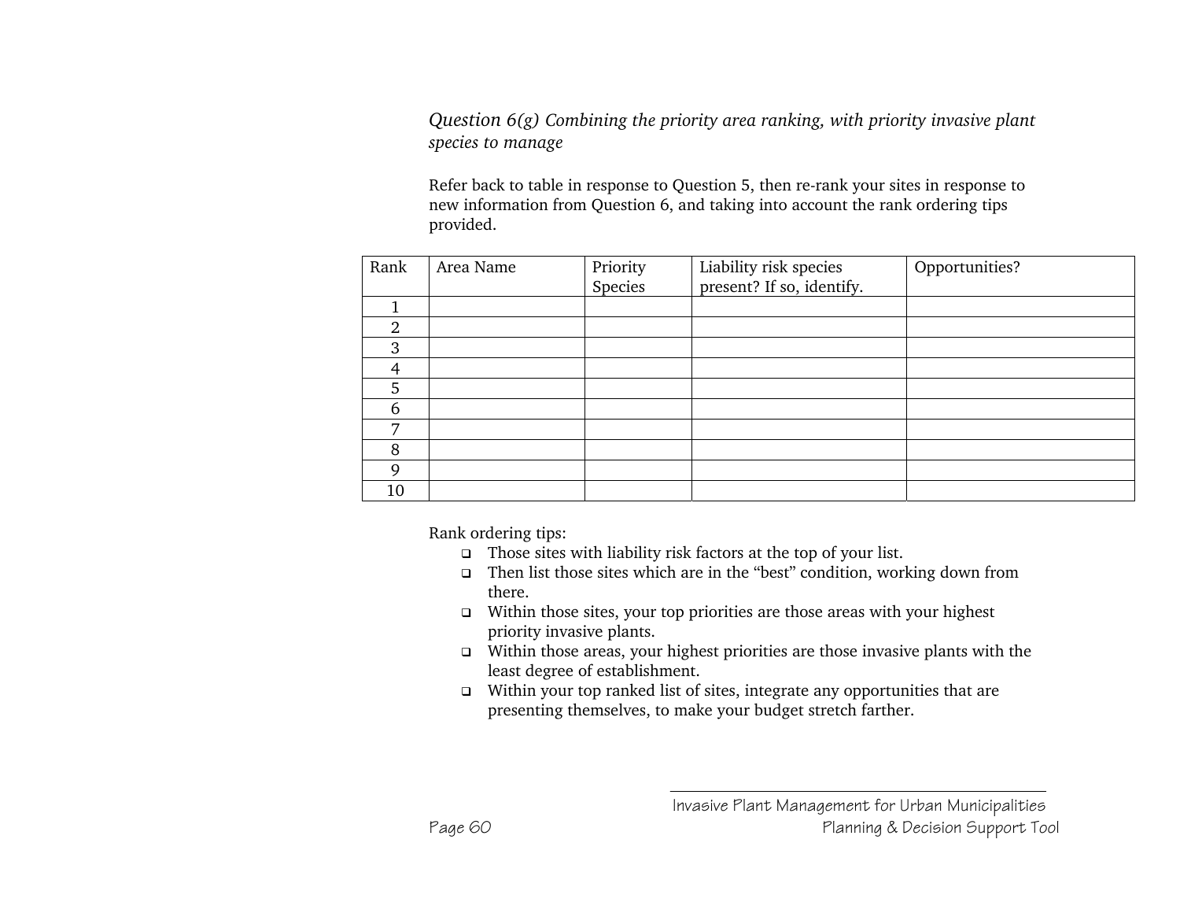*Question 6(g) Combining the priority area ranking, with priority invasive plant species to manage*

Refer back to table in response to Question 5, then re-rank your sites in response to new information from Question 6, and taking into account the rank ordering tips provided.

| Rank | Area Name | Priority Species | Liability risk species present? If so, identify. | Opportunities? |
|---|---|---|---|---|
| 1 | | | | |
| 2 | | | | |
| 3 | | | | |
| 4 | | | | |
| 5 | | | | |
| 6 | | | | |
| 7 | | | | |
| 8 | | | | |
| 9 | | | | |
| 10 | | | | |

Rank ordering tips:

- Those sites with liability risk factors at the top of your list.
- Then list those sites which are in the "best" condition, working down from there.
- Within those sites, your top priorities are those areas with your highest priority invasive plants.
- Within those areas, your highest priorities are those invasive plants with the least degree of establishment.
- Within your top ranked list of sites, integrate any opportunities that are presenting themselves, to make your budget stretch farther.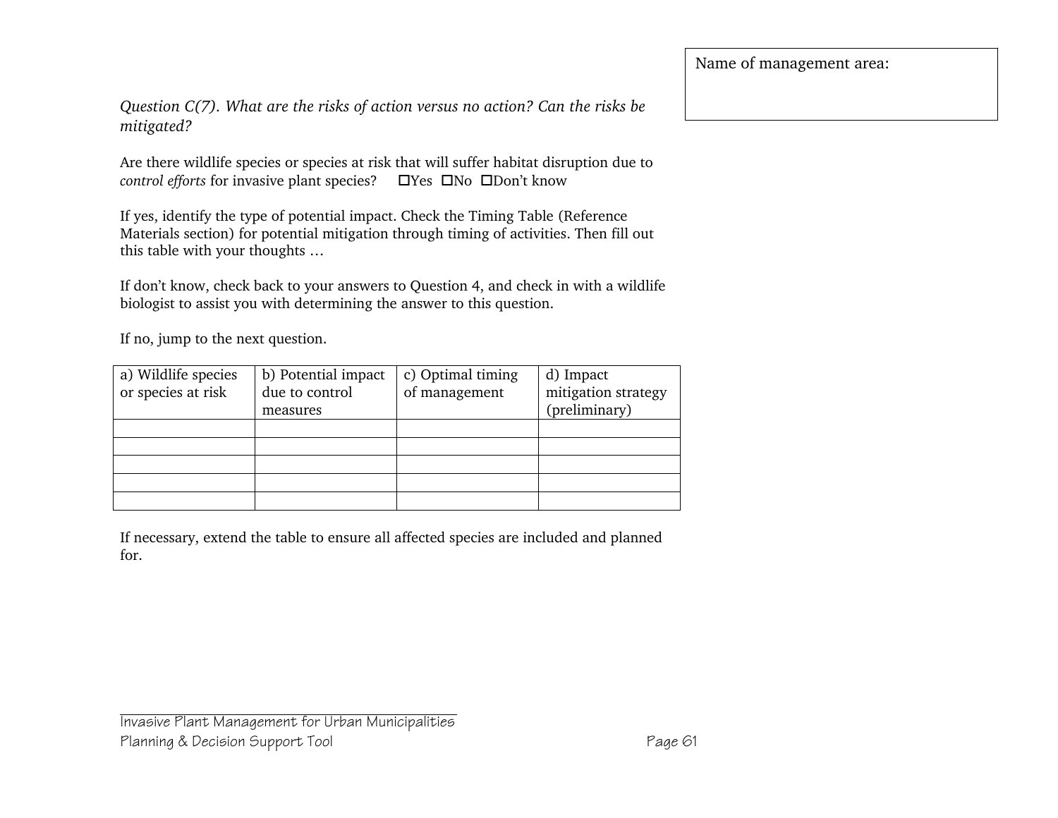Name of management area:

*Question C(7). What are the risks of action versus no action? Can the risks be mitigated?*

Are there wildlife species or species at risk that will suffer habitat disruption due to *control efforts* for invasive plant species? ☐Yes ☐No ☐Don't know

If yes, identify the type of potential impact. Check the Timing Table (Reference Materials section) for potential mitigation through timing of activities. Then fill out this table with your thoughts …

If don't know, check back to your answers to Question 4, and check in with a wildlife biologist to assist you with determining the answer to this question.

If no, jump to the next question.

| a) Wildlife species or species at risk | b) Potential impact due to control measures | c) Optimal timing of management | d) Impact mitigation strategy (preliminary) |
|---|---|---|---|
| | | | |
| | | | |
| | | | |
| | | | |
| | | | |

If necessary, extend the table to ensure all affected species are included and planned for.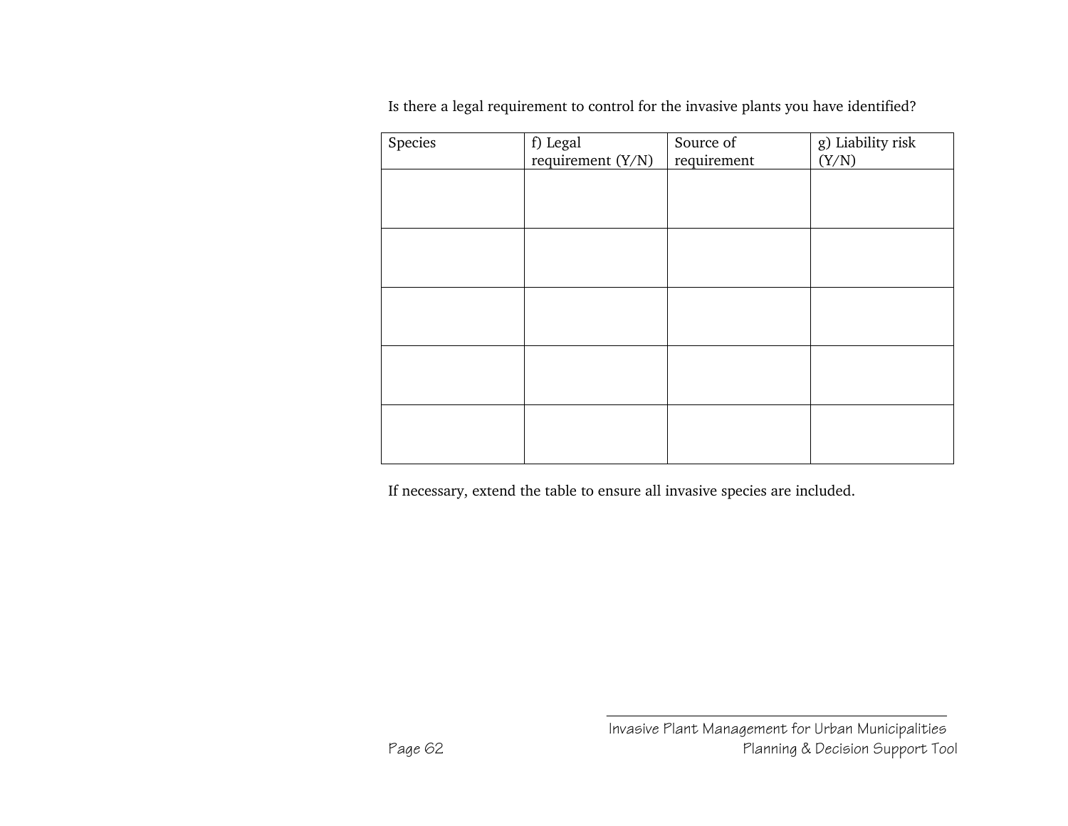Is there a legal requirement to control for the invasive plants you have identified?

| Species | f) Legal requirement (Y/N) | Source of requirement | g) Liability risk (Y/N) |
| --- | --- | --- | --- |
| | | | |
| | | | |
| | | | |
| | | | |
| | | | |

If necessary, extend the table to ensure all invasive species are included.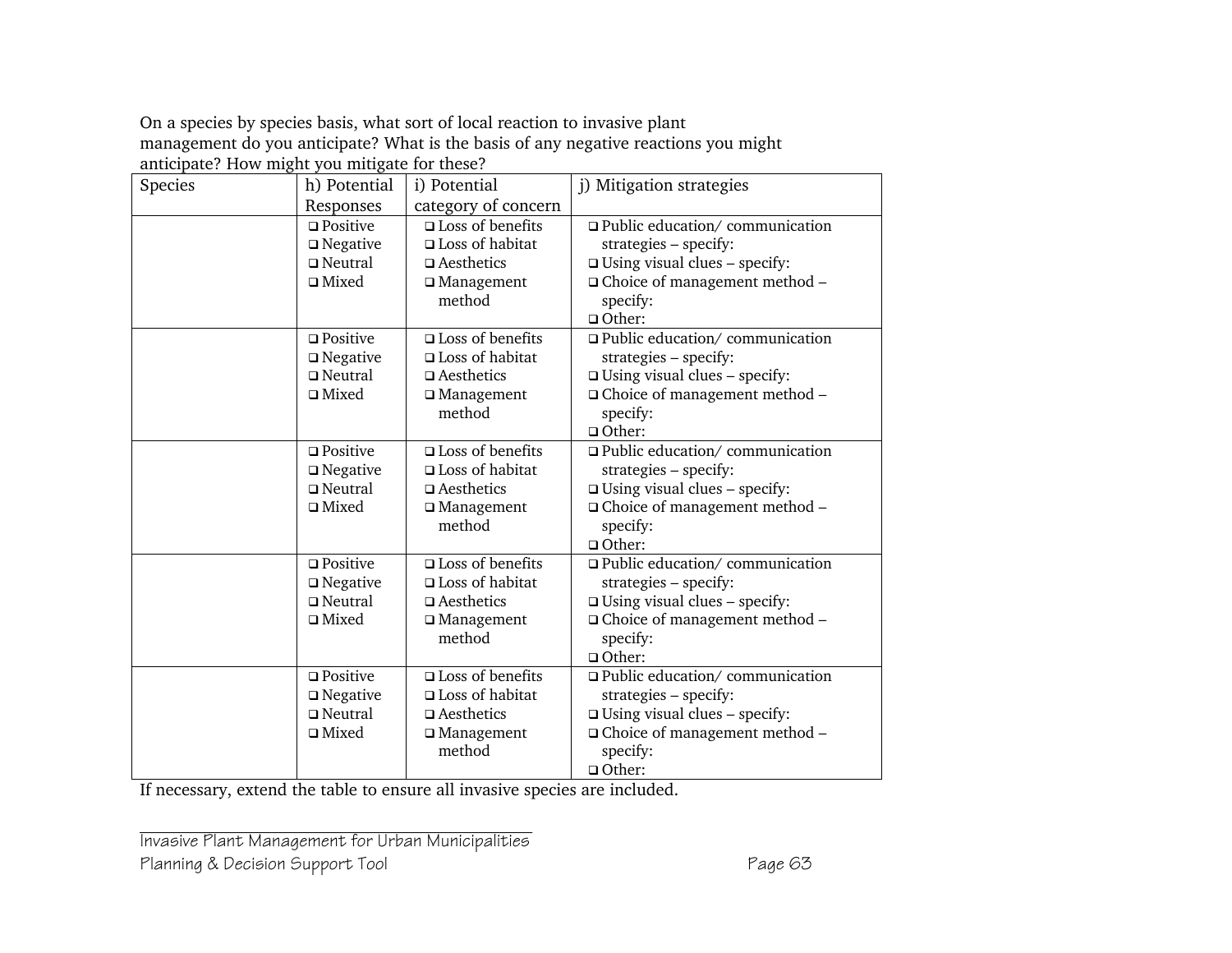On a species by species basis, what sort of local reaction to invasive plant management do you anticipate? What is the basis of any negative reactions you might anticipate? How might you mitigate for these?

| Species | h) Potential Responses | i) Potential category of concern | j) Mitigation strategies |
|---|---|---|---|
| | ❑ Positive<br>❑ Negative<br>❑ Neutral<br>❑ Mixed | ❑ Loss of benefits<br>❑ Loss of habitat<br>❑ Aesthetics<br>❑ Management method | ❑ Public education/ communication strategies – specify:<br>❑ Using visual clues – specify:<br>❑ Choice of management method – specify:<br>❑ Other: |
| | ❑ Positive<br>❑ Negative<br>❑ Neutral<br>❑ Mixed | ❑ Loss of benefits<br>❑ Loss of habitat<br>❑ Aesthetics<br>❑ Management method | ❑ Public education/ communication strategies – specify:<br>❑ Using visual clues – specify:<br>❑ Choice of management method – specify:<br>❑ Other: |
| | ❑ Positive<br>❑ Negative<br>❑ Neutral<br>❑ Mixed | ❑ Loss of benefits<br>❑ Loss of habitat<br>❑ Aesthetics<br>❑ Management method | ❑ Public education/ communication strategies – specify:<br>❑ Using visual clues – specify:<br>❑ Choice of management method – specify:<br>❑ Other: |
| | ❑ Positive<br>❑ Negative<br>❑ Neutral<br>❑ Mixed | ❑ Loss of benefits<br>❑ Loss of habitat<br>❑ Aesthetics<br>❑ Management method | ❑ Public education/ communication strategies – specify:<br>❑ Using visual clues – specify:<br>❑ Choice of management method – specify:<br>❑ Other: |
| | ❑ Positive<br>❑ Negative<br>❑ Neutral<br>❑ Mixed | ❑ Loss of benefits<br>❑ Loss of habitat<br>❑ Aesthetics<br>❑ Management method | ❑ Public education/ communication strategies – specify:<br>❑ Using visual clues – specify:<br>❑ Choice of management method – specify:<br>❑ Other: |

If necessary, extend the table to ensure all invasive species are included.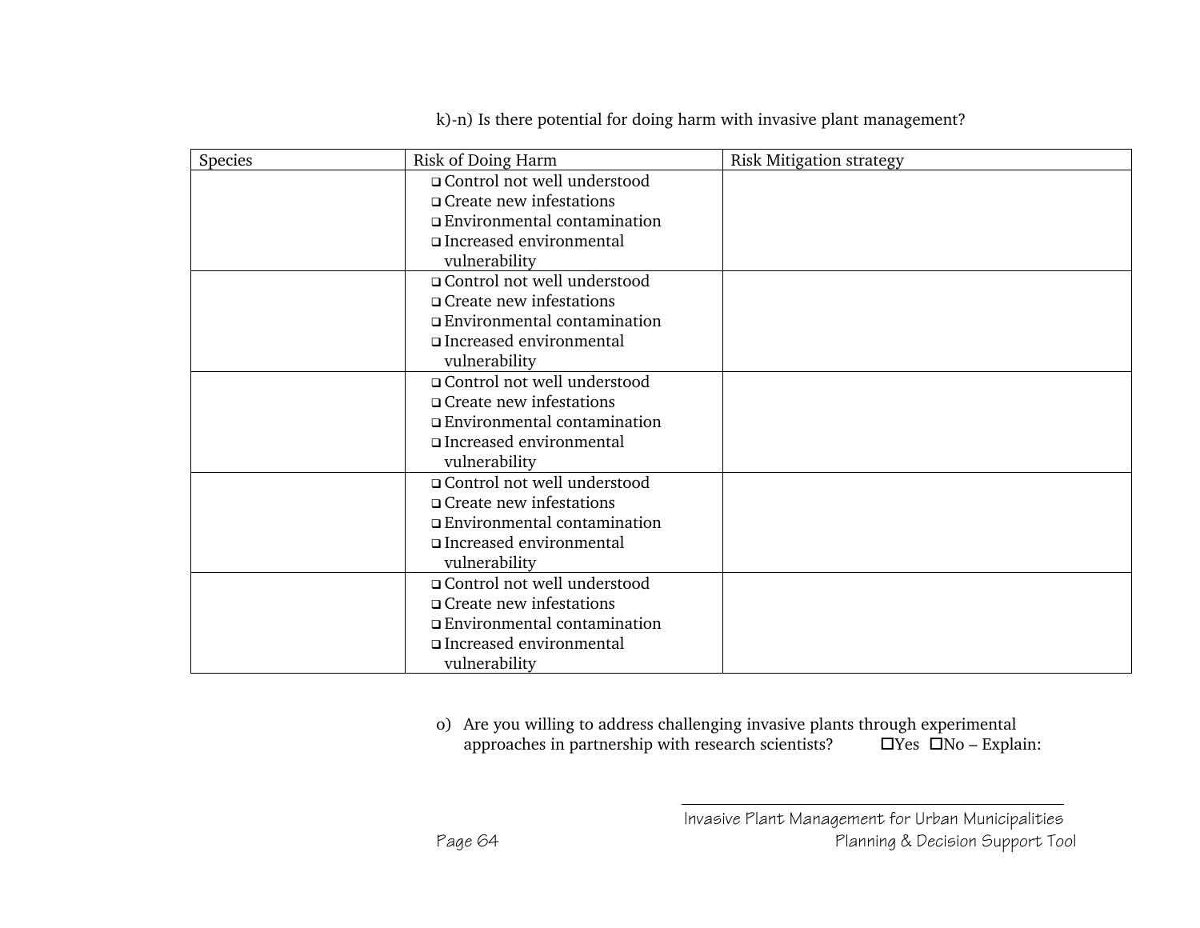k)-n) Is there potential for doing harm with invasive plant management?

| Species | Risk of Doing Harm | Risk Mitigation strategy |
|---|---|---|
| | ❑ Control not well understood<br>❑ Create new infestations<br>❑ Environmental contamination<br>❑ Increased environmental vulnerability | |
| | ❑ Control not well understood<br>❑ Create new infestations<br>❑ Environmental contamination<br>❑ Increased environmental vulnerability | |
| | ❑ Control not well understood<br>❑ Create new infestations<br>❑ Environmental contamination<br>❑ Increased environmental vulnerability | |
| | ❑ Control not well understood<br>❑ Create new infestations<br>❑ Environmental contamination<br>❑ Increased environmental vulnerability | |
| | ❑ Control not well understood<br>❑ Create new infestations<br>❑ Environmental contamination<br>❑ Increased environmental vulnerability | |

o) Are you willing to address challenging invasive plants through experimental approaches in partnership with research scientists? ☐Yes ☐No – Explain: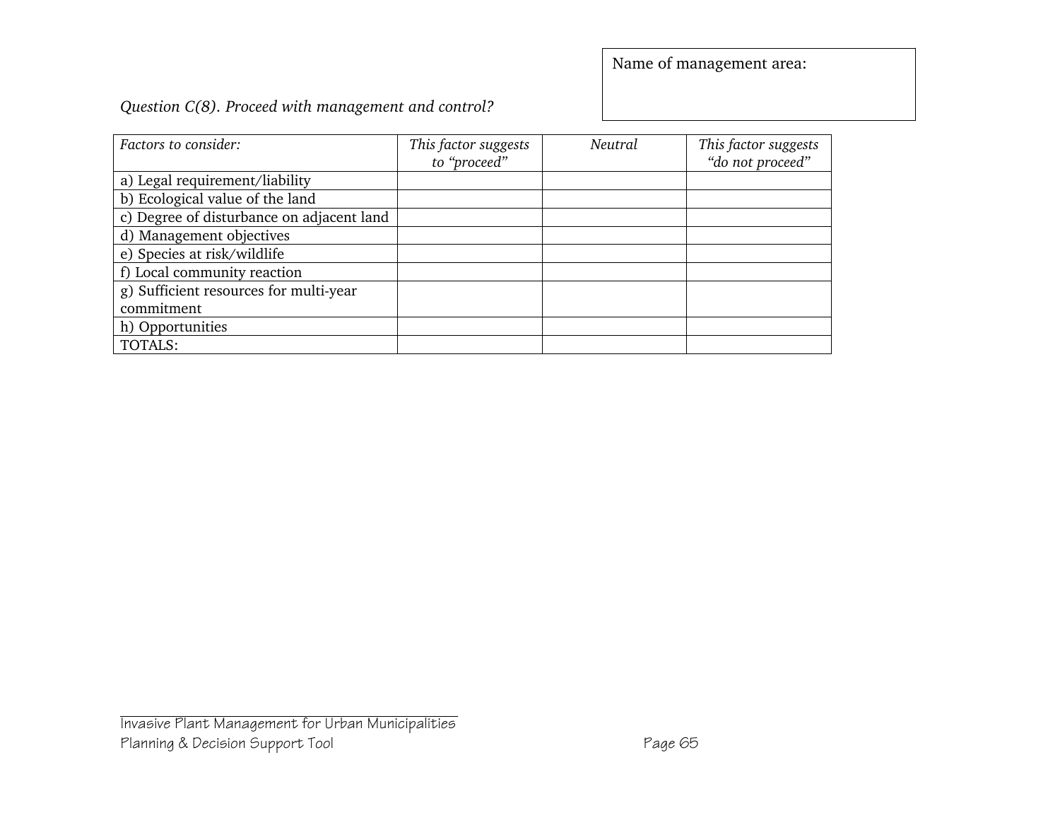Name of management area:

*Question C(8). Proceed with management and control?*

| *Factors to consider:* | *This factor suggests to "proceed"* | *Neutral* | *This factor suggests "do not proceed"* |
|---|---|---|---|
| a) Legal requirement/liability | | | |
| b) Ecological value of the land | | | |
| c) Degree of disturbance on adjacent land | | | |
| d) Management objectives | | | |
| e) Species at risk/wildlife | | | |
| f) Local community reaction | | | |
| g) Sufficient resources for multi-year commitment | | | |
| h) Opportunities | | | |
| TOTALS: | | | |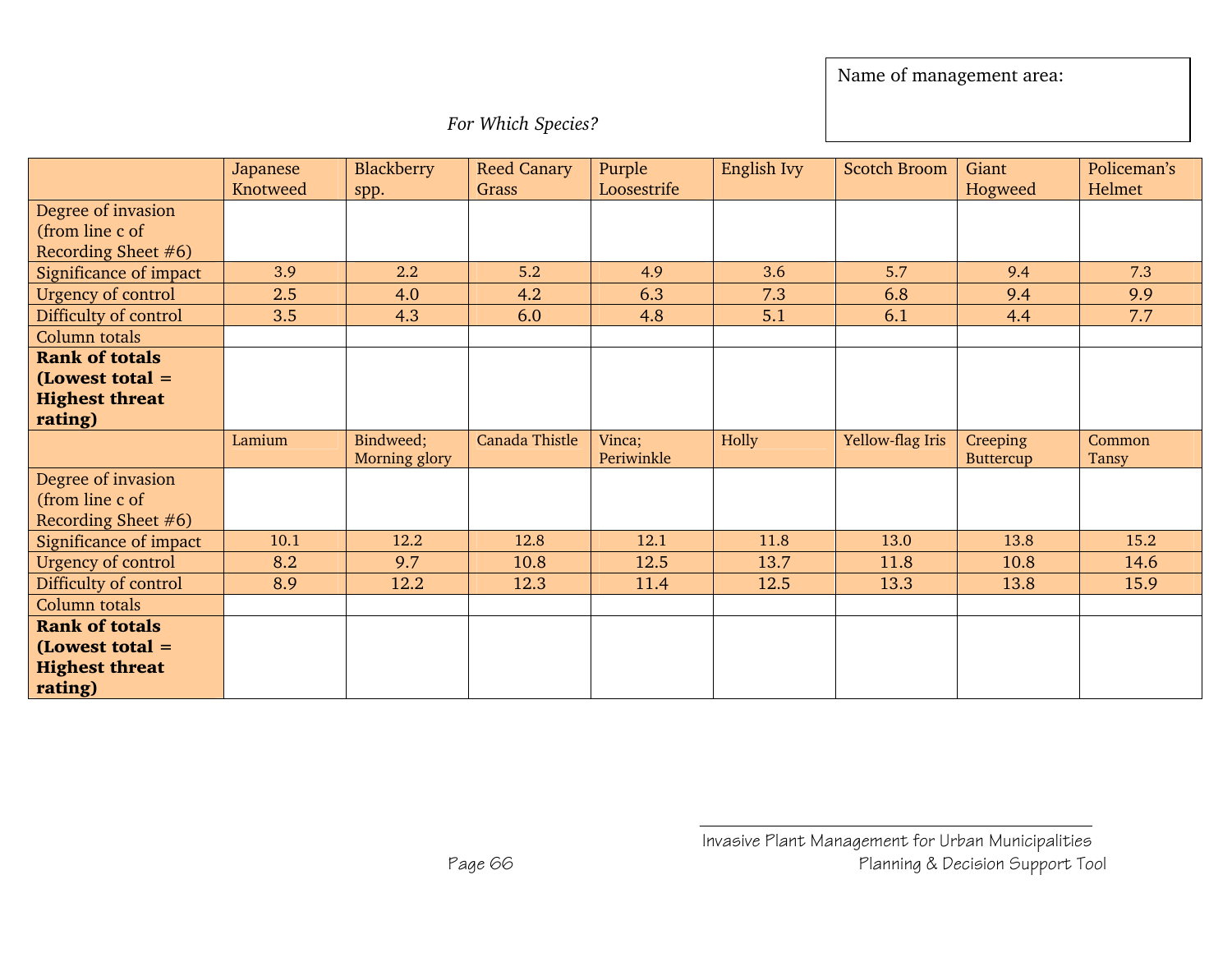| Name of management area: |
| --- |
| |

*For Which Species?*

| | Japanese Knotweed | Blackberry spp. | Reed Canary Grass | Purple Loosestrife | English Ivy | Scotch Broom | Giant Hogweed | Policeman's Helmet |
| --- | --- | --- | --- | --- | --- | --- | --- | --- |
| Degree of invasion (from line c of Recording Sheet #6) | | | | | | | | |
| Significance of impact | 3.9 | 2.2 | 5.2 | 4.9 | 3.6 | 5.7 | 9.4 | 7.3 |
| Urgency of control | 2.5 | 4.0 | 4.2 | 6.3 | 7.3 | 6.8 | 9.4 | 9.9 |
| Difficulty of control | 3.5 | 4.3 | 6.0 | 4.8 | 5.1 | 6.1 | 4.4 | 7.7 |
| Column totals | | | | | | | | |
| **Rank of totals (Lowest total = Highest threat rating)** | | | | | | | | |
| | Lamium | Bindweed; Morning glory | Canada Thistle | Vinca; Periwinkle | Holly | Yellow-flag Iris | Creeping Buttercup | Common Tansy |
| Degree of invasion (from line c of Recording Sheet #6) | | | | | | | | |
| Significance of impact | 10.1 | 12.2 | 12.8 | 12.1 | 11.8 | 13.0 | 13.8 | 15.2 |
| Urgency of control | 8.2 | 9.7 | 10.8 | 12.5 | 13.7 | 11.8 | 10.8 | 14.6 |
| Difficulty of control | 8.9 | 12.2 | 12.3 | 11.4 | 12.5 | 13.3 | 13.8 | 15.9 |
| Column totals | | | | | | | | |
| **Rank of totals (Lowest total = Highest threat rating)** | | | | | | | | |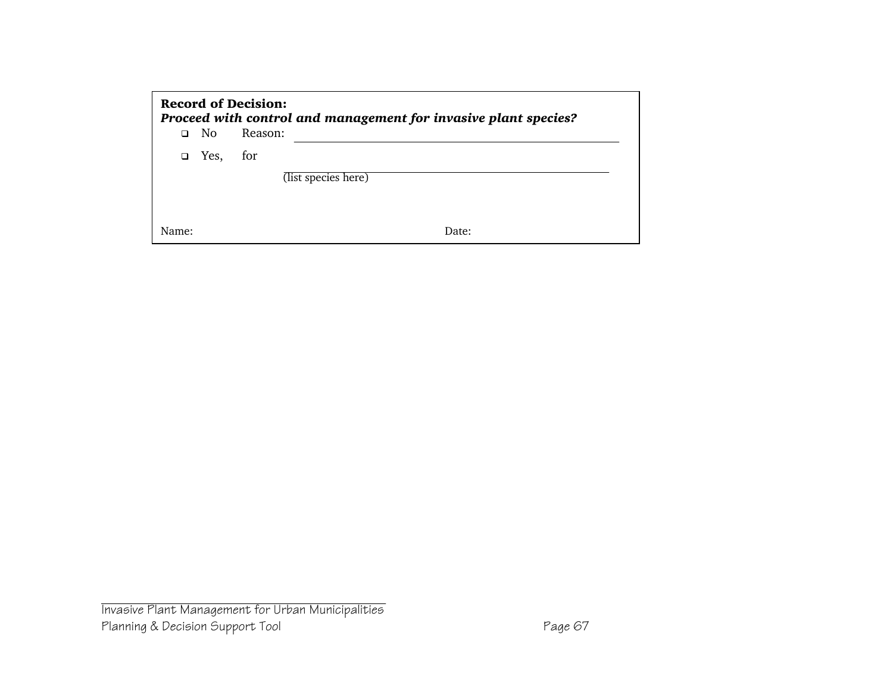**Record of Decision:**
***Proceed with control and management for invasive plant species?***

- ❑ No Reason: ______________________________________________
- ❑ Yes, for ______________________________________________
  (list species here)

Name: Date: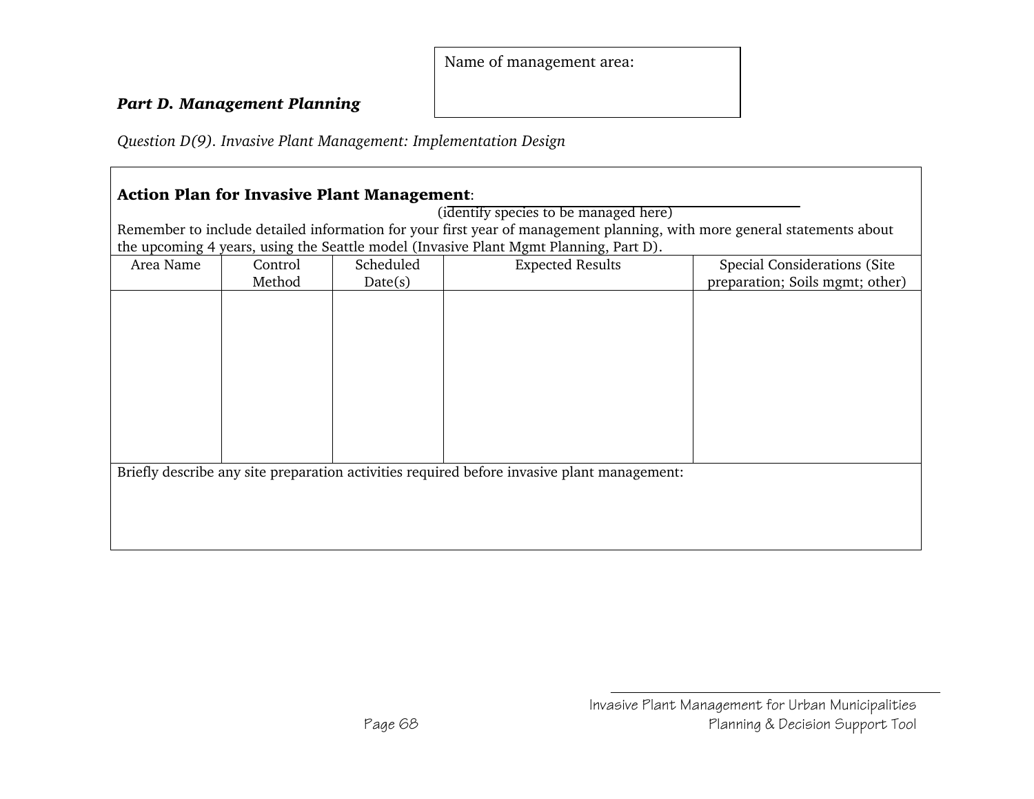Name of management area:

***Part D. Management Planning***

*Question D(9). Invasive Plant Management: Implementation Design*

**Action Plan for Invasive Plant Management**: ______________________________
(identify species to be managed here)

Remember to include detailed information for your first year of management planning, with more general statements about the upcoming 4 years, using the Seattle model (Invasive Plant Mgmt Planning, Part D).

| Area Name | Control Method | Scheduled Date(s) | Expected Results | Special Considerations (Site preparation; Soils mgmt; other) |
|---|---|---|---|---|
| | | | | |

Briefly describe any site preparation activities required before invasive plant management: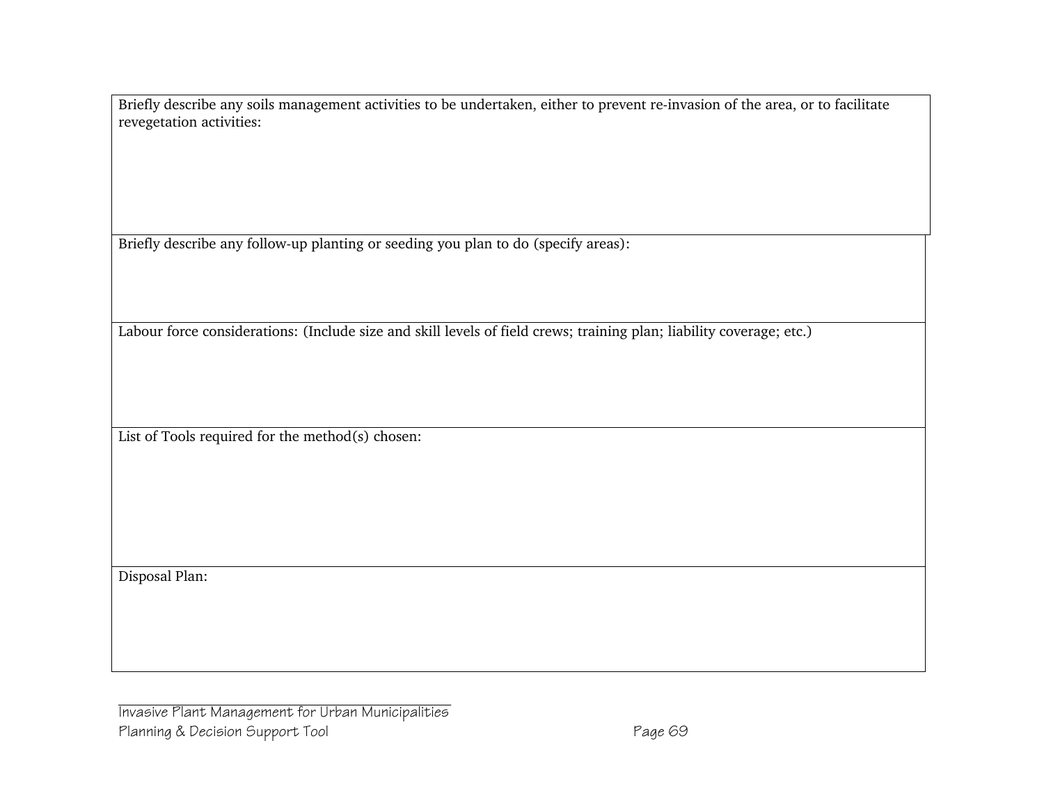| Briefly describe any soils management activities to be undertaken, either to prevent re-invasion of the area, or to facilitate revegetation activities: |
| --- |
| Briefly describe any follow-up planting or seeding you plan to do (specify areas): |
| Labour force considerations: (Include size and skill levels of field crews; training plan; liability coverage; etc.) |
| List of Tools required for the method(s) chosen: |
| Disposal Plan: |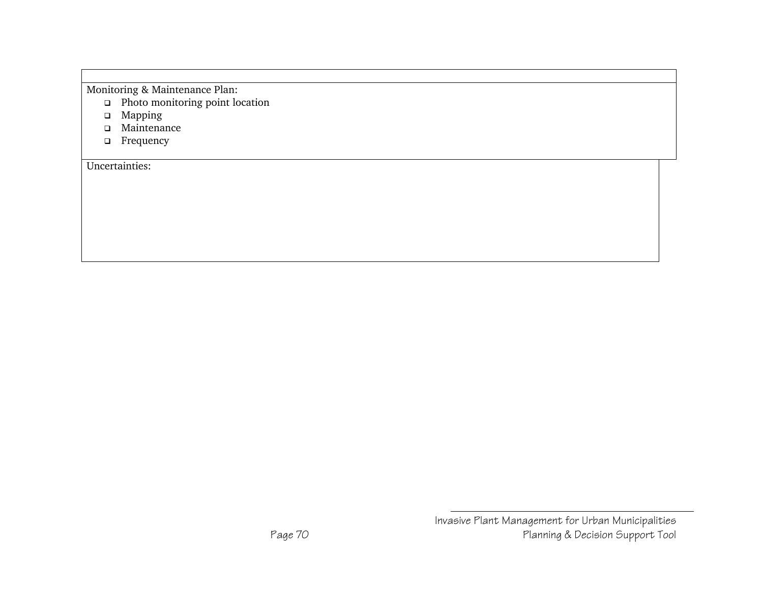| |
|---|
| Monitoring & Maintenance Plan:<br>❑ Photo monitoring point location<br>❑ Mapping<br>❑ Maintenance<br>❑ Frequency |
| Uncertainties: |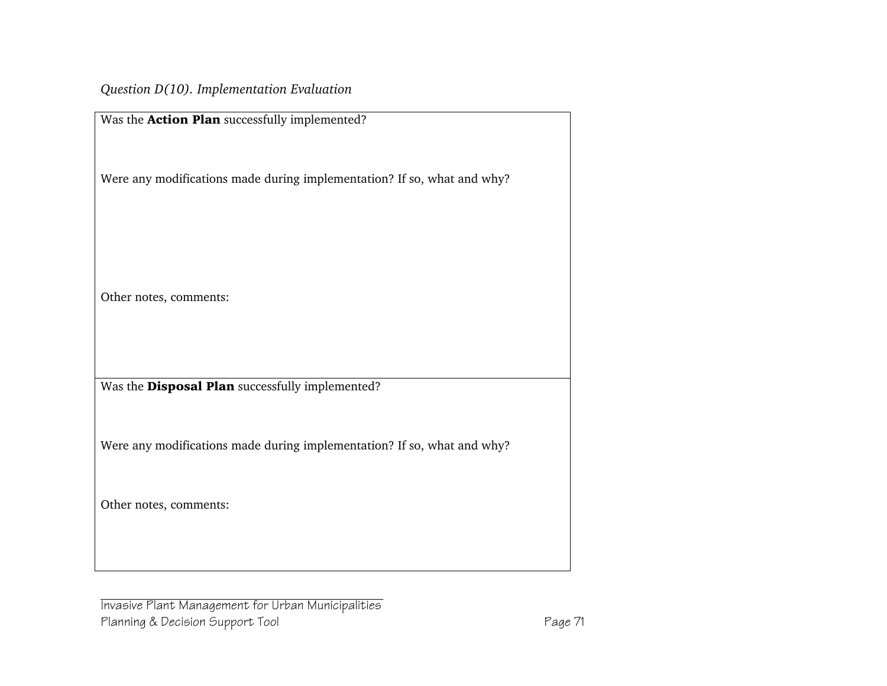*Question D(10). Implementation Evaluation*

| Was the **Action Plan** successfully implemented?<br><br>Were any modifications made during implementation? If so, what and why?<br><br>Other notes, comments: |
|---|
| Was the **Disposal Plan** successfully implemented?<br><br>Were any modifications made during implementation? If so, what and why?<br><br>Other notes, comments: |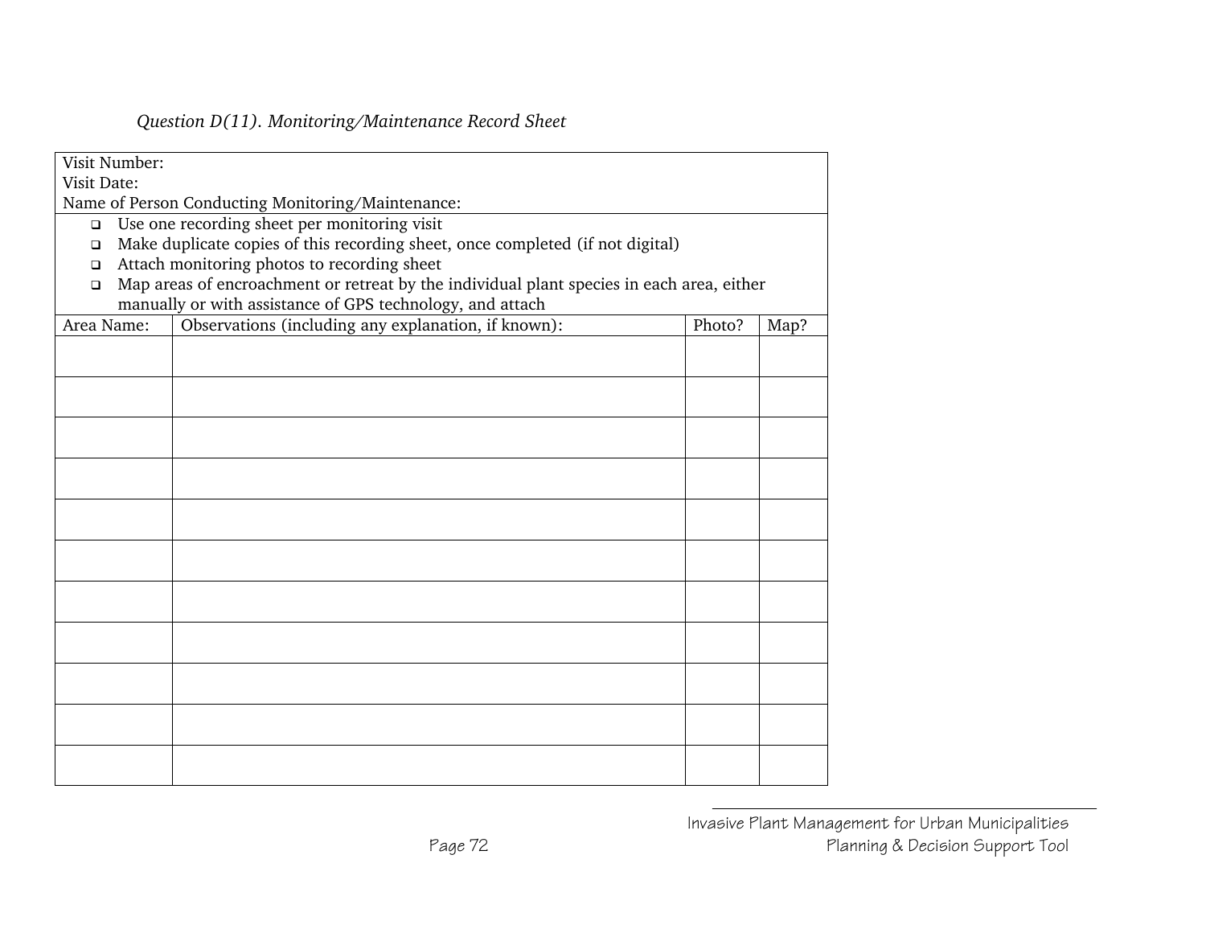*Question D(11). Monitoring/Maintenance Record Sheet*

Visit Number:
Visit Date:
Name of Person Conducting Monitoring/Maintenance:

- Use one recording sheet per monitoring visit
- Make duplicate copies of this recording sheet, once completed (if not digital)
- Attach monitoring photos to recording sheet
- Map areas of encroachment or retreat by the individual plant species in each area, either manually or with assistance of GPS technology, and attach

| Area Name: | Observations (including any explanation, if known): | Photo? | Map? |
|---|---|---|---|
| | | | |
| | | | |
| | | | |
| | | | |
| | | | |
| | | | |
| | | | |
| | | | |
| | | | |
| | | | |
| | | | |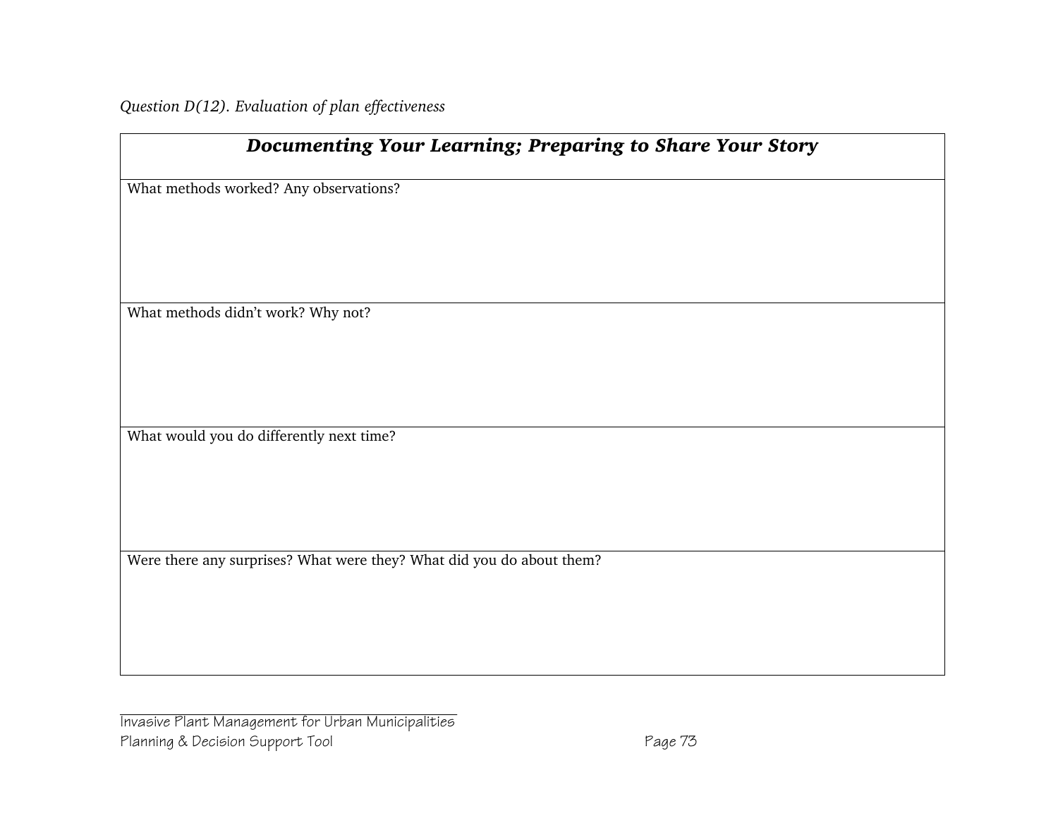*Question D(12). Evaluation of plan effectiveness*

| ***Documenting Your Learning; Preparing to Share Your Story*** |
|---|
| What methods worked? Any observations? |
| What methods didn't work? Why not? |
| What would you do differently next time? |
| Were there any surprises? What were they? What did you do about them? |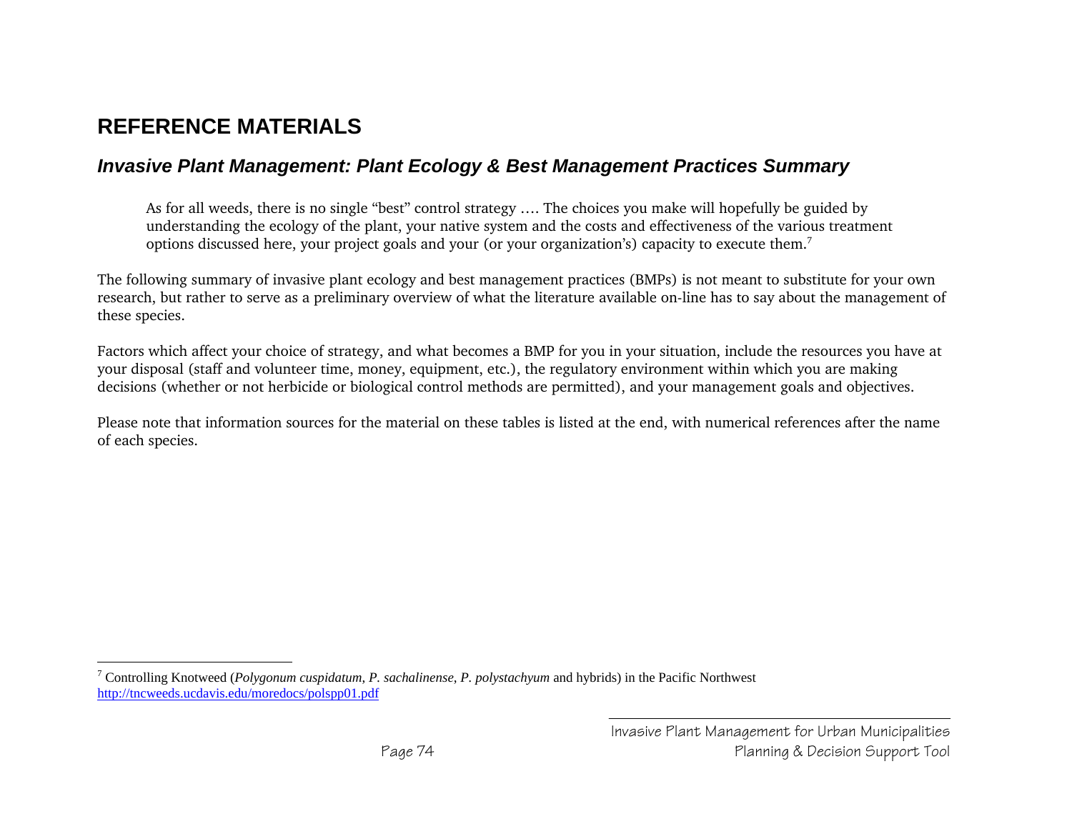# REFERENCE MATERIALS

## *Invasive Plant Management: Plant Ecology & Best Management Practices Summary*

> As for all weeds, there is no single "best" control strategy …. The choices you make will hopefully be guided by understanding the ecology of the plant, your native system and the costs and effectiveness of the various treatment options discussed here, your project goals and your (or your organization's) capacity to execute them.[7]

The following summary of invasive plant ecology and best management practices (BMPs) is not meant to substitute for your own research, but rather to serve as a preliminary overview of what the literature available on-line has to say about the management of these species.

Factors which affect your choice of strategy, and what becomes a BMP for you in your situation, include the resources you have at your disposal (staff and volunteer time, money, equipment, etc.), the regulatory environment within which you are making decisions (whether or not herbicide or biological control methods are permitted), and your management goals and objectives.

Please note that information sources for the material on these tables is listed at the end, with numerical references after the name of each species.

---

[7] Controlling Knotweed (*Polygonum cuspidatum, P. sachalinense, P. polystachyum* and hybrids) in the Pacific Northwest http://tncweeds.ucdavis.edu/moredocs/polspp01.pdf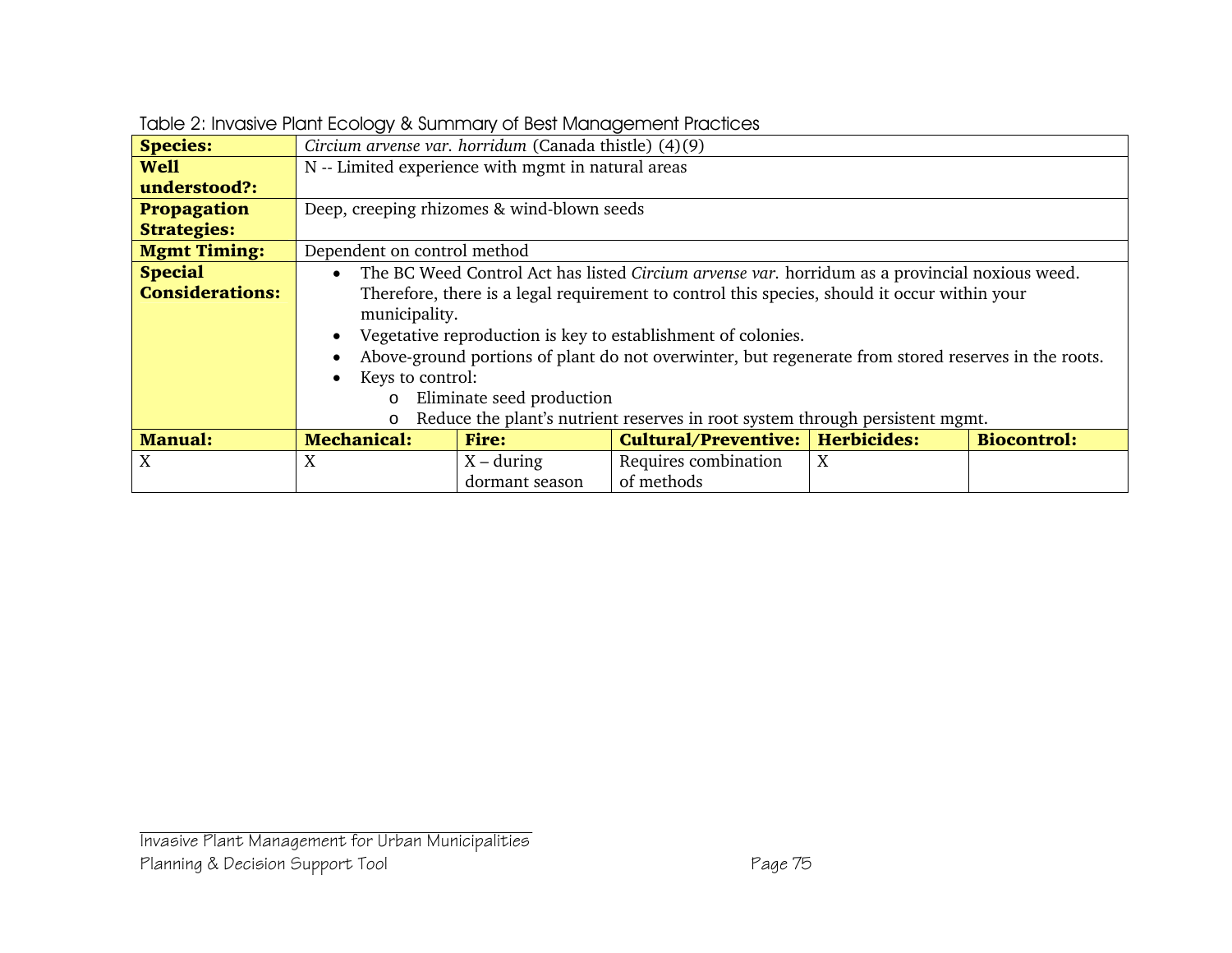Table 2: Invasive Plant Ecology & Summary of Best Management Practices

| **Species:** | *Circium arvense var. horridum* (Canada thistle) (4)(9) | | | | |
|---|---|---|---|---|---|
| **Well understood?:** | N -- Limited experience with mgmt in natural areas | | | | |
| **Propagation Strategies:** | Deep, creeping rhizomes & wind-blown seeds | | | | |
| **Mgmt Timing:** | Dependent on control method | | | | |
| **Special Considerations:** | • The BC Weed Control Act has listed *Circium arvense var.* horridum as a provincial noxious weed. Therefore, there is a legal requirement to control this species, should it occur within your municipality.<br>• Vegetative reproduction is key to establishment of colonies.<br>• Above-ground portions of plant do not overwinter, but regenerate from stored reserves in the roots.<br>• Keys to control:<br>  o Eliminate seed production<br>  o Reduce the plant's nutrient reserves in root system through persistent mgmt. | | | | |
| **Manual:** | **Mechanical:** | **Fire:** | **Cultural/Preventive:** | **Herbicides:** | **Biocontrol:** |
| X | X | X – during dormant season | Requires combination of methods | X | |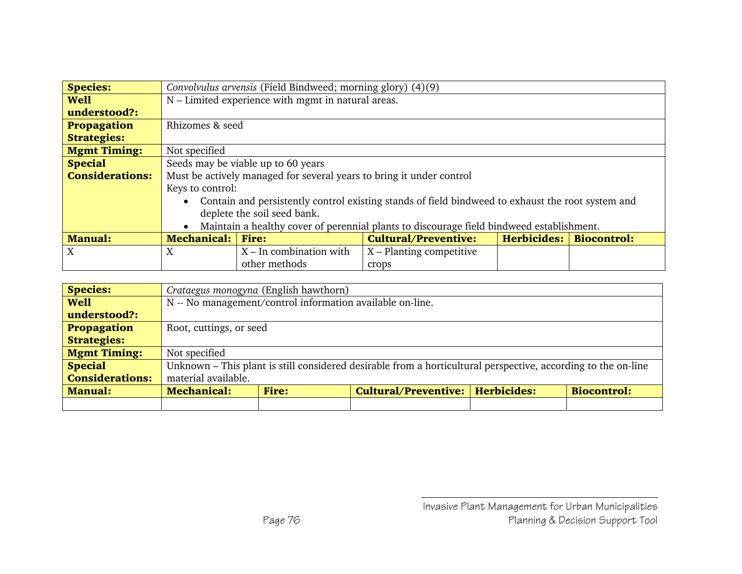| **Species:** | *Convolvulus arvensis* (Field Bindweed; morning glory) (4)(9) | | | | |
|---|---|---|---|---|---|
| **Well understood?:** | N – Limited experience with mgmt in natural areas. | | | | |
| **Propagation Strategies:** | Rhizomes & seed | | | | |
| **Mgmt Timing:** | Not specified | | | | |
| **Special Considerations:** | Seeds may be viable up to 60 years<br>Must be actively managed for several years to bring it under control<br>Keys to control:<br>• Contain and persistently control existing stands of field bindweed to exhaust the root system and deplete the soil seed bank.<br>• Maintain a healthy cover of perennial plants to discourage field bindweed establishment. | | | | |
| **Manual:** | **Mechanical:** | **Fire:** | **Cultural/Preventive:** | **Herbicides:** | **Biocontrol:** |
| X | X | X – In combination with other methods | X – Planting competitive crops | | |

| **Species:** | *Crataegus monogyna* (English hawthorn) | | | | |
|---|---|---|---|---|---|
| **Well understood?:** | N -- No management/control information available on-line. | | | | |
| **Propagation Strategies:** | Root, cuttings, or seed | | | | |
| **Mgmt Timing:** | Not specified | | | | |
| **Special Considerations:** | Unknown – This plant is still considered desirable from a horticultural perspective, according to the on-line material available. | | | | |
| **Manual:** | **Mechanical:** | **Fire:** | **Cultural/Preventive:** | **Herbicides:** | **Biocontrol:** |
| | | | | | |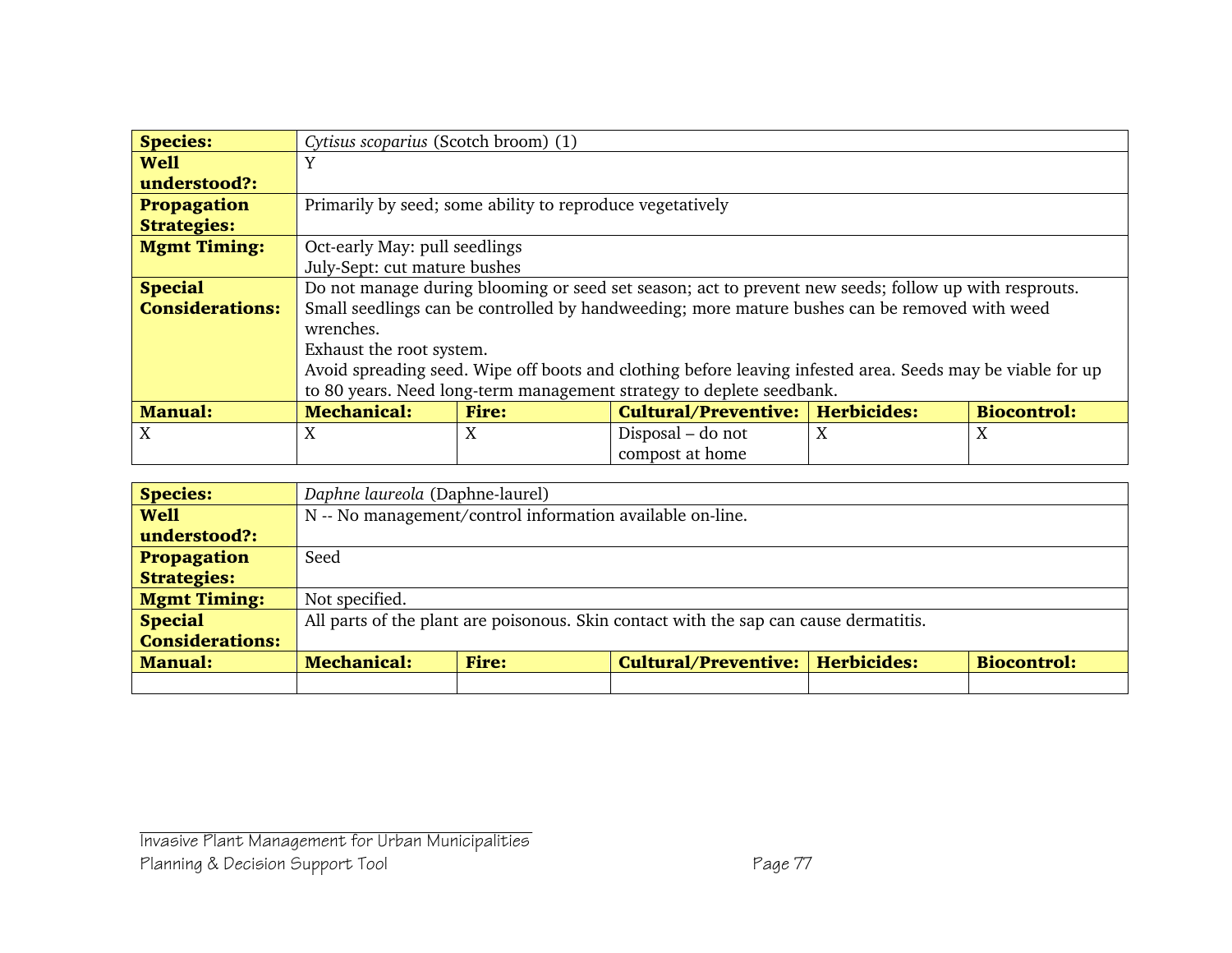| **Species:** | *Cytisus scoparius* (Scotch broom) (1) | | | | |
|---|---|---|---|---|---|
| **Well understood?:** | Y | | | | |
| **Propagation Strategies:** | Primarily by seed; some ability to reproduce vegetatively | | | | |
| **Mgmt Timing:** | Oct-early May: pull seedlings<br>July-Sept: cut mature bushes | | | | |
| **Special Considerations:** | Do not manage during blooming or seed set season; act to prevent new seeds; follow up with resprouts.<br>Small seedlings can be controlled by handweeding; more mature bushes can be removed with weed wrenches.<br>Exhaust the root system.<br>Avoid spreading seed. Wipe off boots and clothing before leaving infested area. Seeds may be viable for up to 80 years. Need long-term management strategy to deplete seedbank. | | | | |
| **Manual:** | **Mechanical:** | **Fire:** | **Cultural/Preventive:** | **Herbicides:** | **Biocontrol:** |
| X | X | X | Disposal – do not compost at home | X | X |

| **Species:** | *Daphne laureola* (Daphne-laurel) | | | | |
|---|---|---|---|---|---|
| **Well understood?:** | N -- No management/control information available on-line. | | | | |
| **Propagation Strategies:** | Seed | | | | |
| **Mgmt Timing:** | Not specified. | | | | |
| **Special Considerations:** | All parts of the plant are poisonous. Skin contact with the sap can cause dermatitis. | | | | |
| **Manual:** | **Mechanical:** | **Fire:** | **Cultural/Preventive:** | **Herbicides:** | **Biocontrol:** |
| | | | | | |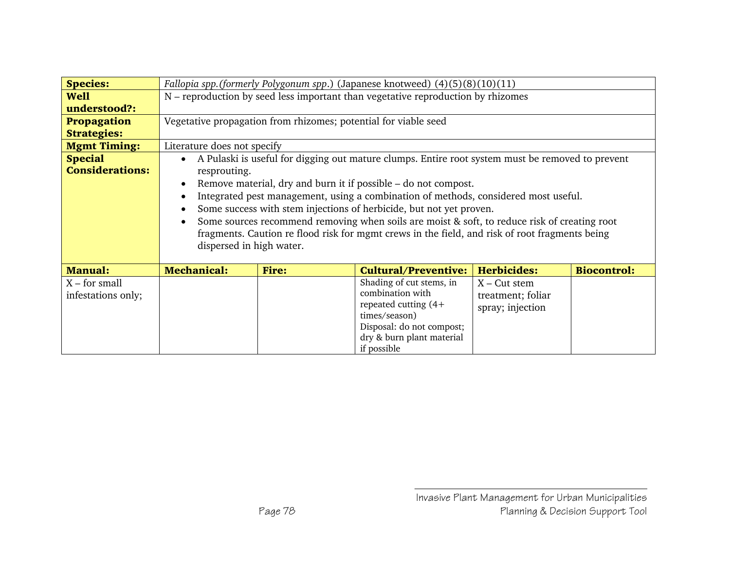| **Species:** | *Fallopia spp.(formerly Polygonum spp*.) (Japanese knotweed) (4)(5)(8)(10)(11) | | | | |
|---|---|---|---|---|---|
| **Well understood?:** | N – reproduction by seed less important than vegetative reproduction by rhizomes | | | | |
| **Propagation Strategies:** | Vegetative propagation from rhizomes; potential for viable seed | | | | |
| **Mgmt Timing:** | Literature does not specify | | | | |
| **Special Considerations:** | • A Pulaski is useful for digging out mature clumps. Entire root system must be removed to prevent resprouting.<br>• Remove material, dry and burn it if possible – do not compost.<br>• Integrated pest management, using a combination of methods, considered most useful.<br>• Some success with stem injections of herbicide, but not yet proven.<br>• Some sources recommend removing when soils are moist & soft, to reduce risk of creating root fragments. Caution re flood risk for mgmt crews in the field, and risk of root fragments being dispersed in high water. | | | | |
| **Manual:** | **Mechanical:** | **Fire:** | **Cultural/Preventive:** | **Herbicides:** | **Biocontrol:** |
| X – for small infestations only; | | | Shading of cut stems, in combination with repeated cutting (4+ times/season)<br>Disposal: do not compost; dry & burn plant material if possible | X – Cut stem treatment; foliar spray; injection | |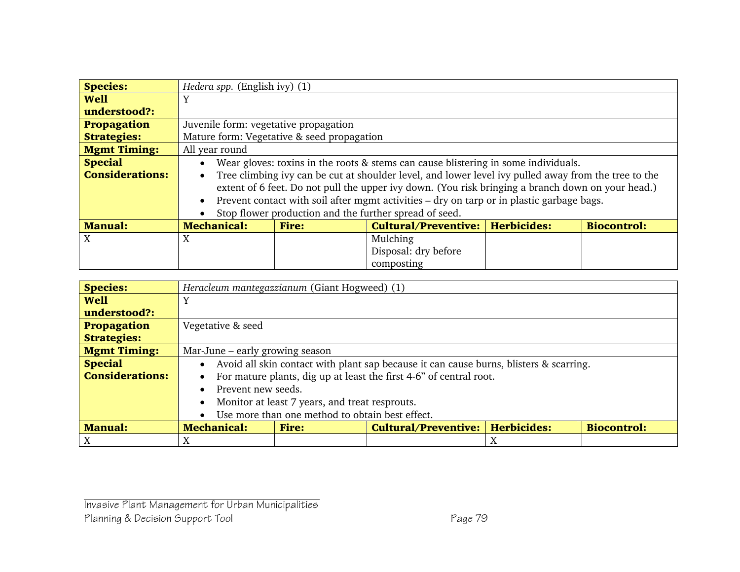| **Species:** | *Hedera spp.* (English ivy) (1) | | | | |
|---|---|---|---|---|---|
| **Well understood?:** | Y | | | | |
| **Propagation Strategies:** | Juvenile form: vegetative propagation<br>Mature form: Vegetative & seed propagation | | | | |
| **Mgmt Timing:** | All year round | | | | |
| **Special Considerations:** | • Wear gloves: toxins in the roots & stems can cause blistering in some individuals.<br>• Tree climbing ivy can be cut at shoulder level, and lower level ivy pulled away from the tree to the extent of 6 feet. Do not pull the upper ivy down. (You risk bringing a branch down on your head.)<br>• Prevent contact with soil after mgmt activities – dry on tarp or in plastic garbage bags.<br>• Stop flower production and the further spread of seed. | | | | |
| **Manual:** | **Mechanical:** | **Fire:** | **Cultural/Preventive:** | **Herbicides:** | **Biocontrol:** |
| X | X | | Mulching<br>Disposal: dry before composting | | |

| **Species:** | *Heracleum mantegazzianum* (Giant Hogweed) (1) | | | | |
|---|---|---|---|---|---|
| **Well understood?:** | Y | | | | |
| **Propagation Strategies:** | Vegetative & seed | | | | |
| **Mgmt Timing:** | Mar-June – early growing season | | | | |
| **Special Considerations:** | • Avoid all skin contact with plant sap because it can cause burns, blisters & scarring.<br>• For mature plants, dig up at least the first 4-6" of central root.<br>• Prevent new seeds.<br>• Monitor at least 7 years, and treat resprouts.<br>• Use more than one method to obtain best effect. | | | | |
| **Manual:** | **Mechanical:** | **Fire:** | **Cultural/Preventive:** | **Herbicides:** | **Biocontrol:** |
| X | X | | | X | |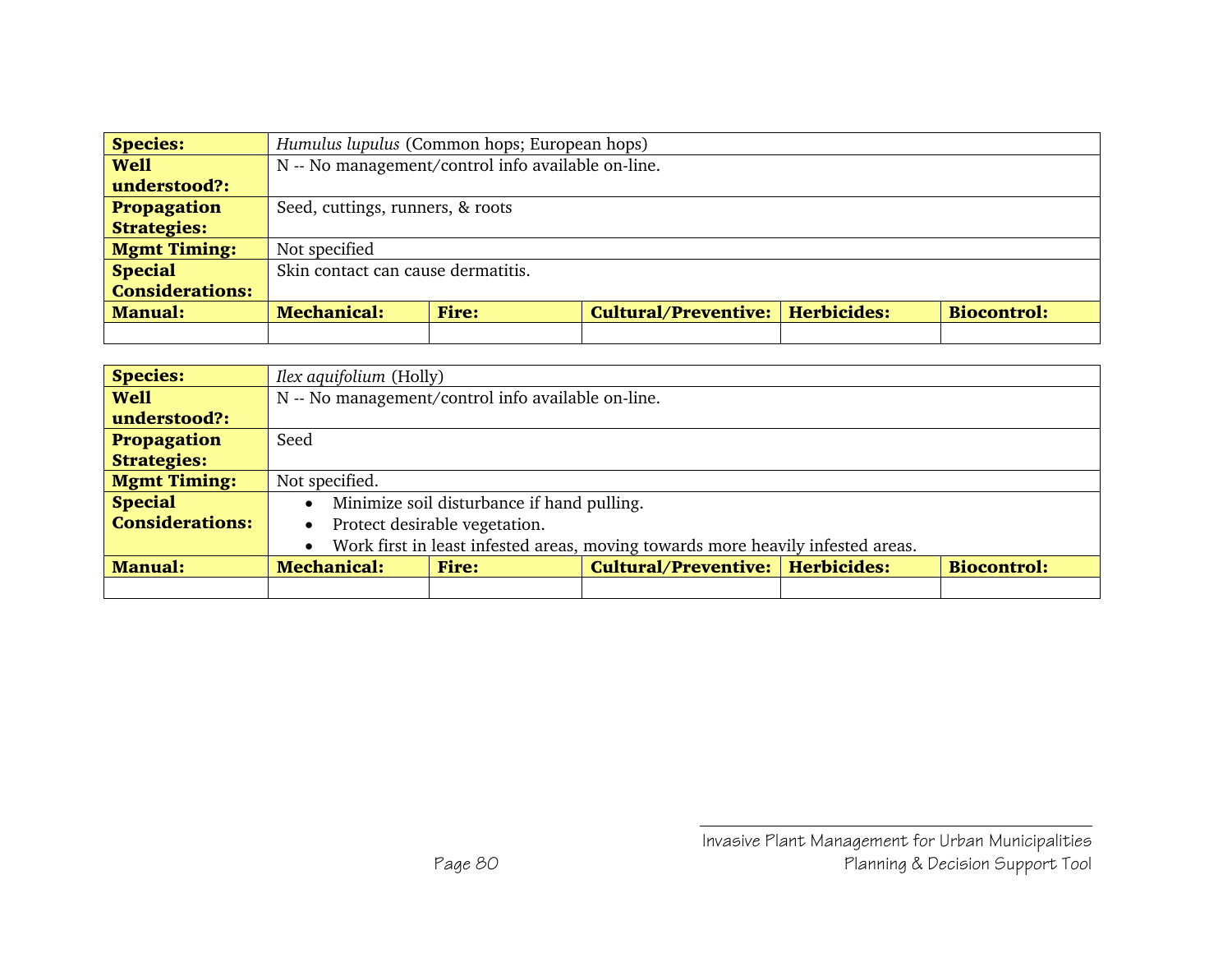| **Species:** | *Humulus lupulus* (Common hops; European hops) | | | | |
|---|---|---|---|---|---|
| **Well understood?:** | N -- No management/control info available on-line. | | | | |
| **Propagation Strategies:** | Seed, cuttings, runners, & roots | | | | |
| **Mgmt Timing:** | Not specified | | | | |
| **Special Considerations:** | Skin contact can cause dermatitis. | | | | |
| **Manual:** | **Mechanical:** | **Fire:** | **Cultural/Preventive:** | **Herbicides:** | **Biocontrol:** |
| | | | | | |

| **Species:** | *Ilex aquifolium* (Holly) | | | | |
|---|---|---|---|---|---|
| **Well understood?:** | N -- No management/control info available on-line. | | | | |
| **Propagation Strategies:** | Seed | | | | |
| **Mgmt Timing:** | Not specified. | | | | |
| **Special Considerations:** | • Minimize soil disturbance if hand pulling.<br>• Protect desirable vegetation.<br>• Work first in least infested areas, moving towards more heavily infested areas. | | | | |
| **Manual:** | **Mechanical:** | **Fire:** | **Cultural/Preventive:** | **Herbicides:** | **Biocontrol:** |
| | | | | | |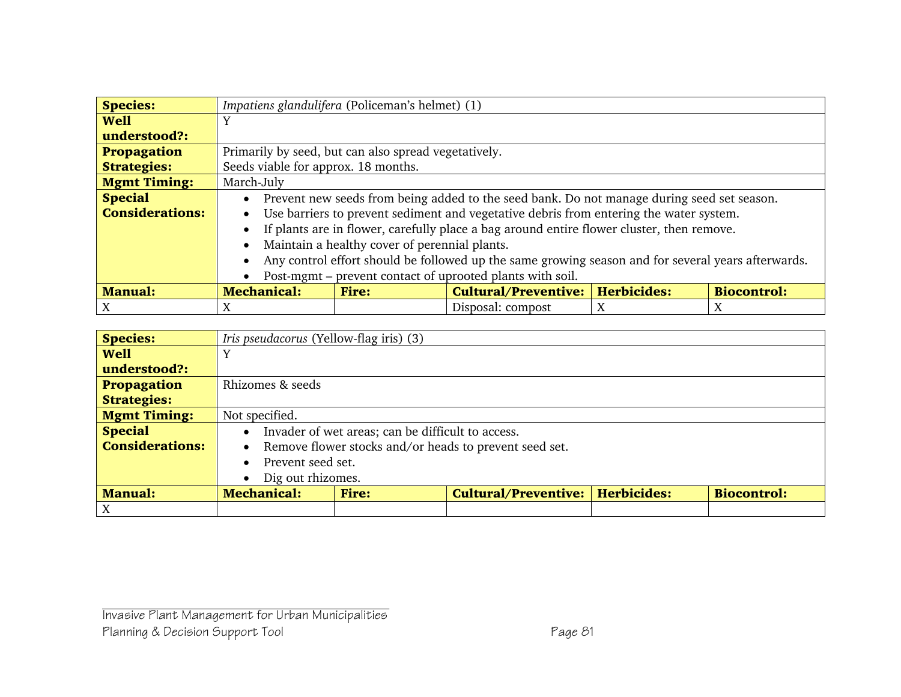| **Species:** | *Impatiens glandulifera* (Policeman's helmet) (1) | | | | |
|---|---|---|---|---|---|
| **Well understood?:** | Y | | | | |
| **Propagation Strategies:** | Primarily by seed, but can also spread vegetatively.<br>Seeds viable for approx. 18 months. | | | | |
| **Mgmt Timing:** | March-July | | | | |
| **Special Considerations:** | • Prevent new seeds from being added to the seed bank. Do not manage during seed set season.<br>• Use barriers to prevent sediment and vegetative debris from entering the water system.<br>• If plants are in flower, carefully place a bag around entire flower cluster, then remove.<br>• Maintain a healthy cover of perennial plants.<br>• Any control effort should be followed up the same growing season and for several years afterwards.<br>• Post-mgmt – prevent contact of uprooted plants with soil. | | | | |
| **Manual:** | **Mechanical:** | **Fire:** | **Cultural/Preventive:** | **Herbicides:** | **Biocontrol:** |
| X | X | | Disposal: compost | X | X |

| **Species:** | *Iris pseudacorus* (Yellow-flag iris) (3) | | | | |
|---|---|---|---|---|---|
| **Well understood?:** | Y | | | | |
| **Propagation Strategies:** | Rhizomes & seeds | | | | |
| **Mgmt Timing:** | Not specified. | | | | |
| **Special Considerations:** | • Invader of wet areas; can be difficult to access.<br>• Remove flower stocks and/or heads to prevent seed set.<br>• Prevent seed set.<br>• Dig out rhizomes. | | | | |
| **Manual:** | **Mechanical:** | **Fire:** | **Cultural/Preventive:** | **Herbicides:** | **Biocontrol:** |
| X | | | | | |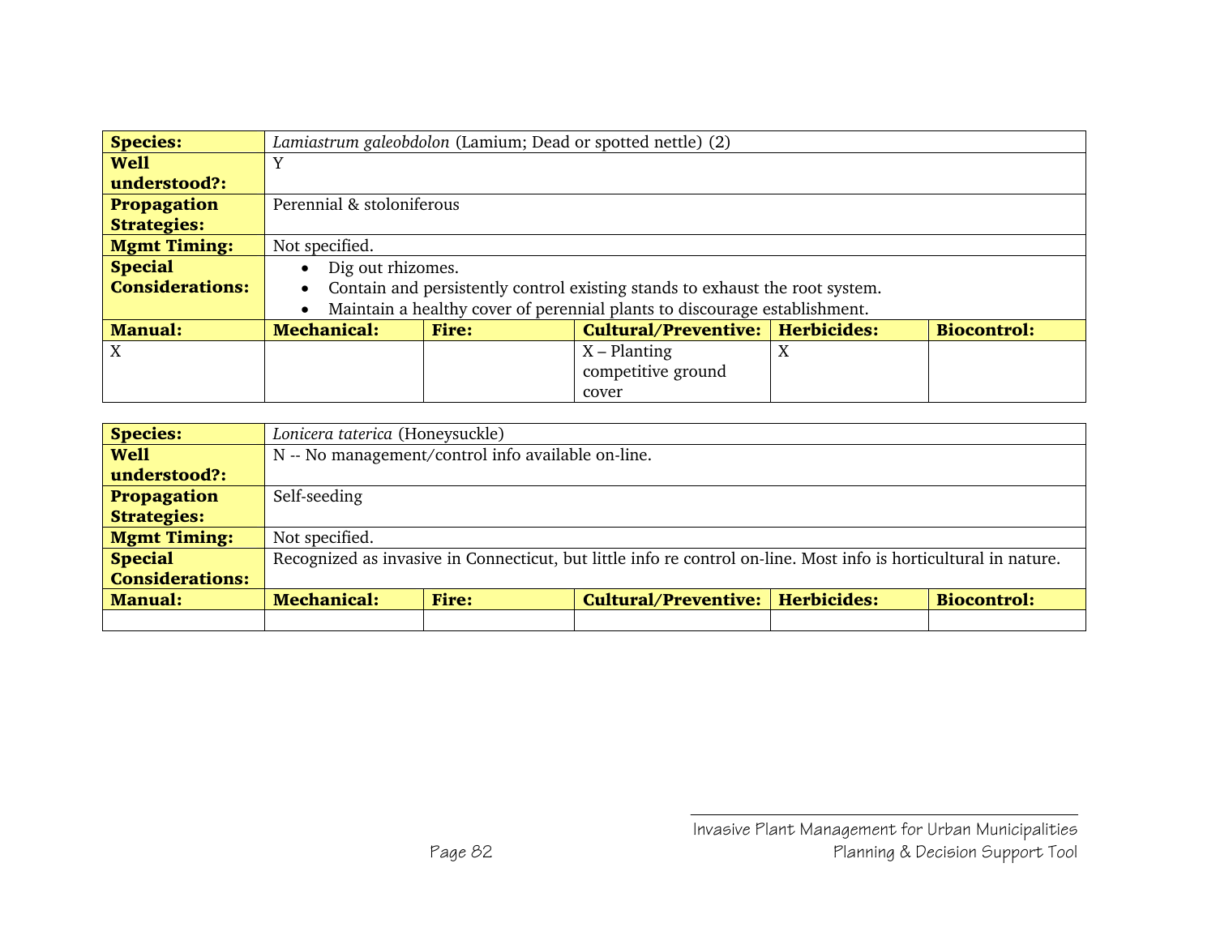| **Species:** | *Lamiastrum galeobdolon* (Lamium; Dead or spotted nettle) (2) | | | | |
|---|---|---|---|---|---|
| **Well understood?:** | Y | | | | |
| **Propagation Strategies:** | Perennial & stoloniferous | | | | |
| **Mgmt Timing:** | Not specified. | | | | |
| **Special Considerations:** | • Dig out rhizomes.<br>• Contain and persistently control existing stands to exhaust the root system.<br>• Maintain a healthy cover of perennial plants to discourage establishment. | | | | |
| **Manual:** | **Mechanical:** | **Fire:** | **Cultural/Preventive:** | **Herbicides:** | **Biocontrol:** |
| X | | | X – Planting competitive ground cover | X | |

| **Species:** | *Lonicera taterica* (Honeysuckle) | | | | |
|---|---|---|---|---|---|
| **Well understood?:** | N -- No management/control info available on-line. | | | | |
| **Propagation Strategies:** | Self-seeding | | | | |
| **Mgmt Timing:** | Not specified. | | | | |
| **Special Considerations:** | Recognized as invasive in Connecticut, but little info re control on-line. Most info is horticultural in nature. | | | | |
| **Manual:** | **Mechanical:** | **Fire:** | **Cultural/Preventive:** | **Herbicides:** | **Biocontrol:** |
| | | | | | |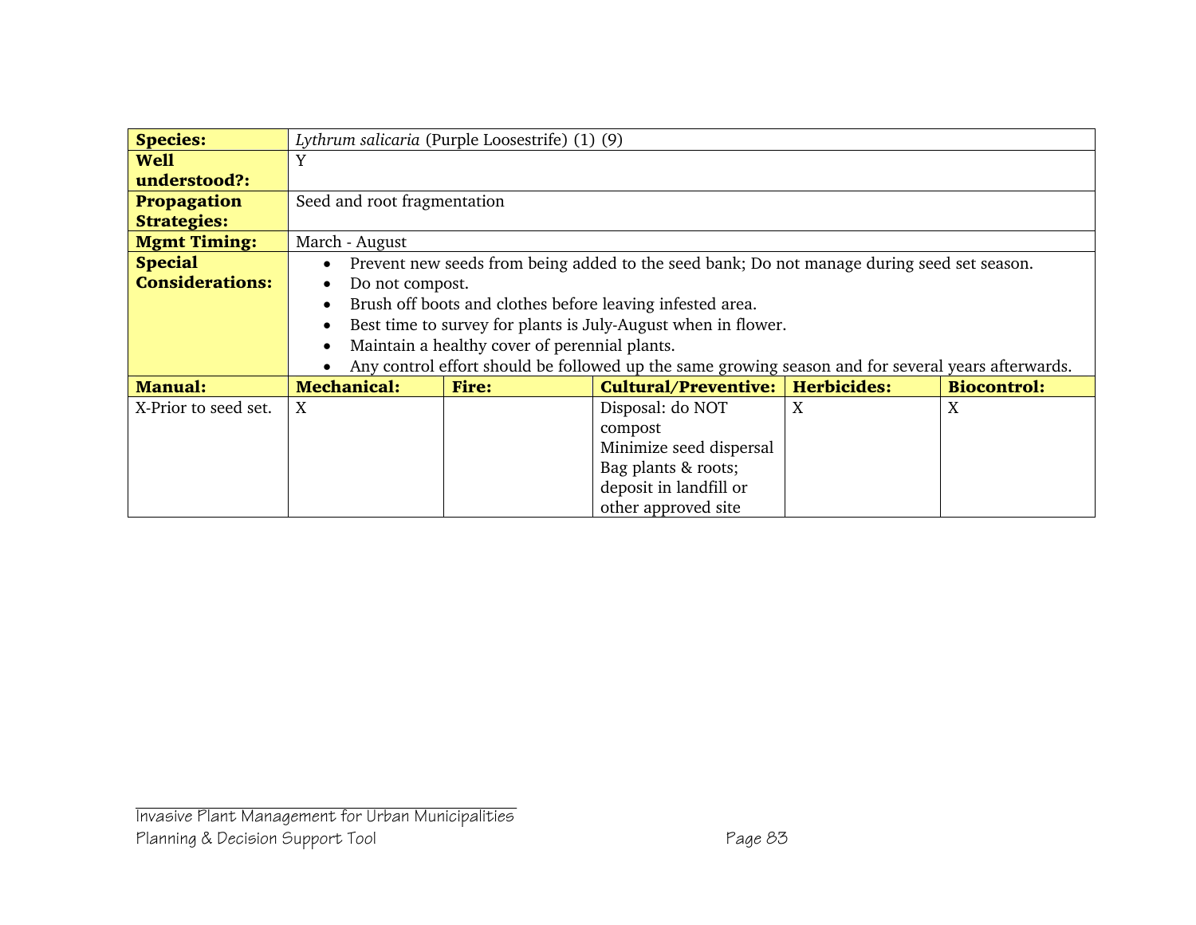| **Species:** | *Lythrum salicaria* (Purple Loosestrife) (1) (9) | | | | |
|---|---|---|---|---|---|
| **Well understood?:** | Y | | | | |
| **Propagation Strategies:** | Seed and root fragmentation | | | | |
| **Mgmt Timing:** | March - August | | | | |
| **Special Considerations:** | • Prevent new seeds from being added to the seed bank; Do not manage during seed set season.<br>• Do not compost.<br>• Brush off boots and clothes before leaving infested area.<br>• Best time to survey for plants is July-August when in flower.<br>• Maintain a healthy cover of perennial plants.<br>• Any control effort should be followed up the same growing season and for several years afterwards. | | | | |
| **Manual:** | **Mechanical:** | **Fire:** | **Cultural/Preventive:** | **Herbicides:** | **Biocontrol:** |
| X-Prior to seed set. | X | | Disposal: do NOT compost<br>Minimize seed dispersal<br>Bag plants & roots; deposit in landfill or other approved site | X | X |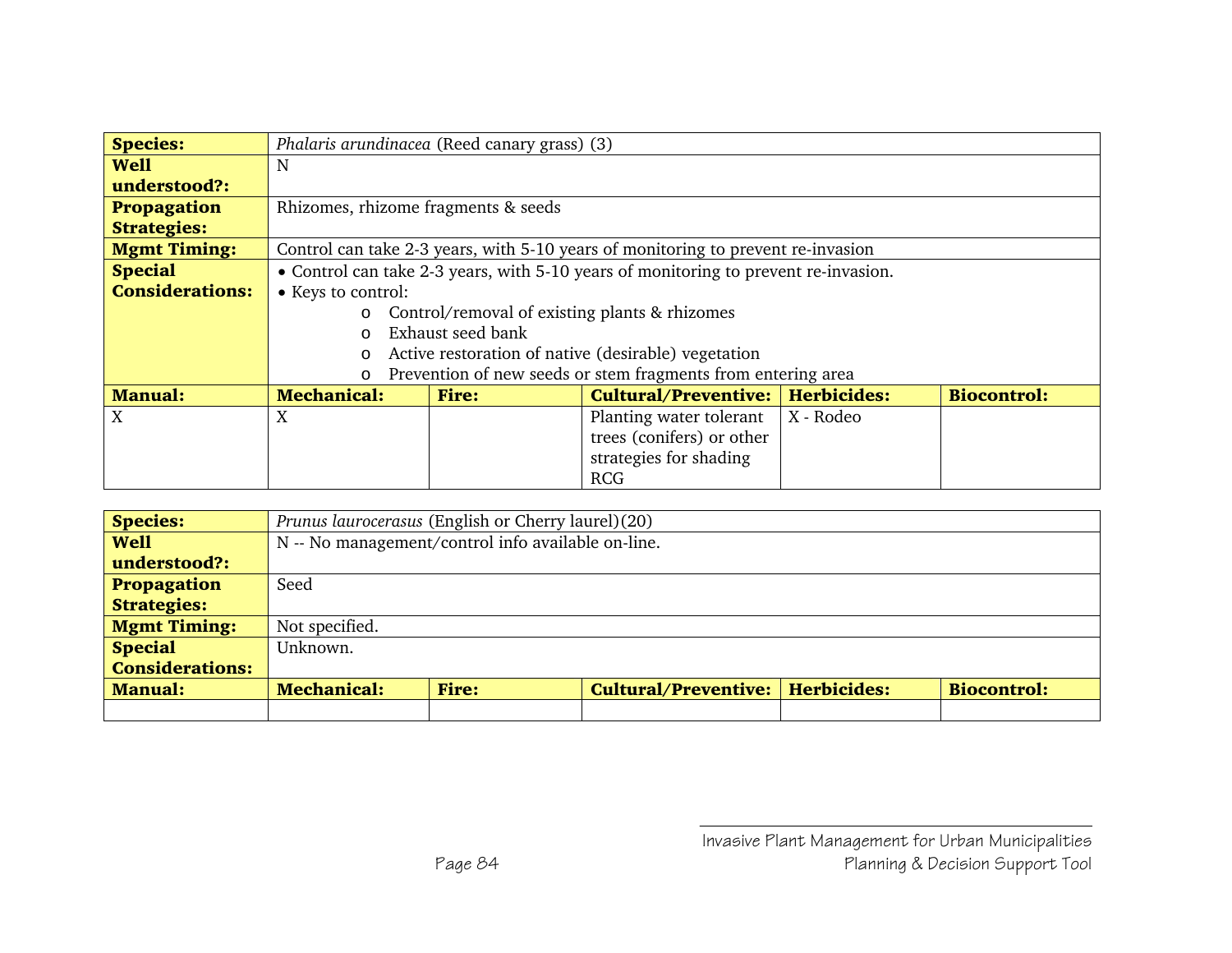| **Species:** | *Phalaris arundinacea* (Reed canary grass) (3) | | | | |
|---|---|---|---|---|---|
| **Well understood?:** | N | | | | |
| **Propagation Strategies:** | Rhizomes, rhizome fragments & seeds | | | | |
| **Mgmt Timing:** | Control can take 2-3 years, with 5-10 years of monitoring to prevent re-invasion | | | | |
| **Special Considerations:** | • Control can take 2-3 years, with 5-10 years of monitoring to prevent re-invasion.<br>• Keys to control:<br>o Control/removal of existing plants & rhizomes<br>o Exhaust seed bank<br>o Active restoration of native (desirable) vegetation<br>o Prevention of new seeds or stem fragments from entering area | | | | |
| **Manual:** | **Mechanical:** | **Fire:** | **Cultural/Preventive:** | **Herbicides:** | **Biocontrol:** |
| X | X | | Planting water tolerant trees (conifers) or other strategies for shading RCG | X - Rodeo | |

| **Species:** | *Prunus laurocerasus* (English or Cherry laurel)(20) | | | | |
|---|---|---|---|---|---|
| **Well understood?:** | N -- No management/control info available on-line. | | | | |
| **Propagation Strategies:** | Seed | | | | |
| **Mgmt Timing:** | Not specified. | | | | |
| **Special Considerations:** | Unknown. | | | | |
| **Manual:** | **Mechanical:** | **Fire:** | **Cultural/Preventive:** | **Herbicides:** | **Biocontrol:** |
| | | | | | |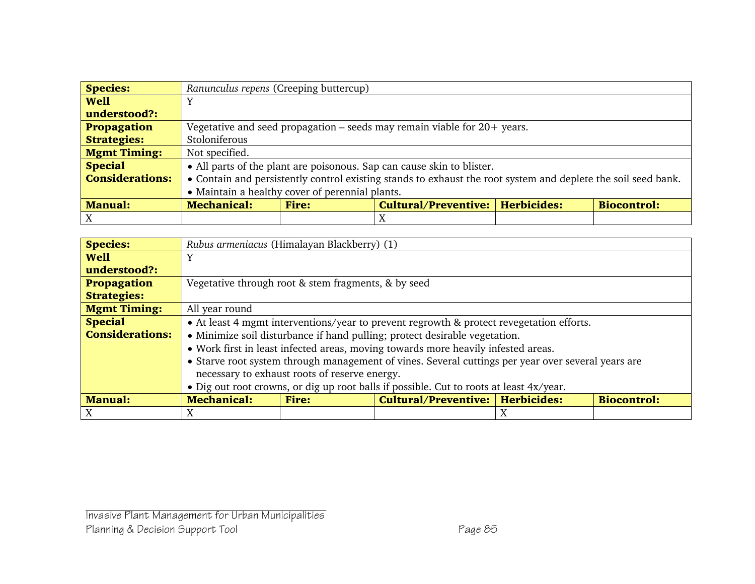| **Species:** | *Ranunculus repens* (Creeping buttercup) | | | | |
|---|---|---|---|---|---|
| **Well understood?:** | Y | | | | |
| **Propagation Strategies:** | Vegetative and seed propagation – seeds may remain viable for 20+ years.<br>Stoloniferous | | | | |
| **Mgmt Timing:** | Not specified. | | | | |
| **Special Considerations:** | • All parts of the plant are poisonous. Sap can cause skin to blister.<br>• Contain and persistently control existing stands to exhaust the root system and deplete the soil seed bank.<br>• Maintain a healthy cover of perennial plants. | | | | |
| **Manual:** | **Mechanical:** | **Fire:** | **Cultural/Preventive:** | **Herbicides:** | **Biocontrol:** |
| X | | | X | | |

| **Species:** | *Rubus armeniacus* (Himalayan Blackberry) (1) | | | | |
|---|---|---|---|---|---|
| **Well understood?:** | Y | | | | |
| **Propagation Strategies:** | Vegetative through root & stem fragments, & by seed | | | | |
| **Mgmt Timing:** | All year round | | | | |
| **Special Considerations:** | • At least 4 mgmt interventions/year to prevent regrowth & protect revegetation efforts.<br>• Minimize soil disturbance if hand pulling; protect desirable vegetation.<br>• Work first in least infected areas, moving towards more heavily infested areas.<br>• Starve root system through management of vines. Several cuttings per year over several years are necessary to exhaust roots of reserve energy.<br>• Dig out root crowns, or dig up root balls if possible. Cut to roots at least 4x/year. | | | | |
| **Manual:** | **Mechanical:** | **Fire:** | **Cultural/Preventive:** | **Herbicides:** | **Biocontrol:** |
| X | X | | | X | |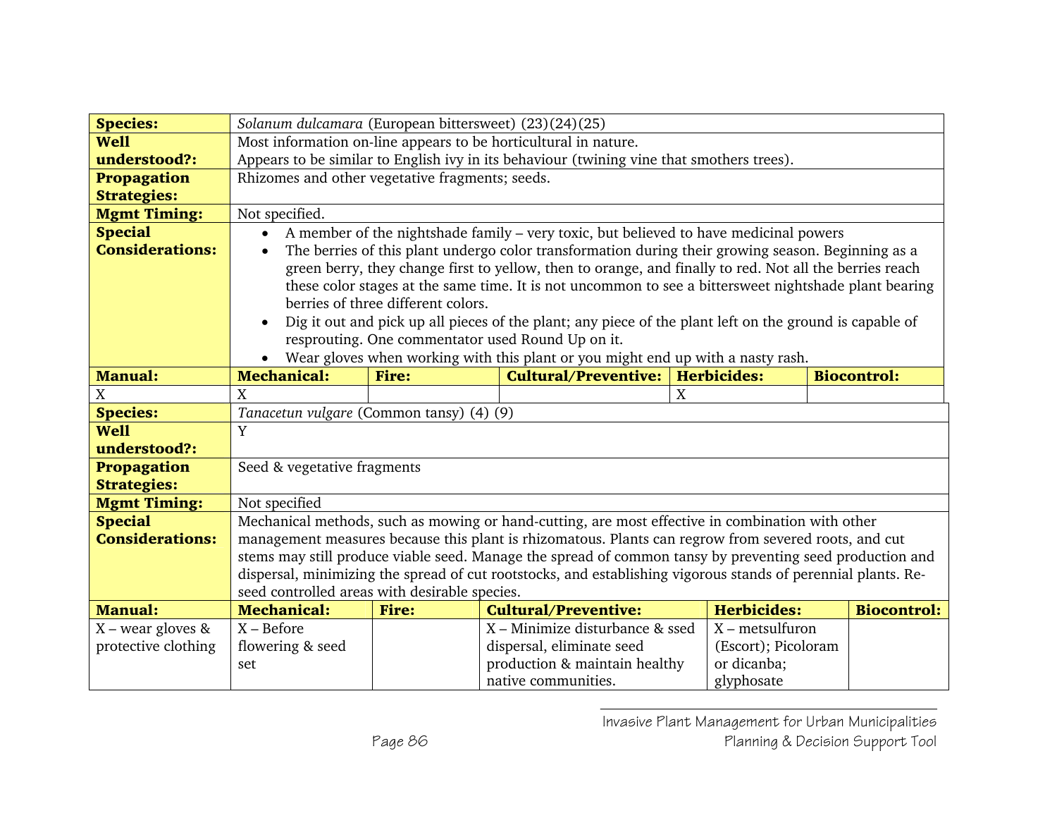| **Species:** | *Solanum dulcamara* (European bittersweet) (23)(24)(25) | | | | |
|---|---|---|---|---|---|
| **Well understood?:** | Most information on-line appears to be horticultural in nature.<br>Appears to be similar to English ivy in its behaviour (twining vine that smothers trees). | | | | |
| **Propagation Strategies:** | Rhizomes and other vegetative fragments; seeds. | | | | |
| **Mgmt Timing:** | Not specified. | | | | |
| **Special Considerations:** | • A member of the nightshade family – very toxic, but believed to have medicinal powers<br>• The berries of this plant undergo color transformation during their growing season. Beginning as a green berry, they change first to yellow, then to orange, and finally to red. Not all the berries reach these color stages at the same time. It is not uncommon to see a bittersweet nightshade plant bearing berries of three different colors.<br>• Dig it out and pick up all pieces of the plant; any piece of the plant left on the ground is capable of resprouting. One commentator used Round Up on it.<br>• Wear gloves when working with this plant or you might end up with a nasty rash. | | | | |
| **Manual:** | **Mechanical:** | **Fire:** | **Cultural/Preventive:** | **Herbicides:** | **Biocontrol:** |
| X | X | | | X | |

| **Species:** | *Tanacetun vulgare* (Common tansy) (4) (9) | | | | |
|---|---|---|---|---|---|
| **Well understood?:** | Y | | | | |
| **Propagation Strategies:** | Seed & vegetative fragments | | | | |
| **Mgmt Timing:** | Not specified | | | | |
| **Special Considerations:** | Mechanical methods, such as mowing or hand-cutting, are most effective in combination with other management measures because this plant is rhizomatous. Plants can regrow from severed roots, and cut stems may still produce viable seed. Manage the spread of common tansy by preventing seed production and dispersal, minimizing the spread of cut rootstocks, and establishing vigorous stands of perennial plants. Re-seed controlled areas with desirable species. | | | | |
| **Manual:** | **Mechanical:** | **Fire:** | **Cultural/Preventive:** | **Herbicides:** | **Biocontrol:** |
| X – wear gloves & protective clothing | X – Before flowering & seed set | | X – Minimize disturbance & ssed dispersal, eliminate seed production & maintain healthy native communities. | X – metsulfuron (Escort); Picoloram or dicanba; glyphosate | |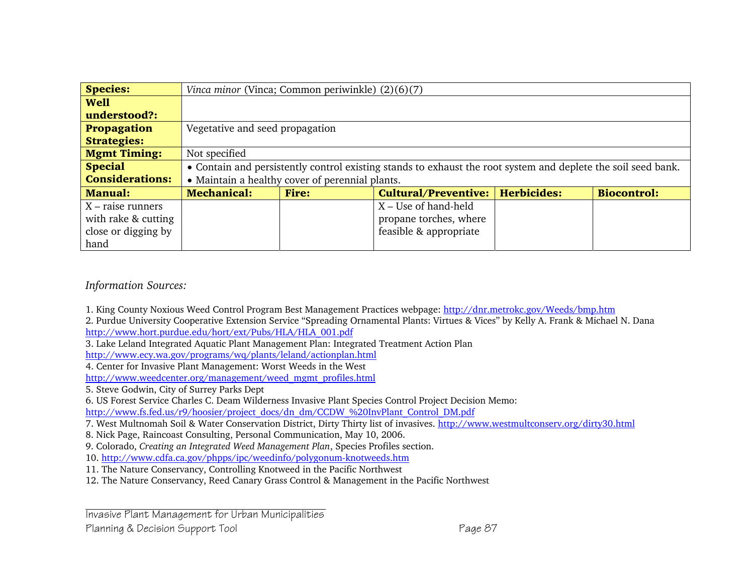| **Species:** | *Vinca minor* (Vinca; Common periwinkle) (2)(6)(7) | | | | |
|---|---|---|---|---|---|
| **Well understood?:** | | | | | |
| **Propagation Strategies:** | Vegetative and seed propagation | | | | |
| **Mgmt Timing:** | Not specified | | | | |
| **Special Considerations:** | • Contain and persistently control existing stands to exhaust the root system and deplete the soil seed bank.<br>• Maintain a healthy cover of perennial plants. | | | | |
| **Manual:** | **Mechanical:** | **Fire:** | **Cultural/Preventive:** | **Herbicides:** | **Biocontrol:** |
| X – raise runners with rake & cutting close or digging by hand | | | X – Use of hand-held propane torches, where feasible & appropriate | | |

*Information Sources:*

1. King County Noxious Weed Control Program Best Management Practices webpage: http://dnr.metrokc.gov/Weeds/bmp.htm
2. Purdue University Cooperative Extension Service "Spreading Ornamental Plants: Virtues & Vices" by Kelly A. Frank & Michael N. Dana http://www.hort.purdue.edu/hort/ext/Pubs/HLA/HLA_001.pdf
3. Lake Leland Integrated Aquatic Plant Management Plan: Integrated Treatment Action Plan http://www.ecy.wa.gov/programs/wq/plants/leland/actionplan.html
4. Center for Invasive Plant Management: Worst Weeds in the West http://www.weedcenter.org/management/weed_mgmt_profiles.html
5. Steve Godwin, City of Surrey Parks Dept
6. US Forest Service Charles C. Deam Wilderness Invasive Plant Species Control Project Decision Memo: http://www.fs.fed.us/r9/hoosier/project_docs/dn_dm/CCDW_%20InvPlant_Control_DM.pdf
7. West Multnomah Soil & Water Conservation District, Dirty Thirty list of invasives. http://www.westmultconserv.org/dirty30.html
8. Nick Page, Raincoast Consulting, Personal Communication, May 10, 2006.
9. Colorado, *Creating an Integrated Weed Management Plan*, Species Profiles section.
10. http://www.cdfa.ca.gov/phpps/ipc/weedinfo/polygonum-knotweeds.htm
11. The Nature Conservancy, Controlling Knotweed in the Pacific Northwest
12. The Nature Conservancy, Reed Canary Grass Control & Management in the Pacific Northwest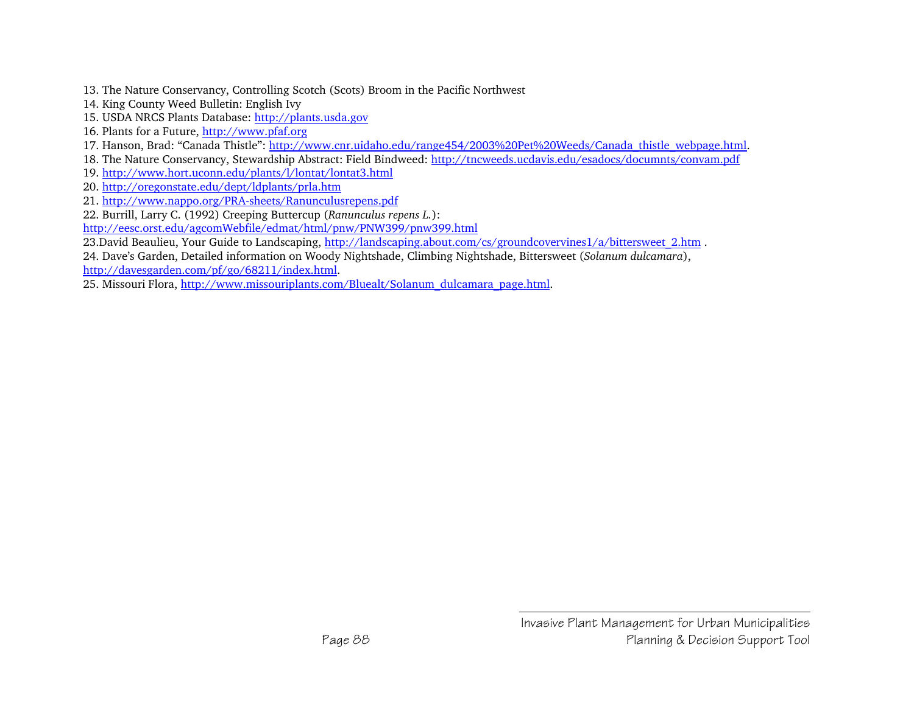13. The Nature Conservancy, Controlling Scotch (Scots) Broom in the Pacific Northwest
14. King County Weed Bulletin: English Ivy
15. USDA NRCS Plants Database: http://plants.usda.gov
16. Plants for a Future, http://www.pfaf.org
17. Hanson, Brad: "Canada Thistle": http://www.cnr.uidaho.edu/range454/2003%20Pet%20Weeds/Canada_thistle_webpage.html.
18. The Nature Conservancy, Stewardship Abstract: Field Bindweed: http://tncweeds.ucdavis.edu/esadocs/documnts/convam.pdf
19. http://www.hort.uconn.edu/plants/l/lontat/lontat3.html
20. http://oregonstate.edu/dept/ldplants/prla.htm
21. http://www.nappo.org/PRA-sheets/Ranunculusrepens.pdf
22. Burrill, Larry C. (1992) Creeping Buttercup (*Ranunculus repens L.*): http://eesc.orst.edu/agcomWebfile/edmat/html/pnw/PNW399/pnw399.html
23.David Beaulieu, Your Guide to Landscaping, http://landscaping.about.com/cs/groundcovervines1/a/bittersweet_2.htm .
24. Dave's Garden, Detailed information on Woody Nightshade, Climbing Nightshade, Bittersweet (*Solanum dulcamara*), http://davesgarden.com/pf/go/68211/index.html.
25. Missouri Flora, http://www.missouriplants.com/Bluealt/Solanum_dulcamara_page.html.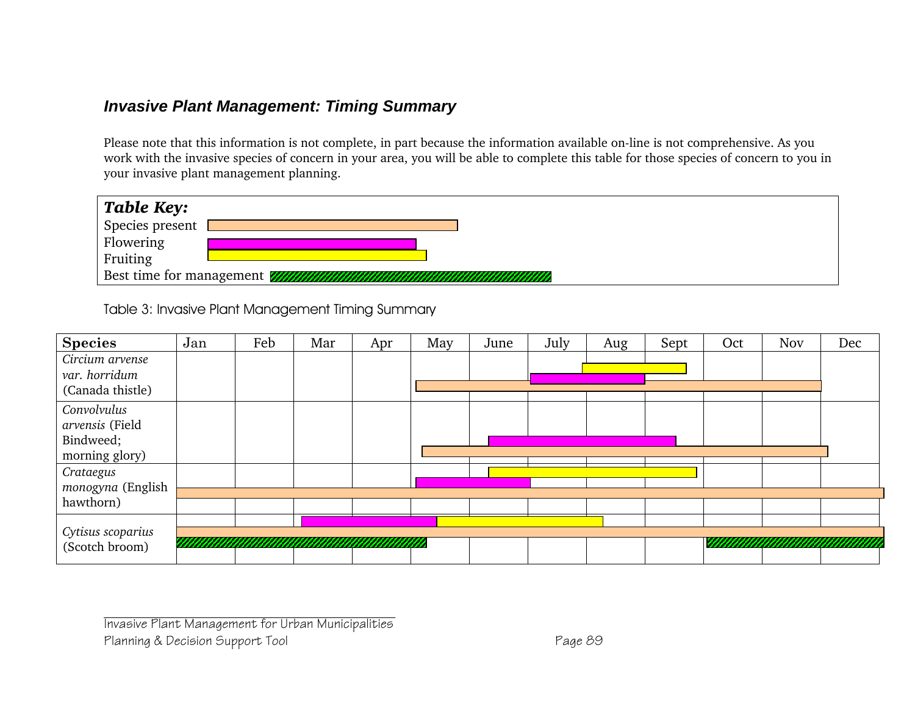## *Invasive Plant Management: Timing Summary*

Please note that this information is not complete, in part because the information available on-line is not comprehensive. As you work with the invasive species of concern in your area, you will be able to complete this table for those species of concern to you in your invasive plant management planning.

***Table Key:***

- Species present
- Flowering
- Fruiting
- Best time for management

Table 3: Invasive Plant Management Timing Summary

| Species | Jan | Feb | Mar | Apr | May | June | July | Aug | Sept | Oct | Nov | Dec |
|---|---|---|---|---|---|---|---|---|---|---|---|---|
| *Circium arvense var. horridum* (Canada thistle) | | | | | Species present | Species present | Species present; Flowering | Species present; Flowering; Fruiting | Species present; Fruiting | Species present | Species present | |
| *Convolvulus arvensis* (Field Bindweed; morning glory) | | | | | Species present | Species present; Flowering | Species present; Flowering | Species present; Flowering | Species present; Flowering | Species present | Species present | Species present |
| *Crataegus monogyna* (English hawthorn) | Species present | Species present | Species present | Species present | Species present; Flowering | Species present; Flowering; Fruiting | Species present; Fruiting | Species present; Fruiting | Species present; Fruiting | Species present | Species present | Species present |
| *Cytisus scoparius* (Scotch broom) | Species present; Best time for management | Species present; Best time for management | Species present; Flowering; Best time for management | Species present; Flowering; Best time for management | Species present; Flowering; Fruiting; Best time for management | Species present; Fruiting | Species present; Fruiting | Species present; Fruiting | Species present | Species present; Best time for management | Species present; Best time for management | Species present; Best time for management |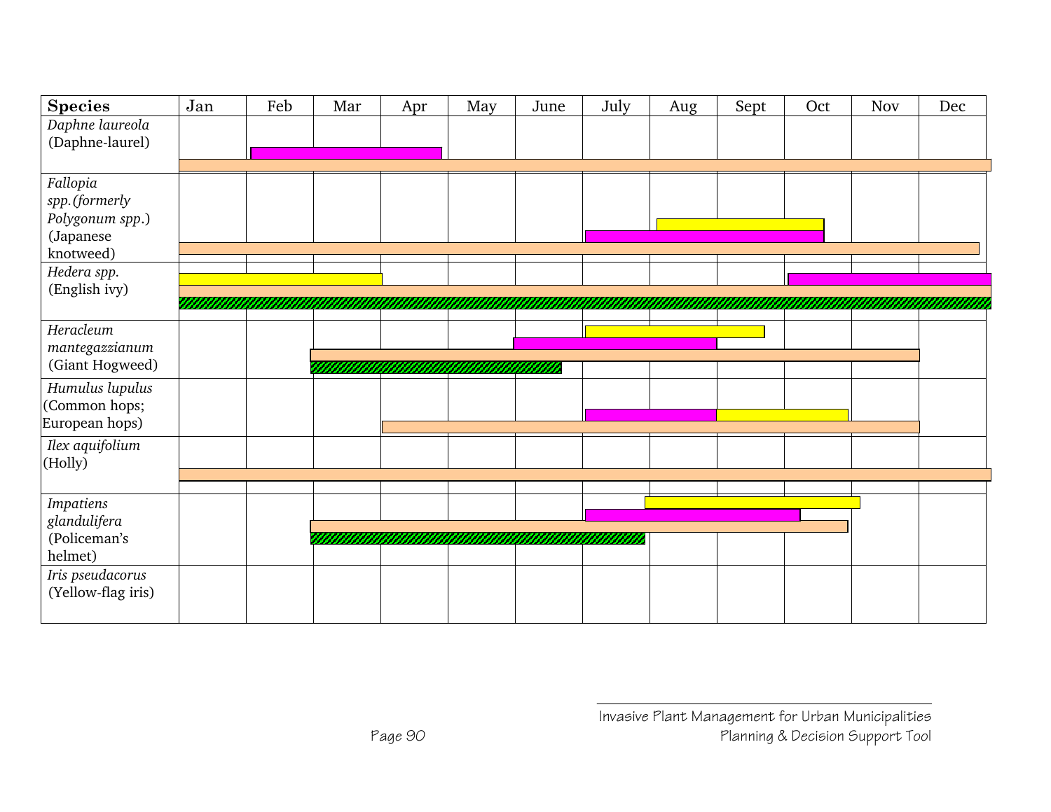| Species | Jan | Feb | Mar | Apr | May | June | July | Aug | Sept | Oct | Nov | Dec |
|---|---|---|---|---|---|---|---|---|---|---|---|---|
| *Daphne laureola* (Daphne-laurel) | | | | | | | | | | | | |
| *Fallopia spp.(formerly Polygonum spp.)* (Japanese knotweed) | | | | | | | | | | | | |
| *Hedera spp.* (English ivy) | | | | | | | | | | | | |
| *Heracleum mantegazzianum* (Giant Hogweed) | | | | | | | | | | | | |
| *Humulus lupulus* (Common hops; European hops) | | | | | | | | | | | | |
| *Ilex aquifolium* (Holly) | | | | | | | | | | | | |
| *Impatiens glandulifera* (Policeman's helmet) | | | | | | | | | | | | |
| *Iris pseudacorus* (Yellow-flag iris) | | | | | | | | | | | | |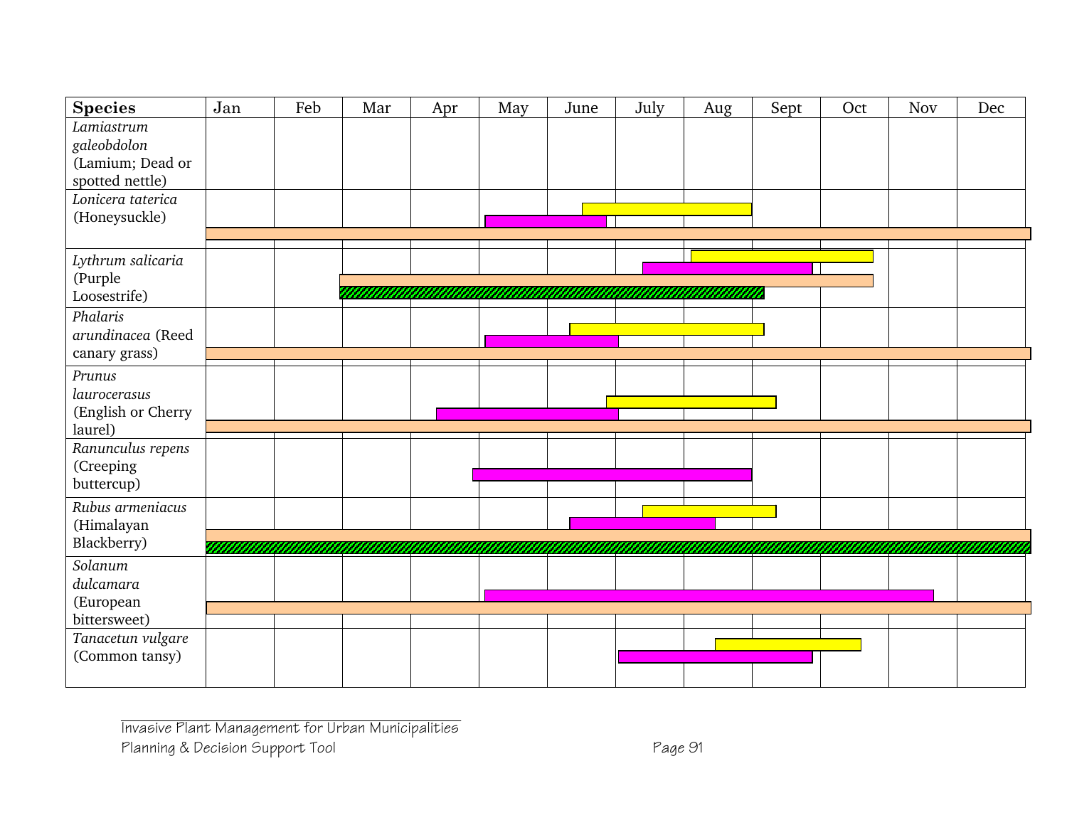| Species | Jan | Feb | Mar | Apr | May | June | July | Aug | Sept | Oct | Nov | Dec |
|---|---|---|---|---|---|---|---|---|---|---|---|---|
| *Lamiastrum galeobdolon* (Lamium; Dead or spotted nettle) | | | | | | | | | | | | |
| *Lonicera taterica* (Honeysuckle) | | | | | | | | | | | | |
| *Lythrum salicaria* (Purple Loosestrife) | | | | | | | | | | | | |
| *Phalaris arundinacea* (Reed canary grass) | | | | | | | | | | | | |
| *Prunus laurocerasus* (English or Cherry laurel) | | | | | | | | | | | | |
| *Ranunculus repens* (Creeping buttercup) | | | | | | | | | | | | |
| *Rubus armeniacus* (Himalayan Blackberry) | | | | | | | | | | | | |
| *Solanum dulcamara* (European bittersweet) | | | | | | | | | | | | |
| *Tanacetun vulgare* (Common tansy) | | | | | | | | | | | | |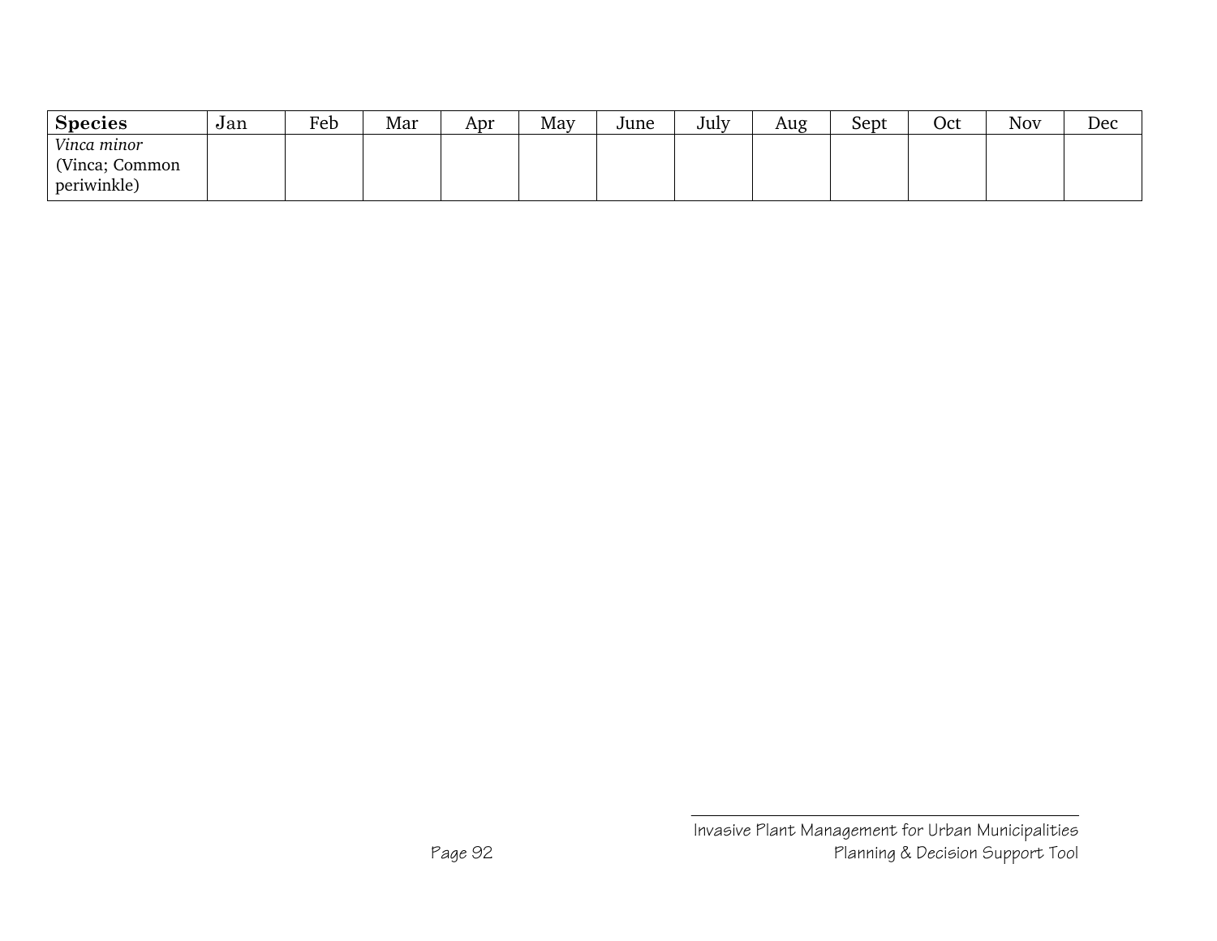| **Species** | Jan | Feb | Mar | Apr | May | June | July | Aug | Sept | Oct | Nov | Dec |
|---|---|---|---|---|---|---|---|---|---|---|---|---|
| *Vinca minor* (Vinca; Common periwinkle) | | | | | | | | | | | | |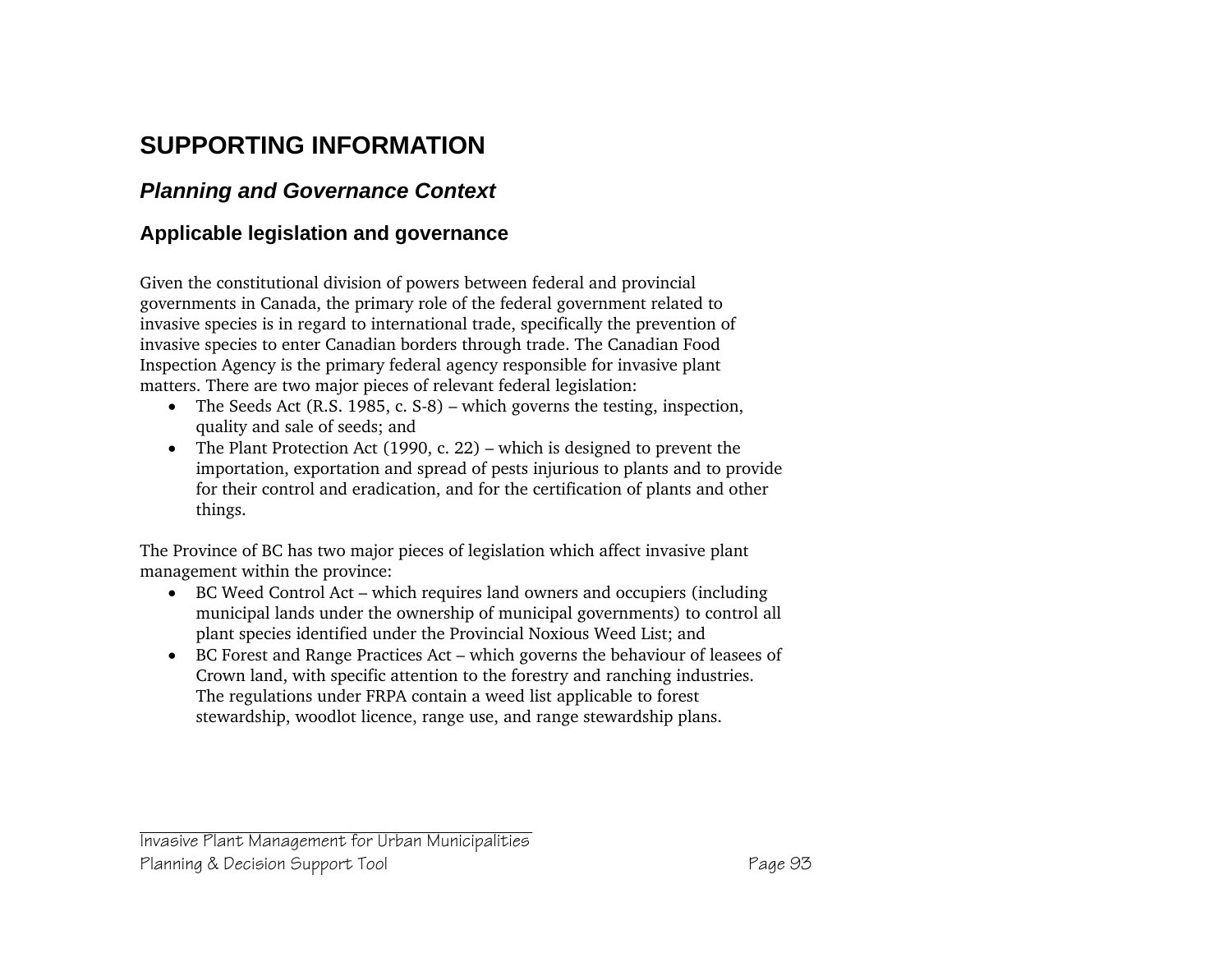# SUPPORTING INFORMATION

## *Planning and Governance Context*

### Applicable legislation and governance

Given the constitutional division of powers between federal and provincial governments in Canada, the primary role of the federal government related to invasive species is in regard to international trade, specifically the prevention of invasive species to enter Canadian borders through trade. The Canadian Food Inspection Agency is the primary federal agency responsible for invasive plant matters. There are two major pieces of relevant federal legislation:

- The Seeds Act (R.S. 1985, c. S-8) – which governs the testing, inspection, quality and sale of seeds; and
- The Plant Protection Act (1990, c. 22) – which is designed to prevent the importation, exportation and spread of pests injurious to plants and to provide for their control and eradication, and for the certification of plants and other things.

The Province of BC has two major pieces of legislation which affect invasive plant management within the province:

- BC Weed Control Act – which requires land owners and occupiers (including municipal lands under the ownership of municipal governments) to control all plant species identified under the Provincial Noxious Weed List; and
- BC Forest and Range Practices Act – which governs the behaviour of leasees of Crown land, with specific attention to the forestry and ranching industries. The regulations under FRPA contain a weed list applicable to forest stewardship, woodlot licence, range use, and range stewardship plans.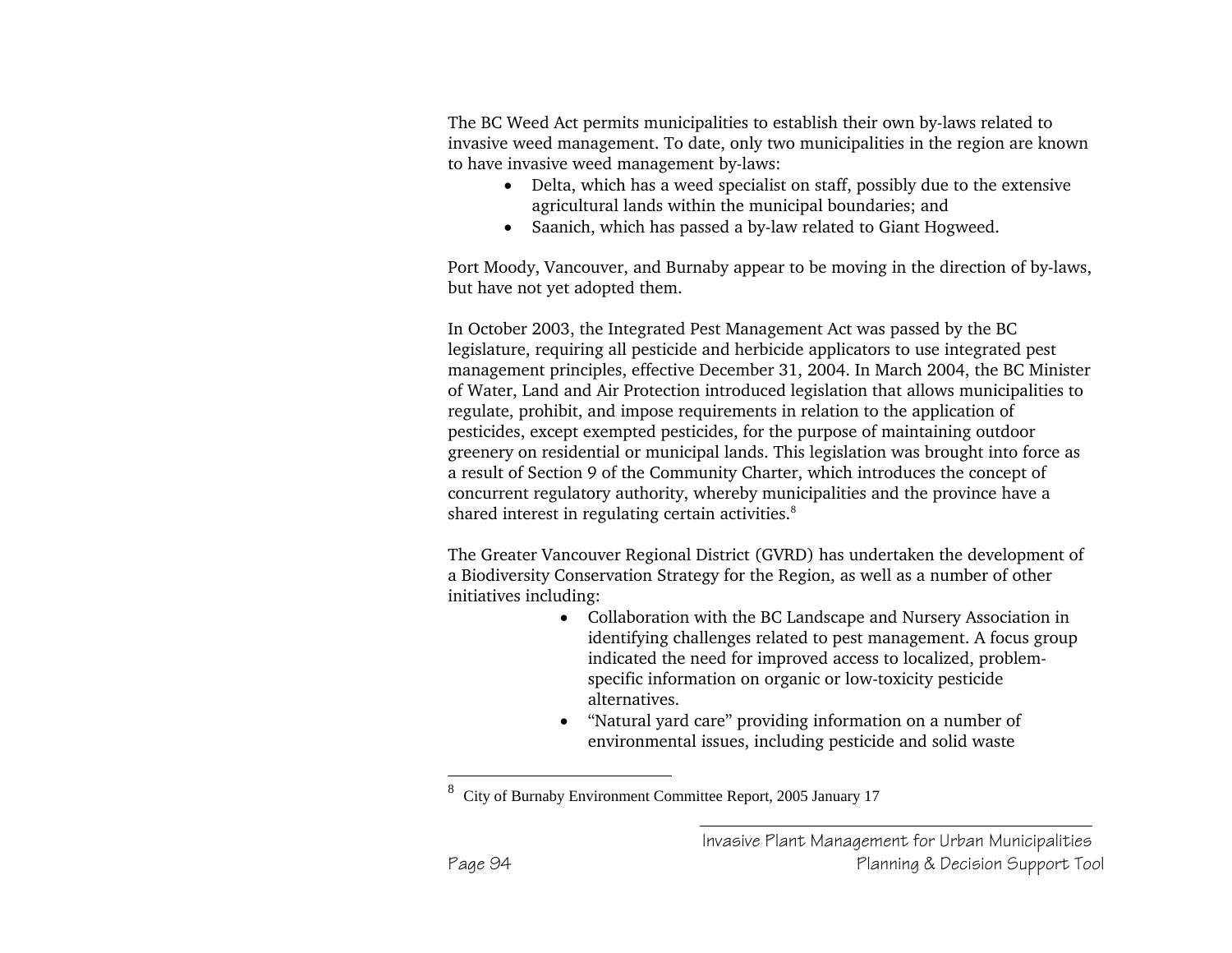The BC Weed Act permits municipalities to establish their own by-laws related to invasive weed management. To date, only two municipalities in the region are known to have invasive weed management by-laws:

- Delta, which has a weed specialist on staff, possibly due to the extensive agricultural lands within the municipal boundaries; and
- Saanich, which has passed a by-law related to Giant Hogweed.

Port Moody, Vancouver, and Burnaby appear to be moving in the direction of by-laws, but have not yet adopted them.

In October 2003, the Integrated Pest Management Act was passed by the BC legislature, requiring all pesticide and herbicide applicators to use integrated pest management principles, effective December 31, 2004. In March 2004, the BC Minister of Water, Land and Air Protection introduced legislation that allows municipalities to regulate, prohibit, and impose requirements in relation to the application of pesticides, except exempted pesticides, for the purpose of maintaining outdoor greenery on residential or municipal lands. This legislation was brought into force as a result of Section 9 of the Community Charter, which introduces the concept of concurrent regulatory authority, whereby municipalities and the province have a shared interest in regulating certain activities.[8]

The Greater Vancouver Regional District (GVRD) has undertaken the development of a Biodiversity Conservation Strategy for the Region, as well as a number of other initiatives including:

- Collaboration with the BC Landscape and Nursery Association in identifying challenges related to pest management. A focus group indicated the need for improved access to localized, problem-specific information on organic or low-toxicity pesticide alternatives.
- "Natural yard care" providing information on a number of environmental issues, including pesticide and solid waste

[8] City of Burnaby Environment Committee Report, 2005 January 17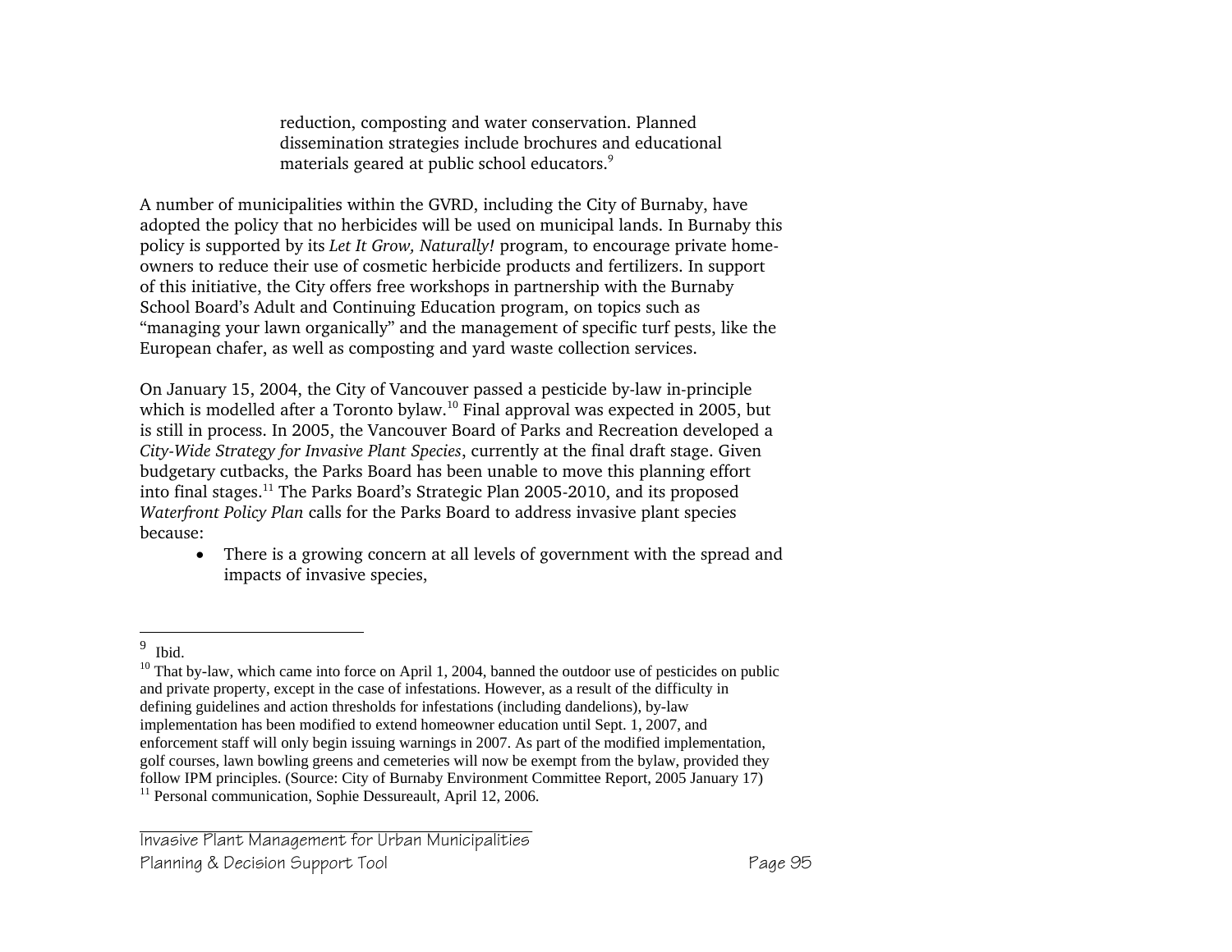reduction, composting and water conservation. Planned dissemination strategies include brochures and educational materials geared at public school educators.[9]

A number of municipalities within the GVRD, including the City of Burnaby, have adopted the policy that no herbicides will be used on municipal lands. In Burnaby this policy is supported by its *Let It Grow, Naturally!* program, to encourage private home-owners to reduce their use of cosmetic herbicide products and fertilizers. In support of this initiative, the City offers free workshops in partnership with the Burnaby School Board's Adult and Continuing Education program, on topics such as "managing your lawn organically" and the management of specific turf pests, like the European chafer, as well as composting and yard waste collection services.

On January 15, 2004, the City of Vancouver passed a pesticide by-law in-principle which is modelled after a Toronto bylaw.[10] Final approval was expected in 2005, but is still in process. In 2005, the Vancouver Board of Parks and Recreation developed a *City-Wide Strategy for Invasive Plant Species*, currently at the final draft stage. Given budgetary cutbacks, the Parks Board has been unable to move this planning effort into final stages.[11] The Parks Board's Strategic Plan 2005-2010, and its proposed *Waterfront Policy Plan* calls for the Parks Board to address invasive plant species because:

- There is a growing concern at all levels of government with the spread and impacts of invasive species,

---

[9] Ibid.

[10] That by-law, which came into force on April 1, 2004, banned the outdoor use of pesticides on public and private property, except in the case of infestations. However, as a result of the difficulty in defining guidelines and action thresholds for infestations (including dandelions), by-law implementation has been modified to extend homeowner education until Sept. 1, 2007, and enforcement staff will only begin issuing warnings in 2007. As part of the modified implementation, golf courses, lawn bowling greens and cemeteries will now be exempt from the bylaw, provided they follow IPM principles. (Source: City of Burnaby Environment Committee Report, 2005 January 17)

[11] Personal communication, Sophie Dessureault, April 12, 2006.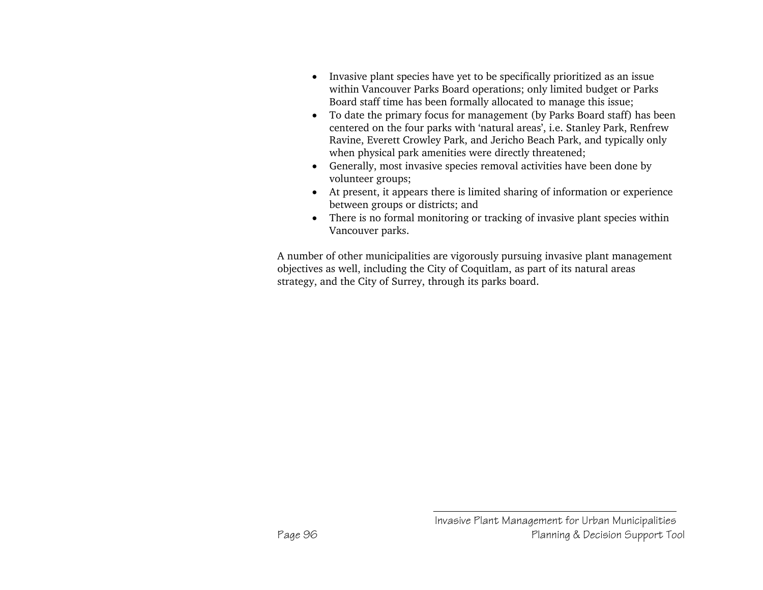- Invasive plant species have yet to be specifically prioritized as an issue within Vancouver Parks Board operations; only limited budget or Parks Board staff time has been formally allocated to manage this issue;
- To date the primary focus for management (by Parks Board staff) has been centered on the four parks with 'natural areas', i.e. Stanley Park, Renfrew Ravine, Everett Crowley Park, and Jericho Beach Park, and typically only when physical park amenities were directly threatened;
- Generally, most invasive species removal activities have been done by volunteer groups;
- At present, it appears there is limited sharing of information or experience between groups or districts; and
- There is no formal monitoring or tracking of invasive plant species within Vancouver parks.

A number of other municipalities are vigorously pursuing invasive plant management objectives as well, including the City of Coquitlam, as part of its natural areas strategy, and the City of Surrey, through its parks board.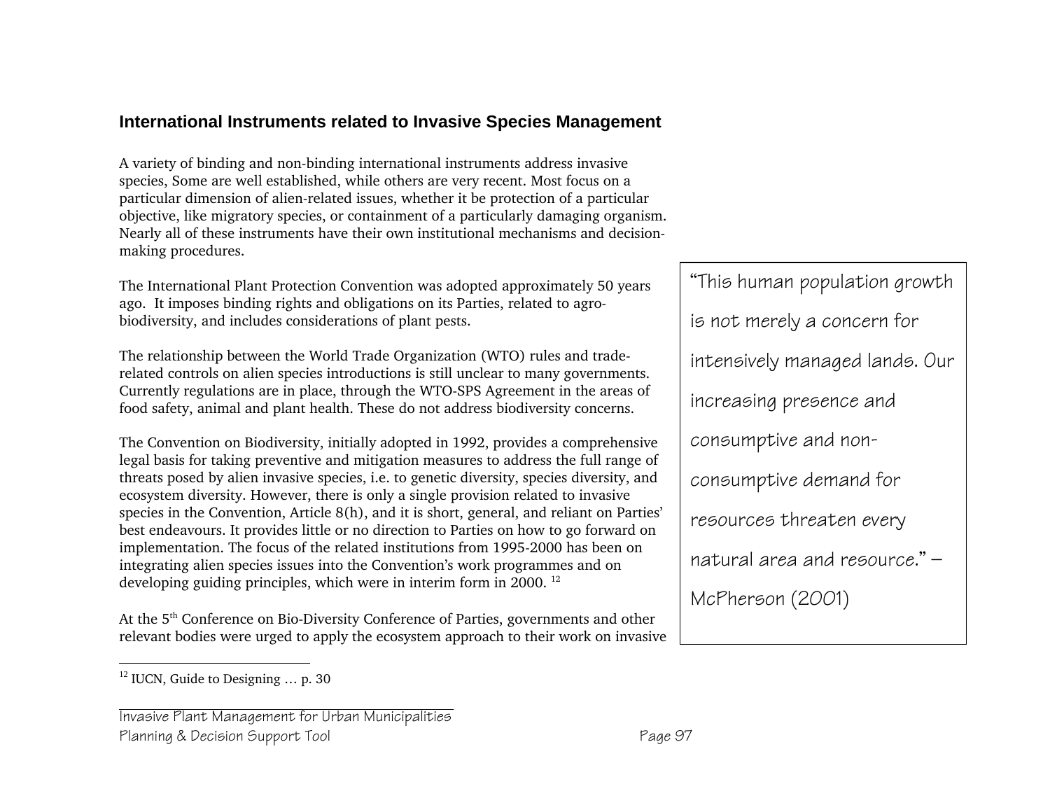## International Instruments related to Invasive Species Management

A variety of binding and non-binding international instruments address invasive species, Some are well established, while others are very recent. Most focus on a particular dimension of alien-related issues, whether it be protection of a particular objective, like migratory species, or containment of a particularly damaging organism. Nearly all of these instruments have their own institutional mechanisms and decision-making procedures.

The International Plant Protection Convention was adopted approximately 50 years ago. It imposes binding rights and obligations on its Parties, related to agro-biodiversity, and includes considerations of plant pests.

The relationship between the World Trade Organization (WTO) rules and trade-related controls on alien species introductions is still unclear to many governments. Currently regulations are in place, through the WTO-SPS Agreement in the areas of food safety, animal and plant health. These do not address biodiversity concerns.

The Convention on Biodiversity, initially adopted in 1992, provides a comprehensive legal basis for taking preventive and mitigation measures to address the full range of threats posed by alien invasive species, i.e. to genetic diversity, species diversity, and ecosystem diversity. However, there is only a single provision related to invasive species in the Convention, Article 8(h), and it is short, general, and reliant on Parties' best endeavours. It provides little or no direction to Parties on how to go forward on implementation. The focus of the related institutions from 1995-2000 has been on integrating alien species issues into the Convention's work programmes and on developing guiding principles, which were in interim form in 2000. [12]

> "This human population growth is not merely a concern for intensively managed lands. Our increasing presence and consumptive and non-consumptive demand for resources threaten every natural area and resource." – McPherson (2001)

At the 5th Conference on Bio-Diversity Conference of Parties, governments and other relevant bodies were urged to apply the ecosystem approach to their work on invasive

[12] IUCN, Guide to Designing … p. 30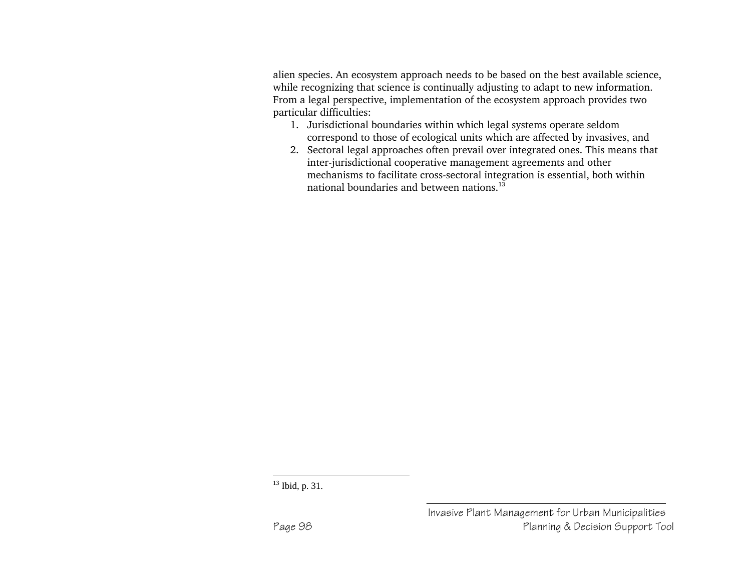alien species. An ecosystem approach needs to be based on the best available science, while recognizing that science is continually adjusting to adapt to new information. From a legal perspective, implementation of the ecosystem approach provides two particular difficulties:

1. Jurisdictional boundaries within which legal systems operate seldom correspond to those of ecological units which are affected by invasives, and
2. Sectoral legal approaches often prevail over integrated ones. This means that inter-jurisdictional cooperative management agreements and other mechanisms to facilitate cross-sectoral integration is essential, both within national boundaries and between nations.[13]

---

[13] Ibid, p. 31.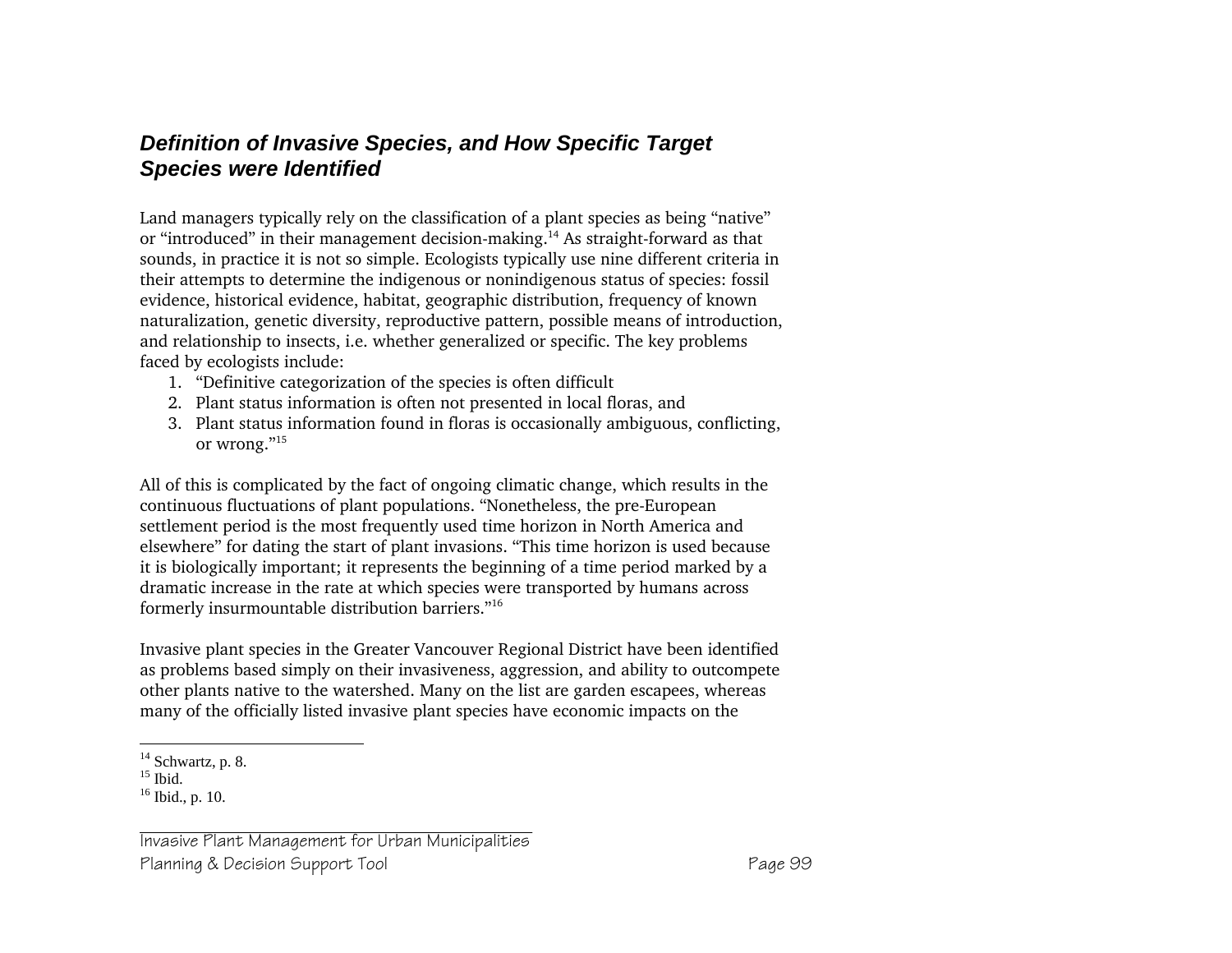## *Definition of Invasive Species, and How Specific Target Species were Identified*

Land managers typically rely on the classification of a plant species as being "native" or "introduced" in their management decision-making.[14] As straight-forward as that sounds, in practice it is not so simple. Ecologists typically use nine different criteria in their attempts to determine the indigenous or nonindigenous status of species: fossil evidence, historical evidence, habitat, geographic distribution, frequency of known naturalization, genetic diversity, reproductive pattern, possible means of introduction, and relationship to insects, i.e. whether generalized or specific. The key problems faced by ecologists include:

1. "Definitive categorization of the species is often difficult
2. Plant status information is often not presented in local floras, and
3. Plant status information found in floras is occasionally ambiguous, conflicting, or wrong."[15]

All of this is complicated by the fact of ongoing climatic change, which results in the continuous fluctuations of plant populations. "Nonetheless, the pre-European settlement period is the most frequently used time horizon in North America and elsewhere" for dating the start of plant invasions. "This time horizon is used because it is biologically important; it represents the beginning of a time period marked by a dramatic increase in the rate at which species were transported by humans across formerly insurmountable distribution barriers."[16]

Invasive plant species in the Greater Vancouver Regional District have been identified as problems based simply on their invasiveness, aggression, and ability to outcompete other plants native to the watershed. Many on the list are garden escapees, whereas many of the officially listed invasive plant species have economic impacts on the

---

[14] Schwartz, p. 8.
[15] Ibid.
[16] Ibid., p. 10.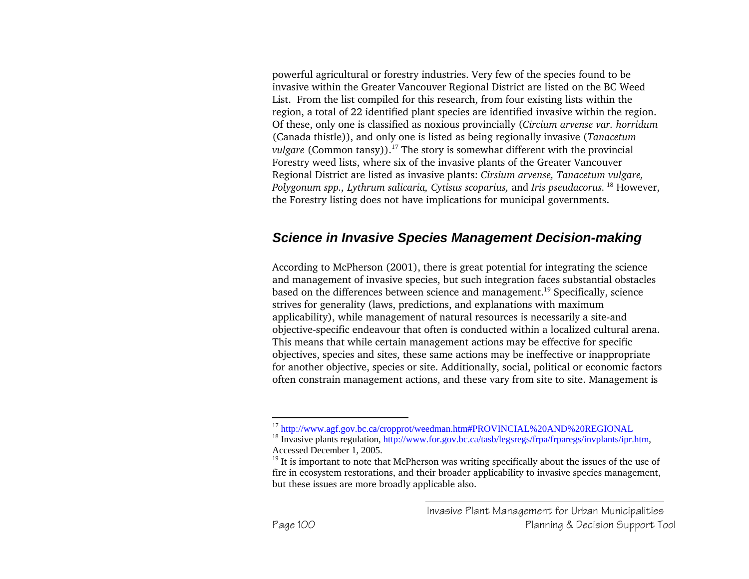powerful agricultural or forestry industries. Very few of the species found to be invasive within the Greater Vancouver Regional District are listed on the BC Weed List. From the list compiled for this research, from four existing lists within the region, a total of 22 identified plant species are identified invasive within the region. Of these, only one is classified as noxious provincially (*Circium arvense var. horridum* (Canada thistle)), and only one is listed as being regionally invasive (*Tanacetum vulgare* (Common tansy)).[17] The story is somewhat different with the provincial Forestry weed lists, where six of the invasive plants of the Greater Vancouver Regional District are listed as invasive plants: *Cirsium arvense, Tanacetum vulgare, Polygonum spp., Lythrum salicaria, Cytisus scoparius,* and *Iris pseudacorus.* [18] However, the Forestry listing does not have implications for municipal governments.

## Science in Invasive Species Management Decision-making

According to McPherson (2001), there is great potential for integrating the science and management of invasive species, but such integration faces substantial obstacles based on the differences between science and management.[19] Specifically, science strives for generality (laws, predictions, and explanations with maximum applicability), while management of natural resources is necessarily a site-and objective-specific endeavour that often is conducted within a localized cultural arena. This means that while certain management actions may be effective for specific objectives, species and sites, these same actions may be ineffective or inappropriate for another objective, species or site. Additionally, social, political or economic factors often constrain management actions, and these vary from site to site. Management is

---

[17] http://www.agf.gov.bc.ca/cropprot/weedman.htm#PROVINCIAL%20AND%20REGIONAL

[18] Invasive plants regulation, http://www.for.gov.bc.ca/tasb/legsregs/frpa/frparegs/invplants/ipr.htm, Accessed December 1, 2005.

[19] It is important to note that McPherson was writing specifically about the issues of the use of fire in ecosystem restorations, and their broader applicability to invasive species management, but these issues are more broadly applicable also.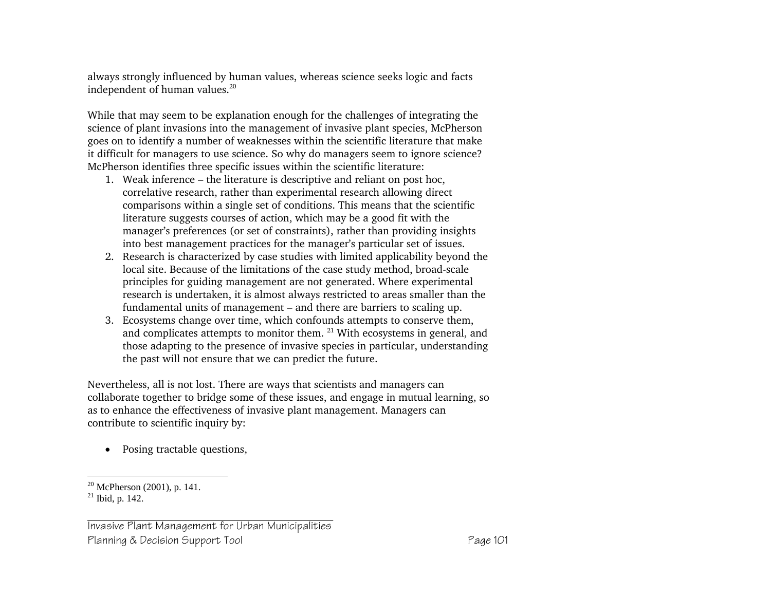always strongly influenced by human values, whereas science seeks logic and facts independent of human values.[20]

While that may seem to be explanation enough for the challenges of integrating the science of plant invasions into the management of invasive plant species, McPherson goes on to identify a number of weaknesses within the scientific literature that make it difficult for managers to use science. So why do managers seem to ignore science? McPherson identifies three specific issues within the scientific literature:

1. Weak inference – the literature is descriptive and reliant on post hoc, correlative research, rather than experimental research allowing direct comparisons within a single set of conditions. This means that the scientific literature suggests courses of action, which may be a good fit with the manager's preferences (or set of constraints), rather than providing insights into best management practices for the manager's particular set of issues.
2. Research is characterized by case studies with limited applicability beyond the local site. Because of the limitations of the case study method, broad-scale principles for guiding management are not generated. Where experimental research is undertaken, it is almost always restricted to areas smaller than the fundamental units of management – and there are barriers to scaling up.
3. Ecosystems change over time, which confounds attempts to conserve them, and complicates attempts to monitor them. [21] With ecosystems in general, and those adapting to the presence of invasive species in particular, understanding the past will not ensure that we can predict the future.

Nevertheless, all is not lost. There are ways that scientists and managers can collaborate together to bridge some of these issues, and engage in mutual learning, so as to enhance the effectiveness of invasive plant management. Managers can contribute to scientific inquiry by:

- Posing tractable questions,

---

[20] McPherson (2001), p. 141.
[21] Ibid, p. 142.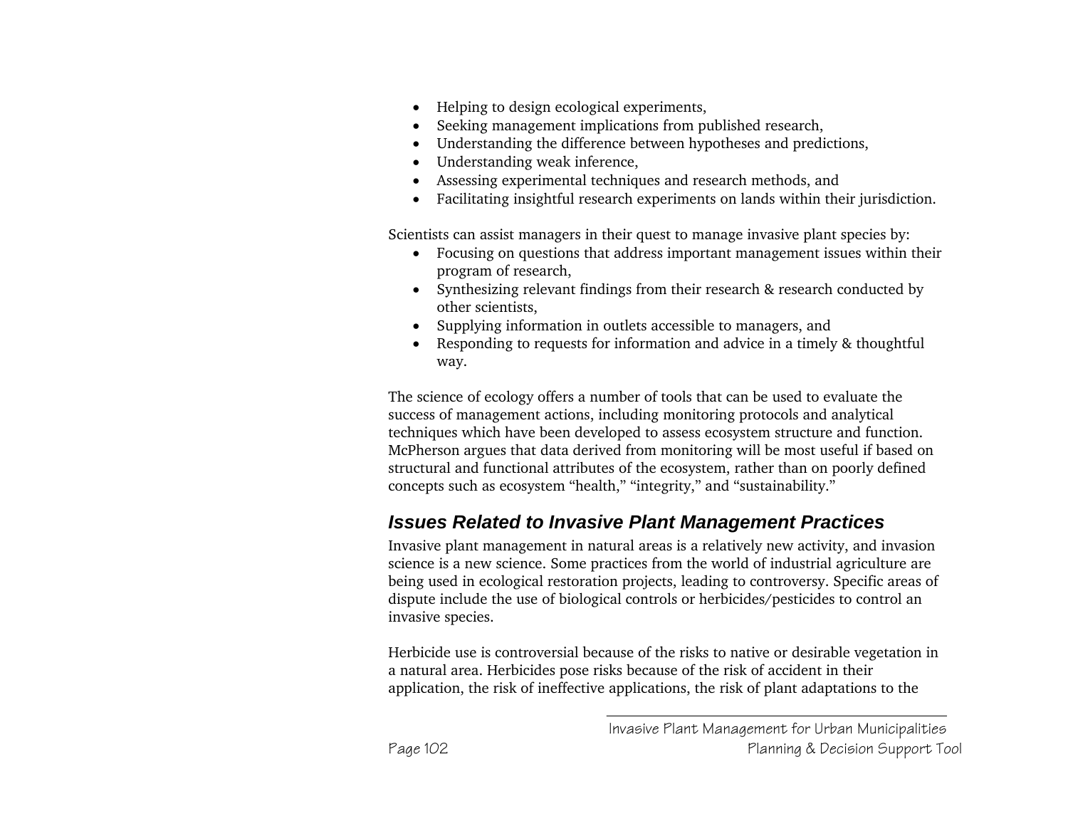- Helping to design ecological experiments,
- Seeking management implications from published research,
- Understanding the difference between hypotheses and predictions,
- Understanding weak inference,
- Assessing experimental techniques and research methods, and
- Facilitating insightful research experiments on lands within their jurisdiction.

Scientists can assist managers in their quest to manage invasive plant species by:

- Focusing on questions that address important management issues within their program of research,
- Synthesizing relevant findings from their research & research conducted by other scientists,
- Supplying information in outlets accessible to managers, and
- Responding to requests for information and advice in a timely & thoughtful way.

The science of ecology offers a number of tools that can be used to evaluate the success of management actions, including monitoring protocols and analytical techniques which have been developed to assess ecosystem structure and function. McPherson argues that data derived from monitoring will be most useful if based on structural and functional attributes of the ecosystem, rather than on poorly defined concepts such as ecosystem "health," "integrity," and "sustainability."

## *Issues Related to Invasive Plant Management Practices*

Invasive plant management in natural areas is a relatively new activity, and invasion science is a new science. Some practices from the world of industrial agriculture are being used in ecological restoration projects, leading to controversy. Specific areas of dispute include the use of biological controls or herbicides/pesticides to control an invasive species.

Herbicide use is controversial because of the risks to native or desirable vegetation in a natural area. Herbicides pose risks because of the risk of accident in their application, the risk of ineffective applications, the risk of plant adaptations to the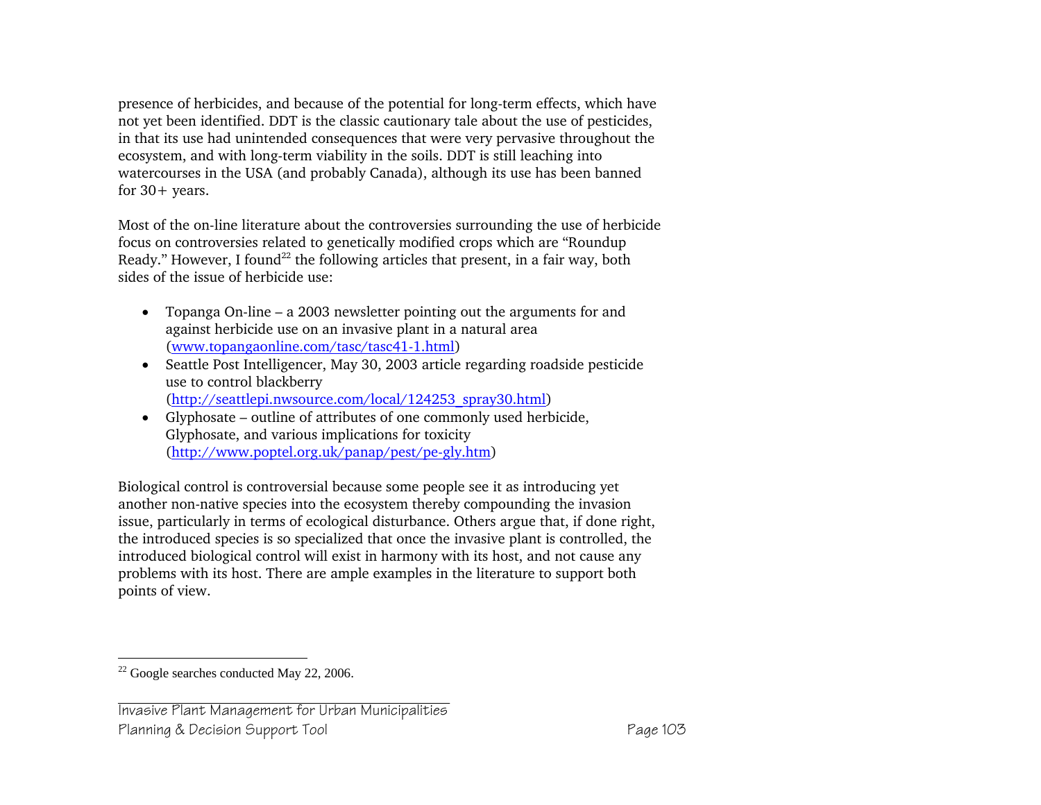presence of herbicides, and because of the potential for long-term effects, which have not yet been identified. DDT is the classic cautionary tale about the use of pesticides, in that its use had unintended consequences that were very pervasive throughout the ecosystem, and with long-term viability in the soils. DDT is still leaching into watercourses in the USA (and probably Canada), although its use has been banned for 30+ years.

Most of the on-line literature about the controversies surrounding the use of herbicide focus on controversies related to genetically modified crops which are "Roundup Ready." However, I found[22] the following articles that present, in a fair way, both sides of the issue of herbicide use:

- Topanga On-line – a 2003 newsletter pointing out the arguments for and against herbicide use on an invasive plant in a natural area (www.topangaonline.com/tasc/tasc41-1.html)
- Seattle Post Intelligencer, May 30, 2003 article regarding roadside pesticide use to control blackberry (http://seattlepi.nwsource.com/local/124253_spray30.html)
- Glyphosate – outline of attributes of one commonly used herbicide, Glyphosate, and various implications for toxicity (http://www.poptel.org.uk/panap/pest/pe-gly.htm)

Biological control is controversial because some people see it as introducing yet another non-native species into the ecosystem thereby compounding the invasion issue, particularly in terms of ecological disturbance. Others argue that, if done right, the introduced species is so specialized that once the invasive plant is controlled, the introduced biological control will exist in harmony with its host, and not cause any problems with its host. There are ample examples in the literature to support both points of view.

---

[22] Google searches conducted May 22, 2006.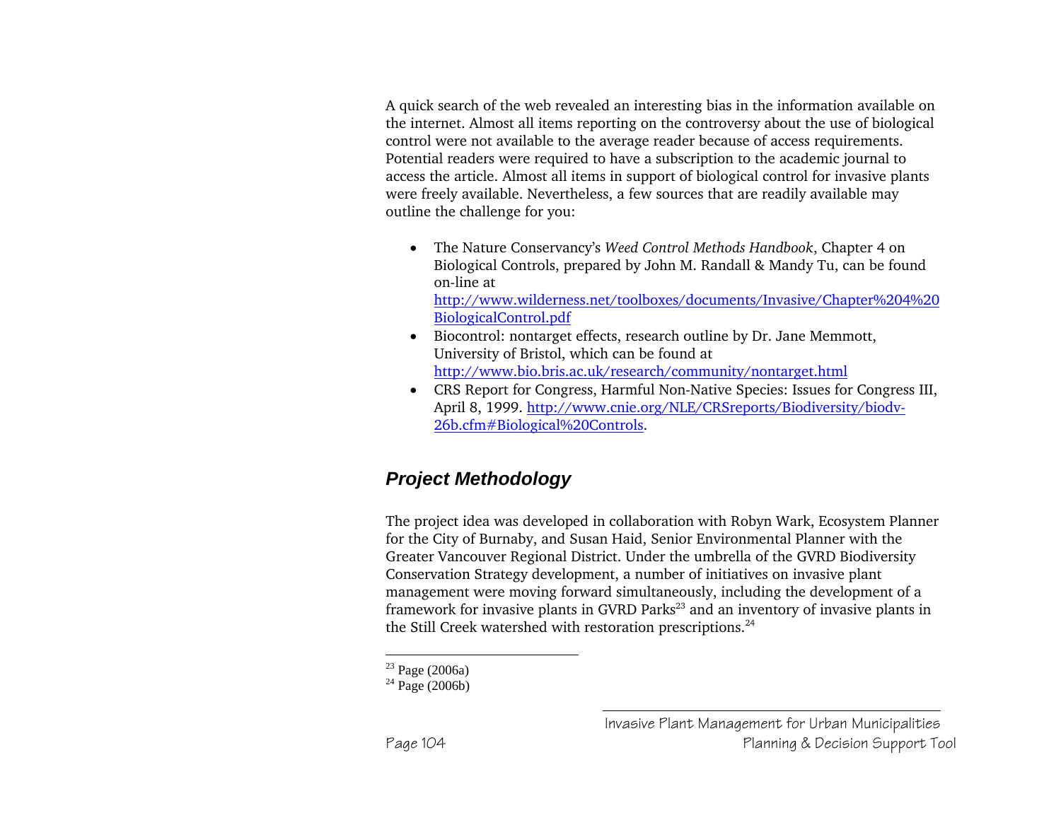A quick search of the web revealed an interesting bias in the information available on the internet. Almost all items reporting on the controversy about the use of biological control were not available to the average reader because of access requirements. Potential readers were required to have a subscription to the academic journal to access the article. Almost all items in support of biological control for invasive plants were freely available. Nevertheless, a few sources that are readily available may outline the challenge for you:

- The Nature Conservancy's *Weed Control Methods Handbook*, Chapter 4 on Biological Controls, prepared by John M. Randall & Mandy Tu, can be found on-line at http://www.wilderness.net/toolboxes/documents/Invasive/Chapter%204%20BiologicalControl.pdf
- Biocontrol: nontarget effects, research outline by Dr. Jane Memmott, University of Bristol, which can be found at http://www.bio.bris.ac.uk/research/community/nontarget.html
- CRS Report for Congress, Harmful Non-Native Species: Issues for Congress III, April 8, 1999. http://www.cnie.org/NLE/CRSreports/Biodiversity/biodv-26b.cfm#Biological%20Controls.

## Project Methodology

The project idea was developed in collaboration with Robyn Wark, Ecosystem Planner for the City of Burnaby, and Susan Haid, Senior Environmental Planner with the Greater Vancouver Regional District. Under the umbrella of the GVRD Biodiversity Conservation Strategy development, a number of initiatives on invasive plant management were moving forward simultaneously, including the development of a framework for invasive plants in GVRD Parks[23] and an inventory of invasive plants in the Still Creek watershed with restoration prescriptions.[24]

---

[23] Page (2006a)

[24] Page (2006b)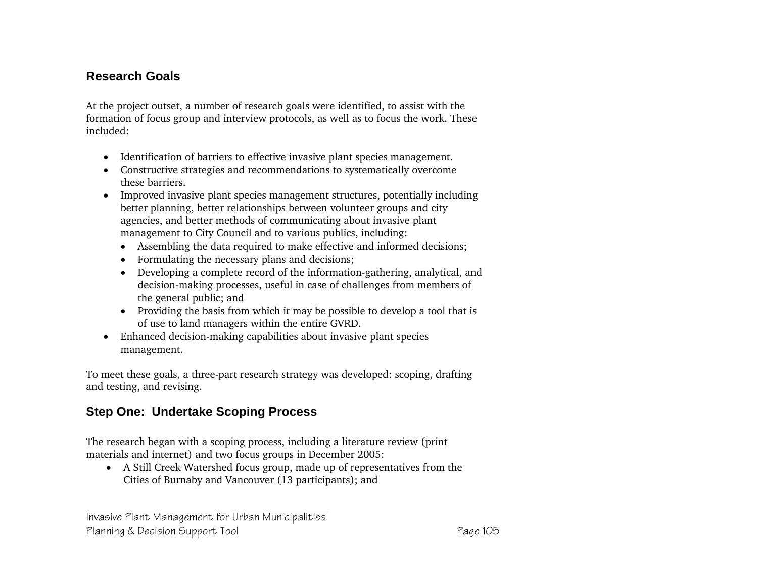## Research Goals

At the project outset, a number of research goals were identified, to assist with the formation of focus group and interview protocols, as well as to focus the work. These included:

- Identification of barriers to effective invasive plant species management.
- Constructive strategies and recommendations to systematically overcome these barriers.
- Improved invasive plant species management structures, potentially including better planning, better relationships between volunteer groups and city agencies, and better methods of communicating about invasive plant management to City Council and to various publics, including:
  - Assembling the data required to make effective and informed decisions;
  - Formulating the necessary plans and decisions;
  - Developing a complete record of the information-gathering, analytical, and decision-making processes, useful in case of challenges from members of the general public; and
  - Providing the basis from which it may be possible to develop a tool that is of use to land managers within the entire GVRD.
- Enhanced decision-making capabilities about invasive plant species management.

To meet these goals, a three-part research strategy was developed: scoping, drafting and testing, and revising.

## Step One: Undertake Scoping Process

The research began with a scoping process, including a literature review (print materials and internet) and two focus groups in December 2005:

- A Still Creek Watershed focus group, made up of representatives from the Cities of Burnaby and Vancouver (13 participants); and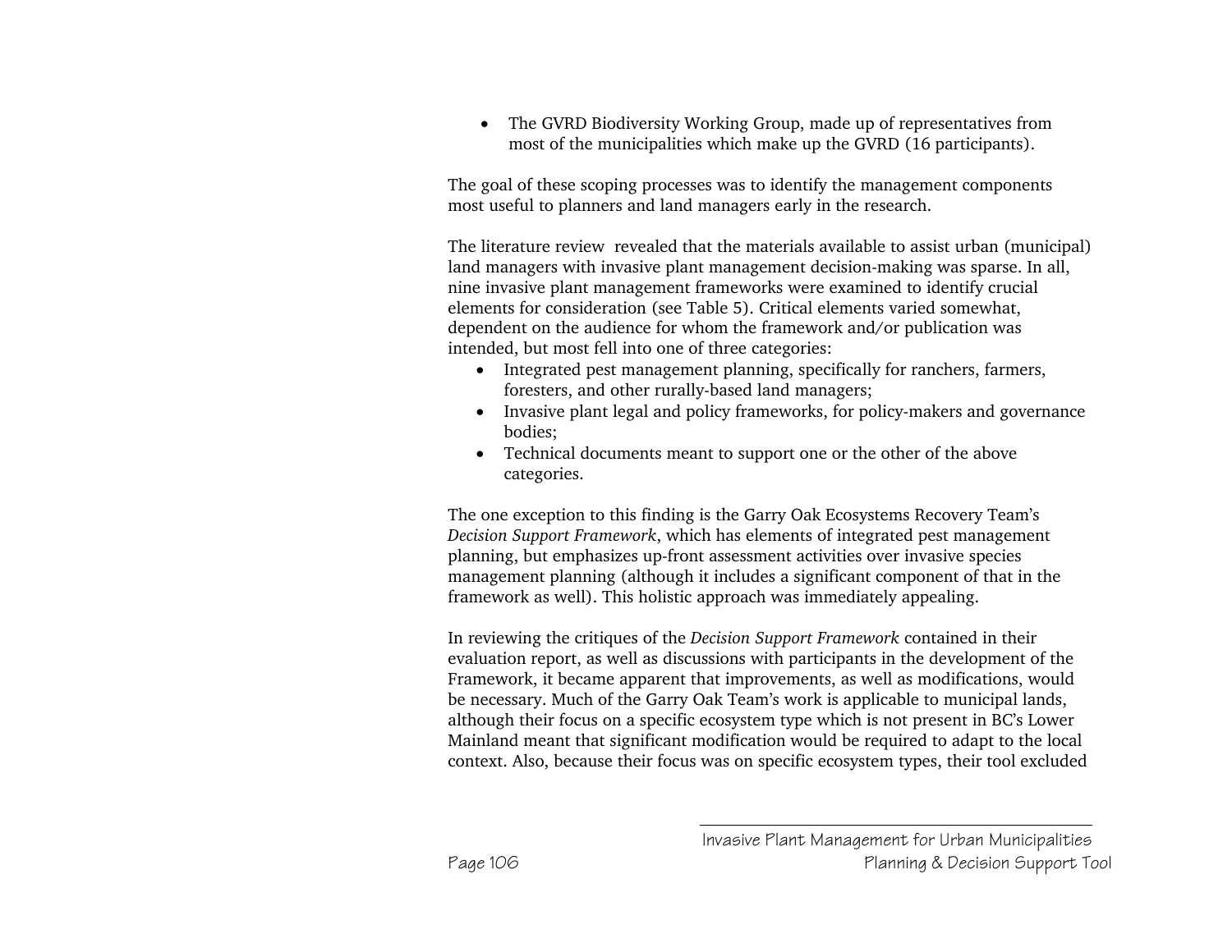- The GVRD Biodiversity Working Group, made up of representatives from most of the municipalities which make up the GVRD (16 participants).

The goal of these scoping processes was to identify the management components most useful to planners and land managers early in the research.

The literature review revealed that the materials available to assist urban (municipal) land managers with invasive plant management decision-making was sparse. In all, nine invasive plant management frameworks were examined to identify crucial elements for consideration (see Table 5). Critical elements varied somewhat, dependent on the audience for whom the framework and/or publication was intended, but most fell into one of three categories:

- Integrated pest management planning, specifically for ranchers, farmers, foresters, and other rurally-based land managers;
- Invasive plant legal and policy frameworks, for policy-makers and governance bodies;
- Technical documents meant to support one or the other of the above categories.

The one exception to this finding is the Garry Oak Ecosystems Recovery Team's *Decision Support Framework*, which has elements of integrated pest management planning, but emphasizes up-front assessment activities over invasive species management planning (although it includes a significant component of that in the framework as well). This holistic approach was immediately appealing.

In reviewing the critiques of the *Decision Support Framework* contained in their evaluation report, as well as discussions with participants in the development of the Framework, it became apparent that improvements, as well as modifications, would be necessary. Much of the Garry Oak Team's work is applicable to municipal lands, although their focus on a specific ecosystem type which is not present in BC's Lower Mainland meant that significant modification would be required to adapt to the local context. Also, because their focus was on specific ecosystem types, their tool excluded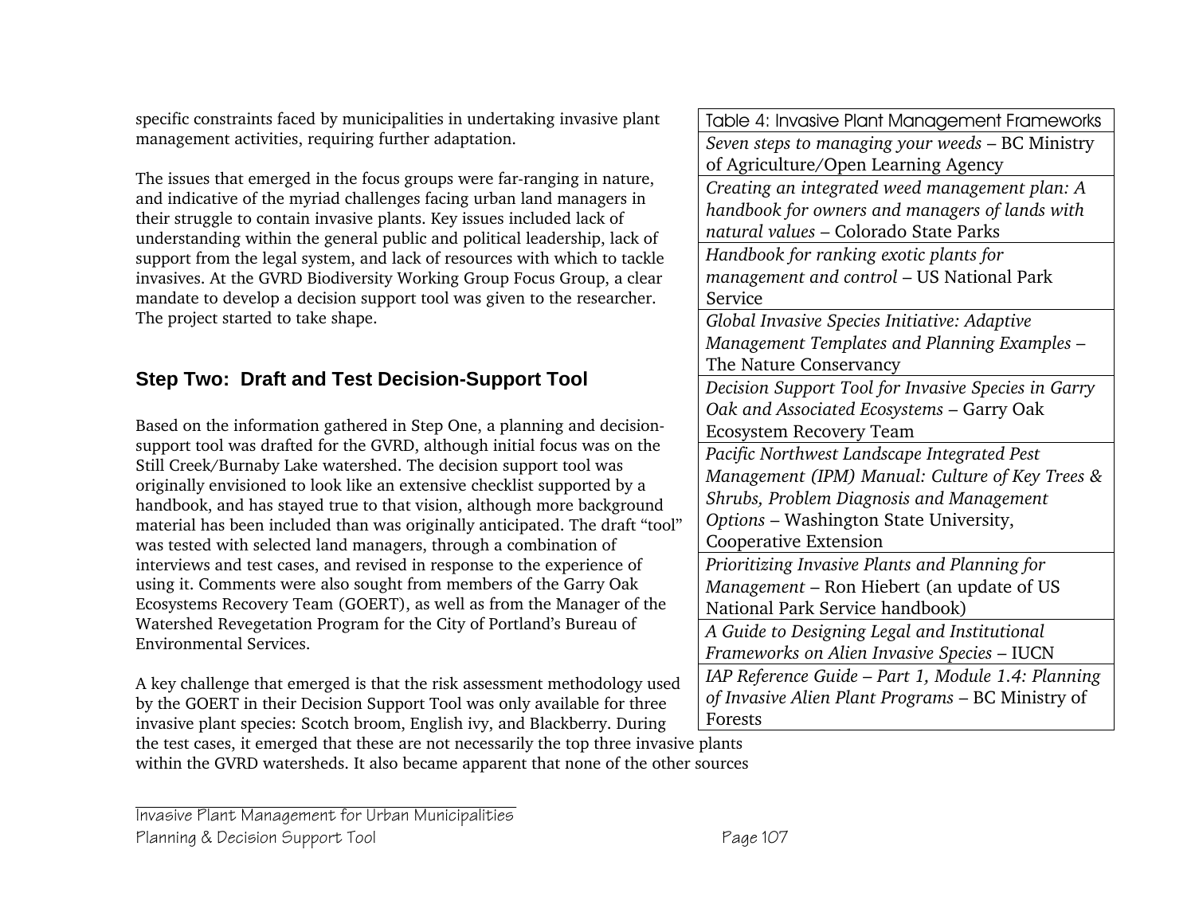specific constraints faced by municipalities in undertaking invasive plant management activities, requiring further adaptation.

The issues that emerged in the focus groups were far-ranging in nature, and indicative of the myriad challenges facing urban land managers in their struggle to contain invasive plants. Key issues included lack of understanding within the general public and political leadership, lack of support from the legal system, and lack of resources with which to tackle invasives. At the GVRD Biodiversity Working Group Focus Group, a clear mandate to develop a decision support tool was given to the researcher. The project started to take shape.

## Step Two: Draft and Test Decision-Support Tool

Based on the information gathered in Step One, a planning and decision-support tool was drafted for the GVRD, although initial focus was on the Still Creek/Burnaby Lake watershed. The decision support tool was originally envisioned to look like an extensive checklist supported by a handbook, and has stayed true to that vision, although more background material has been included than was originally anticipated. The draft "tool" was tested with selected land managers, through a combination of interviews and test cases, and revised in response to the experience of using it. Comments were also sought from members of the Garry Oak Ecosystems Recovery Team (GOERT), as well as from the Manager of the Watershed Revegetation Program for the City of Portland's Bureau of Environmental Services.

| Table 4: Invasive Plant Management Frameworks |
|---|
| *Seven steps to managing your weeds* – BC Ministry of Agriculture/Open Learning Agency |
| *Creating an integrated weed management plan: A handbook for owners and managers of lands with natural values* – Colorado State Parks |
| *Handbook for ranking exotic plants for management and control* – US National Park Service |
| *Global Invasive Species Initiative: Adaptive Management Templates and Planning Examples* – The Nature Conservancy |
| *Decision Support Tool for Invasive Species in Garry Oak and Associated Ecosystems* – Garry Oak Ecosystem Recovery Team |
| *Pacific Northwest Landscape Integrated Pest Management (IPM) Manual: Culture of Key Trees & Shrubs, Problem Diagnosis and Management Options* – Washington State University, Cooperative Extension |
| *Prioritizing Invasive Plants and Planning for Management* – Ron Hiebert (an update of US National Park Service handbook) |
| *A Guide to Designing Legal and Institutional Frameworks on Alien Invasive Species* – IUCN |
| *IAP Reference Guide – Part 1, Module 1.4: Planning of Invasive Alien Plant Programs* – BC Ministry of Forests |

A key challenge that emerged is that the risk assessment methodology used by the GOERT in their Decision Support Tool was only available for three invasive plant species: Scotch broom, English ivy, and Blackberry. During the test cases, it emerged that these are not necessarily the top three invasive plants within the GVRD watersheds. It also became apparent that none of the other sources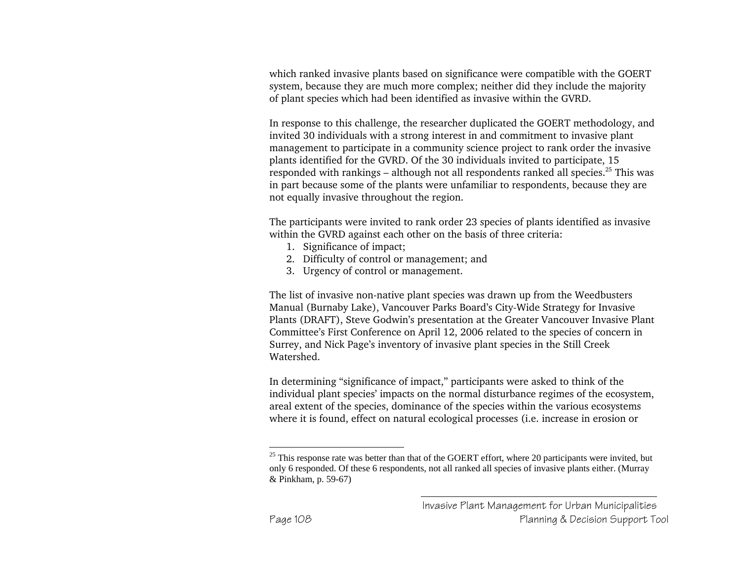which ranked invasive plants based on significance were compatible with the GOERT system, because they are much more complex; neither did they include the majority of plant species which had been identified as invasive within the GVRD.

In response to this challenge, the researcher duplicated the GOERT methodology, and invited 30 individuals with a strong interest in and commitment to invasive plant management to participate in a community science project to rank order the invasive plants identified for the GVRD. Of the 30 individuals invited to participate, 15 responded with rankings – although not all respondents ranked all species.[25] This was in part because some of the plants were unfamiliar to respondents, because they are not equally invasive throughout the region.

The participants were invited to rank order 23 species of plants identified as invasive within the GVRD against each other on the basis of three criteria:

1. Significance of impact;
2. Difficulty of control or management; and
3. Urgency of control or management.

The list of invasive non-native plant species was drawn up from the Weedbusters Manual (Burnaby Lake), Vancouver Parks Board's City-Wide Strategy for Invasive Plants (DRAFT), Steve Godwin's presentation at the Greater Vancouver Invasive Plant Committee's First Conference on April 12, 2006 related to the species of concern in Surrey, and Nick Page's inventory of invasive plant species in the Still Creek Watershed.

In determining "significance of impact," participants were asked to think of the individual plant species' impacts on the normal disturbance regimes of the ecosystem, areal extent of the species, dominance of the species within the various ecosystems where it is found, effect on natural ecological processes (i.e. increase in erosion or

[25] This response rate was better than that of the GOERT effort, where 20 participants were invited, but only 6 responded. Of these 6 respondents, not all ranked all species of invasive plants either. (Murray & Pinkham, p. 59-67)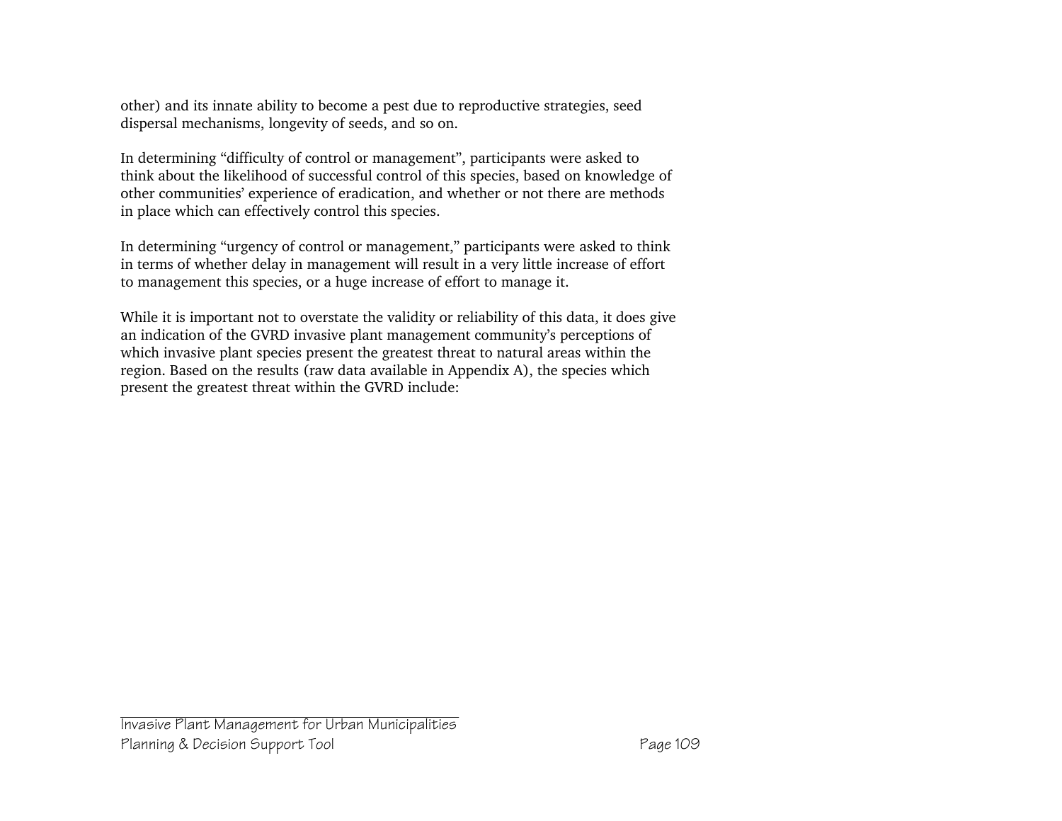other) and its innate ability to become a pest due to reproductive strategies, seed dispersal mechanisms, longevity of seeds, and so on.

In determining “difficulty of control or management”, participants were asked to think about the likelihood of successful control of this species, based on knowledge of other communities’ experience of eradication, and whether or not there are methods in place which can effectively control this species.

In determining “urgency of control or management,” participants were asked to think in terms of whether delay in management will result in a very little increase of effort to management this species, or a huge increase of effort to manage it.

While it is important not to overstate the validity or reliability of this data, it does give an indication of the GVRD invasive plant management community’s perceptions of which invasive plant species present the greatest threat to natural areas within the region. Based on the results (raw data available in Appendix A), the species which present the greatest threat within the GVRD include: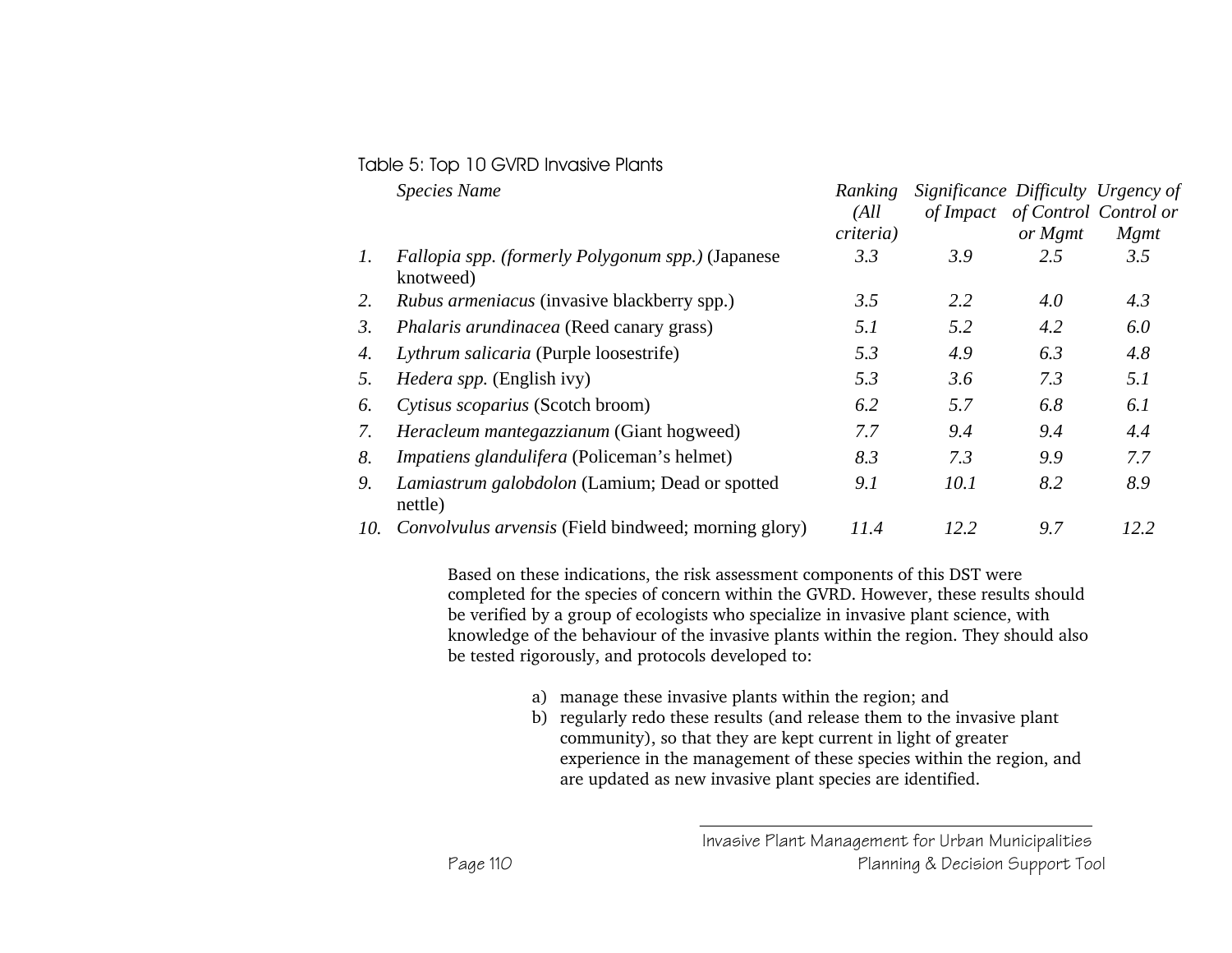Table 5: Top 10 GVRD Invasive Plants

| | *Species Name* | *Ranking (All criteria)* | *Significance of Impact* | *Difficulty of Control or Mgmt* | *Urgency of Control or Mgmt* |
|---|---|---|---|---|---|
| *1.* | *Fallopia spp. (formerly Polygonum spp.)* (Japanese knotweed) | *3.3* | *3.9* | *2.5* | *3.5* |
| *2.* | *Rubus armeniacus* (invasive blackberry spp.) | *3.5* | *2.2* | *4.0* | *4.3* |
| *3.* | *Phalaris arundinacea* (Reed canary grass) | *5.1* | *5.2* | *4.2* | *6.0* |
| *4.* | *Lythrum salicaria* (Purple loosestrife) | *5.3* | *4.9* | *6.3* | *4.8* |
| *5.* | *Hedera spp.* (English ivy) | *5.3* | *3.6* | *7.3* | *5.1* |
| *6.* | *Cytisus scoparius* (Scotch broom) | *6.2* | *5.7* | *6.8* | *6.1* |
| *7.* | *Heracleum mantegazzianum* (Giant hogweed) | *7.7* | *9.4* | *9.4* | *4.4* |
| *8.* | *Impatiens glandulifera* (Policeman's helmet) | *8.3* | *7.3* | *9.9* | *7.7* |
| *9.* | *Lamiastrum galobdolon* (Lamium; Dead or spotted nettle) | *9.1* | *10.1* | *8.2* | *8.9* |
| *10.* | *Convolvulus arvensis* (Field bindweed; morning glory) | *11.4* | *12.2* | *9.7* | *12.2* |

Based on these indications, the risk assessment components of this DST were completed for the species of concern within the GVRD. However, these results should be verified by a group of ecologists who specialize in invasive plant science, with knowledge of the behaviour of the invasive plants within the region. They should also be tested rigorously, and protocols developed to:

a) manage these invasive plants within the region; and
b) regularly redo these results (and release them to the invasive plant community), so that they are kept current in light of greater experience in the management of these species within the region, and are updated as new invasive plant species are identified.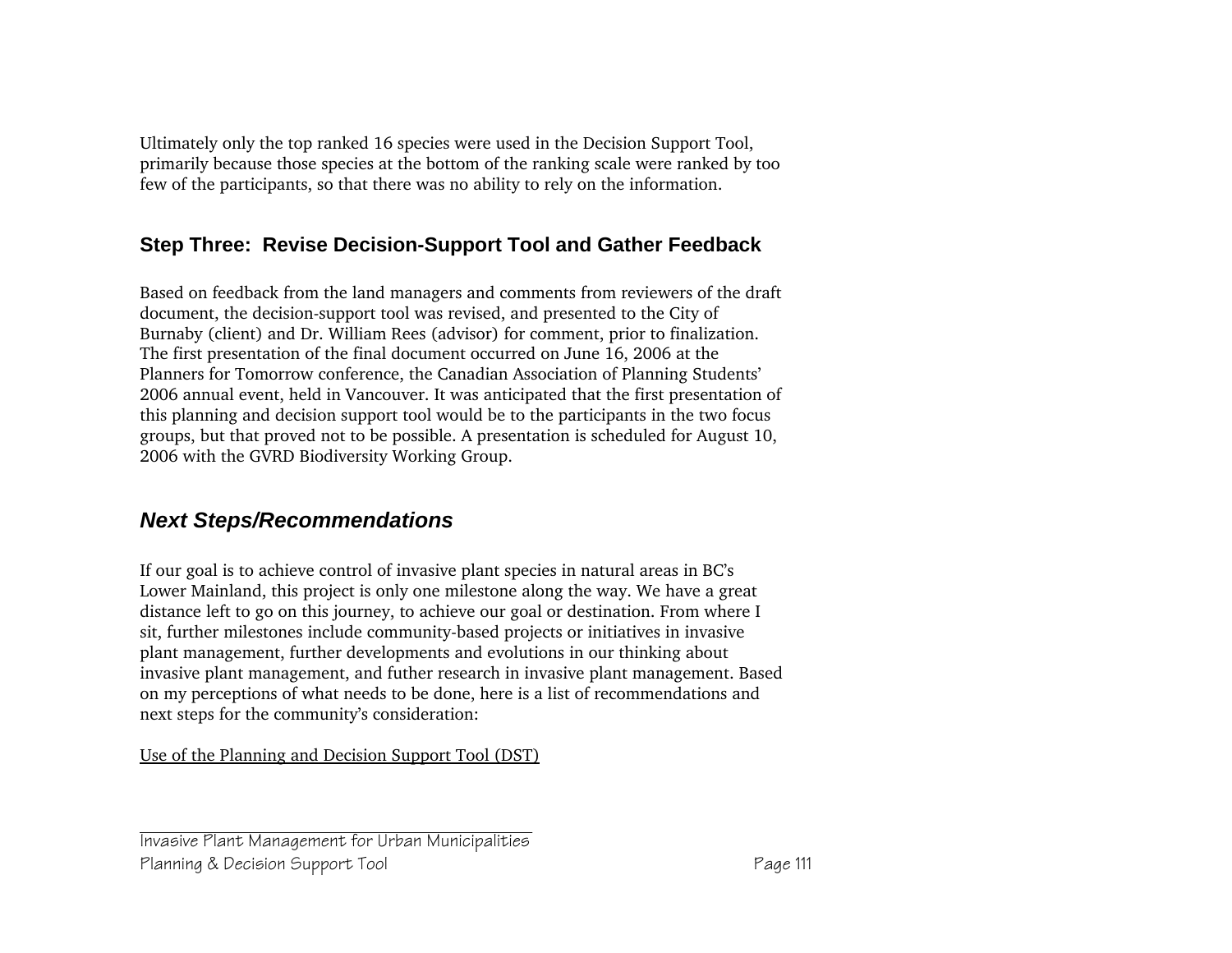Ultimately only the top ranked 16 species were used in the Decision Support Tool, primarily because those species at the bottom of the ranking scale were ranked by too few of the participants, so that there was no ability to rely on the information.

### Step Three: Revise Decision-Support Tool and Gather Feedback

Based on feedback from the land managers and comments from reviewers of the draft document, the decision-support tool was revised, and presented to the City of Burnaby (client) and Dr. William Rees (advisor) for comment, prior to finalization. The first presentation of the final document occurred on June 16, 2006 at the Planners for Tomorrow conference, the Canadian Association of Planning Students' 2006 annual event, held in Vancouver. It was anticipated that the first presentation of this planning and decision support tool would be to the participants in the two focus groups, but that proved not to be possible. A presentation is scheduled for August 10, 2006 with the GVRD Biodiversity Working Group.

## *Next Steps/Recommendations*

If our goal is to achieve control of invasive plant species in natural areas in BC's Lower Mainland, this project is only one milestone along the way. We have a great distance left to go on this journey, to achieve our goal or destination. From where I sit, further milestones include community-based projects or initiatives in invasive plant management, further developments and evolutions in our thinking about invasive plant management, and futher research in invasive plant management. Based on my perceptions of what needs to be done, here is a list of recommendations and next steps for the community's consideration:

<u>Use of the Planning and Decision Support Tool (DST)</u>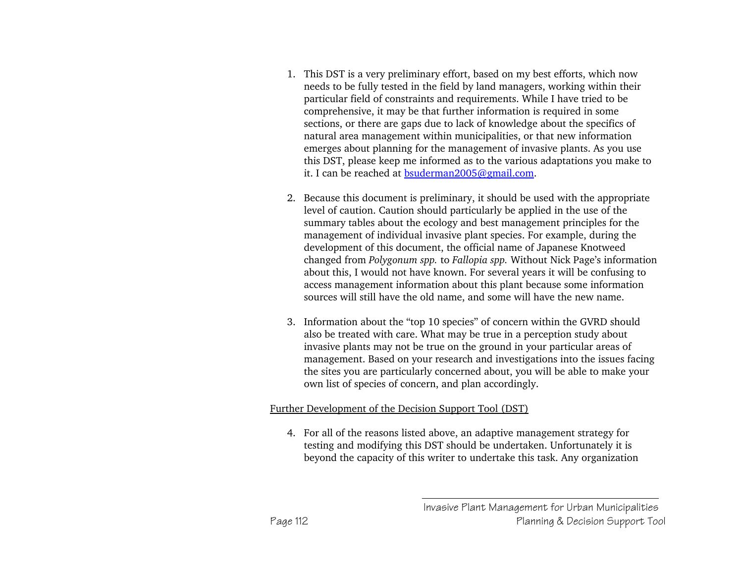1. This DST is a very preliminary effort, based on my best efforts, which now needs to be fully tested in the field by land managers, working within their particular field of constraints and requirements. While I have tried to be comprehensive, it may be that further information is required in some sections, or there are gaps due to lack of knowledge about the specifics of natural area management within municipalities, or that new information emerges about planning for the management of invasive plants. As you use this DST, please keep me informed as to the various adaptations you make to it. I can be reached at [bsuderman2005@gmail.com](mailto:bsuderman2005@gmail.com).

2. Because this document is preliminary, it should be used with the appropriate level of caution. Caution should particularly be applied in the use of the summary tables about the ecology and best management principles for the management of individual invasive plant species. For example, during the development of this document, the official name of Japanese Knotweed changed from *Polygonum spp.* to *Fallopia spp.* Without Nick Page's information about this, I would not have known. For several years it will be confusing to access management information about this plant because some information sources will still have the old name, and some will have the new name.

3. Information about the "top 10 species" of concern within the GVRD should also be treated with care. What may be true in a perception study about invasive plants may not be true on the ground in your particular areas of management. Based on your research and investigations into the issues facing the sites you are particularly concerned about, you will be able to make your own list of species of concern, and plan accordingly.

Further Development of the Decision Support Tool (DST)

4. For all of the reasons listed above, an adaptive management strategy for testing and modifying this DST should be undertaken. Unfortunately it is beyond the capacity of this writer to undertake this task. Any organization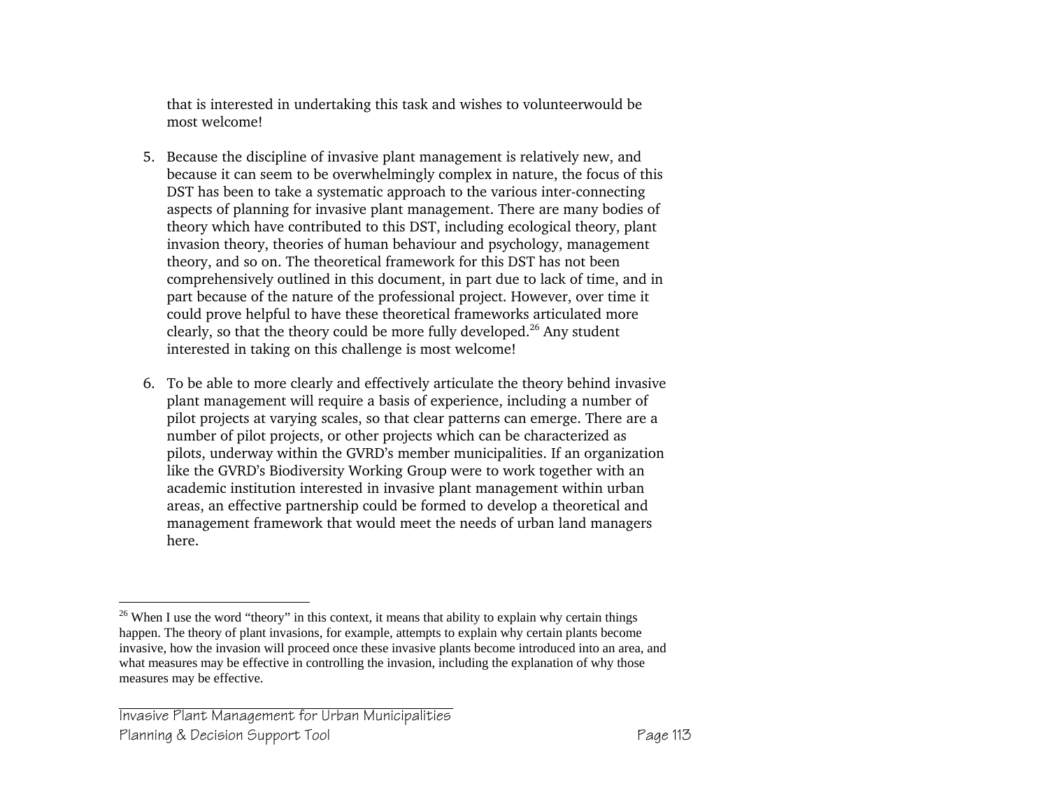that is interested in undertaking this task and wishes to volunteerwould be most welcome!

5. Because the discipline of invasive plant management is relatively new, and because it can seem to be overwhelmingly complex in nature, the focus of this DST has been to take a systematic approach to the various inter-connecting aspects of planning for invasive plant management. There are many bodies of theory which have contributed to this DST, including ecological theory, plant invasion theory, theories of human behaviour and psychology, management theory, and so on. The theoretical framework for this DST has not been comprehensively outlined in this document, in part due to lack of time, and in part because of the nature of the professional project. However, over time it could prove helpful to have these theoretical frameworks articulated more clearly, so that the theory could be more fully developed.[26] Any student interested in taking on this challenge is most welcome!

6. To be able to more clearly and effectively articulate the theory behind invasive plant management will require a basis of experience, including a number of pilot projects at varying scales, so that clear patterns can emerge. There are a number of pilot projects, or other projects which can be characterized as pilots, underway within the GVRD's member municipalities. If an organization like the GVRD's Biodiversity Working Group were to work together with an academic institution interested in invasive plant management within urban areas, an effective partnership could be formed to develop a theoretical and management framework that would meet the needs of urban land managers here.

---

[26] When I use the word "theory" in this context, it means that ability to explain why certain things happen. The theory of plant invasions, for example, attempts to explain why certain plants become invasive, how the invasion will proceed once these invasive plants become introduced into an area, and what measures may be effective in controlling the invasion, including the explanation of why those measures may be effective.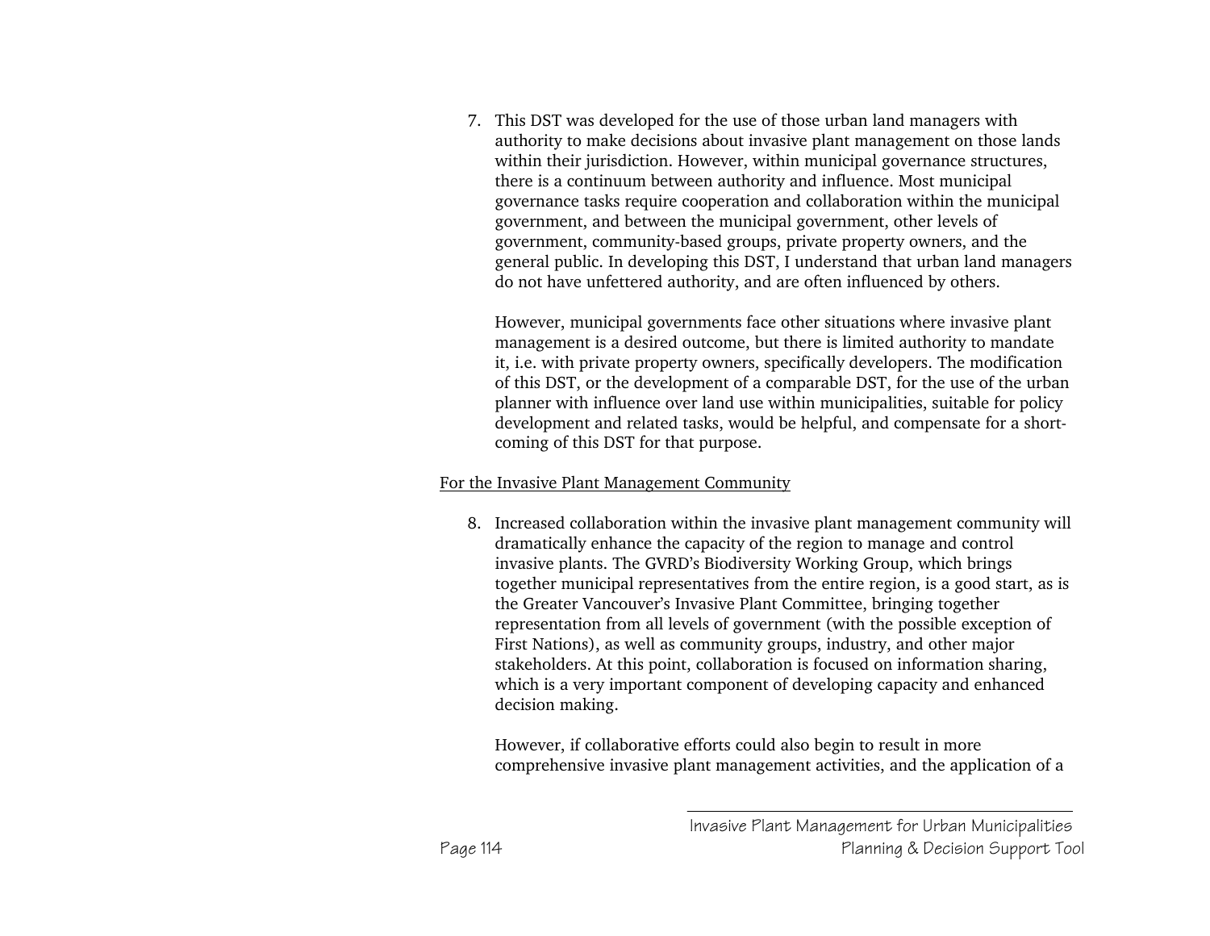7. This DST was developed for the use of those urban land managers with authority to make decisions about invasive plant management on those lands within their jurisdiction. However, within municipal governance structures, there is a continuum between authority and influence. Most municipal governance tasks require cooperation and collaboration within the municipal government, and between the municipal government, other levels of government, community-based groups, private property owners, and the general public. In developing this DST, I understand that urban land managers do not have unfettered authority, and are often influenced by others.

   However, municipal governments face other situations where invasive plant management is a desired outcome, but there is limited authority to mandate it, i.e. with private property owners, specifically developers. The modification of this DST, or the development of a comparable DST, for the use of the urban planner with influence over land use within municipalities, suitable for policy development and related tasks, would be helpful, and compensate for a short-coming of this DST for that purpose.

<u>For the Invasive Plant Management Community</u>

8. Increased collaboration within the invasive plant management community will dramatically enhance the capacity of the region to manage and control invasive plants. The GVRD's Biodiversity Working Group, which brings together municipal representatives from the entire region, is a good start, as is the Greater Vancouver's Invasive Plant Committee, bringing together representation from all levels of government (with the possible exception of First Nations), as well as community groups, industry, and other major stakeholders. At this point, collaboration is focused on information sharing, which is a very important component of developing capacity and enhanced decision making.

   However, if collaborative efforts could also begin to result in more comprehensive invasive plant management activities, and the application of a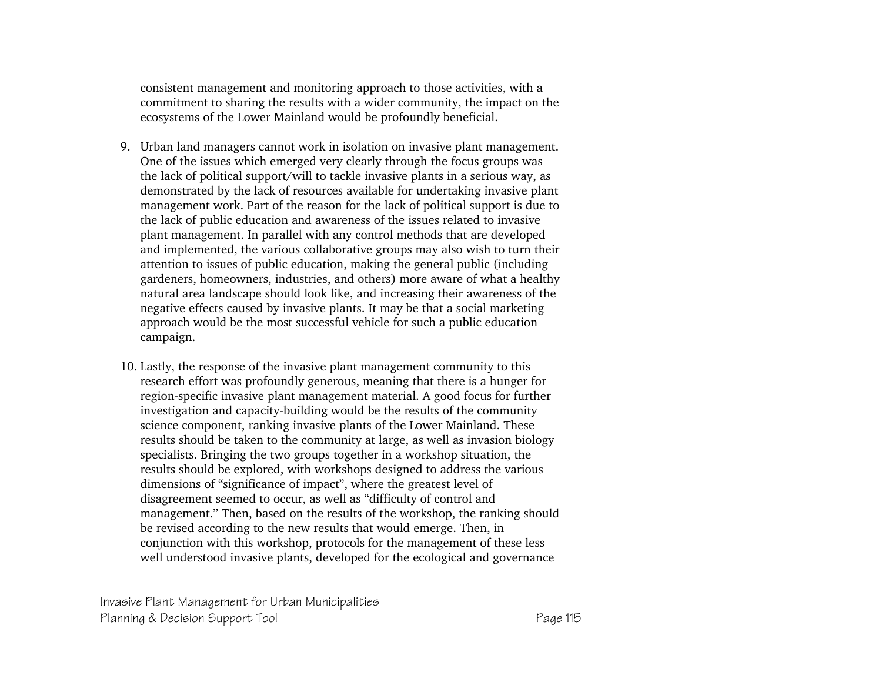consistent management and monitoring approach to those activities, with a commitment to sharing the results with a wider community, the impact on the ecosystems of the Lower Mainland would be profoundly beneficial.

9. Urban land managers cannot work in isolation on invasive plant management. One of the issues which emerged very clearly through the focus groups was the lack of political support/will to tackle invasive plants in a serious way, as demonstrated by the lack of resources available for undertaking invasive plant management work. Part of the reason for the lack of political support is due to the lack of public education and awareness of the issues related to invasive plant management. In parallel with any control methods that are developed and implemented, the various collaborative groups may also wish to turn their attention to issues of public education, making the general public (including gardeners, homeowners, industries, and others) more aware of what a healthy natural area landscape should look like, and increasing their awareness of the negative effects caused by invasive plants. It may be that a social marketing approach would be the most successful vehicle for such a public education campaign.

10. Lastly, the response of the invasive plant management community to this research effort was profoundly generous, meaning that there is a hunger for region-specific invasive plant management material. A good focus for further investigation and capacity-building would be the results of the community science component, ranking invasive plants of the Lower Mainland. These results should be taken to the community at large, as well as invasion biology specialists. Bringing the two groups together in a workshop situation, the results should be explored, with workshops designed to address the various dimensions of "significance of impact", where the greatest level of disagreement seemed to occur, as well as "difficulty of control and management." Then, based on the results of the workshop, the ranking should be revised according to the new results that would emerge. Then, in conjunction with this workshop, protocols for the management of these less well understood invasive plants, developed for the ecological and governance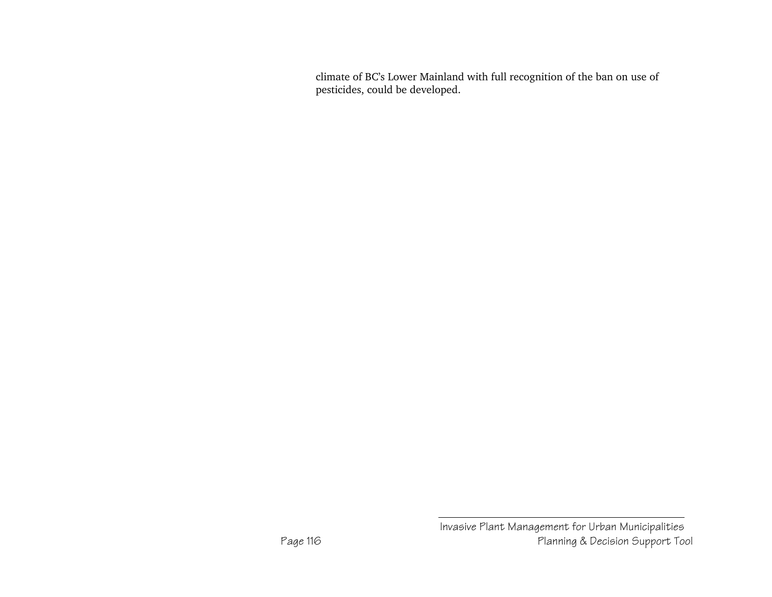climate of BC's Lower Mainland with full recognition of the ban on use of pesticides, could be developed.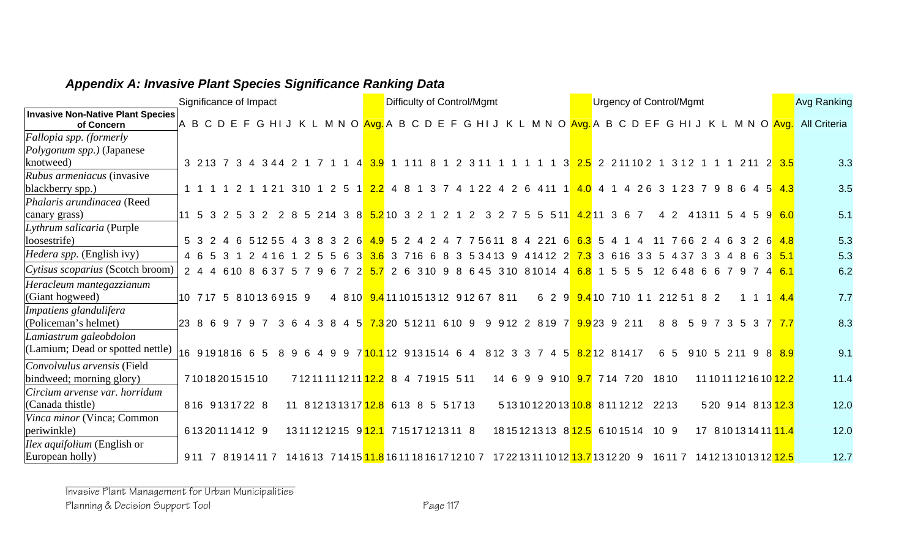## *Appendix A: Invasive Plant Species Significance Ranking Data*

| Invasive Non-Native Plant Species of Concern | Significance of Impact | | | | | | | | | | | | | | | | Difficulty of Control/Mgmt | | | | | | | | | | | | | | | | Urgency of Control/Mgmt | | | | | | | | | | | | | | | | Avg Ranking |
|---|---|---|---|---|---|---|---|---|---|---|---|---|---|---|---|---|---|---|---|---|---|---|---|---|---|---|---|---|---|---|---|---|---|---|---|---|---|---|---|---|---|---|---|---|---|---|---|---|---|
| | A | B | C | D | E | F | G | H | I | J | K | L | M | N | O | Avg. | A | B | C | D | E | F | G | H | I | J | K | L | M | N | O | Avg. | A | B | C | D | E | F | G | H | I | J | K | L | M | N | O | Avg. | All Criteria |
| *Fallopia spp. (formerly Polygonum spp.)* (Japanese knotweed) | 3 | 2 | 13 | 7 | 3 | 4 | 3 | 4 | 4 | 2 | 1 | 7 | 1 | 1 | 4 | 3.9 | 1 | 1 | 1 | 1 | 8 | 1 | 2 | 3 | 11 | 1 | 1 | 1 | 1 | 1 | 3 | 2.5 | 2 | 2 | 11 | 10 | 2 | 1 | 3 | 1 | 2 | 1 | 1 | 1 | 2 | 11 | 2 | 3.5 | 3.3 |
| *Rubus armeniacus* (invasive blackberry spp.) | 1 | 1 | 1 | 1 | 2 | 1 | 1 | 2 | 1 | 3 | 10 | 1 | 2 | 5 | 1 | 2.2 | 4 | 8 | 1 | 3 | 7 | 4 | 1 | 2 | 2 | 4 | 2 | 6 | 4 | 11 | 1 | 4.0 | 4 | 1 | 4 | 2 | 6 | 3 | 1 | 2 | 3 | 7 | 9 | 8 | 6 | 4 | 5 | 4.3 | 3.5 |
| *Phalaris arundinacea* (Reed canary grass) | 11 | 5 | 3 | 2 | 5 | 3 | 2 | | 2 | 8 | 5 | 2 | 14 | 3 | 8 | 5.2 | 10 | 3 | 2 | 1 | 2 | 1 | 2 | | 3 | 2 | 7 | 5 | 5 | 5 | 11 | 4.2 | 11 | 3 | 6 | 7 | | | 4 | 2 | 4 | 13 | 11 | 5 | 4 | 5 | 9 | 6.0 | 5.1 |
| *Lythrum salicaria* (Purple loosestrife) | 5 | 3 | 2 | 4 | 6 | 5 | 12 | 5 | 5 | 4 | 3 | 8 | 3 | 2 | 6 | 4.9 | 5 | 2 | 4 | 2 | 4 | 7 | 7 | 5 | 6 | 11 | 8 | 4 | 22 | 1 | 6 | 6.3 | 5 | 4 | 1 | 4 | | 11 | 7 | 6 | 6 | 2 | 4 | 6 | 3 | 2 | 6 | 4.8 | 5.3 |
| *Hedera spp.* (English ivy) | 4 | 6 | 5 | 3 | 1 | 2 | 4 | 1 | 6 | 1 | 2 | 5 | 5 | 6 | 3 | 3.6 | 3 | 7 | 16 | 6 | 8 | 3 | 5 | 3 | 4 | 13 | 9 | 4 | 14 | 12 | 2 | 7.3 | 3 | 6 | 16 | 3 | 3 | 5 | 4 | 3 | 7 | 3 | 3 | 4 | 8 | 6 | 3 | 5.1 | 5.3 |
| *Cytisus scoparius* (Scotch broom) | 2 | 4 | 4 | 6 | 10 | 8 | 6 | 3 | 7 | 5 | 7 | 9 | 6 | 7 | 2 | 5.7 | 2 | 6 | 3 | 10 | 9 | 8 | 6 | 4 | 5 | 3 | 10 | 8 | 10 | 14 | 4 | 6.8 | 1 | 5 | 5 | 5 | | 12 | 6 | 4 | 8 | 6 | 6 | 7 | 9 | 7 | 4 | 6.1 | 6.2 |
| *Heracleum mantegazzianum* (Giant hogweed) | 10 | 7 | 17 | 5 | 8 | 10 | 13 | 6 | 9 | 15 | 9 | | 4 | 8 | 10 | 9.4 | 11 | 10 | 15 | 13 | 12 | 9 | 12 | 6 | 7 | 8 | 11 | | 6 | 2 | 9 | 9.4 | 10 | 7 | 10 | 1 | 1 | 2 | 12 | 5 | 1 | 8 | 2 | | 1 | 1 | 1 | 4.4 | 7.7 |
| *Impatiens glandulifera* (Policeman's helmet) | 23 | 8 | 6 | 9 | 7 | 9 | 7 | | 3 | 6 | 4 | 3 | 8 | 4 | 5 | 7.3 | 20 | 5 | 12 | 11 | 6 | 10 | 9 | | 9 | 9 | 12 | 2 | 8 | 19 | 7 | 9.9 | 23 | 9 | 2 | 11 | | | 8 | 8 | 5 | 9 | 7 | 3 | 5 | 3 | 7 | 7.7 | 8.3 |
| *Lamiastrum galeobdolon* (Lamium; Dead or spotted nettle) | 16 | 9 | 19 | 18 | 16 | 6 | 5 | | 8 | 9 | 6 | 4 | 9 | 9 | 7 | 10.1 | 12 | 9 | 13 | 15 | 14 | 6 | 4 | | 8 | 12 | 3 | 3 | 7 | 4 | 5 | 8.2 | 12 | 8 | 14 | 17 | | | 6 | 5 | 9 | 10 | 5 | 2 | 11 | 9 | 8 | 8.9 | 9.1 |
| *Convolvulus arvensis* (Field bindweed; morning glory) | 7 | 10 | 18 | 20 | 15 | 15 | 10 | | | 7 | 12 | 11 | 11 | 12 | 11 | 12.2 | 8 | 4 | 7 | 19 | 15 | 5 | 11 | | | 14 | 6 | 9 | 9 | 9 | 10 | 9.7 | 7 | 14 | 7 | 20 | | | 18 | 10 | | 11 | 10 | 11 | 12 | 16 | 10 | 12.2 | 11.4 |
| *Circium arvense var. horridum* (Canada thistle) | 8 | 16 | 9 | 13 | 17 | 22 | 8 | | | 11 | 8 | 12 | 13 | 13 | 17 | 12.8 | 6 | 13 | 8 | 5 | 5 | 17 | 13 | | | 5 | 13 | 10 | 12 | 20 | 13 | 10.8 | 8 | 11 | 12 | 12 | | | 22 | 13 | | 5 | 20 | 9 | 14 | 8 | 13 | 12.3 | 12.0 |
| *Vinca minor* (Vinca; Common periwinkle) | 6 | 13 | 20 | 11 | 14 | 12 | 9 | | | 13 | 11 | 12 | 12 | 15 | 9 | 12.1 | 7 | 15 | 17 | 12 | 13 | 11 | 8 | | | 18 | 15 | 12 | 13 | 13 | 8 | 12.5 | 6 | 10 | 15 | 14 | | | 10 | 9 | | 17 | 8 | 10 | 13 | 14 | 11 | 11.4 | 12.0 |
| *Ilex aquifolium* (English or European holly) | 9 | 11 | 7 | 8 | 19 | 14 | 11 | 7 | | 14 | 16 | 13 | 7 | 14 | 15 | 11.8 | 16 | 11 | 18 | 16 | 17 | 12 | 10 | 7 | | 17 | 22 | 13 | 11 | 10 | 12 | 13.7 | 13 | 12 | 20 | 9 | | | 16 | 11 | 7 | 14 | 12 | 13 | 10 | 13 | 12 | 12.5 | 12.7 |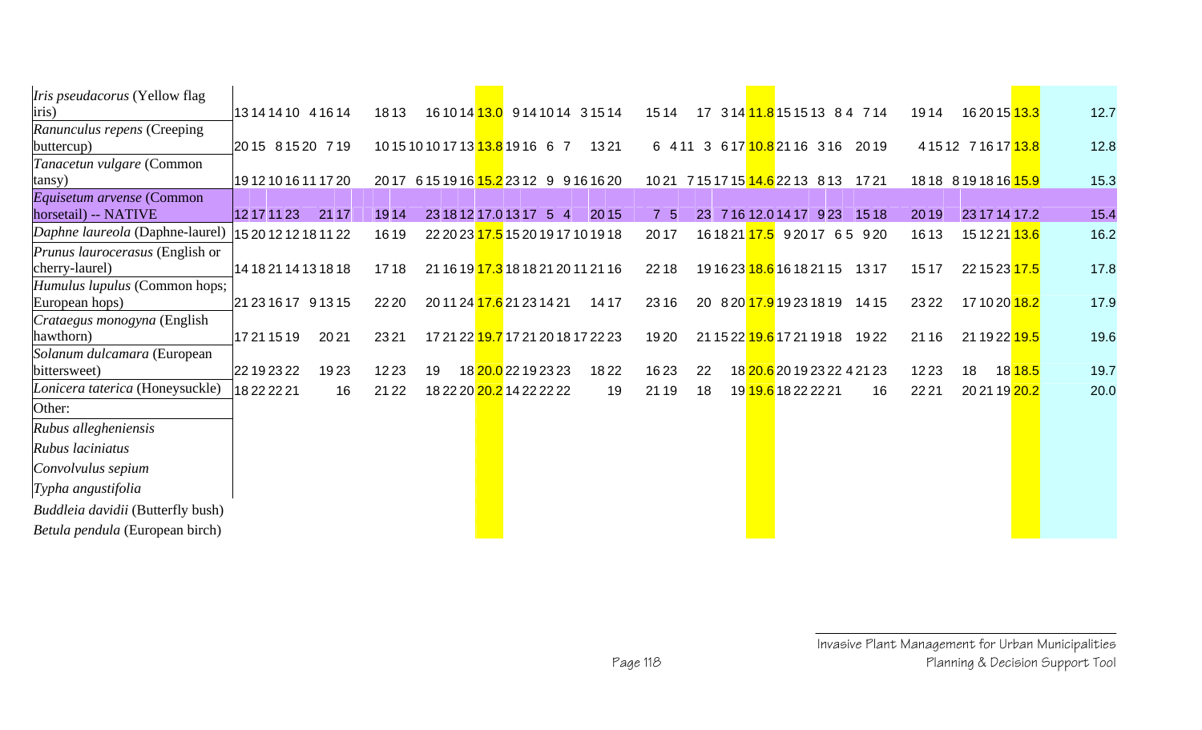| | | | | | | | | | | | | | | | | | | | | | | | | | | | | | | | | | | | | | | | | | | |
|---|---|---|---|---|---|---|---|---|---|---|---|---|---|---|---|---|---|---|---|---|---|---|---|---|---|---|---|---|---|---|---|---|---|---|---|---|---|---|---|---|---|---|
| *Iris pseudacorus* (Yellow flag iris) | 13 | 14 | 14 | 10 | 4 | 16 | 14 | 18 | 13 | | 16 | 10 | 14 | 13.0 | 9 | 14 | 10 | 14 | 3 | 15 | 14 | 15 | 14 | | 17 | 3 | 14 | 11.8 | 15 | 15 | 13 | 8 | 4 | 7 | 14 | 19 | 14 | | 16 | 20 | 15 | 13.3 | 12.7 |
| *Ranunculus repens* (Creeping buttercup) | 20 | 15 | 8 | 15 | 20 | 7 | 19 | 10 | 15 | 10 | 10 | 17 | 13 | 13.8 | 19 | 16 | 6 | 7 | | 13 | 21 | 6 | 4 | 11 | 3 | 6 | 17 | 10.8 | 21 | 16 | 3 | 16 | | 20 | 19 | 4 | 15 | 12 | 7 | 16 | 17 | 13.8 | 12.8 |
| *Tanacetun vulgare* (Common tansy) | 19 | 12 | 10 | 16 | 11 | 17 | 20 | 20 | 17 | 6 | 15 | 19 | 16 | 15.2 | 23 | 12 | 9 | 9 | 16 | 16 | 20 | 10 | 21 | 7 | 15 | 17 | 15 | 14.6 | 22 | 13 | 8 | 13 | | 17 | 21 | 18 | 18 | 8 | 19 | 18 | 16 | 15.9 | 15.3 |
| *Equisetum arvense* (Common horsetail) -- NATIVE | 12 | 17 | 11 | 23 | | 21 | 17 | 19 | 14 | | 23 | 18 | 12 | 17.0 | 13 | 17 | 5 | 4 | | 20 | 15 | 7 | 5 | | 23 | 7 | 16 | 12.0 | 14 | 17 | 9 | 23 | | 15 | 18 | 20 | 19 | | 23 | 17 | 14 | 17.2 | 15.4 |
| *Daphne laureola* (Daphne-laurel) | 15 | 20 | 12 | 12 | 18 | 11 | 22 | 16 | 19 | | 22 | 20 | 23 | 17.5 | 15 | 20 | 19 | 17 | 10 | 19 | 18 | 20 | 17 | | 16 | 18 | 21 | 17.5 | 9 | 20 | 17 | 6 | 5 | 9 | 20 | 16 | 13 | | 15 | 12 | 21 | 13.6 | 16.2 |
| *Prunus laurocerasus* (English or cherry-laurel) | 14 | 18 | 21 | 14 | 13 | 18 | 18 | 17 | 18 | | 21 | 16 | 19 | 17.3 | 18 | 18 | 21 | 20 | 11 | 21 | 16 | 22 | 18 | | 19 | 16 | 23 | 18.6 | 16 | 18 | 21 | 15 | | 13 | 17 | 15 | 17 | | 22 | 15 | 23 | 17.5 | 17.8 |
| *Humulus lupulus* (Common hops; European hops) | 21 | 23 | 16 | 17 | 9 | 13 | 15 | 22 | 20 | | 20 | 11 | 24 | 17.6 | 21 | 23 | 14 | 21 | | 14 | 17 | 23 | 16 | | 20 | 8 | 20 | 17.9 | 19 | 23 | 18 | 19 | | 14 | 15 | 23 | 22 | | 17 | 10 | 20 | 18.2 | 17.9 |
| *Crataegus monogyna* (English hawthorn) | 17 | 21 | 15 | 19 | | 20 | 21 | 23 | 21 | | 17 | 21 | 22 | 19.7 | 17 | 21 | 20 | 18 | 17 | 22 | 23 | 19 | 20 | | 21 | 15 | 22 | 19.6 | 17 | 21 | 19 | 18 | | 19 | 22 | 21 | 16 | | 21 | 19 | 22 | 19.5 | 19.6 |
| *Solanum dulcamara* (European bittersweet) | 22 | 19 | 23 | 22 | | 19 | 23 | 12 | 23 | | 19 | | 18 | 20.0 | 22 | 19 | 23 | 23 | | 18 | 22 | 16 | 23 | | 22 | | 18 | 20.6 | 20 | 19 | 23 | 22 | 4 | 21 | 23 | 12 | 23 | | 18 | | 18 | 18.5 | 19.7 |
| *Lonicera taterica* (Honeysuckle) | 18 | 22 | 22 | 21 | | | 16 | 21 | 22 | | 18 | 22 | 20 | 20.2 | 14 | 22 | 22 | 22 | | | 19 | 21 | 19 | | 18 | | 19 | 19.6 | 18 | 22 | 22 | 21 | | | 16 | 22 | 21 | | 20 | 21 | 19 | 20.2 | 20.0 |
| Other: | | | | | | | | | | | | | | | | | | | | | | | | | | | | | | | | | | | | | | | | | | | |
| *Rubus allegheniensis* | | | | | | | | | | | | | | | | | | | | | | | | | | | | | | | | | | | | | | | | | | | |
| *Rubus laciniatus* | | | | | | | | | | | | | | | | | | | | | | | | | | | | | | | | | | | | | | | | | | | |
| *Convolvulus sepium* | | | | | | | | | | | | | | | | | | | | | | | | | | | | | | | | | | | | | | | | | | | |
| *Typha angustifolia* | | | | | | | | | | | | | | | | | | | | | | | | | | | | | | | | | | | | | | | | | | | |
| *Buddleia davidii* (Butterfly bush) | | | | | | | | | | | | | | | | | | | | | | | | | | | | | | | | | | | | | | | | | | | |
| *Betula pendula* (European birch) | | | | | | | | | | | | | | | | | | | | | | | | | | | | | | | | | | | | | | | | | | | |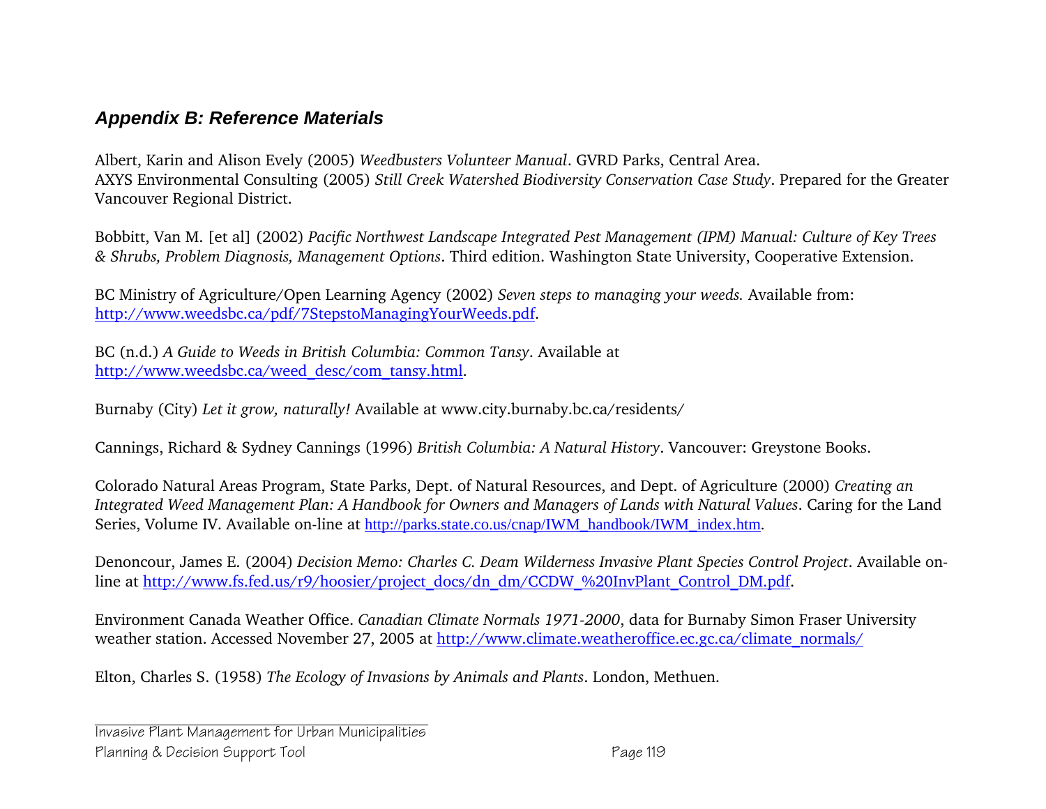### *Appendix B: Reference Materials*

Albert, Karin and Alison Evely (2005) *Weedbusters Volunteer Manual*. GVRD Parks, Central Area.
AXYS Environmental Consulting (2005) *Still Creek Watershed Biodiversity Conservation Case Study*. Prepared for the Greater Vancouver Regional District.

Bobbitt, Van M. [et al] (2002) *Pacific Northwest Landscape Integrated Pest Management (IPM) Manual: Culture of Key Trees & Shrubs, Problem Diagnosis, Management Options*. Third edition. Washington State University, Cooperative Extension.

BC Ministry of Agriculture/Open Learning Agency (2002) *Seven steps to managing your weeds.* Available from: http://www.weedsbc.ca/pdf/7StepstoManagingYourWeeds.pdf.

BC (n.d.) *A Guide to Weeds in British Columbia: Common Tansy*. Available at http://www.weedsbc.ca/weed_desc/com_tansy.html.

Burnaby (City) *Let it grow, naturally!* Available at www.city.burnaby.bc.ca/residents/

Cannings, Richard & Sydney Cannings (1996) *British Columbia: A Natural History*. Vancouver: Greystone Books.

Colorado Natural Areas Program, State Parks, Dept. of Natural Resources, and Dept. of Agriculture (2000) *Creating an Integrated Weed Management Plan: A Handbook for Owners and Managers of Lands with Natural Values*. Caring for the Land Series, Volume IV. Available on-line at http://parks.state.co.us/cnap/IWM_handbook/IWM_index.htm.

Denoncour, James E. (2004) *Decision Memo: Charles C. Deam Wilderness Invasive Plant Species Control Project*. Available on-line at http://www.fs.fed.us/r9/hoosier/project_docs/dn_dm/CCDW_%20InvPlant_Control_DM.pdf.

Environment Canada Weather Office. *Canadian Climate Normals 1971-2000*, data for Burnaby Simon Fraser University weather station. Accessed November 27, 2005 at http://www.climate.weatheroffice.ec.gc.ca/climate_normals/

Elton, Charles S. (1958) *The Ecology of Invasions by Animals and Plants*. London, Methuen.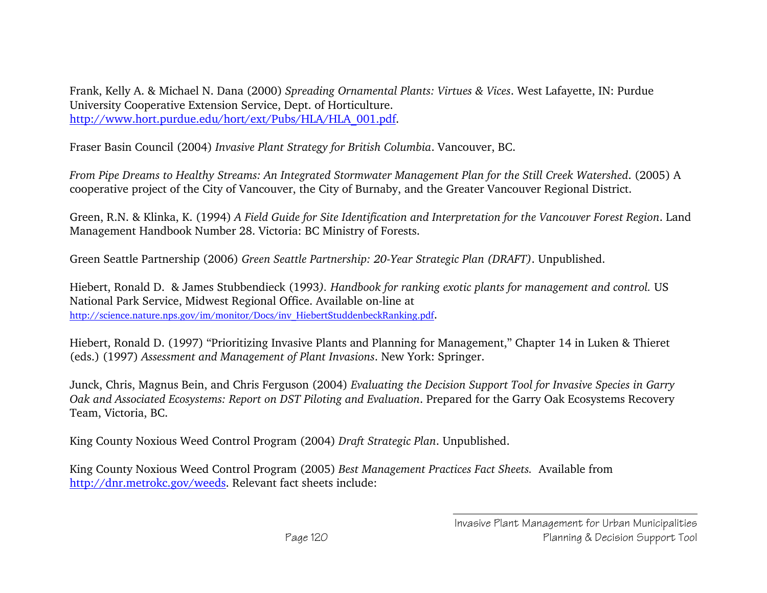Frank, Kelly A. & Michael N. Dana (2000) *Spreading Ornamental Plants: Virtues & Vices*. West Lafayette, IN: Purdue University Cooperative Extension Service, Dept. of Horticulture. http://www.hort.purdue.edu/hort/ext/Pubs/HLA/HLA_001.pdf.

Fraser Basin Council (2004) *Invasive Plant Strategy for British Columbia*. Vancouver, BC.

*From Pipe Dreams to Healthy Streams: An Integrated Stormwater Management Plan for the Still Creek Watershed*. (2005) A cooperative project of the City of Vancouver, the City of Burnaby, and the Greater Vancouver Regional District.

Green, R.N. & Klinka, K. (1994) *A Field Guide for Site Identification and Interpretation for the Vancouver Forest Region*. Land Management Handbook Number 28. Victoria: BC Ministry of Forests.

Green Seattle Partnership (2006) *Green Seattle Partnership: 20-Year Strategic Plan (DRAFT)*. Unpublished.

Hiebert, Ronald D. & James Stubbendieck (1993*). Handbook for ranking exotic plants for management and control.* US National Park Service, Midwest Regional Office. Available on-line at http://science.nature.nps.gov/im/monitor/Docs/inv_HiebertStuddenbeckRanking.pdf.

Hiebert, Ronald D. (1997) "Prioritizing Invasive Plants and Planning for Management," Chapter 14 in Luken & Thieret (eds.) (1997) *Assessment and Management of Plant Invasions*. New York: Springer.

Junck, Chris, Magnus Bein, and Chris Ferguson (2004) *Evaluating the Decision Support Tool for Invasive Species in Garry Oak and Associated Ecosystems: Report on DST Piloting and Evaluation*. Prepared for the Garry Oak Ecosystems Recovery Team, Victoria, BC.

King County Noxious Weed Control Program (2004) *Draft Strategic Plan*. Unpublished.

King County Noxious Weed Control Program (2005) *Best Management Practices Fact Sheets.* Available from http://dnr.metrokc.gov/weeds. Relevant fact sheets include: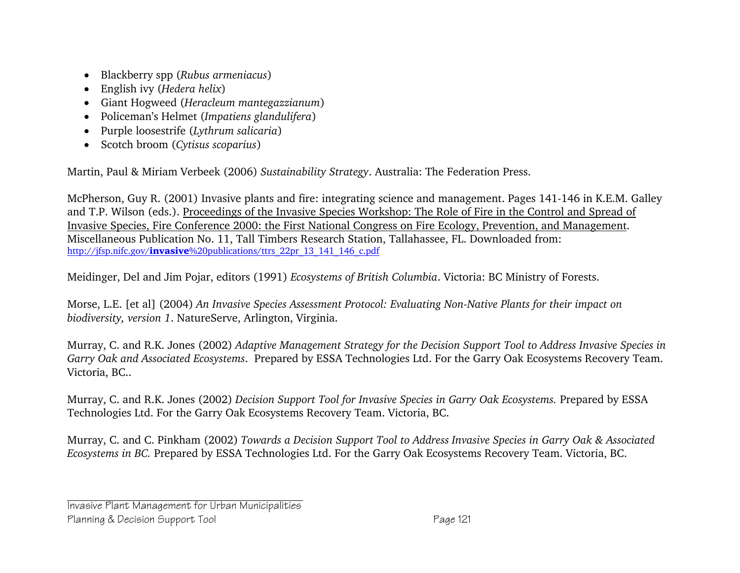- Blackberry spp (*Rubus armeniacus*)
- English ivy (*Hedera helix*)
- Giant Hogweed (*Heracleum mantegazzianum*)
- Policeman's Helmet (*Impatiens glandulifera*)
- Purple loosestrife (*Lythrum salicaria*)
- Scotch broom (*Cytisus scoparius*)

Martin, Paul & Miriam Verbeek (2006) *Sustainability Strategy*. Australia: The Federation Press.

McPherson, Guy R. (2001) Invasive plants and fire: integrating science and management. Pages 141-146 in K.E.M. Galley and T.P. Wilson (eds.). Proceedings of the Invasive Species Workshop: The Role of Fire in the Control and Spread of Invasive Species, Fire Conference 2000: the First National Congress on Fire Ecology, Prevention, and Management. Miscellaneous Publication No. 11, Tall Timbers Research Station, Tallahassee, FL. Downloaded from: http://jfsp.nifc.gov/**invasive**%20publications/ttrs_22pr_13_141_146_c.pdf

Meidinger, Del and Jim Pojar, editors (1991) *Ecosystems of British Columbia*. Victoria: BC Ministry of Forests.

Morse, L.E. [et al] (2004) *An Invasive Species Assessment Protocol: Evaluating Non-Native Plants for their impact on biodiversity, version 1*. NatureServe, Arlington, Virginia.

Murray, C. and R.K. Jones (2002) *Adaptive Management Strategy for the Decision Support Tool to Address Invasive Species in Garry Oak and Associated Ecosystems*. Prepared by ESSA Technologies Ltd. For the Garry Oak Ecosystems Recovery Team. Victoria, BC..

Murray, C. and R.K. Jones (2002) *Decision Support Tool for Invasive Species in Garry Oak Ecosystems.* Prepared by ESSA Technologies Ltd. For the Garry Oak Ecosystems Recovery Team. Victoria, BC.

Murray, C. and C. Pinkham (2002) *Towards a Decision Support Tool to Address Invasive Species in Garry Oak & Associated Ecosystems in BC.* Prepared by ESSA Technologies Ltd. For the Garry Oak Ecosystems Recovery Team. Victoria, BC.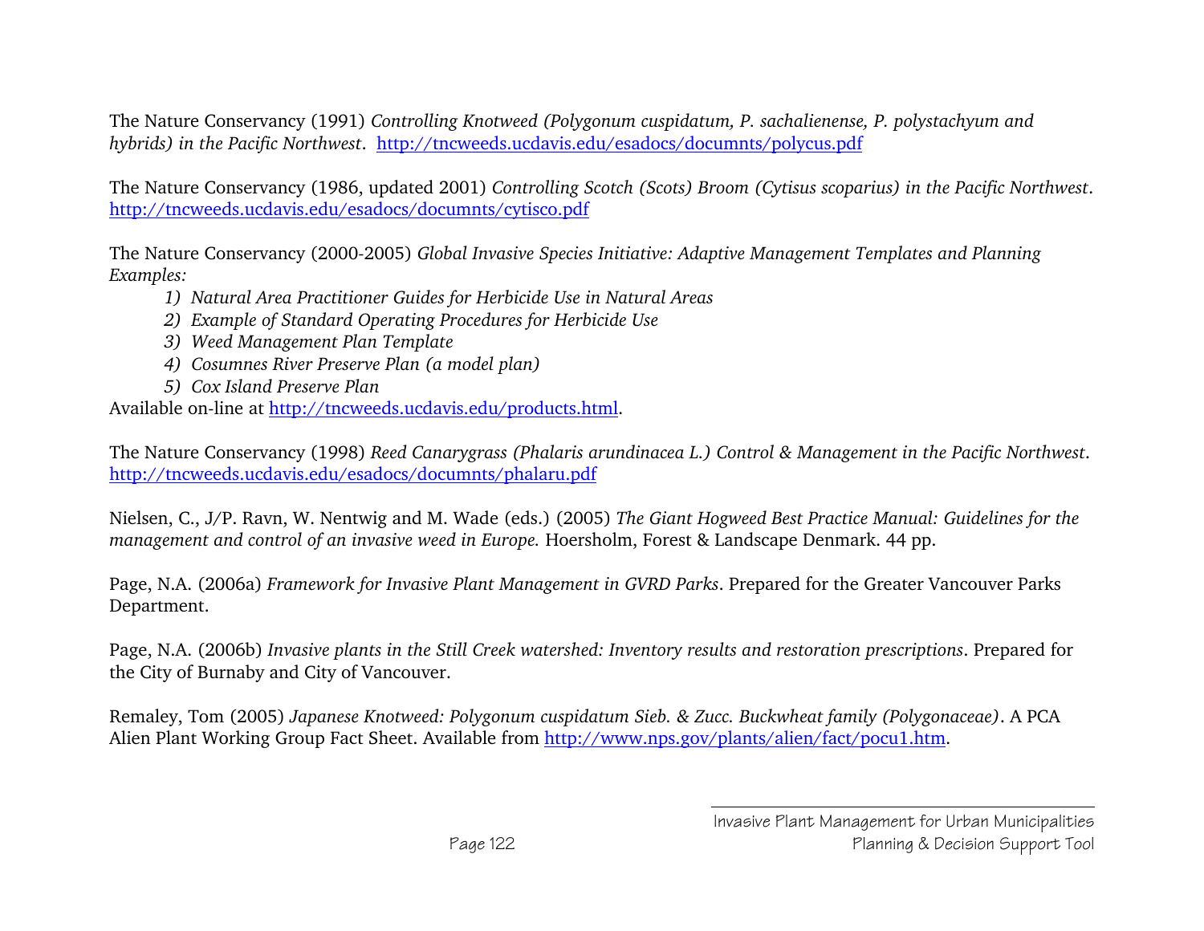The Nature Conservancy (1991) *Controlling Knotweed (Polygonum cuspidatum, P. sachalienense, P. polystachyum and hybrids) in the Pacific Northwest*. http://tncweeds.ucdavis.edu/esadocs/documnts/polycus.pdf

The Nature Conservancy (1986, updated 2001) *Controlling Scotch (Scots) Broom (Cytisus scoparius) in the Pacific Northwest*. http://tncweeds.ucdavis.edu/esadocs/documnts/cytisco.pdf

The Nature Conservancy (2000-2005) *Global Invasive Species Initiative: Adaptive Management Templates and Planning Examples:*

1) *Natural Area Practitioner Guides for Herbicide Use in Natural Areas*
2) *Example of Standard Operating Procedures for Herbicide Use*
3) *Weed Management Plan Template*
4) *Cosumnes River Preserve Plan (a model plan)*
5) *Cox Island Preserve Plan*

Available on-line at http://tncweeds.ucdavis.edu/products.html.

The Nature Conservancy (1998) *Reed Canarygrass (Phalaris arundinacea L.) Control & Management in the Pacific Northwest*. http://tncweeds.ucdavis.edu/esadocs/documnts/phalaru.pdf

Nielsen, C., J/P. Ravn, W. Nentwig and M. Wade (eds.) (2005) *The Giant Hogweed Best Practice Manual: Guidelines for the management and control of an invasive weed in Europe.* Hoersholm, Forest & Landscape Denmark. 44 pp.

Page, N.A. (2006a) *Framework for Invasive Plant Management in GVRD Parks*. Prepared for the Greater Vancouver Parks Department.

Page, N.A. (2006b) *Invasive plants in the Still Creek watershed: Inventory results and restoration prescriptions*. Prepared for the City of Burnaby and City of Vancouver.

Remaley, Tom (2005) *Japanese Knotweed: Polygonum cuspidatum Sieb. & Zucc. Buckwheat family (Polygonaceae)*. A PCA Alien Plant Working Group Fact Sheet. Available from http://www.nps.gov/plants/alien/fact/pocu1.htm.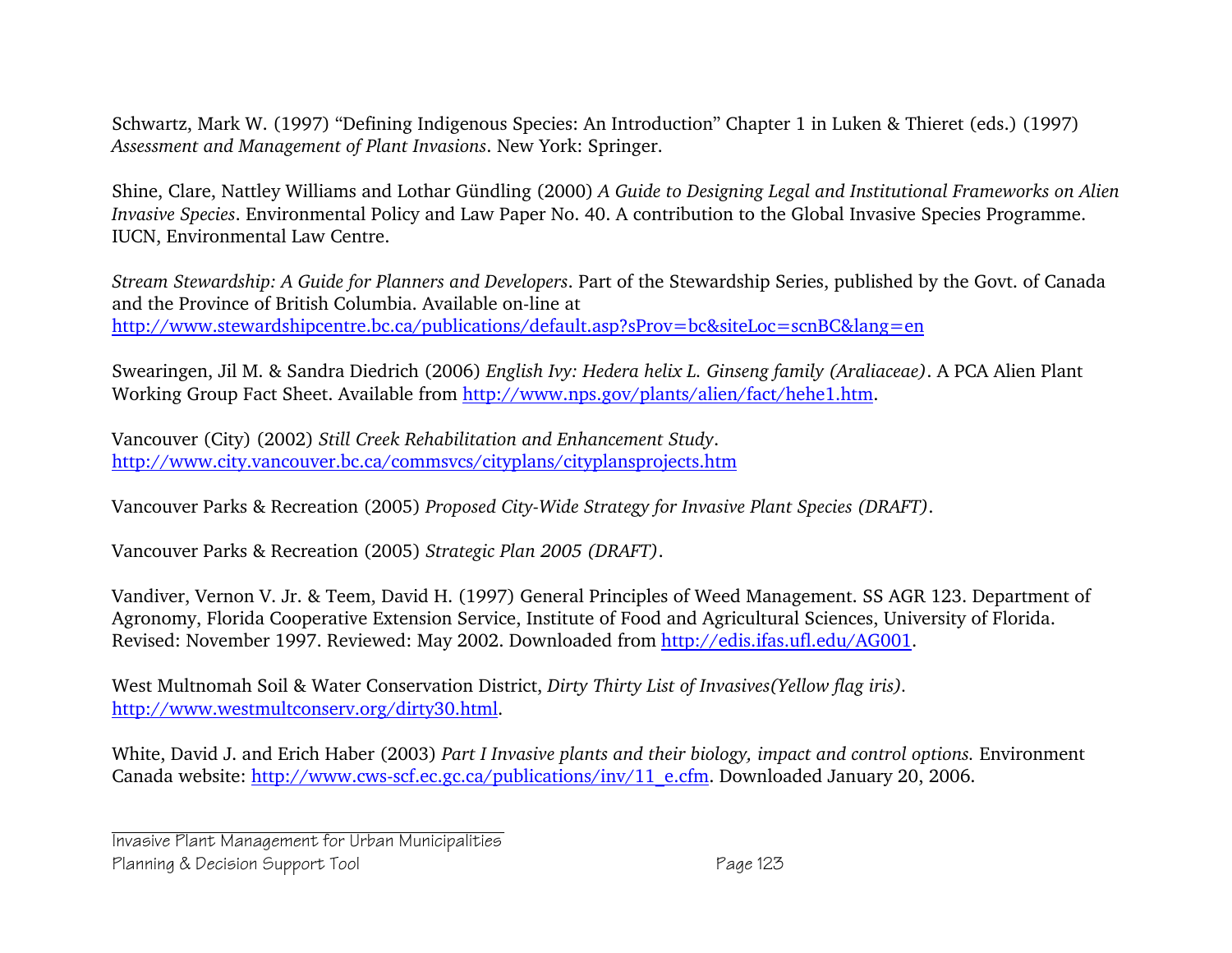Schwartz, Mark W. (1997) “Defining Indigenous Species: An Introduction” Chapter 1 in Luken & Thieret (eds.) (1997) *Assessment and Management of Plant Invasions*. New York: Springer.

Shine, Clare, Nattley Williams and Lothar Gündling (2000) *A Guide to Designing Legal and Institutional Frameworks on Alien Invasive Species*. Environmental Policy and Law Paper No. 40. A contribution to the Global Invasive Species Programme. IUCN, Environmental Law Centre.

*Stream Stewardship: A Guide for Planners and Developers*. Part of the Stewardship Series, published by the Govt. of Canada and the Province of British Columbia. Available on-line at http://www.stewardshipcentre.bc.ca/publications/default.asp?sProv=bc&siteLoc=scnBC&lang=en

Swearingen, Jil M. & Sandra Diedrich (2006) *English Ivy: Hedera helix L. Ginseng family (Araliaceae)*. A PCA Alien Plant Working Group Fact Sheet. Available from http://www.nps.gov/plants/alien/fact/hehe1.htm.

Vancouver (City) (2002) *Still Creek Rehabilitation and Enhancement Study*. http://www.city.vancouver.bc.ca/commsvcs/cityplans/cityplansprojects.htm

Vancouver Parks & Recreation (2005) *Proposed City-Wide Strategy for Invasive Plant Species (DRAFT)*.

Vancouver Parks & Recreation (2005) *Strategic Plan 2005 (DRAFT)*.

Vandiver, Vernon V. Jr. & Teem, David H. (1997) General Principles of Weed Management. SS AGR 123. Department of Agronomy, Florida Cooperative Extension Service, Institute of Food and Agricultural Sciences, University of Florida. Revised: November 1997. Reviewed: May 2002. Downloaded from http://edis.ifas.ufl.edu/AG001.

West Multnomah Soil & Water Conservation District, *Dirty Thirty List of Invasives(Yellow flag iris)*. http://www.westmultconserv.org/dirty30.html.

White, David J. and Erich Haber (2003) *Part I Invasive plants and their biology, impact and control options.* Environment Canada website: http://www.cws-scf.ec.gc.ca/publications/inv/11_e.cfm. Downloaded January 20, 2006.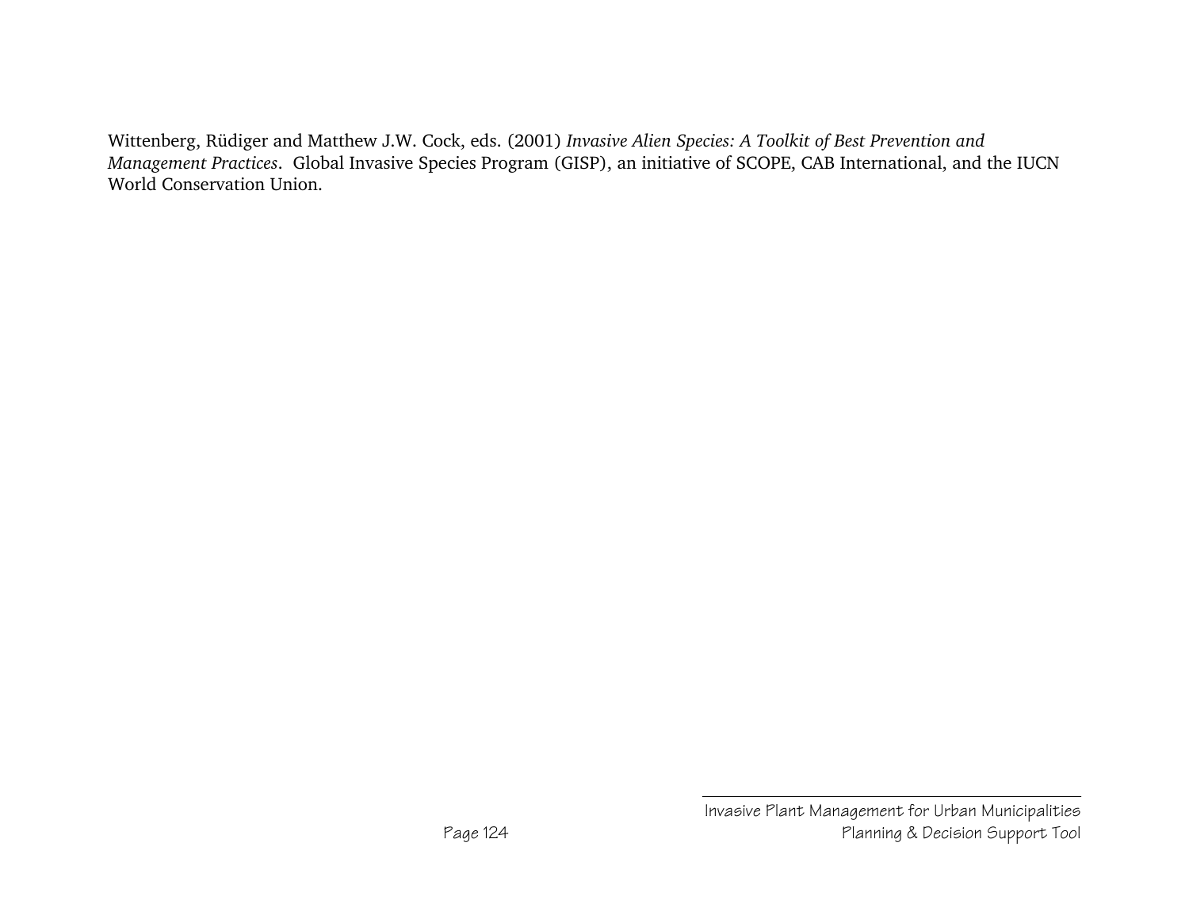Wittenberg, Rüdiger and Matthew J.W. Cock, eds. (2001) *Invasive Alien Species: A Toolkit of Best Prevention and Management Practices*. Global Invasive Species Program (GISP), an initiative of SCOPE, CAB International, and the IUCN World Conservation Union.